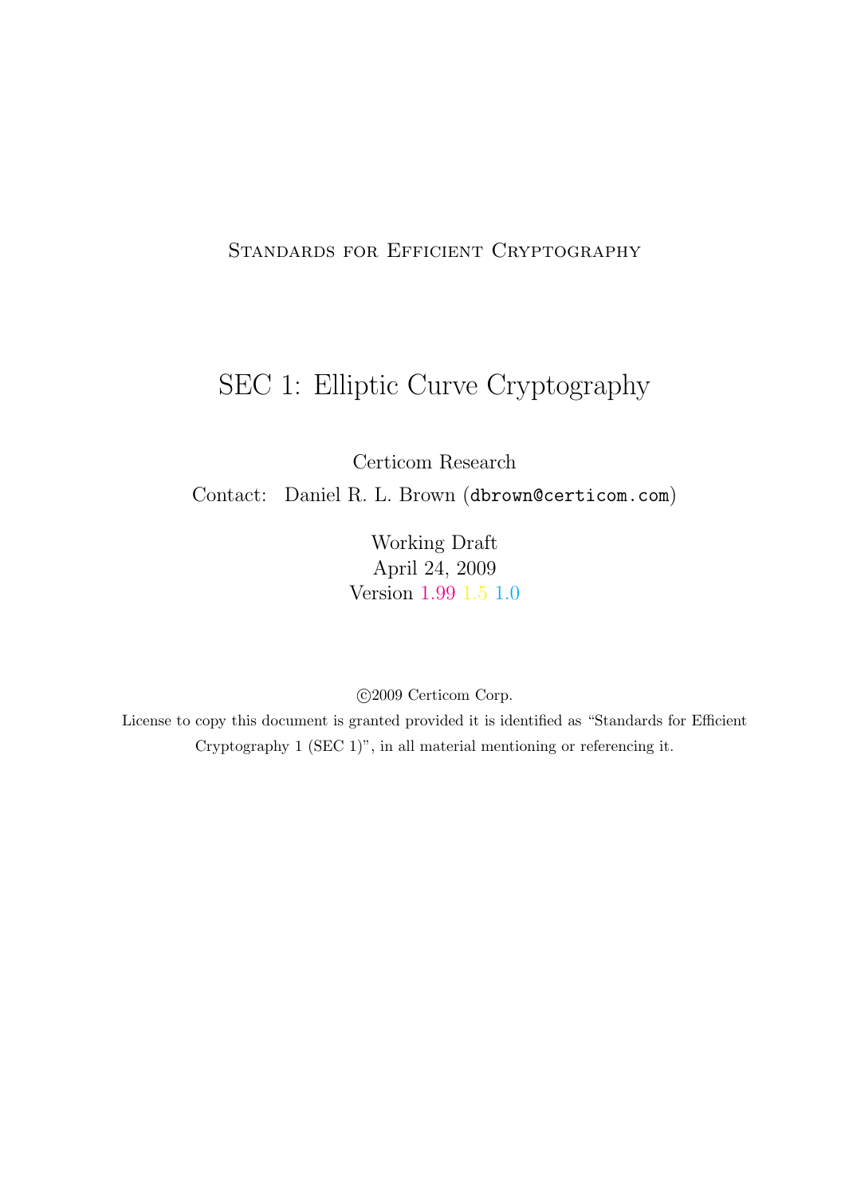Standards for Efficient Cryptography

# SEC 1: Elliptic Curve Cryptography

Certicom Research

Contact: Daniel R. L. Brown (dbrown@certicom.com)

Working Draft

April 24, 2009

Version 1.99 1.5 1.0

©2009 Certicom Corp.

License to copy this document is granted provided it is identified as "Standards for Efficient Cryptography 1 (SEC 1)", in all material mentioning or referencing it.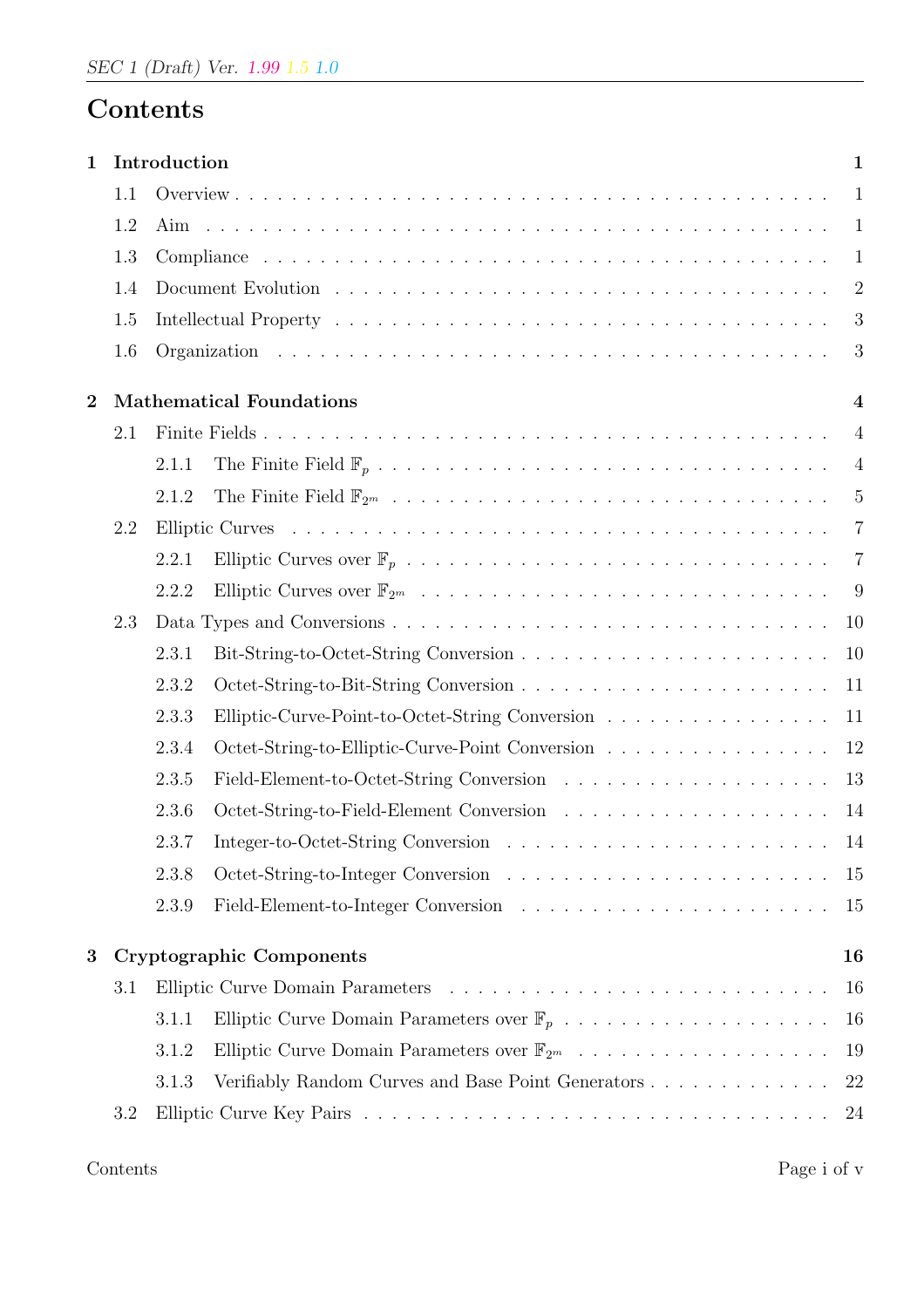# Contents

**1 Introduction** **1**

- 1.1 Overview 1
- 1.2 Aim 1
- 1.3 Compliance 1
- 1.4 Document Evolution 2
- 1.5 Intellectual Property 3
- 1.6 Organization 3

**2 Mathematical Foundations** **4**

- 2.1 Finite Fields 4
  - 2.1.1 The Finite Field $\mathbb{F}_p$ 4
  - 2.1.2 The Finite Field $\mathbb{F}_{2^m}$ 5
- 2.2 Elliptic Curves 7
  - 2.2.1 Elliptic Curves over $\mathbb{F}_p$ 7
  - 2.2.2 Elliptic Curves over $\mathbb{F}_{2^m}$ 9
- 2.3 Data Types and Conversions 10
  - 2.3.1 Bit-String-to-Octet-String Conversion 10
  - 2.3.2 Octet-String-to-Bit-String Conversion 11
  - 2.3.3 Elliptic-Curve-Point-to-Octet-String Conversion 11
  - 2.3.4 Octet-String-to-Elliptic-Curve-Point Conversion 12
  - 2.3.5 Field-Element-to-Octet-String Conversion 13
  - 2.3.6 Octet-String-to-Field-Element Conversion 14
  - 2.3.7 Integer-to-Octet-String Conversion 14
  - 2.3.8 Octet-String-to-Integer Conversion 15
  - 2.3.9 Field-Element-to-Integer Conversion 15

**3 Cryptographic Components** **16**

- 3.1 Elliptic Curve Domain Parameters 16
  - 3.1.1 Elliptic Curve Domain Parameters over $\mathbb{F}_p$ 16
  - 3.1.2 Elliptic Curve Domain Parameters over $\mathbb{F}_{2^m}$ 19
  - 3.1.3 Verifiably Random Curves and Base Point Generators 22
- 3.2 Elliptic Curve Key Pairs 24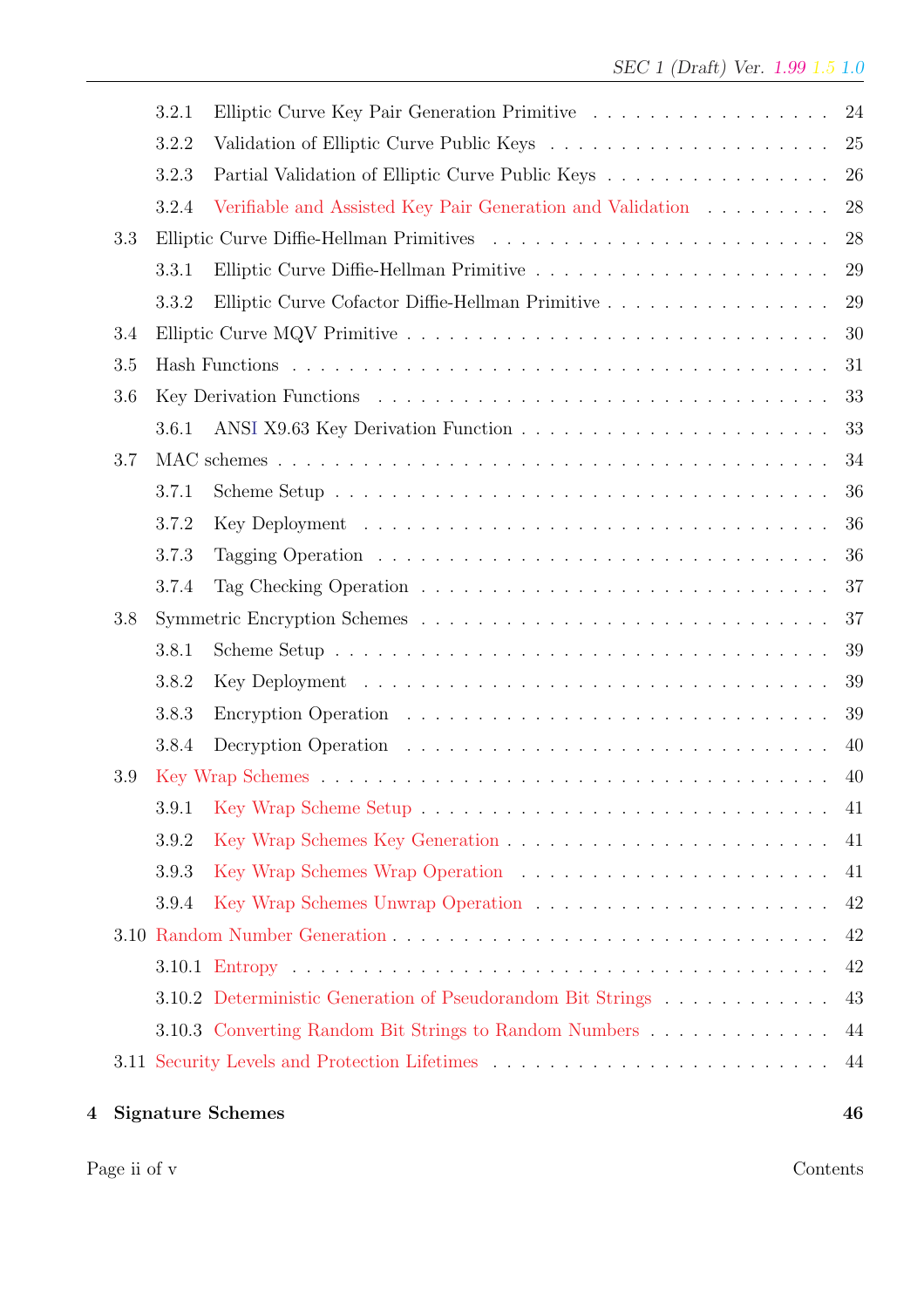- 3.2.1 Elliptic Curve Key Pair Generation Primitive . . . . . . . . . . . . . . . . . 24
- 3.2.2 Validation of Elliptic Curve Public Keys . . . . . . . . . . . . . . . . . . . . 25
- 3.2.3 Partial Validation of Elliptic Curve Public Keys . . . . . . . . . . . . . . . . 26
- 3.2.4 Verifiable and Assisted Key Pair Generation and Validation . . . . . . . . . 28

3.3 Elliptic Curve Diffie-Hellman Primitives . . . . . . . . . . . . . . . . . . . . . . . . 28

- 3.3.1 Elliptic Curve Diffie-Hellman Primitive . . . . . . . . . . . . . . . . . . . . 29
- 3.3.2 Elliptic Curve Cofactor Diffie-Hellman Primitive . . . . . . . . . . . . . . . 29

3.4 Elliptic Curve MQV Primitive . . . . . . . . . . . . . . . . . . . . . . . . . . . . . 30

3.5 Hash Functions . . . . . . . . . . . . . . . . . . . . . . . . . . . . . . . . . . . . . 31

3.6 Key Derivation Functions . . . . . . . . . . . . . . . . . . . . . . . . . . . . . . . . 33

- 3.6.1 ANSI X9.63 Key Derivation Function . . . . . . . . . . . . . . . . . . . . . 33

3.7 MAC schemes . . . . . . . . . . . . . . . . . . . . . . . . . . . . . . . . . . . . . . 34

- 3.7.1 Scheme Setup . . . . . . . . . . . . . . . . . . . . . . . . . . . . . . . . . . . 36
- 3.7.2 Key Deployment . . . . . . . . . . . . . . . . . . . . . . . . . . . . . . . . . 36
- 3.7.3 Tagging Operation . . . . . . . . . . . . . . . . . . . . . . . . . . . . . . . . 36
- 3.7.4 Tag Checking Operation . . . . . . . . . . . . . . . . . . . . . . . . . . . . . 37

3.8 Symmetric Encryption Schemes . . . . . . . . . . . . . . . . . . . . . . . . . . . . 37

- 3.8.1 Scheme Setup . . . . . . . . . . . . . . . . . . . . . . . . . . . . . . . . . . . 39
- 3.8.2 Key Deployment . . . . . . . . . . . . . . . . . . . . . . . . . . . . . . . . . 39
- 3.8.3 Encryption Operation . . . . . . . . . . . . . . . . . . . . . . . . . . . . . . 39
- 3.8.4 Decryption Operation . . . . . . . . . . . . . . . . . . . . . . . . . . . . . . 40

3.9 Key Wrap Schemes . . . . . . . . . . . . . . . . . . . . . . . . . . . . . . . . . . . 40

- 3.9.1 Key Wrap Scheme Setup . . . . . . . . . . . . . . . . . . . . . . . . . . . . . 41
- 3.9.2 Key Wrap Schemes Key Generation . . . . . . . . . . . . . . . . . . . . . . . 41
- 3.9.3 Key Wrap Schemes Wrap Operation . . . . . . . . . . . . . . . . . . . . . . 41
- 3.9.4 Key Wrap Schemes Unwrap Operation . . . . . . . . . . . . . . . . . . . . . 42

3.10 Random Number Generation . . . . . . . . . . . . . . . . . . . . . . . . . . . . . . 42

- 3.10.1 Entropy . . . . . . . . . . . . . . . . . . . . . . . . . . . . . . . . . . . . . . 42
- 3.10.2 Deterministic Generation of Pseudorandom Bit Strings . . . . . . . . . . . . 43
- 3.10.3 Converting Random Bit Strings to Random Numbers . . . . . . . . . . . . . 44

3.11 Security Levels and Protection Lifetimes . . . . . . . . . . . . . . . . . . . . . . . 44

**4 Signature Schemes 46**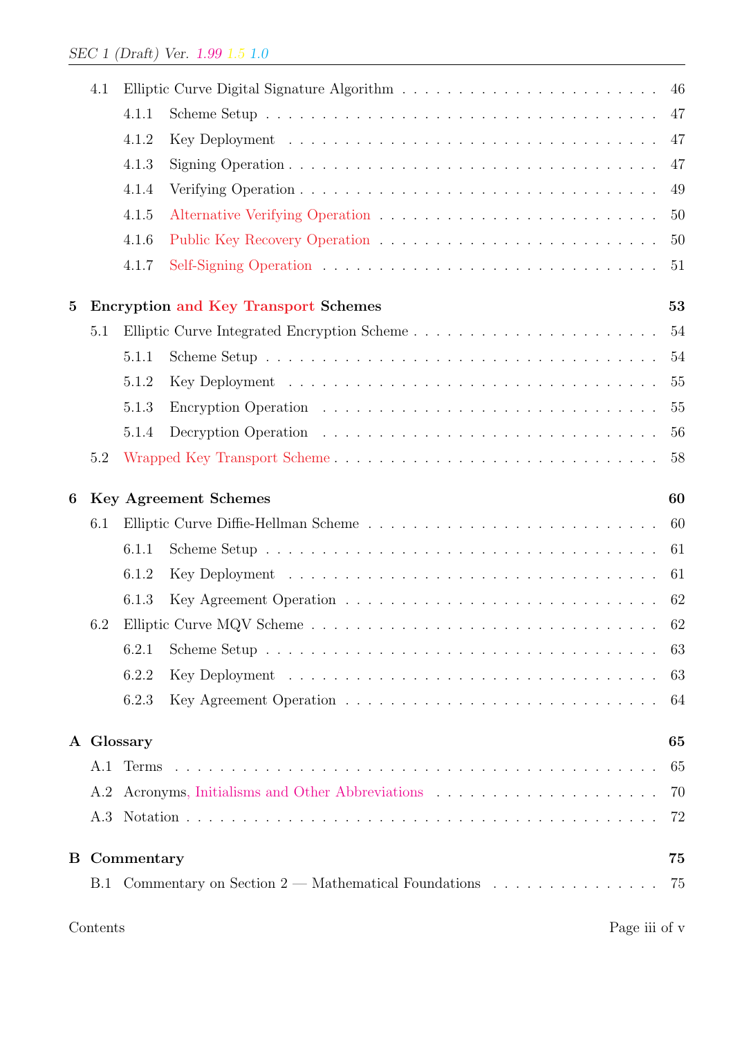- 4.1 Elliptic Curve Digital Signature Algorithm . . . 46
  - 4.1.1 Scheme Setup . . . 47
  - 4.1.2 Key Deployment . . . 47
  - 4.1.3 Signing Operation . . . 47
  - 4.1.4 Verifying Operation . . . 49
  - 4.1.5 Alternative Verifying Operation . . . 50
  - 4.1.6 Public Key Recovery Operation . . . 50
  - 4.1.7 Self-Signing Operation . . . 51

**5 Encryption and Key Transport Schemes** **53**

- 5.1 Elliptic Curve Integrated Encryption Scheme . . . 54
  - 5.1.1 Scheme Setup . . . 54
  - 5.1.2 Key Deployment . . . 55
  - 5.1.3 Encryption Operation . . . 55
  - 5.1.4 Decryption Operation . . . 56
- 5.2 Wrapped Key Transport Scheme . . . 58

**6 Key Agreement Schemes** **60**

- 6.1 Elliptic Curve Diffie-Hellman Scheme . . . 60
  - 6.1.1 Scheme Setup . . . 61
  - 6.1.2 Key Deployment . . . 61
  - 6.1.3 Key Agreement Operation . . . 62
- 6.2 Elliptic Curve MQV Scheme . . . 62
  - 6.2.1 Scheme Setup . . . 63
  - 6.2.2 Key Deployment . . . 63
  - 6.2.3 Key Agreement Operation . . . 64

**A Glossary** **65**

- A.1 Terms . . . 65
- A.2 Acronyms, Initialisms and Other Abbreviations . . . 70
- A.3 Notation . . . 72

**B Commentary** **75**

- B.1 Commentary on Section 2 — Mathematical Foundations . . . 75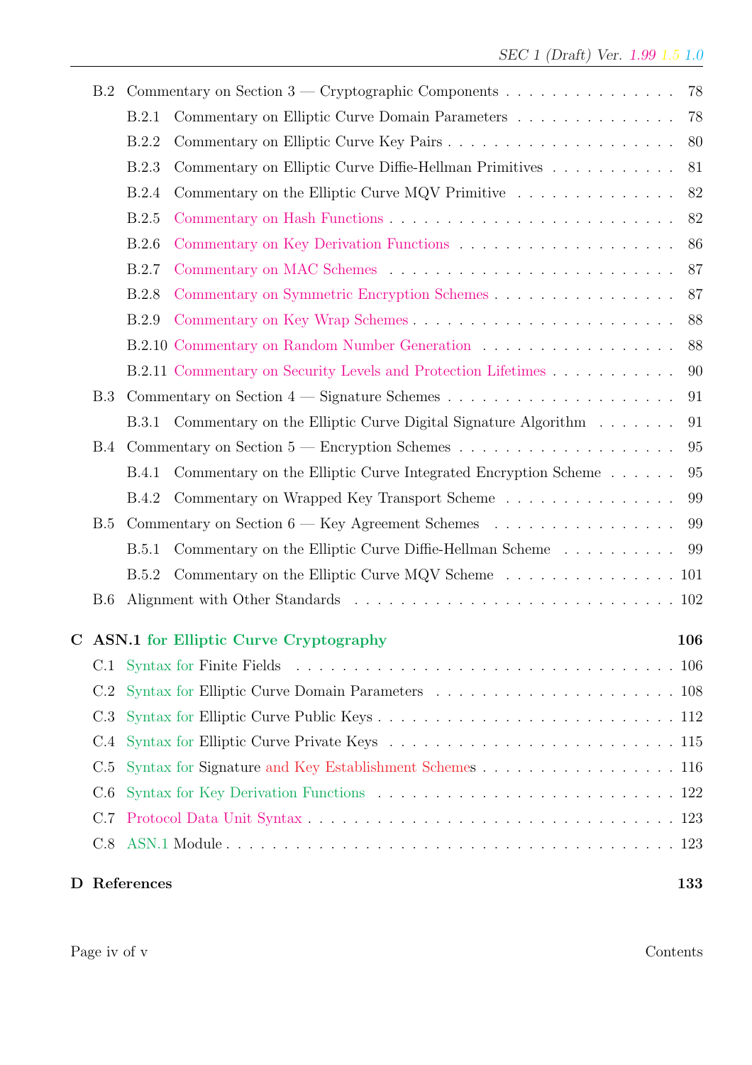- B.2 Commentary on Section 3 — Cryptographic Components . . . 78
  - B.2.1 Commentary on Elliptic Curve Domain Parameters . . . 78
  - B.2.2 Commentary on Elliptic Curve Key Pairs . . . 80
  - B.2.3 Commentary on Elliptic Curve Diffie-Hellman Primitives . . . 81
  - B.2.4 Commentary on the Elliptic Curve MQV Primitive . . . 82
  - B.2.5 Commentary on Hash Functions . . . 82
  - B.2.6 Commentary on Key Derivation Functions . . . 86
  - B.2.7 Commentary on MAC Schemes . . . 87
  - B.2.8 Commentary on Symmetric Encryption Schemes . . . 87
  - B.2.9 Commentary on Key Wrap Schemes . . . 88
  - B.2.10 Commentary on Random Number Generation . . . 88
  - B.2.11 Commentary on Security Levels and Protection Lifetimes . . . 90
- B.3 Commentary on Section 4 — Signature Schemes . . . 91
  - B.3.1 Commentary on the Elliptic Curve Digital Signature Algorithm . . . 91
- B.4 Commentary on Section 5 — Encryption Schemes . . . 95
  - B.4.1 Commentary on the Elliptic Curve Integrated Encryption Scheme . . . 95
  - B.4.2 Commentary on Wrapped Key Transport Scheme . . . 99
- B.5 Commentary on Section 6 — Key Agreement Schemes . . . 99
  - B.5.1 Commentary on the Elliptic Curve Diffie-Hellman Scheme . . . 99
  - B.5.2 Commentary on the Elliptic Curve MQV Scheme . . . 101
- B.6 Alignment with Other Standards . . . 102

**C ASN.1 for Elliptic Curve Cryptography** **106**

- C.1 Syntax for Finite Fields . . . 106
- C.2 Syntax for Elliptic Curve Domain Parameters . . . 108
- C.3 Syntax for Elliptic Curve Public Keys . . . 112
- C.4 Syntax for Elliptic Curve Private Keys . . . 115
- C.5 Syntax for Signature and Key Establishment Schemes . . . 116
- C.6 Syntax for Key Derivation Functions . . . 122
- C.7 Protocol Data Unit Syntax . . . 123
- C.8 ASN.1 Module . . . 123

**D References** **133**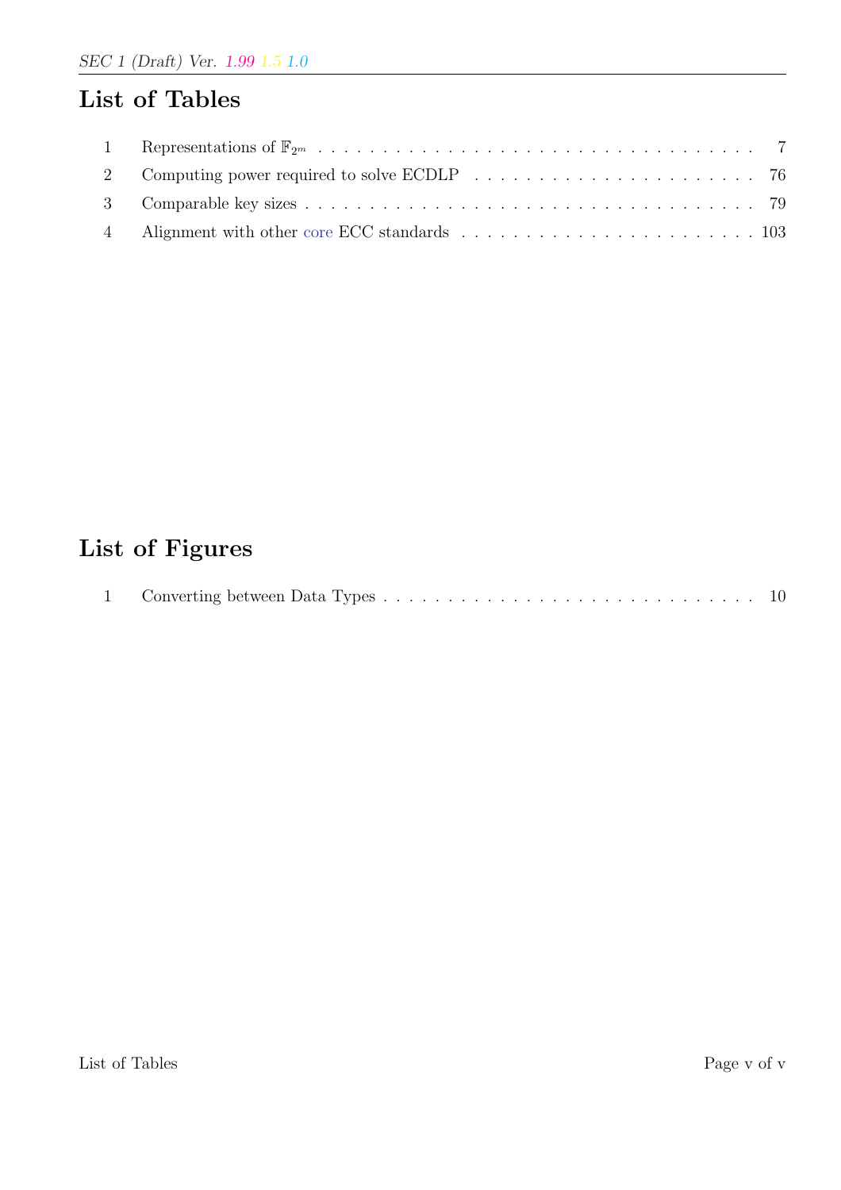# List of Tables

| | | |
|---|---|---|
| 1 | Representations of $\mathbb{F}_{2^m}$ | 7 |
| 2 | Computing power required to solve ECDLP | 76 |
| 3 | Comparable key sizes | 79 |
| 4 | Alignment with other core ECC standards | 103 |

# List of Figures

| | | |
|---|---|---|
| 1 | Converting between Data Types | 10 |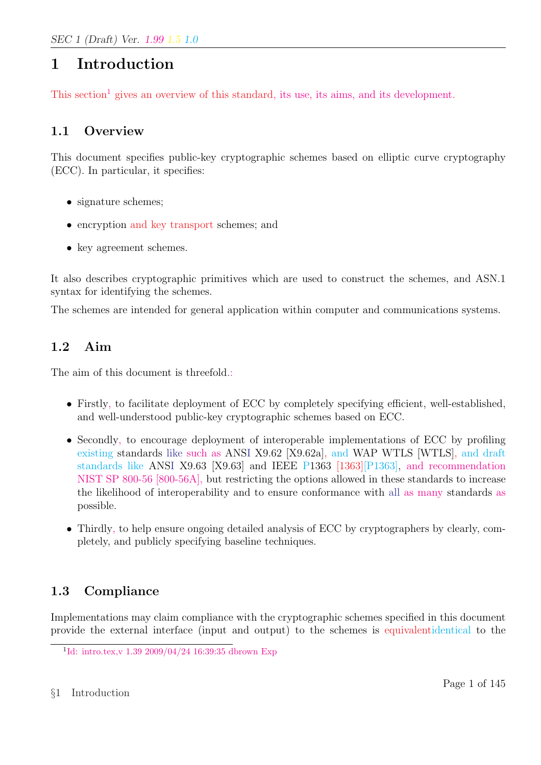# 1 Introduction

This section[1] gives an overview of this standard, its use, its aims, and its development.

## 1.1 Overview

This document specifies public-key cryptographic schemes based on elliptic curve cryptography (ECC). In particular, it specifies:

- signature schemes;
- encryption and key transport schemes; and
- key agreement schemes.

It also describes cryptographic primitives which are used to construct the schemes, and ASN.1 syntax for identifying the schemes.

The schemes are intended for general application within computer and communications systems.

## 1.2 Aim

The aim of this document is threefold.:

- Firstly, to facilitate deployment of ECC by completely specifying efficient, well-established, and well-understood public-key cryptographic schemes based on ECC.
- Secondly, to encourage deployment of interoperable implementations of ECC by profiling existing standards like such as ANSI X9.62 [X9.62a], and WAP WTLS [WTLS], and draft standards like ANSI X9.63 [X9.63] and IEEE P1363 [1363][P1363], and recommendation NIST SP 800-56 [800-56A], but restricting the options allowed in these standards to increase the likelihood of interoperability and to ensure conformance with all as many standards as possible.
- Thirdly, to help ensure ongoing detailed analysis of ECC by cryptographers by clearly, completely, and publicly specifying baseline techniques.

## 1.3 Compliance

Implementations may claim compliance with the cryptographic schemes specified in this document provide the external interface (input and output) to the schemes is equivalentidentical to the

[1] Id: intro.tex,v 1.39 2009/04/24 16:39:35 dbrown Exp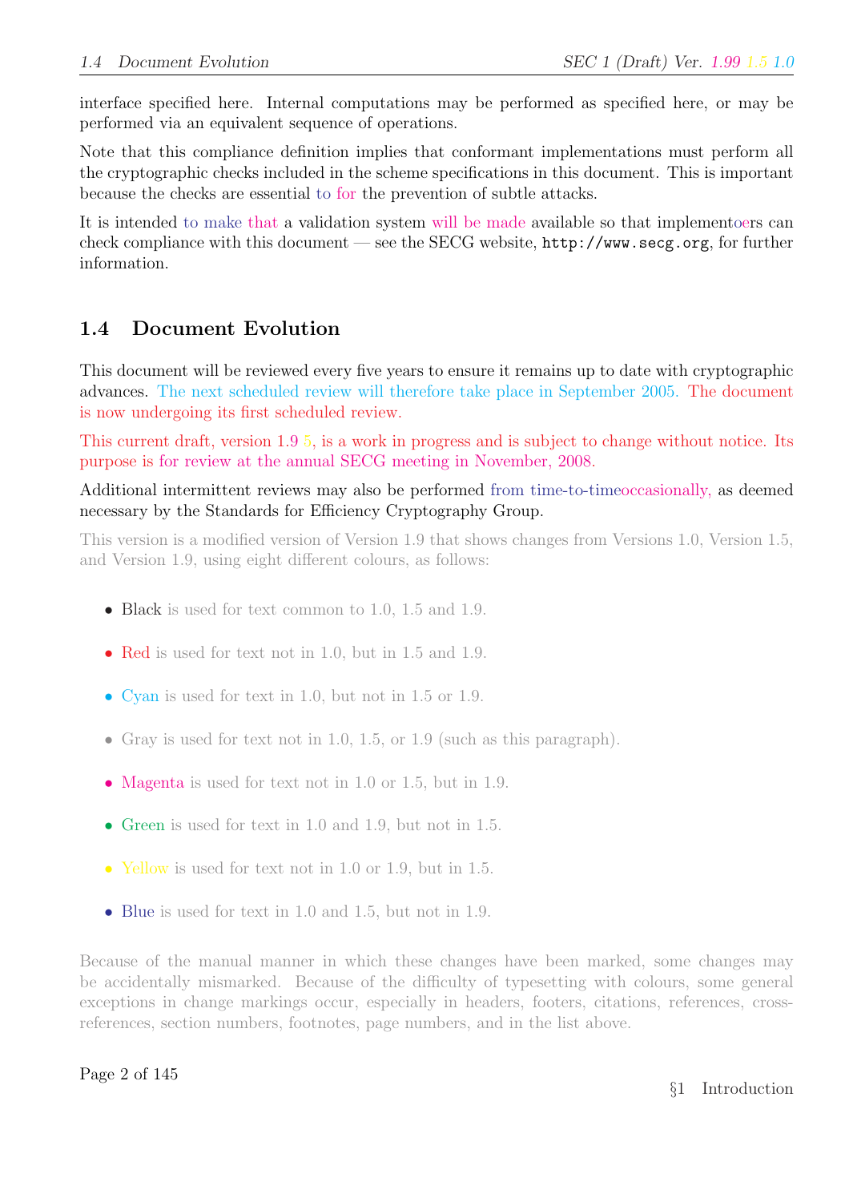interface specified here. Internal computations may be performed as specified here, or may be performed via an equivalent sequence of operations.

Note that this compliance definition implies that conformant implementations must perform all the cryptographic checks included in the scheme specifications in this document. This is important because the checks are essential to for the prevention of subtle attacks.

It is intended to make that a validation system will be made available so that implementoers can check compliance with this document — see the SECG website, http://www.secg.org, for further information.

## 1.4 Document Evolution

This document will be reviewed every five years to ensure it remains up to date with cryptographic advances. The next scheduled review will therefore take place in September 2005. The document is now undergoing its first scheduled review.

This current draft, version 1.9 5, is a work in progress and is subject to change without notice. Its purpose is for review at the annual SECG meeting in November, 2008.

Additional intermittent reviews may also be performed from time-to-timeoccasionally, as deemed necessary by the Standards for Efficiency Cryptography Group.

This version is a modified version of Version 1.9 that shows changes from Versions 1.0, Version 1.5, and Version 1.9, using eight different colours, as follows:

- Black is used for text common to 1.0, 1.5 and 1.9.
- Red is used for text not in 1.0, but in 1.5 and 1.9.
- Cyan is used for text in 1.0, but not in 1.5 or 1.9.
- Gray is used for text not in 1.0, 1.5, or 1.9 (such as this paragraph).
- Magenta is used for text not in 1.0 or 1.5, but in 1.9.
- Green is used for text in 1.0 and 1.9, but not in 1.5.
- Yellow is used for text not in 1.0 or 1.9, but in 1.5.
- Blue is used for text in 1.0 and 1.5, but not in 1.9.

Because of the manual manner in which these changes have been marked, some changes may be accidentally mismarked. Because of the difficulty of typesetting with colours, some general exceptions in change markings occur, especially in headers, footers, citations, references, cross-references, section numbers, footnotes, page numbers, and in the list above.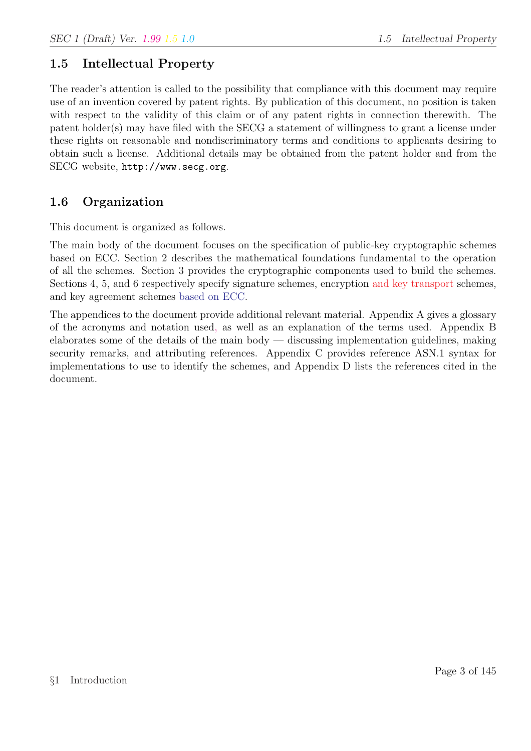## 1.5 Intellectual Property

The reader's attention is called to the possibility that compliance with this document may require use of an invention covered by patent rights. By publication of this document, no position is taken with respect to the validity of this claim or of any patent rights in connection therewith. The patent holder(s) may have filed with the SECG a statement of willingness to grant a license under these rights on reasonable and nondiscriminatory terms and conditions to applicants desiring to obtain such a license. Additional details may be obtained from the patent holder and from the SECG website, `http://www.secg.org`.

## 1.6 Organization

This document is organized as follows.

The main body of the document focuses on the specification of public-key cryptographic schemes based on ECC. Section 2 describes the mathematical foundations fundamental to the operation of all the schemes. Section 3 provides the cryptographic components used to build the schemes. Sections 4, 5, and 6 respectively specify signature schemes, encryption and key transport schemes, and key agreement schemes based on ECC.

The appendices to the document provide additional relevant material. Appendix A gives a glossary of the acronyms and notation used, as well as an explanation of the terms used. Appendix B elaborates some of the details of the main body — discussing implementation guidelines, making security remarks, and attributing references. Appendix C provides reference ASN.1 syntax for implementations to use to identify the schemes, and Appendix D lists the references cited in the document.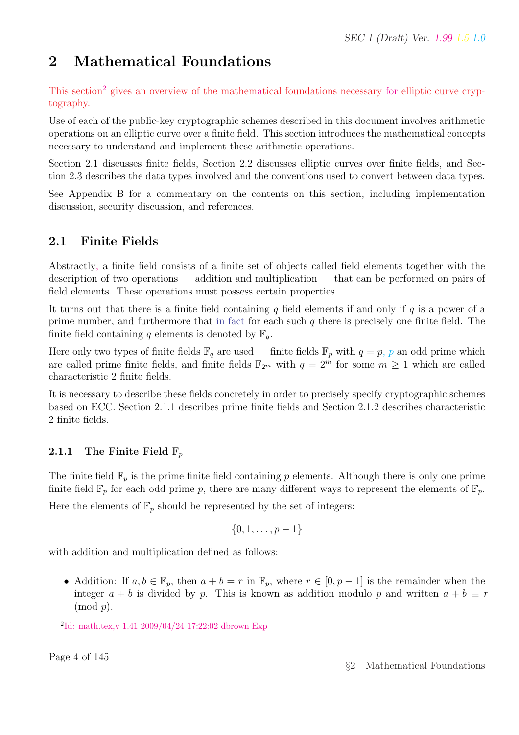# 2 Mathematical Foundations

This section[2] gives an overview of the mathematical foundations necessary for elliptic curve cryptography.

Use of each of the public-key cryptographic schemes described in this document involves arithmetic operations on an elliptic curve over a finite field. This section introduces the mathematical concepts necessary to understand and implement these arithmetic operations.

Section 2.1 discusses finite fields, Section 2.2 discusses elliptic curves over finite fields, and Section 2.3 describes the data types involved and the conventions used to convert between data types.

See Appendix B for a commentary on the contents on this section, including implementation discussion, security discussion, and references.

## 2.1 Finite Fields

Abstractly, a finite field consists of a finite set of objects called field elements together with the description of two operations — addition and multiplication — that can be performed on pairs of field elements. These operations must possess certain properties.

It turns out that there is a finite field containing $q$ field elements if and only if $q$ is a power of a prime number, and furthermore that in fact for each such $q$ there is precisely one finite field. The finite field containing $q$ elements is denoted by $\mathbb{F}_q$.

Here only two types of finite fields $\mathbb{F}_q$ are used — finite fields $\mathbb{F}_p$ with $q = p$, $p$ an odd prime which are called prime finite fields, and finite fields $\mathbb{F}_{2^m}$ with $q = 2^m$ for some $m \geq 1$ which are called characteristic 2 finite fields.

It is necessary to describe these fields concretely in order to precisely specify cryptographic schemes based on ECC. Section 2.1.1 describes prime finite fields and Section 2.1.2 describes characteristic 2 finite fields.

### 2.1.1 The Finite Field $\mathbb{F}_p$

The finite field $\mathbb{F}_p$ is the prime finite field containing $p$ elements. Although there is only one prime finite field $\mathbb{F}_p$ for each odd prime $p$, there are many different ways to represent the elements of $\mathbb{F}_p$.

Here the elements of $\mathbb{F}_p$ should be represented by the set of integers:

$$\{0, 1, \ldots, p-1\}$$

with addition and multiplication defined as follows:

- Addition: If $a, b \in \mathbb{F}_p$, then $a + b = r$ in $\mathbb{F}_p$, where $r \in [0, p-1]$ is the remainder when the integer $a + b$ is divided by $p$. This is known as addition modulo $p$ and written $a + b \equiv r \pmod{p}$.

[2] Id: math.tex,v 1.41 2009/04/24 17:22:02 dbrown Exp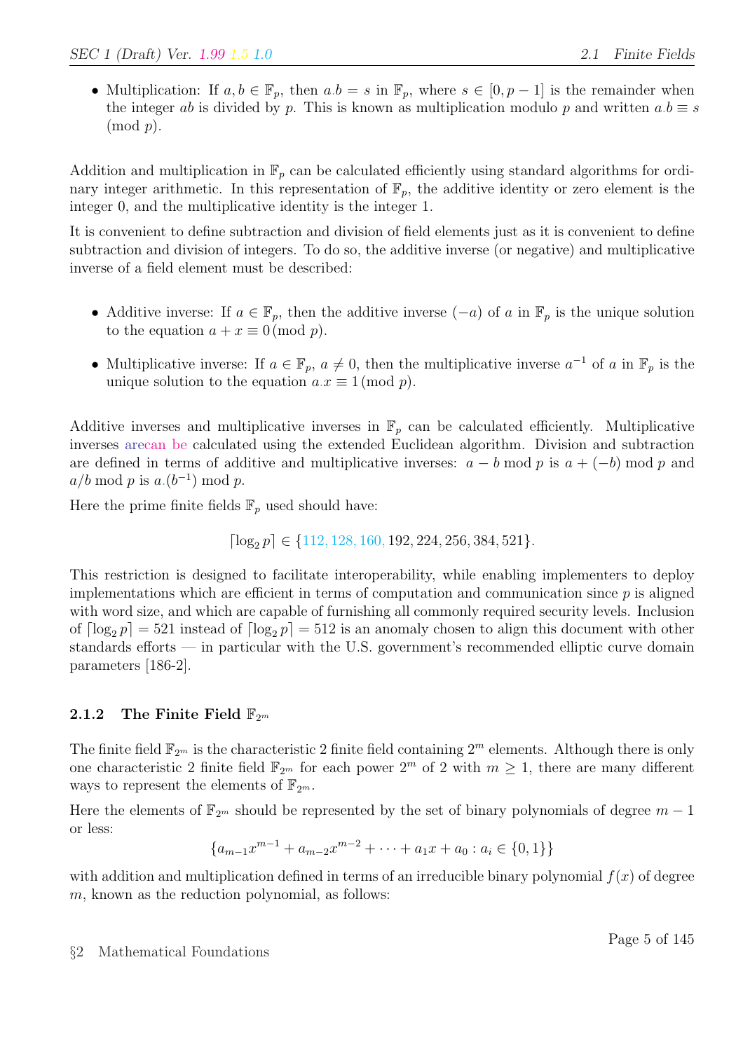- Multiplication: If $a, b \in \mathbb{F}_p$, then $a.b = s$ in $\mathbb{F}_p$, where $s \in [0, p-1]$ is the remainder when the integer $ab$ is divided by $p$. This is known as multiplication modulo $p$ and written $a.b \equiv s \pmod{p}$.

Addition and multiplication in $\mathbb{F}_p$ can be calculated efficiently using standard algorithms for ordinary integer arithmetic. In this representation of $\mathbb{F}_p$, the additive identity or zero element is the integer 0, and the multiplicative identity is the integer 1.

It is convenient to define subtraction and division of field elements just as it is convenient to define subtraction and division of integers. To do so, the additive inverse (or negative) and multiplicative inverse of a field element must be described:

- Additive inverse: If $a \in \mathbb{F}_p$, then the additive inverse $(-a)$ of $a$ in $\mathbb{F}_p$ is the unique solution to the equation $a + x \equiv 0 \pmod{p}$.

- Multiplicative inverse: If $a \in \mathbb{F}_p$, $a \neq 0$, then the multiplicative inverse $a^{-1}$ of $a$ in $\mathbb{F}_p$ is the unique solution to the equation $a.x \equiv 1 \pmod{p}$.

Additive inverses and multiplicative inverses in $\mathbb{F}_p$ can be calculated efficiently. Multiplicative inverses arecan be calculated using the extended Euclidean algorithm. Division and subtraction are defined in terms of additive and multiplicative inverses: $a - b \bmod p$ is $a + (-b) \bmod p$ and $a/b \bmod p$ is $a.(b^{-1}) \bmod p$.

Here the prime finite fields $\mathbb{F}_p$ used should have:

$$\lceil \log_2 p \rceil \in \{112, 128, 160, 192, 224, 256, 384, 521\}.$$

This restriction is designed to facilitate interoperability, while enabling implementers to deploy implementations which are efficient in terms of computation and communication since $p$ is aligned with word size, and which are capable of furnishing all commonly required security levels. Inclusion of $\lceil \log_2 p \rceil = 521$ instead of $\lceil \log_2 p \rceil = 512$ is an anomaly chosen to align this document with other standards efforts — in particular with the U.S. government's recommended elliptic curve domain parameters [186-2].

### 2.1.2 The Finite Field $\mathbb{F}_{2^m}$

The finite field $\mathbb{F}_{2^m}$ is the characteristic 2 finite field containing $2^m$ elements. Although there is only one characteristic 2 finite field $\mathbb{F}_{2^m}$ for each power $2^m$ of 2 with $m \geq 1$, there are many different ways to represent the elements of $\mathbb{F}_{2^m}$.

Here the elements of $\mathbb{F}_{2^m}$ should be represented by the set of binary polynomials of degree $m - 1$ or less:

$$\{a_{m-1}x^{m-1} + a_{m-2}x^{m-2} + \cdots + a_1x + a_0 : a_i \in \{0, 1\}\}$$

with addition and multiplication defined in terms of an irreducible binary polynomial $f(x)$ of degree $m$, known as the reduction polynomial, as follows: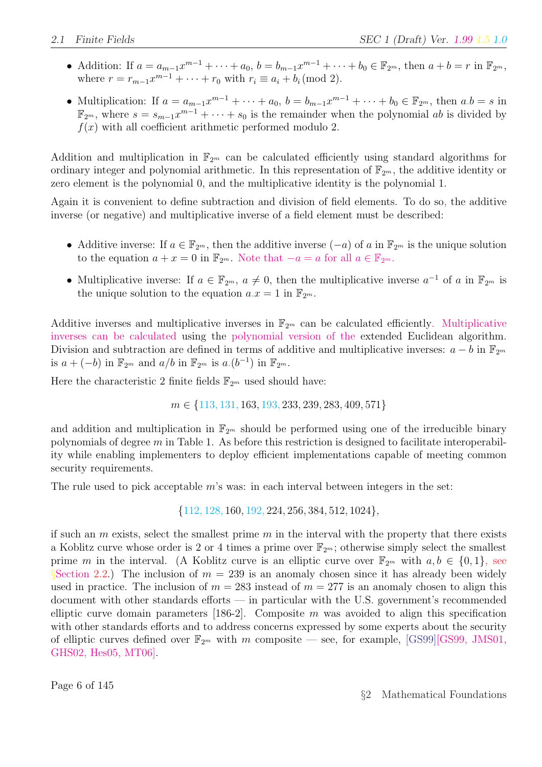- Addition: If $a = a_{m-1}x^{m-1} + \cdots + a_0$, $b = b_{m-1}x^{m-1} + \cdots + b_0 \in \mathbb{F}_{2^m}$, then $a + b = r$ in $\mathbb{F}_{2^m}$, where $r = r_{m-1}x^{m-1} + \cdots + r_0$ with $r_i \equiv a_i + b_i \pmod 2$.

- Multiplication: If $a = a_{m-1}x^{m-1} + \cdots + a_0$, $b = b_{m-1}x^{m-1} + \cdots + b_0 \in \mathbb{F}_{2^m}$, then $a.b = s$ in $\mathbb{F}_{2^m}$, where $s = s_{m-1}x^{m-1} + \cdots + s_0$ is the remainder when the polynomial $ab$ is divided by $f(x)$ with all coefficient arithmetic performed modulo 2.

Addition and multiplication in $\mathbb{F}_{2^m}$ can be calculated efficiently using standard algorithms for ordinary integer and polynomial arithmetic. In this representation of $\mathbb{F}_{2^m}$, the additive identity or zero element is the polynomial 0, and the multiplicative identity is the polynomial 1.

Again it is convenient to define subtraction and division of field elements. To do so, the additive inverse (or negative) and multiplicative inverse of a field element must be described:

- Additive inverse: If $a \in \mathbb{F}_{2^m}$, then the additive inverse $(-a)$ of $a$ in $\mathbb{F}_{2^m}$ is the unique solution to the equation $a + x = 0$ in $\mathbb{F}_{2^m}$. Note that $-a = a$ for all $a \in \mathbb{F}_{2^m}$.

- Multiplicative inverse: If $a \in \mathbb{F}_{2^m}$, $a \neq 0$, then the multiplicative inverse $a^{-1}$ of $a$ in $\mathbb{F}_{2^m}$ is the unique solution to the equation $a.x = 1$ in $\mathbb{F}_{2^m}$.

Additive inverses and multiplicative inverses in $\mathbb{F}_{2^m}$ can be calculated efficiently. Multiplicative inverses can be calculated using the polynomial version of the extended Euclidean algorithm. Division and subtraction are defined in terms of additive and multiplicative inverses: $a - b$ in $\mathbb{F}_{2^m}$ is $a + (-b)$ in $\mathbb{F}_{2^m}$ and $a/b$ in $\mathbb{F}_{2^m}$ is $a.(b^{-1})$ in $\mathbb{F}_{2^m}$.

Here the characteristic 2 finite fields $\mathbb{F}_{2^m}$ used should have:

$$m \in \{113, 131, 163, 193, 233, 239, 283, 409, 571\}$$

and addition and multiplication in $\mathbb{F}_{2^m}$ should be performed using one of the irreducible binary polynomials of degree $m$ in Table 1. As before this restriction is designed to facilitate interoperability while enabling implementers to deploy efficient implementations capable of meeting common security requirements.

The rule used to pick acceptable $m$'s was: in each interval between integers in the set:

$$\{112, 128, 160, 192, 224, 256, 384, 512, 1024\},$$

if such an $m$ exists, select the smallest prime $m$ in the interval with the property that there exists a Koblitz curve whose order is 2 or 4 times a prime over $\mathbb{F}_{2^m}$; otherwise simply select the smallest prime $m$ in the interval. (A Koblitz curve is an elliptic curve over $\mathbb{F}_{2^m}$ with $a, b \in \{0, 1\}$, see §Section 2.2.) The inclusion of $m = 239$ is an anomaly chosen since it has already been widely used in practice. The inclusion of $m = 283$ instead of $m = 277$ is an anomaly chosen to align this document with other standards efforts — in particular with the U.S. government's recommended elliptic curve domain parameters [186-2]. Composite $m$ was avoided to align this specification with other standards efforts and to address concerns expressed by some experts about the security of elliptic curves defined over $\mathbb{F}_{2^m}$ with $m$ composite — see, for example, [GS99][GS99, JMS01, GHS02, Hes05, MT06].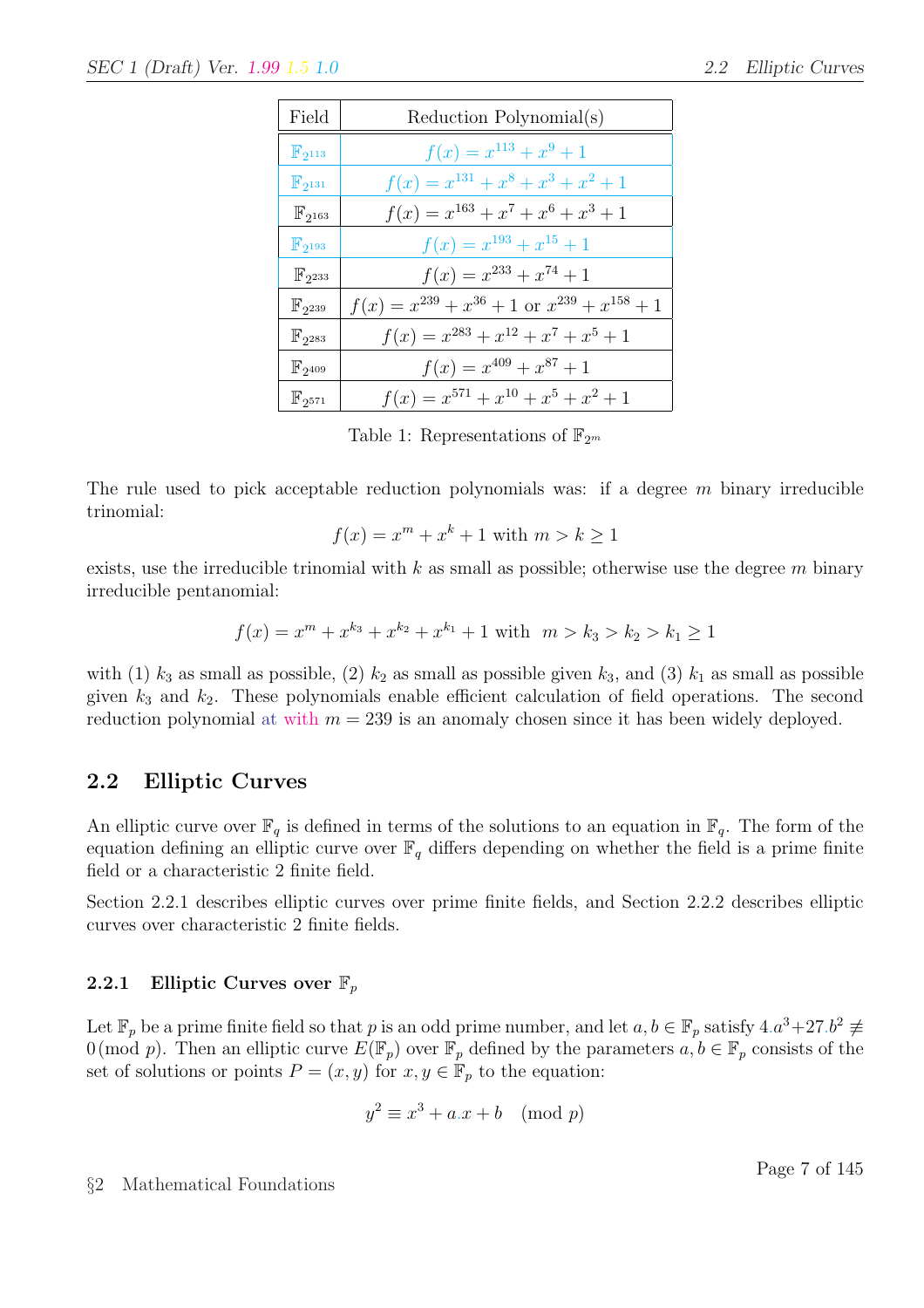| Field | Reduction Polynomial(s) |
|---|---|
| $\mathbb{F}_{2^{113}}$ | $f(x) = x^{113} + x^9 + 1$ |
| $\mathbb{F}_{2^{131}}$ | $f(x) = x^{131} + x^8 + x^3 + x^2 + 1$ |
| $\mathbb{F}_{2^{163}}$ | $f(x) = x^{163} + x^7 + x^6 + x^3 + 1$ |
| $\mathbb{F}_{2^{193}}$ | $f(x) = x^{193} + x^{15} + 1$ |
| $\mathbb{F}_{2^{233}}$ | $f(x) = x^{233} + x^{74} + 1$ |
| $\mathbb{F}_{2^{239}}$ | $f(x) = x^{239} + x^{36} + 1$ or $x^{239} + x^{158} + 1$ |
| $\mathbb{F}_{2^{283}}$ | $f(x) = x^{283} + x^{12} + x^7 + x^5 + 1$ |
| $\mathbb{F}_{2^{409}}$ | $f(x) = x^{409} + x^{87} + 1$ |
| $\mathbb{F}_{2^{571}}$ | $f(x) = x^{571} + x^{10} + x^5 + x^2 + 1$ |

Table 1: Representations of $\mathbb{F}_{2^m}$

The rule used to pick acceptable reduction polynomials was: if a degree $m$ binary irreducible trinomial:

$$f(x) = x^m + x^k + 1 \text{ with } m > k \geq 1$$

exists, use the irreducible trinomial with $k$ as small as possible; otherwise use the degree $m$ binary irreducible pentanomial:

$$f(x) = x^m + x^{k_3} + x^{k_2} + x^{k_1} + 1 \text{ with } \ m > k_3 > k_2 > k_1 \geq 1$$

with (1) $k_3$ as small as possible, (2) $k_2$ as small as possible given $k_3$, and (3) $k_1$ as small as possible given $k_3$ and $k_2$. These polynomials enable efficient calculation of field operations. The second reduction polynomial at with $m = 239$ is an anomaly chosen since it has been widely deployed.

## 2.2 Elliptic Curves

An elliptic curve over $\mathbb{F}_q$ is defined in terms of the solutions to an equation in $\mathbb{F}_q$. The form of the equation defining an elliptic curve over $\mathbb{F}_q$ differs depending on whether the field is a prime finite field or a characteristic 2 finite field.

Section 2.2.1 describes elliptic curves over prime finite fields, and Section 2.2.2 describes elliptic curves over characteristic 2 finite fields.

### 2.2.1 Elliptic Curves over $\mathbb{F}_p$

Let $\mathbb{F}_p$ be a prime finite field so that $p$ is an odd prime number, and let $a, b \in \mathbb{F}_p$ satisfy $4.a^3 + 27.b^2 \not\equiv 0 \,(\text{mod } p)$. Then an elliptic curve $E(\mathbb{F}_p)$ over $\mathbb{F}_p$ defined by the parameters $a, b \in \mathbb{F}_p$ consists of the set of solutions or points $P = (x, y)$ for $x, y \in \mathbb{F}_p$ to the equation:

$$y^2 \equiv x^3 + a.x + b \pmod{p}$$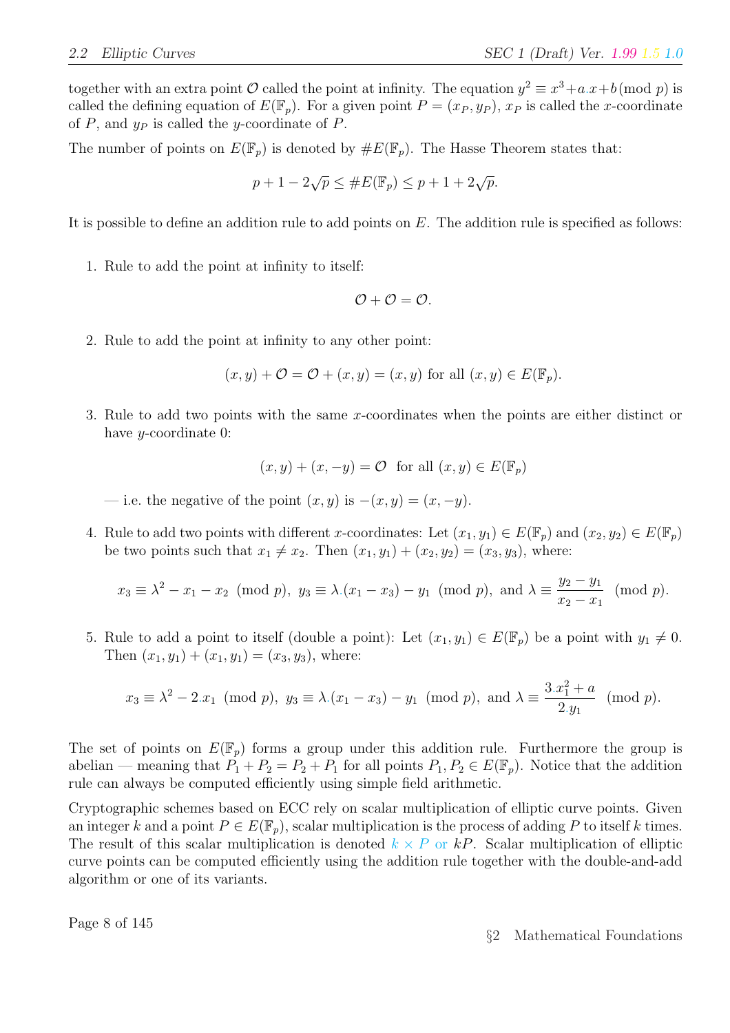together with an extra point $\mathcal{O}$ called the point at infinity. The equation $y^2 \equiv x^3 + a.x + b \pmod{p}$ is called the defining equation of $E(\mathbb{F}_p)$. For a given point $P = (x_P, y_P)$, $x_P$ is called the $x$-coordinate of $P$, and $y_P$ is called the $y$-coordinate of $P$.

The number of points on $E(\mathbb{F}_p)$ is denoted by $\#E(\mathbb{F}_p)$. The Hasse Theorem states that:

$$p + 1 - 2\sqrt{p} \leq \#E(\mathbb{F}_p) \leq p + 1 + 2\sqrt{p}.$$

It is possible to define an addition rule to add points on $E$. The addition rule is specified as follows:

1. Rule to add the point at infinity to itself:

$$\mathcal{O} + \mathcal{O} = \mathcal{O}.$$

2. Rule to add the point at infinity to any other point:

$$(x, y) + \mathcal{O} = \mathcal{O} + (x, y) = (x, y) \text{ for all } (x, y) \in E(\mathbb{F}_p).$$

3. Rule to add two points with the same $x$-coordinates when the points are either distinct or have $y$-coordinate 0:

$$(x, y) + (x, -y) = \mathcal{O} \quad \text{for all } (x, y) \in E(\mathbb{F}_p)$$

   — i.e. the negative of the point $(x, y)$ is $-(x, y) = (x, -y)$.

4. Rule to add two points with different $x$-coordinates: Let $(x_1, y_1) \in E(\mathbb{F}_p)$ and $(x_2, y_2) \in E(\mathbb{F}_p)$ be two points such that $x_1 \neq x_2$. Then $(x_1, y_1) + (x_2, y_2) = (x_3, y_3)$, where:

$$x_3 \equiv \lambda^2 - x_1 - x_2 \pmod{p}, \; y_3 \equiv \lambda.(x_1 - x_3) - y_1 \pmod{p}, \text{ and } \lambda \equiv \frac{y_2 - y_1}{x_2 - x_1} \pmod{p}.$$

5. Rule to add a point to itself (double a point): Let $(x_1, y_1) \in E(\mathbb{F}_p)$ be a point with $y_1 \neq 0$. Then $(x_1, y_1) + (x_1, y_1) = (x_3, y_3)$, where:

$$x_3 \equiv \lambda^2 - 2.x_1 \pmod{p}, \; y_3 \equiv \lambda.(x_1 - x_3) - y_1 \pmod{p}, \text{ and } \lambda \equiv \frac{3.x_1^2 + a}{2.y_1} \pmod{p}.$$

The set of points on $E(\mathbb{F}_p)$ forms a group under this addition rule. Furthermore the group is abelian — meaning that $P_1 + P_2 = P_2 + P_1$ for all points $P_1, P_2 \in E(\mathbb{F}_p)$. Notice that the addition rule can always be computed efficiently using simple field arithmetic.

Cryptographic schemes based on ECC rely on scalar multiplication of elliptic curve points. Given an integer $k$ and a point $P \in E(\mathbb{F}_p)$, scalar multiplication is the process of adding $P$ to itself $k$ times. The result of this scalar multiplication is denoted $k \times P$ or $kP$. Scalar multiplication of elliptic curve points can be computed efficiently using the addition rule together with the double-and-add algorithm or one of its variants.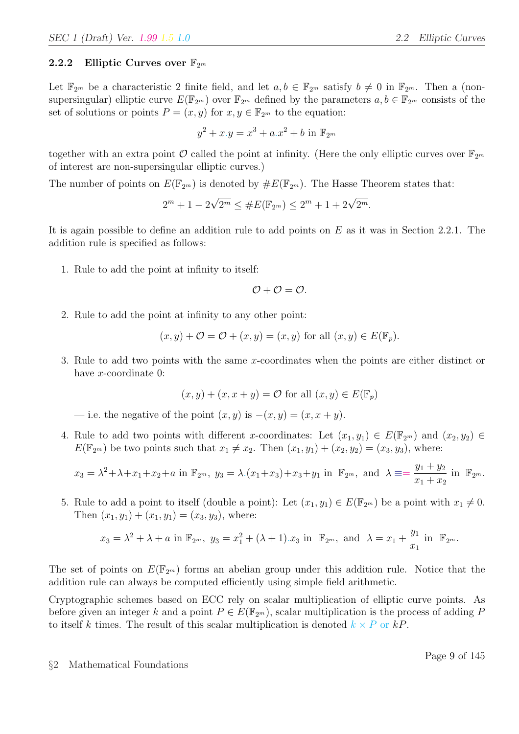### 2.2.2 Elliptic Curves over $\mathbb{F}_{2^m}$

Let $\mathbb{F}_{2^m}$ be a characteristic 2 finite field, and let $a, b \in \mathbb{F}_{2^m}$ satisfy $b \neq 0$ in $\mathbb{F}_{2^m}$. Then a (non-supersingular) elliptic curve $E(\mathbb{F}_{2^m})$ over $\mathbb{F}_{2^m}$ defined by the parameters $a, b \in \mathbb{F}_{2^m}$ consists of the set of solutions or points $P = (x, y)$ for $x, y \in \mathbb{F}_{2^m}$ to the equation:

$$y^2 + x.y = x^3 + a.x^2 + b \text{ in } \mathbb{F}_{2^m}$$

together with an extra point $\mathcal{O}$ called the point at infinity. (Here the only elliptic curves over $\mathbb{F}_{2^m}$ of interest are non-supersingular elliptic curves.)

The number of points on $E(\mathbb{F}_{2^m})$ is denoted by $\#E(\mathbb{F}_{2^m})$. The Hasse Theorem states that:

$$2^m + 1 - 2\sqrt{2^m} \leq \#E(\mathbb{F}_{2^m}) \leq 2^m + 1 + 2\sqrt{2^m}.$$

It is again possible to define an addition rule to add points on $E$ as it was in Section 2.2.1. The addition rule is specified as follows:

1. Rule to add the point at infinity to itself:

$$\mathcal{O} + \mathcal{O} = \mathcal{O}.$$

2. Rule to add the point at infinity to any other point:

$$(x, y) + \mathcal{O} = \mathcal{O} + (x, y) = (x, y) \text{ for all } (x, y) \in E(\mathbb{F}_p).$$

3. Rule to add two points with the same $x$-coordinates when the points are either distinct or have $x$-coordinate 0:

$$(x, y) + (x, x + y) = \mathcal{O} \text{ for all } (x, y) \in E(\mathbb{F}_p)$$

— i.e. the negative of the point $(x, y)$ is $-(x, y) = (x, x + y)$.

4. Rule to add two points with different $x$-coordinates: Let $(x_1, y_1) \in E(\mathbb{F}_{2^m})$ and $(x_2, y_2) \in E(\mathbb{F}_{2^m})$ be two points such that $x_1 \neq x_2$. Then $(x_1, y_1) + (x_2, y_2) = (x_3, y_3)$, where:

$$x_3 = \lambda^2 + \lambda + x_1 + x_2 + a \text{ in } \mathbb{F}_{2^m},\ y_3 = \lambda.(x_1 + x_3) + x_3 + y_1 \text{ in } \mathbb{F}_{2^m}, \text{ and } \lambda \equiv = \frac{y_1 + y_2}{x_1 + x_2} \text{ in } \mathbb{F}_{2^m}.$$

5. Rule to add a point to itself (double a point): Let $(x_1, y_1) \in E(\mathbb{F}_{2^m})$ be a point with $x_1 \neq 0$. Then $(x_1, y_1) + (x_1, y_1) = (x_3, y_3)$, where:

$$x_3 = \lambda^2 + \lambda + a \text{ in } \mathbb{F}_{2^m},\ y_3 = x_1^2 + (\lambda + 1).x_3 \text{ in } \mathbb{F}_{2^m}, \text{ and } \lambda = x_1 + \frac{y_1}{x_1} \text{ in } \mathbb{F}_{2^m}.$$

The set of points on $E(\mathbb{F}_{2^m})$ forms an abelian group under this addition rule. Notice that the addition rule can always be computed efficiently using simple field arithmetic.

Cryptographic schemes based on ECC rely on scalar multiplication of elliptic curve points. As before given an integer $k$ and a point $P \in E(\mathbb{F}_{2^m})$, scalar multiplication is the process of adding $P$ to itself $k$ times. The result of this scalar multiplication is denoted $k \times P$ or $kP$.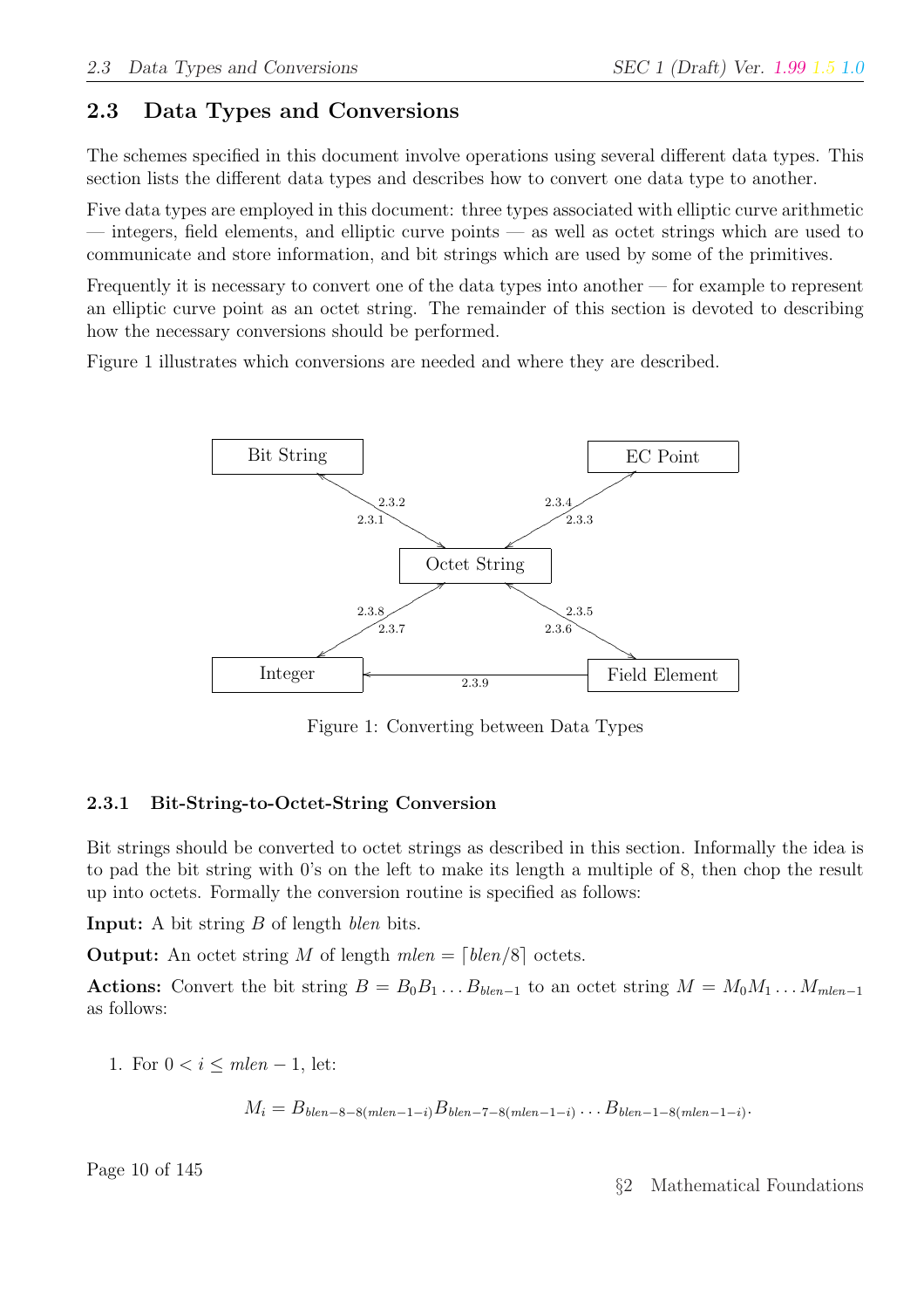## 2.3 Data Types and Conversions

The schemes specified in this document involve operations using several different data types. This section lists the different data types and describes how to convert one data type to another.

Five data types are employed in this document: three types associated with elliptic curve arithmetic — integers, field elements, and elliptic curve points — as well as octet strings which are used to communicate and store information, and bit strings which are used by some of the primitives.

Frequently it is necessary to convert one of the data types into another — for example to represent an elliptic curve point as an octet string. The remainder of this section is devoted to describing how the necessary conversions should be performed.

Figure 1 illustrates which conversions are needed and where they are described.

Figure 1: Converting between Data Types

### 2.3.1 Bit-String-to-Octet-String Conversion

Bit strings should be converted to octet strings as described in this section. Informally the idea is to pad the bit string with 0's on the left to make its length a multiple of 8, then chop the result up into octets. Formally the conversion routine is specified as follows:

**Input:** A bit string $B$ of length *blen* bits.

**Output:** An octet string $M$ of length $mlen = \lceil blen/8 \rceil$ octets.

**Actions:** Convert the bit string $B = B_0 B_1 \ldots B_{blen-1}$ to an octet string $M = M_0 M_1 \ldots M_{mlen-1}$ as follows:

1. For $0 < i \leq mlen - 1$, let:

$$M_i = B_{blen-8-8(mlen-1-i)} B_{blen-7-8(mlen-1-i)} \ldots B_{blen-1-8(mlen-1-i)}.$$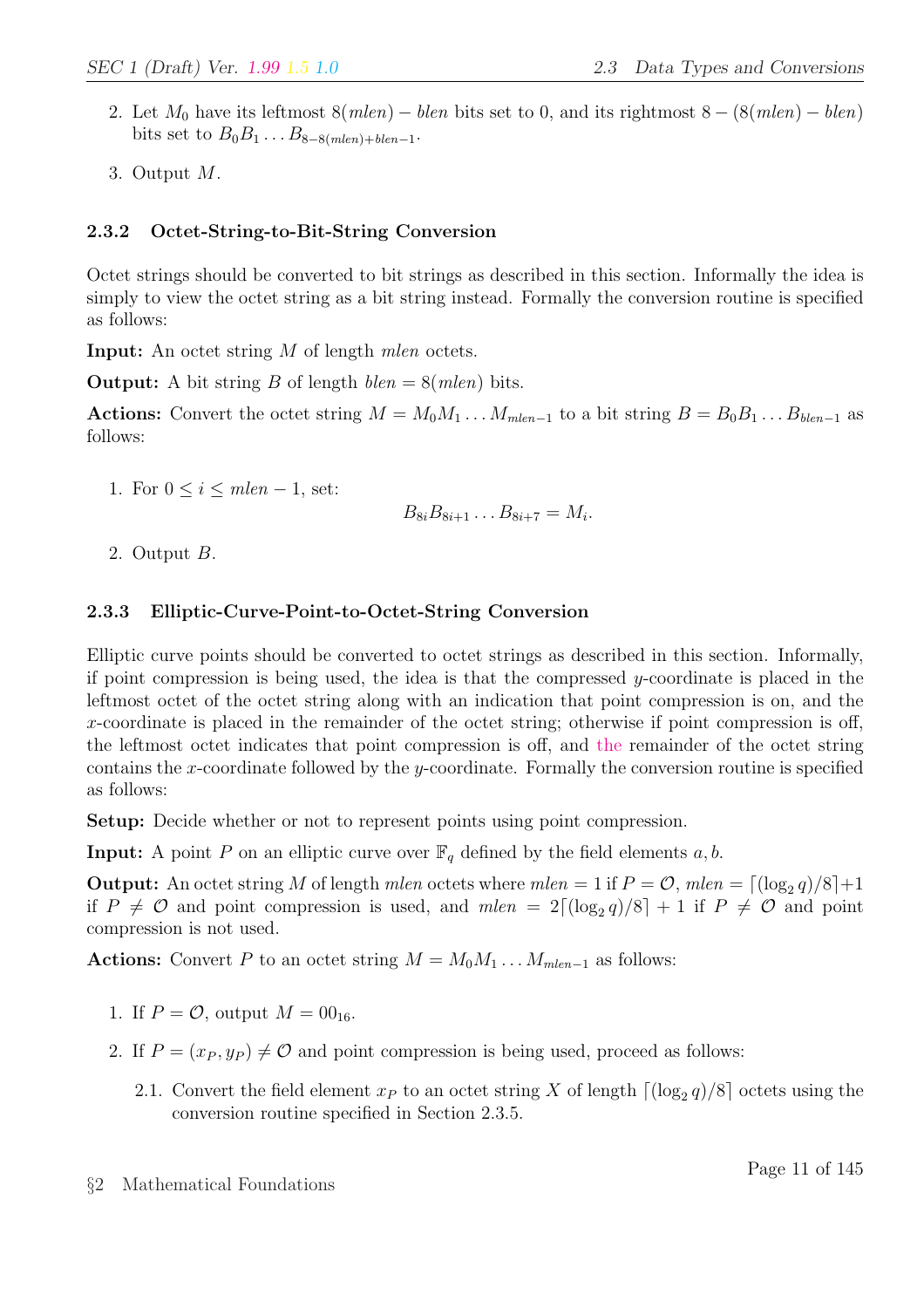2. Let $M_0$ have its leftmost $8(mlen) - blen$ bits set to 0, and its rightmost $8 - (8(mlen) - blen)$ bits set to $B_0 B_1 \dots B_{8-8(mlen)+blen-1}$.

3. Output $M$.

### 2.3.2 Octet-String-to-Bit-String Conversion

Octet strings should be converted to bit strings as described in this section. Informally the idea is simply to view the octet string as a bit string instead. Formally the conversion routine is specified as follows:

**Input:** An octet string $M$ of length $mlen$ octets.

**Output:** A bit string $B$ of length $blen = 8(mlen)$ bits.

**Actions:** Convert the octet string $M = M_0 M_1 \dots M_{mlen-1}$ to a bit string $B = B_0 B_1 \dots B_{blen-1}$ as follows:

1. For $0 \leq i \leq mlen - 1$, set:
$$B_{8i} B_{8i+1} \dots B_{8i+7} = M_i.$$

2. Output $B$.

### 2.3.3 Elliptic-Curve-Point-to-Octet-String Conversion

Elliptic curve points should be converted to octet strings as described in this section. Informally, if point compression is being used, the idea is that the compressed $y$-coordinate is placed in the leftmost octet of the octet string along with an indication that point compression is on, and the $x$-coordinate is placed in the remainder of the octet string; otherwise if point compression is off, the leftmost octet indicates that point compression is off, and the remainder of the octet string contains the $x$-coordinate followed by the $y$-coordinate. Formally the conversion routine is specified as follows:

**Setup:** Decide whether or not to represent points using point compression.

**Input:** A point $P$ on an elliptic curve over $\mathbb{F}_q$ defined by the field elements $a, b$.

**Output:** An octet string $M$ of length $mlen$ octets where $mlen = 1$ if $P = \mathcal{O}$, $mlen = \lceil (\log_2 q)/8 \rceil + 1$ if $P \neq \mathcal{O}$ and point compression is used, and $mlen = 2\lceil (\log_2 q)/8 \rceil + 1$ if $P \neq \mathcal{O}$ and point compression is not used.

**Actions:** Convert $P$ to an octet string $M = M_0 M_1 \dots M_{mlen-1}$ as follows:

1. If $P = \mathcal{O}$, output $M = 00_{16}$.

2. If $P = (x_P, y_P) \neq \mathcal{O}$ and point compression is being used, proceed as follows:

   2.1. Convert the field element $x_P$ to an octet string $X$ of length $\lceil (\log_2 q)/8 \rceil$ octets using the conversion routine specified in Section 2.3.5.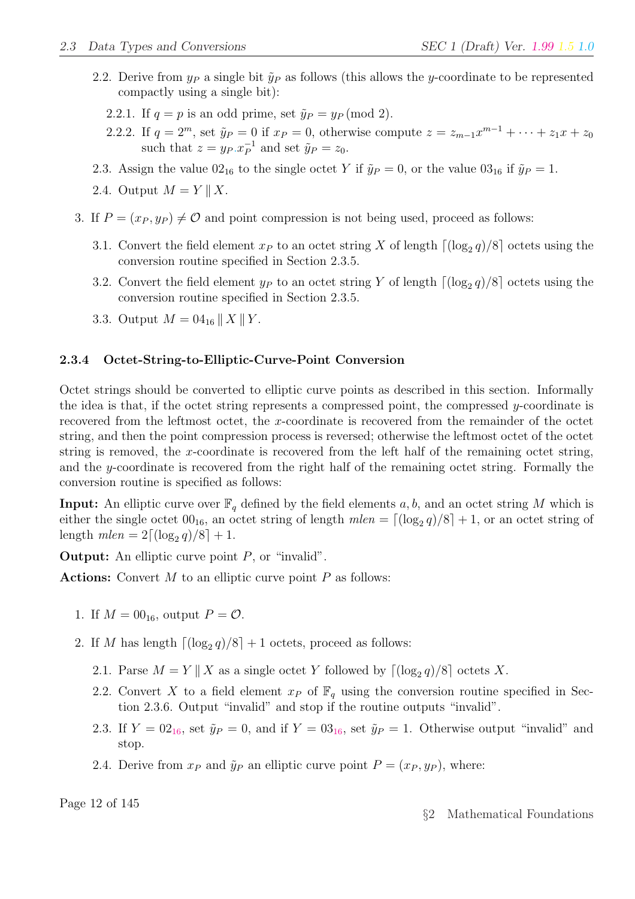2.2. Derive from $y_P$ a single bit $\tilde{y}_P$ as follows (this allows the $y$-coordinate to be represented compactly using a single bit):

2.2.1. If $q = p$ is an odd prime, set $\tilde{y}_P = y_P \pmod 2$.

2.2.2. If $q = 2^m$, set $\tilde{y}_P = 0$ if $x_P = 0$, otherwise compute $z = z_{m-1}x^{m-1} + \cdots + z_1 x + z_0$ such that $z = y_P . x_P^{-1}$ and set $\tilde{y}_P = z_0$.

2.3. Assign the value $02_{16}$ to the single octet $Y$ if $\tilde{y}_P = 0$, or the value $03_{16}$ if $\tilde{y}_P = 1$.

2.4. Output $M = Y \,\|\, X$.

3. If $P = (x_P, y_P) \neq \mathcal{O}$ and point compression is not being used, proceed as follows:

3.1. Convert the field element $x_P$ to an octet string $X$ of length $\lceil (\log_2 q)/8 \rceil$ octets using the conversion routine specified in Section 2.3.5.

3.2. Convert the field element $y_P$ to an octet string $Y$ of length $\lceil (\log_2 q)/8 \rceil$ octets using the conversion routine specified in Section 2.3.5.

3.3. Output $M = 04_{16} \,\|\, X \,\|\, Y$.

### 2.3.4 Octet-String-to-Elliptic-Curve-Point Conversion

Octet strings should be converted to elliptic curve points as described in this section. Informally the idea is that, if the octet string represents a compressed point, the compressed $y$-coordinate is recovered from the leftmost octet, the $x$-coordinate is recovered from the remainder of the octet string, and then the point compression process is reversed; otherwise the leftmost octet of the octet string is removed, the $x$-coordinate is recovered from the left half of the remaining octet string, and the $y$-coordinate is recovered from the right half of the remaining octet string. Formally the conversion routine is specified as follows:

**Input:** An elliptic curve over $\mathbb{F}_q$ defined by the field elements $a, b$, and an octet string $M$ which is either the single octet $00_{16}$, an octet string of length $mlen = \lceil (\log_2 q)/8 \rceil + 1$, or an octet string of length $mlen = 2\lceil (\log_2 q)/8 \rceil + 1$.

**Output:** An elliptic curve point $P$, or "invalid".

**Actions:** Convert $M$ to an elliptic curve point $P$ as follows:

1. If $M = 00_{16}$, output $P = \mathcal{O}$.

2. If $M$ has length $\lceil (\log_2 q)/8 \rceil + 1$ octets, proceed as follows:

2.1. Parse $M = Y \,\|\, X$ as a single octet $Y$ followed by $\lceil (\log_2 q)/8 \rceil$ octets $X$.

2.2. Convert $X$ to a field element $x_P$ of $\mathbb{F}_q$ using the conversion routine specified in Section 2.3.6. Output "invalid" and stop if the routine outputs "invalid".

2.3. If $Y = 02_{16}$, set $\tilde{y}_P = 0$, and if $Y = 03_{16}$, set $\tilde{y}_P = 1$. Otherwise output "invalid" and stop.

2.4. Derive from $x_P$ and $\tilde{y}_P$ an elliptic curve point $P = (x_P, y_P)$, where: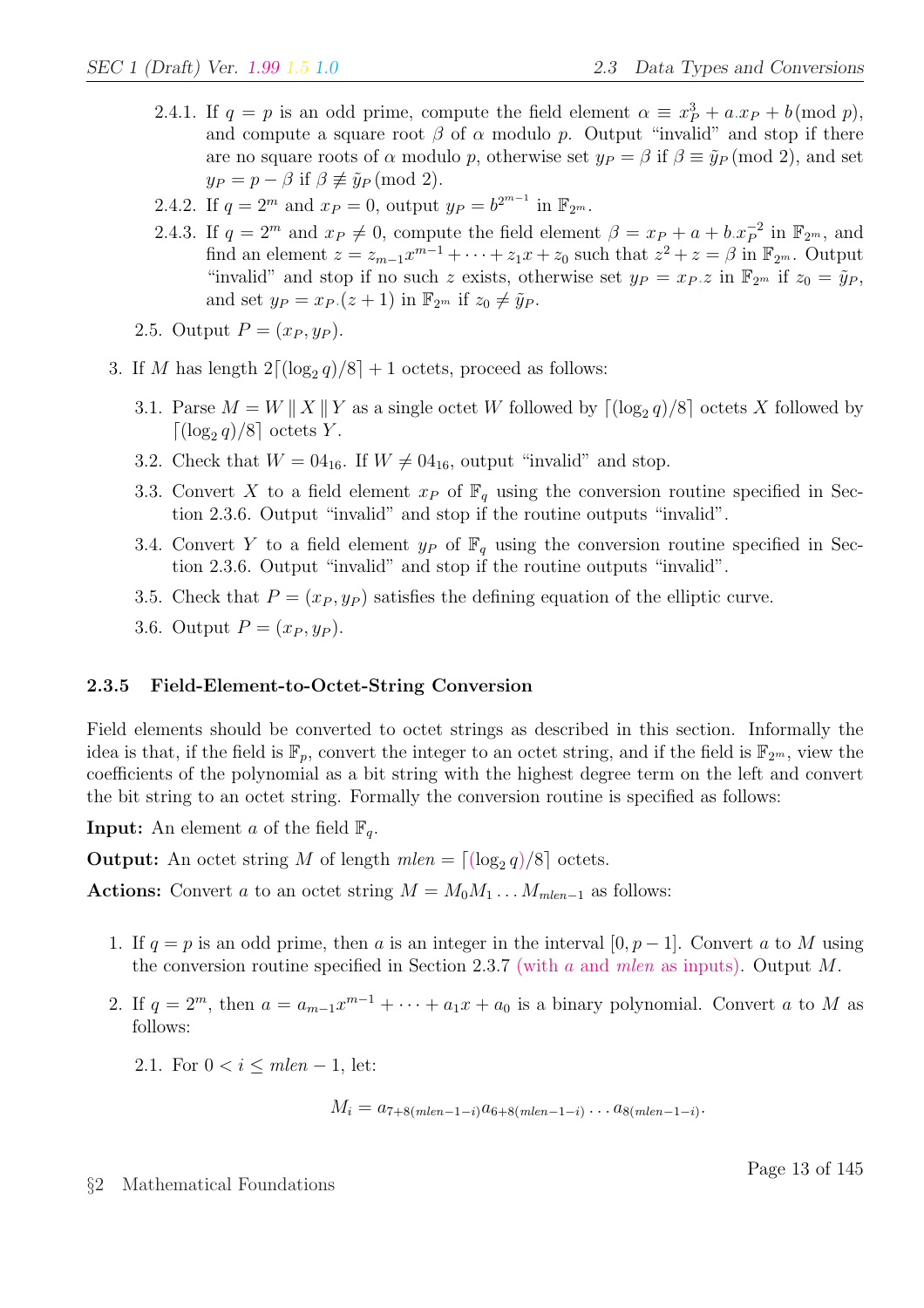2.4.1. If $q = p$ is an odd prime, compute the field element $\alpha \equiv x_P^3 + a.x_P + b \pmod p$, and compute a square root $\beta$ of $\alpha$ modulo $p$. Output "invalid" and stop if there are no square roots of $\alpha$ modulo $p$, otherwise set $y_P = \beta$ if $\beta \equiv \tilde{y}_P \pmod 2$, and set $y_P = p - \beta$ if $\beta \not\equiv \tilde{y}_P \pmod 2$.

2.4.2. If $q = 2^m$ and $x_P = 0$, output $y_P = b^{2^{m-1}}$ in $\mathbb{F}_{2^m}$.

2.4.3. If $q = 2^m$ and $x_P \neq 0$, compute the field element $\beta = x_P + a + b.x_P^{-2}$ in $\mathbb{F}_{2^m}$, and find an element $z = z_{m-1}x^{m-1} + \cdots + z_1 x + z_0$ such that $z^2 + z = \beta$ in $\mathbb{F}_{2^m}$. Output "invalid" and stop if no such $z$ exists, otherwise set $y_P = x_P.z$ in $\mathbb{F}_{2^m}$ if $z_0 = \tilde{y}_P$, and set $y_P = x_P.(z+1)$ in $\mathbb{F}_{2^m}$ if $z_0 \neq \tilde{y}_P$.

2.5. Output $P = (x_P, y_P)$.

3. If $M$ has length $2\lceil(\log_2 q)/8\rceil + 1$ octets, proceed as follows:

3.1. Parse $M = W \,\|\, X \,\|\, Y$ as a single octet $W$ followed by $\lceil(\log_2 q)/8\rceil$ octets $X$ followed by $\lceil(\log_2 q)/8\rceil$ octets $Y$.

3.2. Check that $W = 04_{16}$. If $W \neq 04_{16}$, output "invalid" and stop.

3.3. Convert $X$ to a field element $x_P$ of $\mathbb{F}_q$ using the conversion routine specified in Section 2.3.6. Output "invalid" and stop if the routine outputs "invalid".

3.4. Convert $Y$ to a field element $y_P$ of $\mathbb{F}_q$ using the conversion routine specified in Section 2.3.6. Output "invalid" and stop if the routine outputs "invalid".

3.5. Check that $P = (x_P, y_P)$ satisfies the defining equation of the elliptic curve.

3.6. Output $P = (x_P, y_P)$.

### 2.3.5 Field-Element-to-Octet-String Conversion

Field elements should be converted to octet strings as described in this section. Informally the idea is that, if the field is $\mathbb{F}_p$, convert the integer to an octet string, and if the field is $\mathbb{F}_{2^m}$, view the coefficients of the polynomial as a bit string with the highest degree term on the left and convert the bit string to an octet string. Formally the conversion routine is specified as follows:

**Input:** An element $a$ of the field $\mathbb{F}_q$.

**Output:** An octet string $M$ of length $mlen = \lceil(\log_2 q)/8\rceil$ octets.

**Actions:** Convert $a$ to an octet string $M = M_0 M_1 \ldots M_{mlen-1}$ as follows:

1. If $q = p$ is an odd prime, then $a$ is an integer in the interval $[0, p-1]$. Convert $a$ to $M$ using the conversion routine specified in Section 2.3.7 (with $a$ and $mlen$ as inputs). Output $M$.

2. If $q = 2^m$, then $a = a_{m-1}x^{m-1} + \cdots + a_1 x + a_0$ is a binary polynomial. Convert $a$ to $M$ as follows:

2.1. For $0 < i \leq mlen - 1$, let:

$$M_i = a_{7+8(mlen-1-i)} a_{6+8(mlen-1-i)} \ldots a_{8(mlen-1-i)}.$$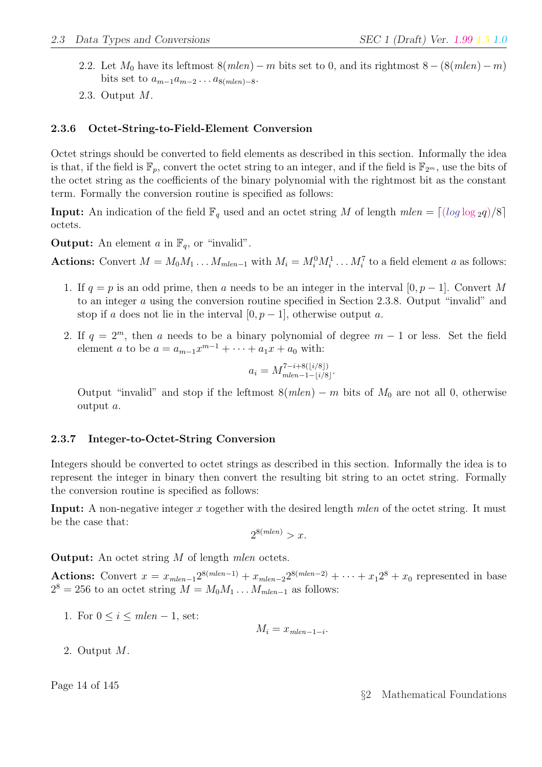2.2. Let $M_0$ have its leftmost $8(mlen) - m$ bits set to 0, and its rightmost $8 - (8(mlen) - m)$ bits set to $a_{m-1}a_{m-2}\dots a_{8(mlen)-8}$.

2.3. Output $M$.

### 2.3.6 Octet-String-to-Field-Element Conversion

Octet strings should be converted to field elements as described in this section. Informally the idea is that, if the field is $\mathbb{F}_p$, convert the octet string to an integer, and if the field is $\mathbb{F}_{2^m}$, use the bits of the octet string as the coefficients of the binary polynomial with the rightmost bit as the constant term. Formally the conversion routine is specified as follows:

**Input:** An indication of the field $\mathbb{F}_q$ used and an octet string $M$ of length $mlen = \lceil (log \log_2 q)/8 \rceil$ octets.

**Output:** An element $a$ in $\mathbb{F}_q$, or "invalid".

**Actions:** Convert $M = M_0M_1 \dots M_{mlen-1}$ with $M_i = M_i^0 M_i^1 \dots M_i^7$ to a field element $a$ as follows:

1. If $q = p$ is an odd prime, then $a$ needs to be an integer in the interval $[0, p-1]$. Convert $M$ to an integer $a$ using the conversion routine specified in Section 2.3.8. Output "invalid" and stop if $a$ does not lie in the interval $[0, p-1]$, otherwise output $a$.

2. If $q = 2^m$, then $a$ needs to be a binary polynomial of degree $m-1$ or less. Set the field element $a$ to be $a = a_{m-1}x^{m-1} + \dots + a_1x + a_0$ with:

$$a_i = M_{mlen-1-\lfloor i/8 \rfloor}^{7-i+8(\lfloor i/8 \rfloor)}.$$

   Output "invalid" and stop if the leftmost $8(mlen) - m$ bits of $M_0$ are not all 0, otherwise output $a$.

### 2.3.7 Integer-to-Octet-String Conversion

Integers should be converted to octet strings as described in this section. Informally the idea is to represent the integer in binary then convert the resulting bit string to an octet string. Formally the conversion routine is specified as follows:

**Input:** A non-negative integer $x$ together with the desired length $mlen$ of the octet string. It must be the case that:

$$2^{8(mlen)} > x.$$

**Output:** An octet string $M$ of length $mlen$ octets.

**Actions:** Convert $x = x_{mlen-1}2^{8(mlen-1)} + x_{mlen-2}2^{8(mlen-2)} + \dots + x_1 2^8 + x_0$ represented in base $2^8 = 256$ to an octet string $M = M_0M_1 \dots M_{mlen-1}$ as follows:

1. For $0 \leq i \leq mlen - 1$, set:

$$M_i = x_{mlen-1-i}.$$

2. Output $M$.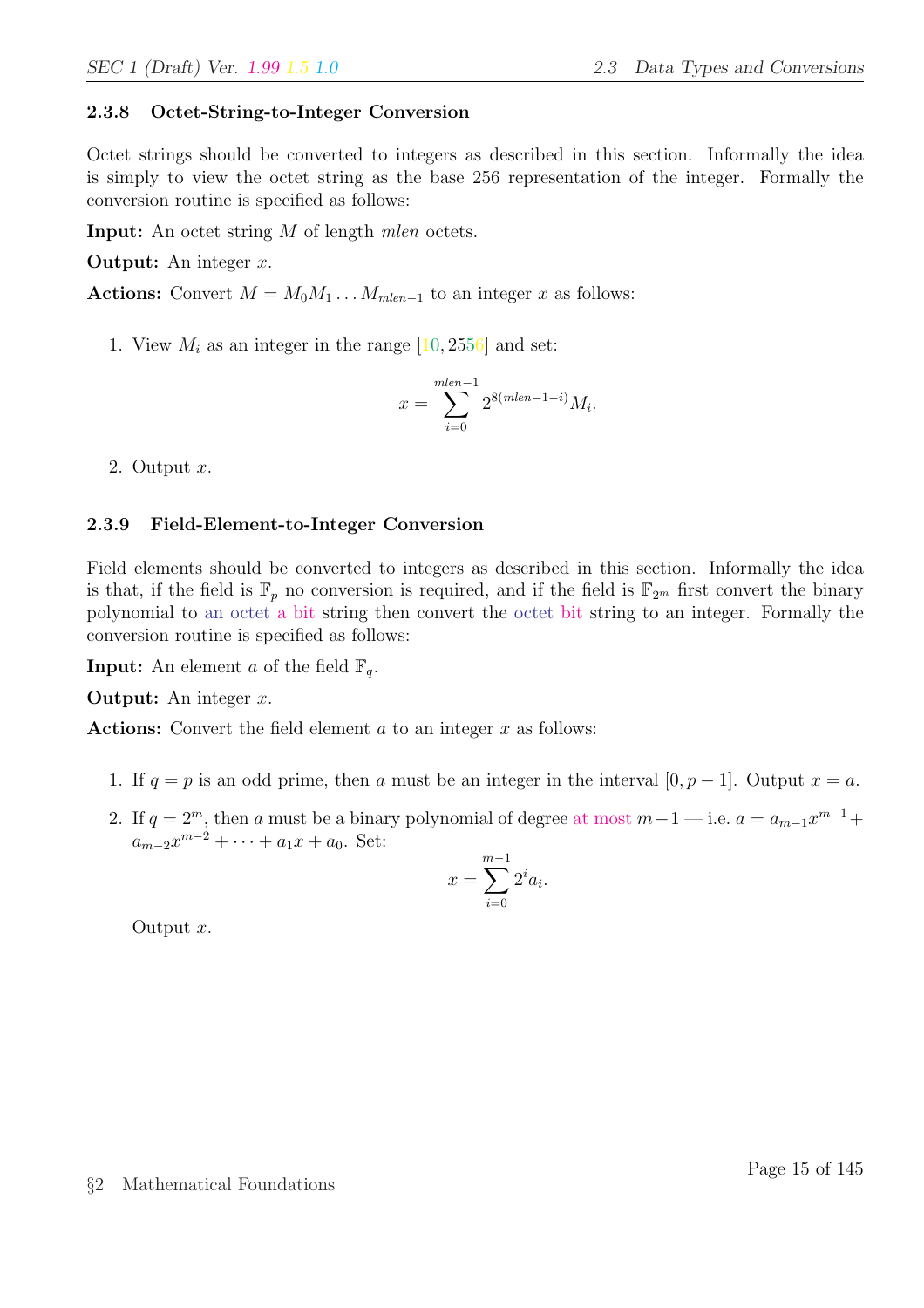#### 2.3.8 Octet-String-to-Integer Conversion

Octet strings should be converted to integers as described in this section. Informally the idea is simply to view the octet string as the base 256 representation of the integer. Formally the conversion routine is specified as follows:

**Input:** An octet string $M$ of length *mlen* octets.

**Output:** An integer $x$.

**Actions:** Convert $M = M_0M_1 \ldots M_{mlen-1}$ to an integer $x$ as follows:

1. View $M_i$ as an integer in the range $[10, 2556]$ and set:

$$x = \sum_{i=0}^{mlen-1} 2^{8(mlen-1-i)} M_i.$$

2. Output $x$.

#### 2.3.9 Field-Element-to-Integer Conversion

Field elements should be converted to integers as described in this section. Informally the idea is that, if the field is $\mathbb{F}_p$ no conversion is required, and if the field is $\mathbb{F}_{2^m}$ first convert the binary polynomial to an octet a bit string then convert the octet bit string to an integer. Formally the conversion routine is specified as follows:

**Input:** An element $a$ of the field $\mathbb{F}_q$.

**Output:** An integer $x$.

**Actions:** Convert the field element $a$ to an integer $x$ as follows:

1. If $q = p$ is an odd prime, then $a$ must be an integer in the interval $[0, p-1]$. Output $x = a$.

2. If $q = 2^m$, then $a$ must be a binary polynomial of degree at most $m-1$ — i.e. $a = a_{m-1}x^{m-1} + a_{m-2}x^{m-2} + \cdots + a_1x + a_0$. Set:

$$x = \sum_{i=0}^{m-1} 2^i a_i.$$

   Output $x$.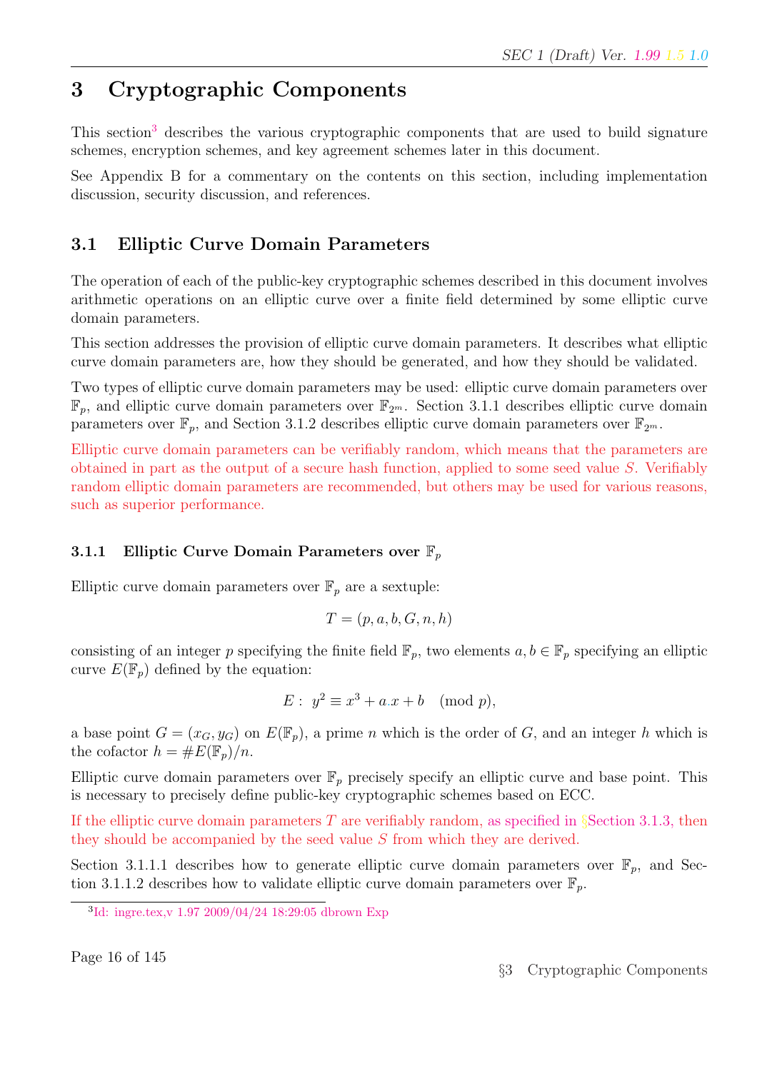# 3 Cryptographic Components

This section[3] describes the various cryptographic components that are used to build signature schemes, encryption schemes, and key agreement schemes later in this document.

See Appendix B for a commentary on the contents on this section, including implementation discussion, security discussion, and references.

## 3.1 Elliptic Curve Domain Parameters

The operation of each of the public-key cryptographic schemes described in this document involves arithmetic operations on an elliptic curve over a finite field determined by some elliptic curve domain parameters.

This section addresses the provision of elliptic curve domain parameters. It describes what elliptic curve domain parameters are, how they should be generated, and how they should be validated.

Two types of elliptic curve domain parameters may be used: elliptic curve domain parameters over $\mathbb{F}_p$, and elliptic curve domain parameters over $\mathbb{F}_{2^m}$. Section 3.1.1 describes elliptic curve domain parameters over $\mathbb{F}_p$, and Section 3.1.2 describes elliptic curve domain parameters over $\mathbb{F}_{2^m}$.

Elliptic curve domain parameters can be verifiably random, which means that the parameters are obtained in part as the output of a secure hash function, applied to some seed value $S$. Verifiably random elliptic domain parameters are recommended, but others may be used for various reasons, such as superior performance.

### 3.1.1 Elliptic Curve Domain Parameters over $\mathbb{F}_p$

Elliptic curve domain parameters over $\mathbb{F}_p$ are a sextuple:

$$T = (p, a, b, G, n, h)$$

consisting of an integer $p$ specifying the finite field $\mathbb{F}_p$, two elements $a, b \in \mathbb{F}_p$ specifying an elliptic curve $E(\mathbb{F}_p)$ defined by the equation:

$$E : \; y^2 \equiv x^3 + a.x + b \pmod{p},$$

a base point $G = (x_G, y_G)$ on $E(\mathbb{F}_p)$, a prime $n$ which is the order of $G$, and an integer $h$ which is the cofactor $h = \#E(\mathbb{F}_p)/n$.

Elliptic curve domain parameters over $\mathbb{F}_p$ precisely specify an elliptic curve and base point. This is necessary to precisely define public-key cryptographic schemes based on ECC.

If the elliptic curve domain parameters $T$ are verifiably random, as specified in §Section 3.1.3, then they should be accompanied by the seed value $S$ from which they are derived.

Section 3.1.1.1 describes how to generate elliptic curve domain parameters over $\mathbb{F}_p$, and Section 3.1.1.2 describes how to validate elliptic curve domain parameters over $\mathbb{F}_p$.

[3] Id: ingre.tex,v 1.97 2009/04/24 18:29:05 dbrown Exp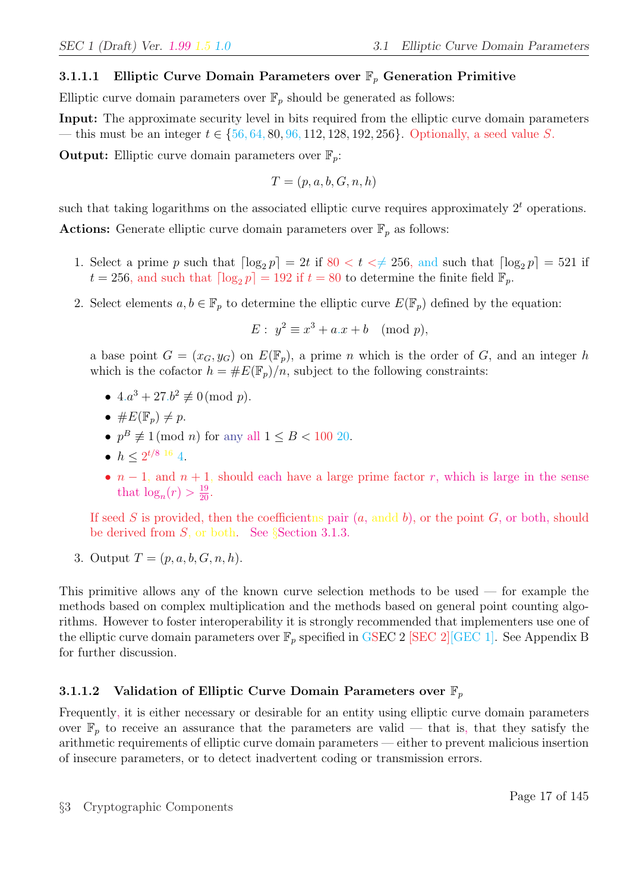#### 3.1.1.1 Elliptic Curve Domain Parameters over $\mathbb{F}_p$ Generation Primitive

Elliptic curve domain parameters over $\mathbb{F}_p$ should be generated as follows:

**Input:** The approximate security level in bits required from the elliptic curve domain parameters — this must be an integer $t \in \{56, 64, 80, 96, 112, 128, 192, 256\}$. Optionally, a seed value $S$.

**Output:** Elliptic curve domain parameters over $\mathbb{F}_p$:

$$T = (p, a, b, G, n, h)$$

such that taking logarithms on the associated elliptic curve requires approximately $2^t$ operations.

**Actions:** Generate elliptic curve domain parameters over $\mathbb{F}_p$ as follows:

1. Select a prime $p$ such that $\lceil \log_2 p \rceil = 2t$ if $80 < t <\neq 256$, and such that $\lceil \log_2 p \rceil = 521$ if $t = 256$, and such that $\lceil \log_2 p \rceil = 192$ if $t = 80$ to determine the finite field $\mathbb{F}_p$.

2. Select elements $a, b \in \mathbb{F}_p$ to determine the elliptic curve $E(\mathbb{F}_p)$ defined by the equation:

   $$E: \ y^2 \equiv x^3 + a.x + b \pmod{p},$$

   a base point $G = (x_G, y_G)$ on $E(\mathbb{F}_p)$, a prime $n$ which is the order of $G$, and an integer $h$ which is the cofactor $h = \#E(\mathbb{F}_p)/n$, subject to the following constraints:

   - $4.a^3 + 27.b^2 \not\equiv 0 \pmod{p}$.
   - $\#E(\mathbb{F}_p) \neq p$.
   - $p^B \not\equiv 1 \pmod{n}$ for any all $1 \leq B < 100$ 20.
   - $h \leq 2^{t/8}$ 16 4.
   - $n - 1$, and $n + 1$, should each have a large prime factor $r$, which is large in the sense that $\log_n(r) > \frac{19}{20}$.

   If seed $S$ is provided, then the coefficientns pair ($a$, andd $b$), or the point $G$, or both, should be derived from $S$, or both. See §Section 3.1.3.

3. Output $T = (p, a, b, G, n, h)$.

This primitive allows any of the known curve selection methods to be used — for example the methods based on complex multiplication and the methods based on general point counting algorithms. However to foster interoperability it is strongly recommended that implementers use one of the elliptic curve domain parameters over $\mathbb{F}_p$ specified in GSEC 2 [SEC 2][GEC 1]. See Appendix B for further discussion.

#### 3.1.1.2 Validation of Elliptic Curve Domain Parameters over $\mathbb{F}_p$

Frequently, it is either necessary or desirable for an entity using elliptic curve domain parameters over $\mathbb{F}_p$ to receive an assurance that the parameters are valid — that is, that they satisfy the arithmetic requirements of elliptic curve domain parameters — either to prevent malicious insertion of insecure parameters, or to detect inadvertent coding or transmission errors.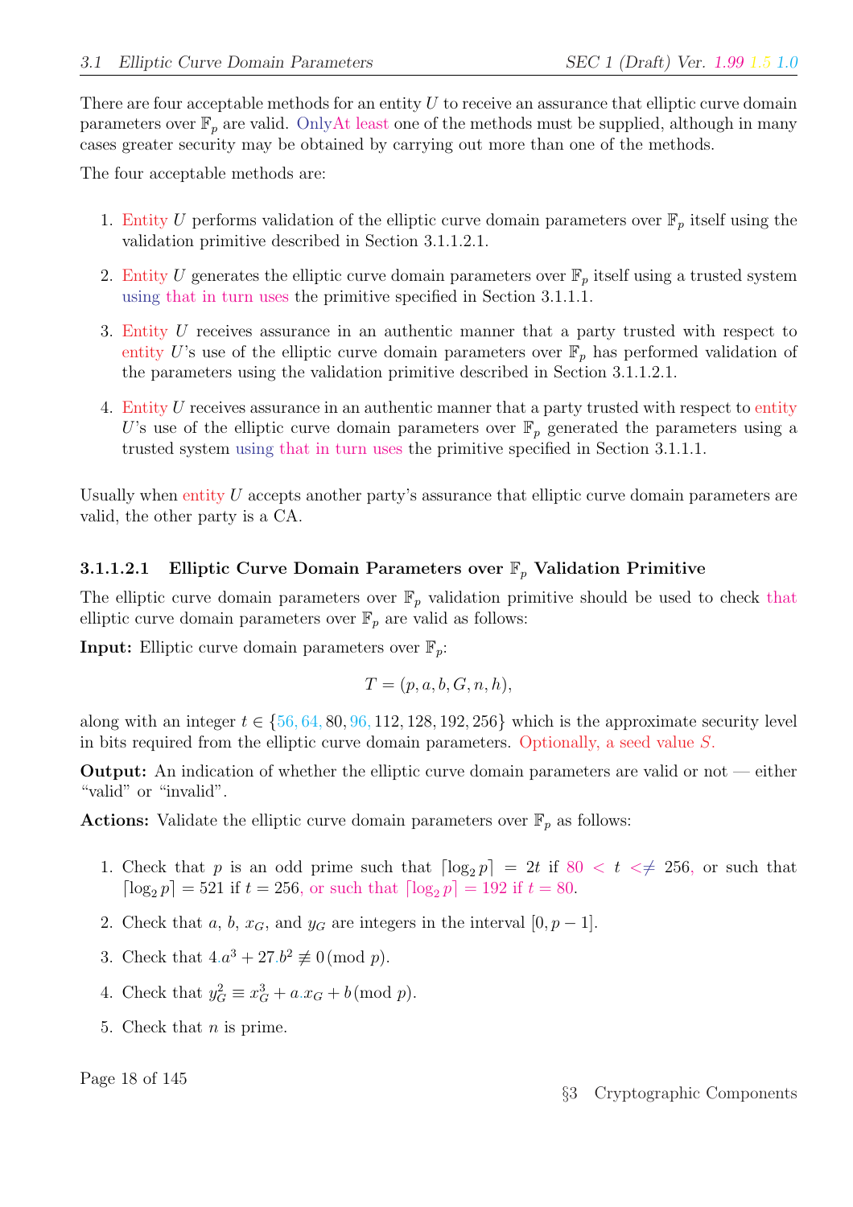There are four acceptable methods for an entity $U$ to receive an assurance that elliptic curve domain parameters over $\mathbb{F}_p$ are valid. OnlyAt least one of the methods must be supplied, although in many cases greater security may be obtained by carrying out more than one of the methods.

The four acceptable methods are:

1. Entity $U$ performs validation of the elliptic curve domain parameters over $\mathbb{F}_p$ itself using the validation primitive described in Section 3.1.1.2.1.

2. Entity $U$ generates the elliptic curve domain parameters over $\mathbb{F}_p$ itself using a trusted system using that in turn uses the primitive specified in Section 3.1.1.1.

3. Entity $U$ receives assurance in an authentic manner that a party trusted with respect to entity $U$'s use of the elliptic curve domain parameters over $\mathbb{F}_p$ has performed validation of the parameters using the validation primitive described in Section 3.1.1.2.1.

4. Entity $U$ receives assurance in an authentic manner that a party trusted with respect to entity $U$'s use of the elliptic curve domain parameters over $\mathbb{F}_p$ generated the parameters using a trusted system using that in turn uses the primitive specified in Section 3.1.1.1.

Usually when entity $U$ accepts another party's assurance that elliptic curve domain parameters are valid, the other party is a CA.

#### 3.1.1.2.1 Elliptic Curve Domain Parameters over $\mathbb{F}_p$ Validation Primitive

The elliptic curve domain parameters over $\mathbb{F}_p$ validation primitive should be used to check that elliptic curve domain parameters over $\mathbb{F}_p$ are valid as follows:

**Input:** Elliptic curve domain parameters over $\mathbb{F}_p$:

$$T = (p, a, b, G, n, h),$$

along with an integer $t \in \{56, 64, 80, 96, 112, 128, 192, 256\}$ which is the approximate security level in bits required from the elliptic curve domain parameters. Optionally, a seed value $S$.

**Output:** An indication of whether the elliptic curve domain parameters are valid or not — either "valid" or "invalid".

**Actions:** Validate the elliptic curve domain parameters over $\mathbb{F}_p$ as follows:

1. Check that $p$ is an odd prime such that $\lceil \log_2 p \rceil = 2t$ if $80 < t <\neq 256$, or such that $\lceil \log_2 p \rceil = 521$ if $t = 256$, or such that $\lceil \log_2 p \rceil = 192$ if $t = 80$.

2. Check that $a$, $b$, $x_G$, and $y_G$ are integers in the interval $[0, p-1]$.

3. Check that $4.a^3 + 27.b^2 \not\equiv 0 \pmod{p}$.

4. Check that $y_G^2 \equiv x_G^3 + a.x_G + b \pmod{p}$.

5. Check that $n$ is prime.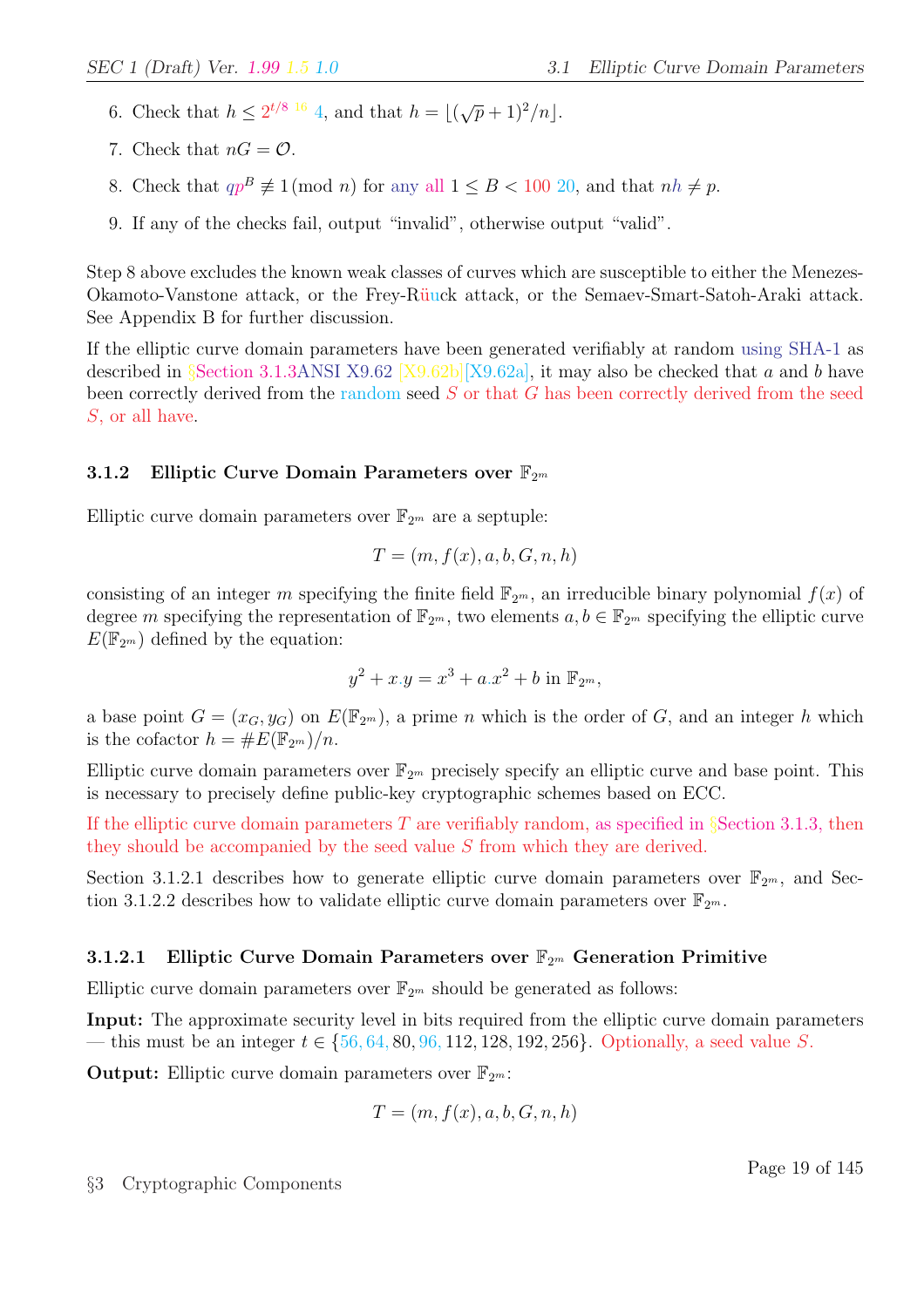6. Check that $h \le 2^{t/8}$ $16$ $4$, and that $h = \lfloor(\sqrt{p}+1)^2/n\rfloor$.

7. Check that $nG = \mathcal{O}$.

8. Check that $qp^B \not\equiv 1 \pmod{n}$ for any all $1 \le B < 100$ $20$, and that $nh \neq p$.

9. If any of the checks fail, output "invalid", otherwise output "valid".

Step 8 above excludes the known weak classes of curves which are susceptible to either the Menezes-Okamoto-Vanstone attack, or the Frey-Rüuck attack, or the Semaev-Smart-Satoh-Araki attack. See Appendix B for further discussion.

If the elliptic curve domain parameters have been generated verifiably at random using SHA-1 as described in §Section 3.1.3ANSI X9.62 [X9.62b][X9.62a], it may also be checked that $a$ and $b$ have been correctly derived from the random seed $S$ or that $G$ has been correctly derived from the seed $S$, or all have.

### 3.1.2 Elliptic Curve Domain Parameters over $\mathbb{F}_{2^m}$

Elliptic curve domain parameters over $\mathbb{F}_{2^m}$ are a septuple:

$$T = (m, f(x), a, b, G, n, h)$$

consisting of an integer $m$ specifying the finite field $\mathbb{F}_{2^m}$, an irreducible binary polynomial $f(x)$ of degree $m$ specifying the representation of $\mathbb{F}_{2^m}$, two elements $a, b \in \mathbb{F}_{2^m}$ specifying the elliptic curve $E(\mathbb{F}_{2^m})$ defined by the equation:

$$y^2 + x.y = x^3 + a.x^2 + b \text{ in } \mathbb{F}_{2^m},$$

a base point $G = (x_G, y_G)$ on $E(\mathbb{F}_{2^m})$, a prime $n$ which is the order of $G$, and an integer $h$ which is the cofactor $h = \#E(\mathbb{F}_{2^m})/n$.

Elliptic curve domain parameters over $\mathbb{F}_{2^m}$ precisely specify an elliptic curve and base point. This is necessary to precisely define public-key cryptographic schemes based on ECC.

If the elliptic curve domain parameters $T$ are verifiably random, as specified in §Section 3.1.3, then they should be accompanied by the seed value $S$ from which they are derived.

Section 3.1.2.1 describes how to generate elliptic curve domain parameters over $\mathbb{F}_{2^m}$, and Section 3.1.2.2 describes how to validate elliptic curve domain parameters over $\mathbb{F}_{2^m}$.

#### 3.1.2.1 Elliptic Curve Domain Parameters over $\mathbb{F}_{2^m}$ Generation Primitive

Elliptic curve domain parameters over $\mathbb{F}_{2^m}$ should be generated as follows:

**Input:** The approximate security level in bits required from the elliptic curve domain parameters — this must be an integer $t \in \{56, 64, 80, 96, 112, 128, 192, 256\}$. Optionally, a seed value $S$.

**Output:** Elliptic curve domain parameters over $\mathbb{F}_{2^m}$:

$$T = (m, f(x), a, b, G, n, h)$$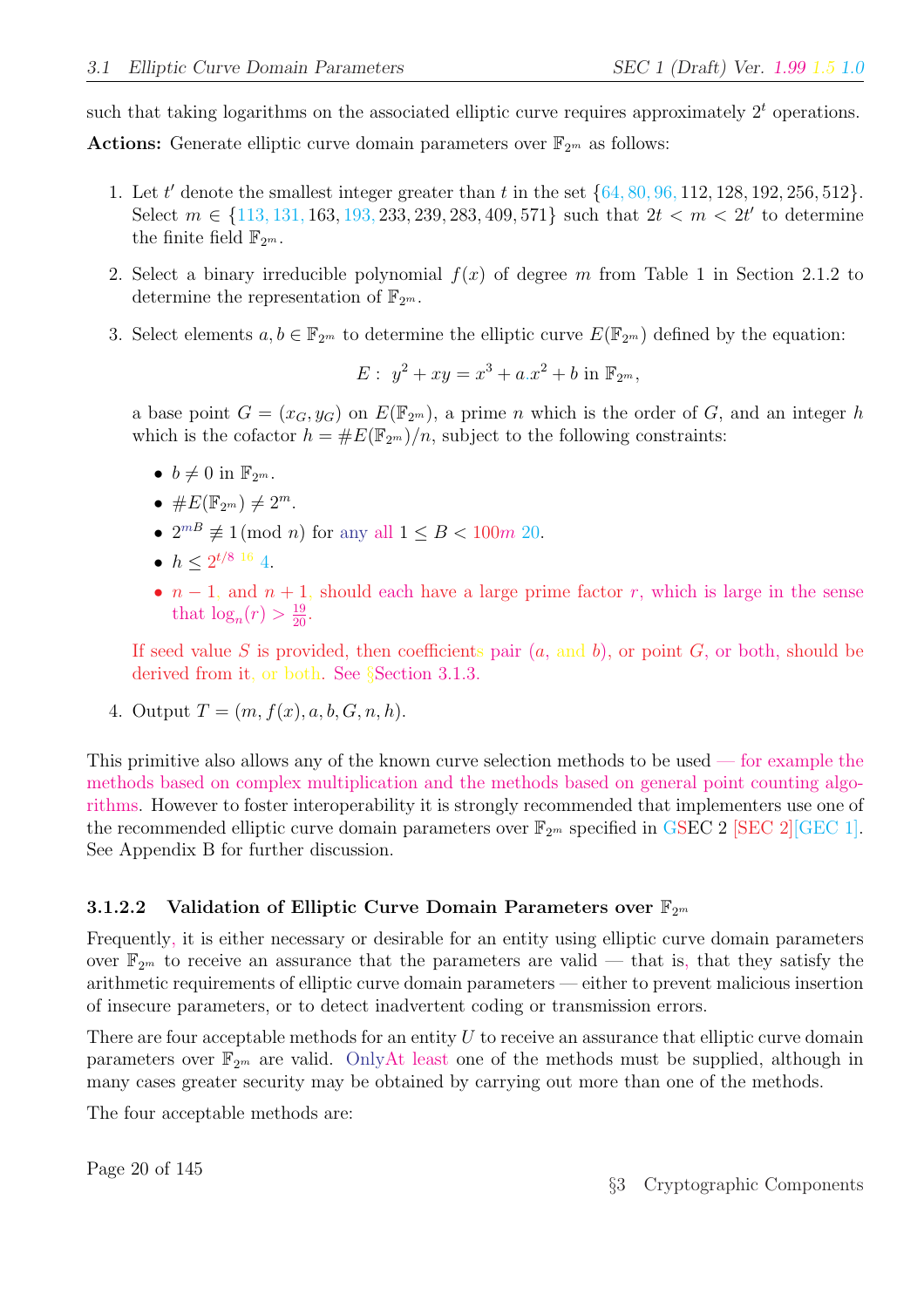such that taking logarithms on the associated elliptic curve requires approximately $2^t$ operations.

**Actions:** Generate elliptic curve domain parameters over $\mathbb{F}_{2^m}$ as follows:

1. Let $t'$ denote the smallest integer greater than $t$ in the set $\{64, 80, 96, 112, 128, 192, 256, 512\}$. Select $m \in \{113, 131, 163, 193, 233, 239, 283, 409, 571\}$ such that $2t < m < 2t'$ to determine the finite field $\mathbb{F}_{2^m}$.

2. Select a binary irreducible polynomial $f(x)$ of degree $m$ from Table 1 in Section 2.1.2 to determine the representation of $\mathbb{F}_{2^m}$.

3. Select elements $a, b \in \mathbb{F}_{2^m}$ to determine the elliptic curve $E(\mathbb{F}_{2^m})$ defined by the equation:

$$E : \; y^2 + xy = x^3 + a.x^2 + b \text{ in } \mathbb{F}_{2^m},$$

   a base point $G = (x_G, y_G)$ on $E(\mathbb{F}_{2^m})$, a prime $n$ which is the order of $G$, and an integer $h$ which is the cofactor $h = \#E(\mathbb{F}_{2^m})/n$, subject to the following constraints:

   - $b \neq 0$ in $\mathbb{F}_{2^m}$.
   - $\#E(\mathbb{F}_{2^m}) \neq 2^m$.
   - $2^{mB} \not\equiv 1 (\text{mod } n)$ for any all $1 \leq B < 100m$ 20.
   - $h \leq 2^{t/8}$ 16 4.
   - $n - 1$, and $n + 1$, should each have a large prime factor $r$, which is large in the sense that $\log_n(r) > \frac{19}{20}$.

   If seed value $S$ is provided, then coefficients pair $(a$, and $b)$, or point $G$, or both, should be derived from it, or both. See §Section 3.1.3.

4. Output $T = (m, f(x), a, b, G, n, h)$.

This primitive also allows any of the known curve selection methods to be used — for example the methods based on complex multiplication and the methods based on general point counting algorithms. However to foster interoperability it is strongly recommended that implementers use one of the recommended elliptic curve domain parameters over $\mathbb{F}_{2^m}$ specified in GSEC 2 [SEC 2][GEC 1]. See Appendix B for further discussion.

### 3.1.2.2 Validation of Elliptic Curve Domain Parameters over $\mathbb{F}_{2^m}$

Frequently, it is either necessary or desirable for an entity using elliptic curve domain parameters over $\mathbb{F}_{2^m}$ to receive an assurance that the parameters are valid — that is, that they satisfy the arithmetic requirements of elliptic curve domain parameters — either to prevent malicious insertion of insecure parameters, or to detect inadvertent coding or transmission errors.

There are four acceptable methods for an entity $U$ to receive an assurance that elliptic curve domain parameters over $\mathbb{F}_{2^m}$ are valid. OnlyAt least one of the methods must be supplied, although in many cases greater security may be obtained by carrying out more than one of the methods.

The four acceptable methods are: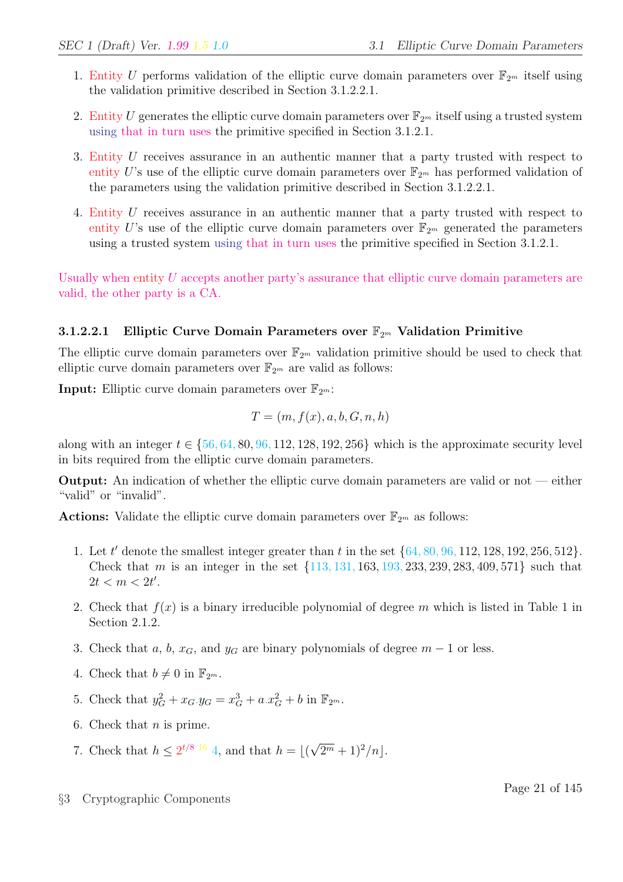1. Entity $U$ performs validation of the elliptic curve domain parameters over $\mathbb{F}_{2^m}$ itself using the validation primitive described in Section 3.1.2.2.1.

2. Entity $U$ generates the elliptic curve domain parameters over $\mathbb{F}_{2^m}$ itself using a trusted system using that in turn uses the primitive specified in Section 3.1.2.1.

3. Entity $U$ receives assurance in an authentic manner that a party trusted with respect to entity $U$'s use of the elliptic curve domain parameters over $\mathbb{F}_{2^m}$ has performed validation of the parameters using the validation primitive described in Section 3.1.2.2.1.

4. Entity $U$ receives assurance in an authentic manner that a party trusted with respect to entity $U$'s use of the elliptic curve domain parameters over $\mathbb{F}_{2^m}$ generated the parameters using a trusted system using that in turn uses the primitive specified in Section 3.1.2.1.

Usually when entity $U$ accepts another party's assurance that elliptic curve domain parameters are valid, the other party is a CA.

#### 3.1.2.2.1 Elliptic Curve Domain Parameters over $\mathbb{F}_{2^m}$ Validation Primitive

The elliptic curve domain parameters over $\mathbb{F}_{2^m}$ validation primitive should be used to check that elliptic curve domain parameters over $\mathbb{F}_{2^m}$ are valid as follows:

**Input:** Elliptic curve domain parameters over $\mathbb{F}_{2^m}$:

$$T = (m, f(x), a, b, G, n, h)$$

along with an integer $t \in \{56, 64, 80, 96, 112, 128, 192, 256\}$ which is the approximate security level in bits required from the elliptic curve domain parameters.

**Output:** An indication of whether the elliptic curve domain parameters are valid or not — either "valid" or "invalid".

**Actions:** Validate the elliptic curve domain parameters over $\mathbb{F}_{2^m}$ as follows:

1. Let $t'$ denote the smallest integer greater than $t$ in the set $\{64, 80, 96, 112, 128, 192, 256, 512\}$. Check that $m$ is an integer in the set $\{113, 131, 163, 193, 233, 239, 283, 409, 571\}$ such that $2t < m < 2t'$.

2. Check that $f(x)$ is a binary irreducible polynomial of degree $m$ which is listed in Table 1 in Section 2.1.2.

3. Check that $a$, $b$, $x_G$, and $y_G$ are binary polynomials of degree $m - 1$ or less.

4. Check that $b \neq 0$ in $\mathbb{F}_{2^m}$.

5. Check that $y_G^2 + x_G.y_G = x_G^3 + a.x_G^2 + b$ in $\mathbb{F}_{2^m}$.

6. Check that $n$ is prime.

7. Check that $h \leq 2^{t/8}$ $16$ $4$, and that $h = \lfloor (\sqrt{2^m} + 1)^2 / n \rfloor$.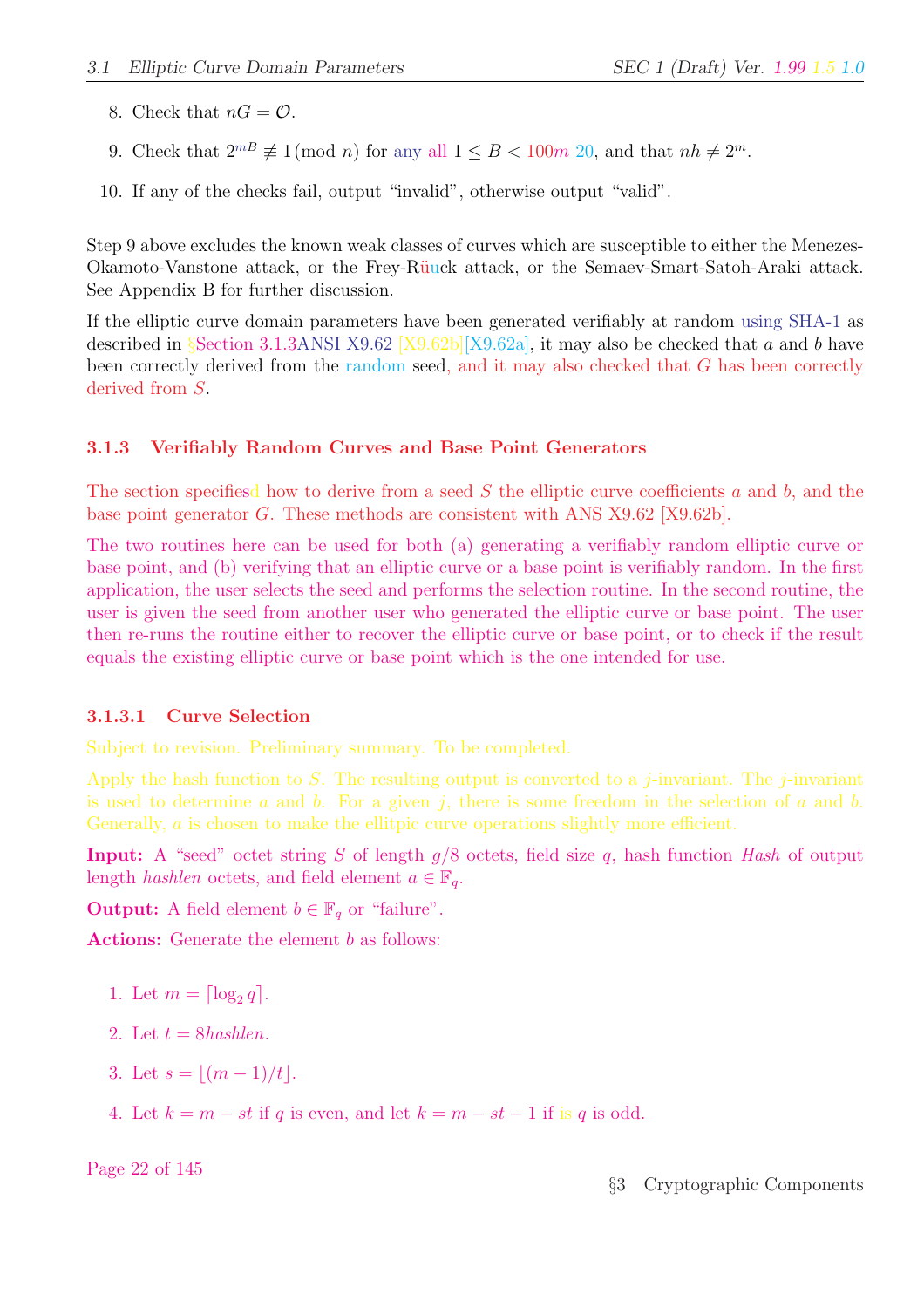8. Check that $nG = \mathcal{O}$.

9. Check that $2^{mB} \not\equiv 1 \pmod{n}$ for any all $1 \leq B < 100m$ 20, and that $nh \neq 2^m$.

10. If any of the checks fail, output "invalid", otherwise output "valid".

Step 9 above excludes the known weak classes of curves which are susceptible to either the Menezes-Okamoto-Vanstone attack, or the Frey-Rüuck attack, or the Semaev-Smart-Satoh-Araki attack. See Appendix B for further discussion.

If the elliptic curve domain parameters have been generated verifiably at random using SHA-1 as described in §Section 3.1.3ANSI X9.62 [X9.62b][X9.62a], it may also be checked that $a$ and $b$ have been correctly derived from the random seed, and it may also checked that $G$ has been correctly derived from $S$.

### 3.1.3 Verifiably Random Curves and Base Point Generators

The section specifiesd how to derive from a seed $S$ the elliptic curve coefficients $a$ and $b$, and the base point generator $G$. These methods are consistent with ANS X9.62 [X9.62b].

The two routines here can be used for both (a) generating a verifiably random elliptic curve or base point, and (b) verifying that an elliptic curve or a base point is verifiably random. In the first application, the user selects the seed and performs the selection routine. In the second routine, the user is given the seed from another user who generated the elliptic curve or base point. The user then re-runs the routine either to recover the elliptic curve or base point, or to check if the result equals the existing elliptic curve or base point which is the one intended for use.

#### 3.1.3.1 Curve Selection

Subject to revision. Preliminary summary. To be completed.

Apply the hash function to $S$. The resulting output is converted to a $j$-invariant. The $j$-invariant is used to determine $a$ and $b$. For a given $j$, there is some freedom in the selection of $a$ and $b$. Generally, $a$ is chosen to make the ellitpic curve operations slightly more efficient.

**Input:** A "seed" octet string $S$ of length $g/8$ octets, field size $q$, hash function *Hash* of output length *hashlen* octets, and field element $a \in \mathbb{F}_q$.

**Output:** A field element $b \in \mathbb{F}_q$ or "failure".

**Actions:** Generate the element $b$ as follows:

1. Let $m = \lceil \log_2 q \rceil$.

2. Let $t = 8hashlen$.

3. Let $s = \lfloor (m-1)/t \rfloor$.

4. Let $k = m - st$ if $q$ is even, and let $k = m - st - 1$ if is $q$ is odd.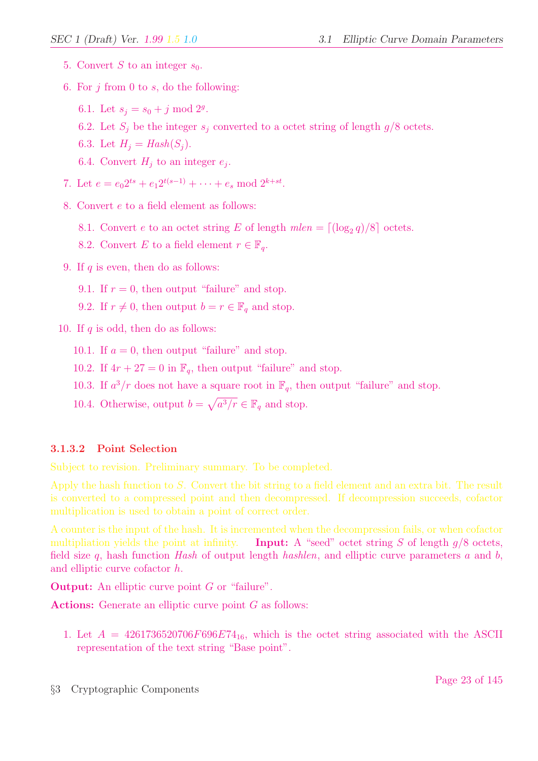5. Convert $S$ to an integer $s_0$.

6. For $j$ from 0 to $s$, do the following:

   6.1. Let $s_j = s_0 + j \bmod 2^g$.

   6.2. Let $S_j$ be the integer $s_j$ converted to a octet string of length $g/8$ octets.

   6.3. Let $H_j = Hash(S_j)$.

   6.4. Convert $H_j$ to an integer $e_j$.

7. Let $e = e_0 2^{ts} + e_1 2^{t(s-1)} + \cdots + e_s \bmod 2^{k+st}$.

8. Convert $e$ to a field element as follows:

   8.1. Convert $e$ to an octet string $E$ of length $mlen = \lceil (\log_2 q)/8 \rceil$ octets.

   8.2. Convert $E$ to a field element $r \in \mathbb{F}_q$.

9. If $q$ is even, then do as follows:

   9.1. If $r = 0$, then output "failure" and stop.

   9.2. If $r \neq 0$, then output $b = r \in \mathbb{F}_q$ and stop.

10. If $q$ is odd, then do as follows:

    10.1. If $a = 0$, then output "failure" and stop.

    10.2. If $4r + 27 = 0$ in $\mathbb{F}_q$, then output "failure" and stop.

    10.3. If $a^3/r$ does not have a square root in $\mathbb{F}_q$, then output "failure" and stop.

    10.4. Otherwise, output $b = \sqrt{a^3/r} \in \mathbb{F}_q$ and stop.

#### 3.1.3.2 Point Selection

Subject to revision. Preliminary summary. To be completed.

Apply the hash function to $S$. Convert the bit string to a field element and an extra bit. The result is converted to a compressed point and then decompressed. If decompression succeeds, cofactor multiplication is used to obtain a point of correct order.

A counter is the input of the hash. It is incremented when the decompression fails, or when cofactor multipliation yields the point at infinity. **Input:** A "seed" octet string $S$ of length $g/8$ octets, field size $q$, hash function $Hash$ of output length $hashlen$, and elliptic curve parameters $a$ and $b$, and elliptic curve cofactor $h$.

**Output:** An elliptic curve point $G$ or "failure".

**Actions:** Generate an elliptic curve point $G$ as follows:

1. Let $A = 4261736520706F696E74_{16}$, which is the octet string associated with the ASCII representation of the text string "Base point".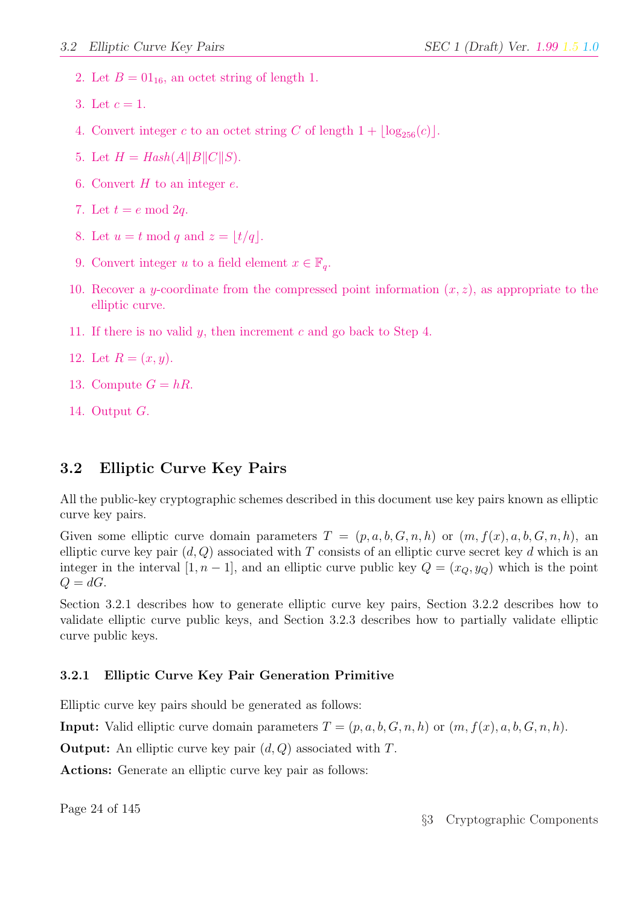2. Let $B = 01_{16}$, an octet string of length 1.
3. Let $c = 1$.
4. Convert integer $c$ to an octet string $C$ of length $1 + \lfloor \log_{256}(c) \rfloor$.
5. Let $H = Hash(A \| B \| C \| S)$.
6. Convert $H$ to an integer $e$.
7. Let $t = e \bmod 2q$.
8. Let $u = t \bmod q$ and $z = \lfloor t/q \rfloor$.
9. Convert integer $u$ to a field element $x \in \mathbb{F}_q$.
10. Recover a $y$-coordinate from the compressed point information $(x, z)$, as appropriate to the elliptic curve.
11. If there is no valid $y$, then increment $c$ and go back to Step 4.
12. Let $R = (x, y)$.
13. Compute $G = hR$.
14. Output $G$.

## 3.2 Elliptic Curve Key Pairs

All the public-key cryptographic schemes described in this document use key pairs known as elliptic curve key pairs.

Given some elliptic curve domain parameters $T = (p, a, b, G, n, h)$ or $(m, f(x), a, b, G, n, h)$, an elliptic curve key pair $(d, Q)$ associated with $T$ consists of an elliptic curve secret key $d$ which is an integer in the interval $[1, n-1]$, and an elliptic curve public key $Q = (x_Q, y_Q)$ which is the point $Q = dG$.

Section 3.2.1 describes how to generate elliptic curve key pairs, Section 3.2.2 describes how to validate elliptic curve public keys, and Section 3.2.3 describes how to partially validate elliptic curve public keys.

### 3.2.1 Elliptic Curve Key Pair Generation Primitive

Elliptic curve key pairs should be generated as follows:

**Input:** Valid elliptic curve domain parameters $T = (p, a, b, G, n, h)$ or $(m, f(x), a, b, G, n, h)$.

**Output:** An elliptic curve key pair $(d, Q)$ associated with $T$.

**Actions:** Generate an elliptic curve key pair as follows: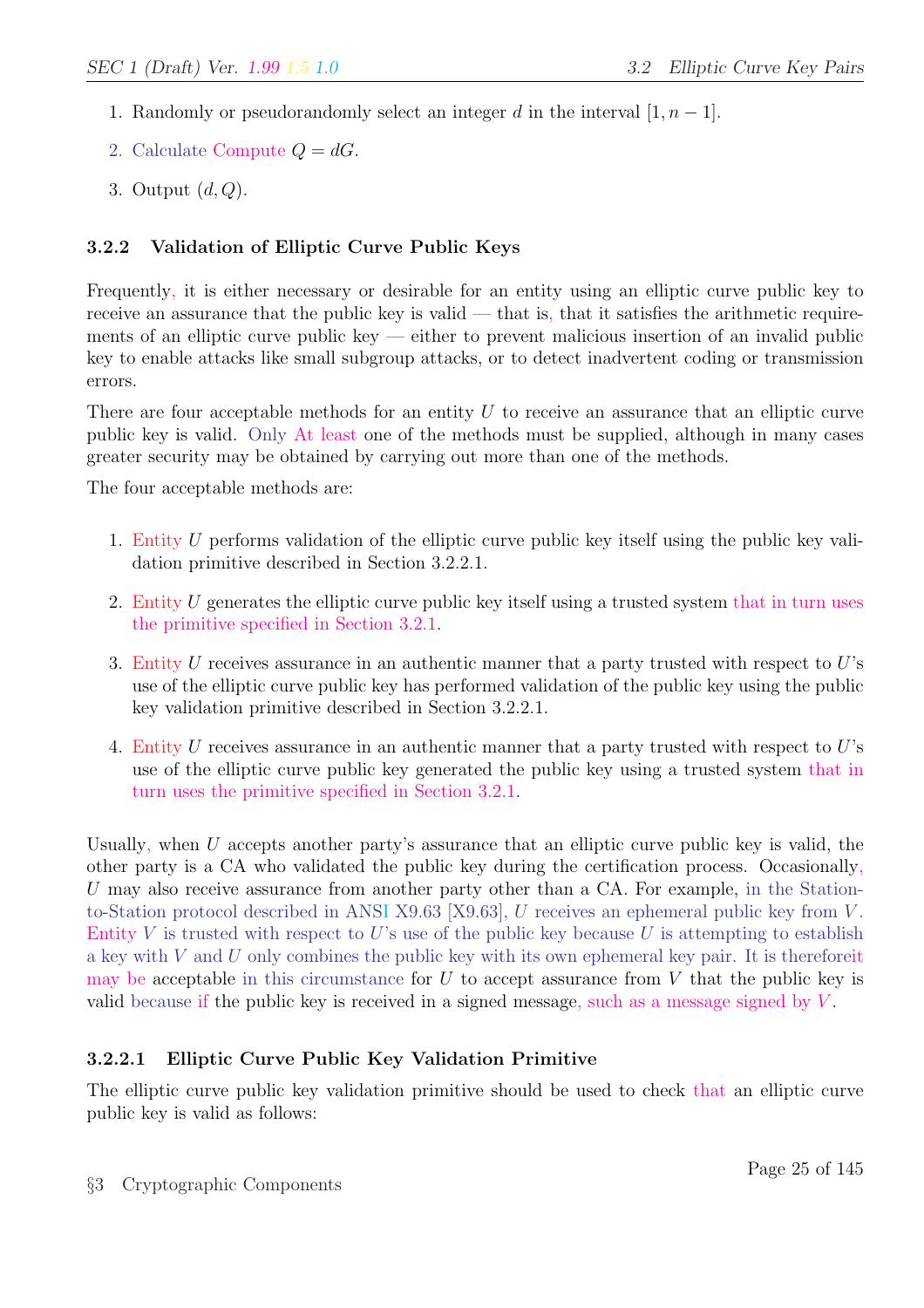1. Randomly or pseudorandomly select an integer $d$ in the interval $[1, n-1]$.
2. Calculate Compute $Q = dG$.
3. Output $(d, Q)$.

### 3.2.2 Validation of Elliptic Curve Public Keys

Frequently, it is either necessary or desirable for an entity using an elliptic curve public key to receive an assurance that the public key is valid — that is, that it satisfies the arithmetic requirements of an elliptic curve public key — either to prevent malicious insertion of an invalid public key to enable attacks like small subgroup attacks, or to detect inadvertent coding or transmission errors.

There are four acceptable methods for an entity $U$ to receive an assurance that an elliptic curve public key is valid. Only At least one of the methods must be supplied, although in many cases greater security may be obtained by carrying out more than one of the methods.

The four acceptable methods are:

1. Entity $U$ performs validation of the elliptic curve public key itself using the public key validation primitive described in Section 3.2.2.1.
2. Entity $U$ generates the elliptic curve public key itself using a trusted system that in turn uses the primitive specified in Section 3.2.1.
3. Entity $U$ receives assurance in an authentic manner that a party trusted with respect to $U$'s use of the elliptic curve public key has performed validation of the public key using the public key validation primitive described in Section 3.2.2.1.
4. Entity $U$ receives assurance in an authentic manner that a party trusted with respect to $U$'s use of the elliptic curve public key generated the public key using a trusted system that in turn uses the primitive specified in Section 3.2.1.

Usually, when $U$ accepts another party's assurance that an elliptic curve public key is valid, the other party is a CA who validated the public key during the certification process. Occasionally, $U$ may also receive assurance from another party other than a CA. For example, in the Station-to-Station protocol described in ANSI X9.63 [X9.63], $U$ receives an ephemeral public key from $V$. Entity $V$ is trusted with respect to $U$'s use of the public key because $U$ is attempting to establish a key with $V$ and $U$ only combines the public key with its own ephemeral key pair. It is thereforeit may be acceptable in this circumstance for $U$ to accept assurance from $V$ that the public key is valid because if the public key is received in a signed message, such as a message signed by $V$.

#### 3.2.2.1 Elliptic Curve Public Key Validation Primitive

The elliptic curve public key validation primitive should be used to check that an elliptic curve public key is valid as follows: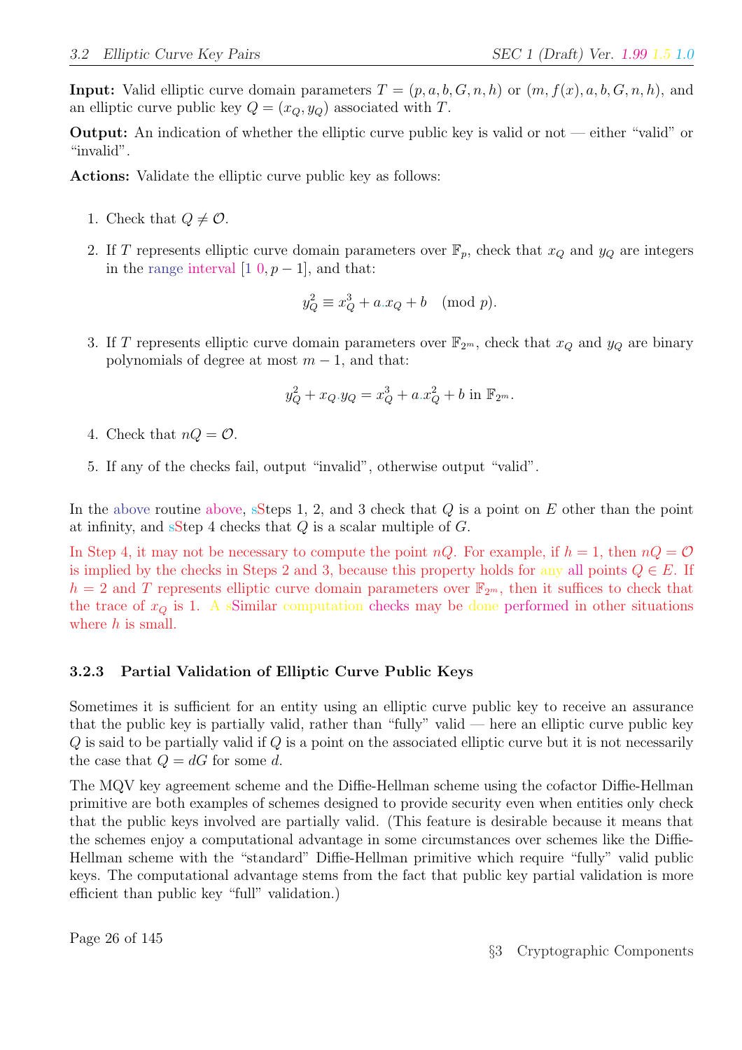**Input:** Valid elliptic curve domain parameters $T = (p, a, b, G, n, h)$ or $(m, f(x), a, b, G, n, h)$, and an elliptic curve public key $Q = (x_Q, y_Q)$ associated with $T$.

**Output:** An indication of whether the elliptic curve public key is valid or not — either "valid" or "invalid".

**Actions:** Validate the elliptic curve public key as follows:

1. Check that $Q \neq \mathcal{O}$.

2. If $T$ represents elliptic curve domain parameters over $\mathbb{F}_p$, check that $x_Q$ and $y_Q$ are integers in the range interval $[1\ 0, p-1]$, and that:

$$y_Q^2 \equiv x_Q^3 + a.x_Q + b \pmod{p}.$$

3. If $T$ represents elliptic curve domain parameters over $\mathbb{F}_{2^m}$, check that $x_Q$ and $y_Q$ are binary polynomials of degree at most $m-1$, and that:

$$y_Q^2 + x_Q.y_Q = x_Q^3 + a.x_Q^2 + b \text{ in } \mathbb{F}_{2^m}.$$

4. Check that $nQ = \mathcal{O}$.

5. If any of the checks fail, output "invalid", otherwise output "valid".

In the above routine above, sSteps 1, 2, and 3 check that $Q$ is a point on $E$ other than the point at infinity, and sStep 4 checks that $Q$ is a scalar multiple of $G$.

In Step 4, it may not be necessary to compute the point $nQ$. For example, if $h = 1$, then $nQ = \mathcal{O}$ is implied by the checks in Steps 2 and 3, because this property holds for any all points $Q \in E$. If $h = 2$ and $T$ represents elliptic curve domain parameters over $\mathbb{F}_{2^m}$, then it suffices to check that the trace of $x_Q$ is 1. A sSimilar computation checks may be done performed in other situations where $h$ is small.

### 3.2.3 Partial Validation of Elliptic Curve Public Keys

Sometimes it is sufficient for an entity using an elliptic curve public key to receive an assurance that the public key is partially valid, rather than "fully" valid — here an elliptic curve public key $Q$ is said to be partially valid if $Q$ is a point on the associated elliptic curve but it is not necessarily the case that $Q = dG$ for some $d$.

The MQV key agreement scheme and the Diffie-Hellman scheme using the cofactor Diffie-Hellman primitive are both examples of schemes designed to provide security even when entities only check that the public keys involved are partially valid. (This feature is desirable because it means that the schemes enjoy a computational advantage in some circumstances over schemes like the Diffie-Hellman scheme with the "standard" Diffie-Hellman primitive which require "fully" valid public keys. The computational advantage stems from the fact that public key partial validation is more efficient than public key "full" validation.)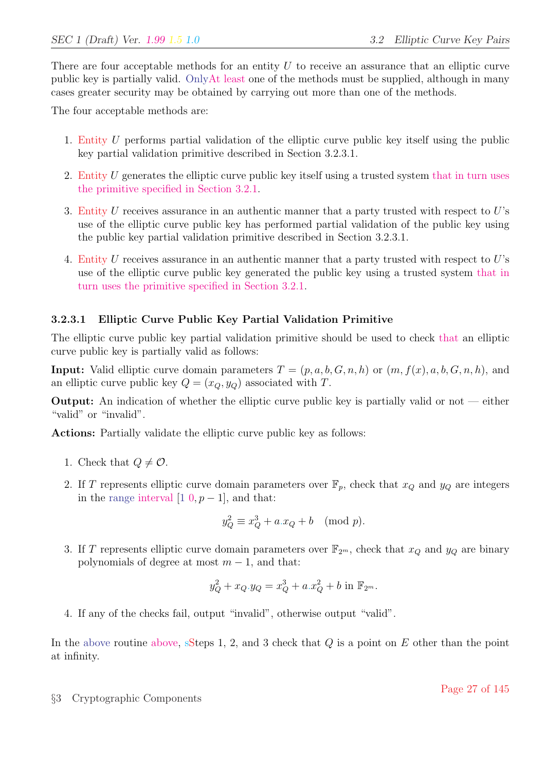There are four acceptable methods for an entity $U$ to receive an assurance that an elliptic curve public key is partially valid. OnlyAt least one of the methods must be supplied, although in many cases greater security may be obtained by carrying out more than one of the methods.

The four acceptable methods are:

1. Entity $U$ performs partial validation of the elliptic curve public key itself using the public key partial validation primitive described in Section 3.2.3.1.
2. Entity $U$ generates the elliptic curve public key itself using a trusted system that in turn uses the primitive specified in Section 3.2.1.
3. Entity $U$ receives assurance in an authentic manner that a party trusted with respect to $U$'s use of the elliptic curve public key has performed partial validation of the public key using the public key partial validation primitive described in Section 3.2.3.1.
4. Entity $U$ receives assurance in an authentic manner that a party trusted with respect to $U$'s use of the elliptic curve public key generated the public key using a trusted system that in turn uses the primitive specified in Section 3.2.1.

#### 3.2.3.1 Elliptic Curve Public Key Partial Validation Primitive

The elliptic curve public key partial validation primitive should be used to check that an elliptic curve public key is partially valid as follows:

**Input:** Valid elliptic curve domain parameters $T = (p, a, b, G, n, h)$ or $(m, f(x), a, b, G, n, h)$, and an elliptic curve public key $Q = (x_Q, y_Q)$ associated with $T$.

**Output:** An indication of whether the elliptic curve public key is partially valid or not — either "valid" or "invalid".

**Actions:** Partially validate the elliptic curve public key as follows:

1. Check that $Q \neq \mathcal{O}$.
2. If $T$ represents elliptic curve domain parameters over $\mathbb{F}_p$, check that $x_Q$ and $y_Q$ are integers in the range interval [1 0, $p - 1$], and that:
$$y_Q^2 \equiv x_Q^3 + a.x_Q + b \pmod{p}.$$
3. If $T$ represents elliptic curve domain parameters over $\mathbb{F}_{2^m}$, check that $x_Q$ and $y_Q$ are binary polynomials of degree at most $m - 1$, and that:
$$y_Q^2 + x_Q.y_Q = x_Q^3 + a.x_Q^2 + b \text{ in } \mathbb{F}_{2^m}.$$
4. If any of the checks fail, output "invalid", otherwise output "valid".

In the above routine above, sSteps 1, 2, and 3 check that $Q$ is a point on $E$ other than the point at infinity.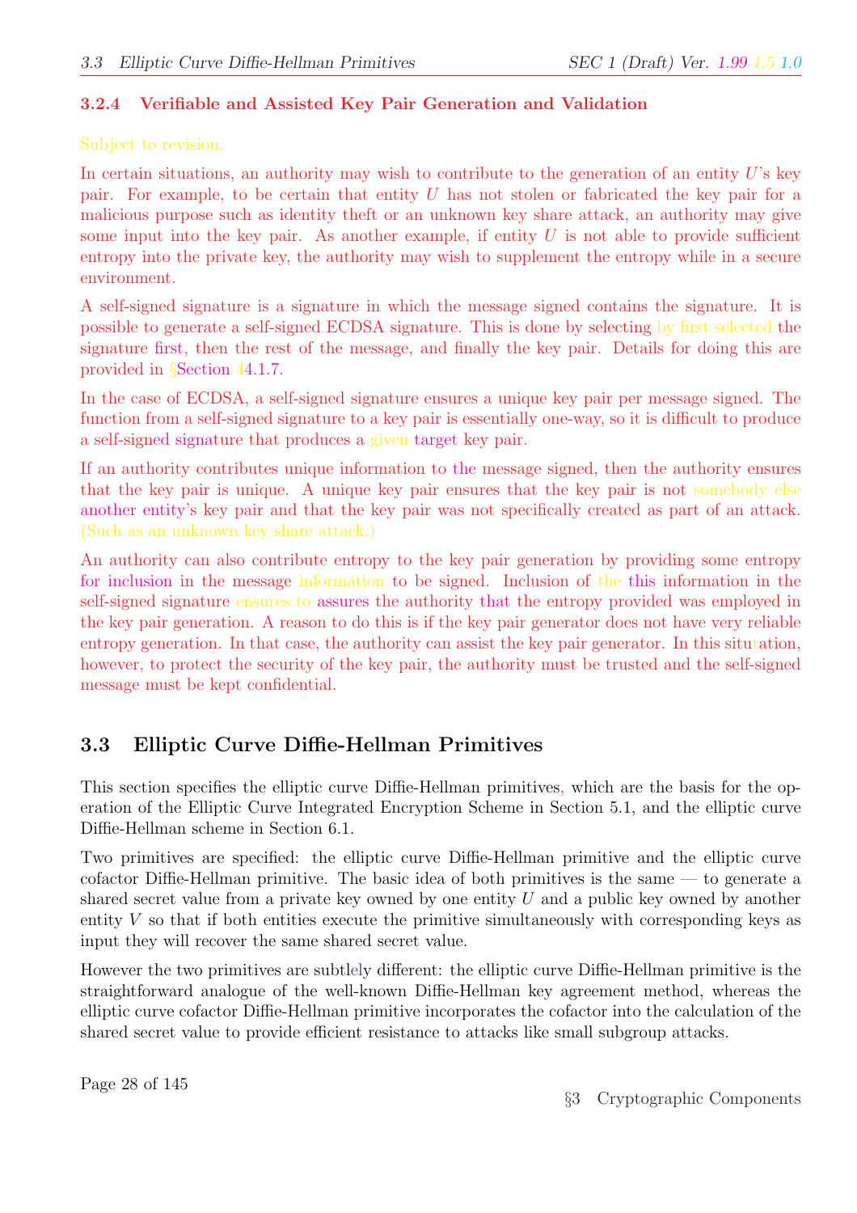### 3.2.4 Verifiable and Assisted Key Pair Generation and Validation

Subject to revision.

In certain situations, an authority may wish to contribute to the generation of an entity $U$'s key pair. For example, to be certain that entity $U$ has not stolen or fabricated the key pair for a malicious purpose such as identity theft or an unknown key share attack, an authority may give some input into the key pair. As another example, if entity $U$ is not able to provide sufficient entropy into the private key, the authority may wish to supplement the entropy while in a secure environment.

A self-signed signature is a signature in which the message signed contains the signature. It is possible to generate a self-signed ECDSA signature. This is done by selecting by first selected the signature first, then the rest of the message, and finally the key pair. Details for doing this are provided in §Section 44.1.7.

In the case of ECDSA, a self-signed signature ensures a unique key pair per message signed. The function from a self-signed signature to a key pair is essentially one-way, so it is difficult to produce a self-signed signature that produces a given target key pair.

If an authority contributes unique information to the message signed, then the authority ensures that the key pair is unique. A unique key pair ensures that the key pair is not somebody else another entity's key pair and that the key pair was not specifically created as part of an attack. (Such as an unknown key share attack.)

An authority can also contribute entropy to the key pair generation by providing some entropy for inclusion in the message information to be signed. Inclusion of the this information in the self-signed signature ensures to assures the authority that the entropy provided was employed in the key pair generation. A reason to do this is if the key pair generator does not have very reliable entropy generation. In that case, the authority can assist the key pair generator. In this situtation, however, to protect the security of the key pair, the authority must be trusted and the self-signed message must be kept confidential.

## 3.3 Elliptic Curve Diffie-Hellman Primitives

This section specifies the elliptic curve Diffie-Hellman primitives, which are the basis for the operation of the Elliptic Curve Integrated Encryption Scheme in Section 5.1, and the elliptic curve Diffie-Hellman scheme in Section 6.1.

Two primitives are specified: the elliptic curve Diffie-Hellman primitive and the elliptic curve cofactor Diffie-Hellman primitive. The basic idea of both primitives is the same — to generate a shared secret value from a private key owned by one entity $U$ and a public key owned by another entity $V$ so that if both entities execute the primitive simultaneously with corresponding keys as input they will recover the same shared secret value.

However the two primitives are subtlely different: the elliptic curve Diffie-Hellman primitive is the straightforward analogue of the well-known Diffie-Hellman key agreement method, whereas the elliptic curve cofactor Diffie-Hellman primitive incorporates the cofactor into the calculation of the shared secret value to provide efficient resistance to attacks like small subgroup attacks.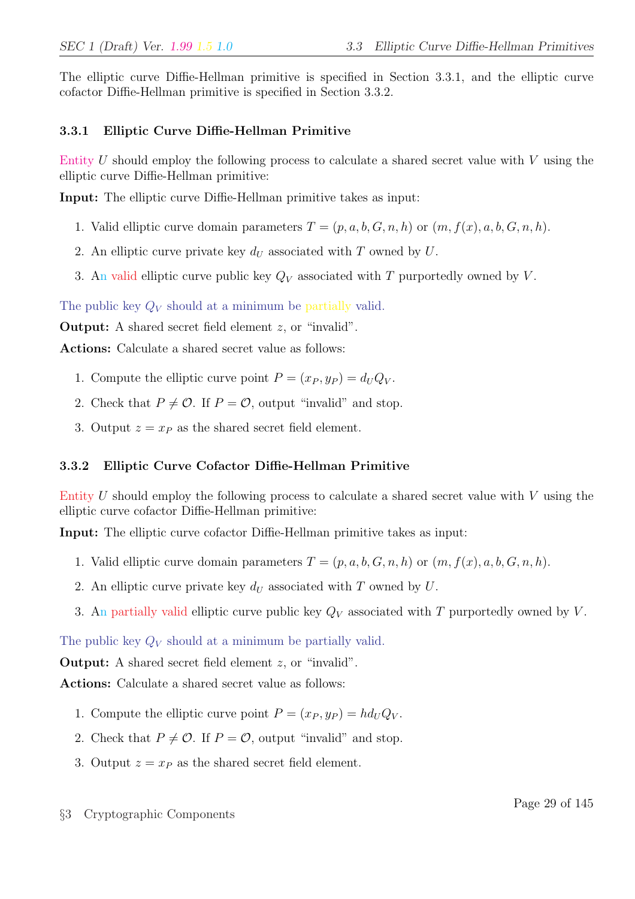The elliptic curve Diffie-Hellman primitive is specified in Section 3.3.1, and the elliptic curve cofactor Diffie-Hellman primitive is specified in Section 3.3.2.

### 3.3.1 Elliptic Curve Diffie-Hellman Primitive

Entity $U$ should employ the following process to calculate a shared secret value with $V$ using the elliptic curve Diffie-Hellman primitive:

**Input:** The elliptic curve Diffie-Hellman primitive takes as input:

1. Valid elliptic curve domain parameters $T = (p, a, b, G, n, h)$ or $(m, f(x), a, b, G, n, h)$.
2. An elliptic curve private key $d_U$ associated with $T$ owned by $U$.
3. An valid elliptic curve public key $Q_V$ associated with $T$ purportedly owned by $V$.

The public key $Q_V$ should at a minimum be partially valid.

**Output:** A shared secret field element $z$, or "invalid".

**Actions:** Calculate a shared secret value as follows:

1. Compute the elliptic curve point $P = (x_P, y_P) = d_U Q_V$.
2. Check that $P \neq \mathcal{O}$. If $P = \mathcal{O}$, output "invalid" and stop.
3. Output $z = x_P$ as the shared secret field element.

### 3.3.2 Elliptic Curve Cofactor Diffie-Hellman Primitive

Entity $U$ should employ the following process to calculate a shared secret value with $V$ using the elliptic curve cofactor Diffie-Hellman primitive:

**Input:** The elliptic curve cofactor Diffie-Hellman primitive takes as input:

1. Valid elliptic curve domain parameters $T = (p, a, b, G, n, h)$ or $(m, f(x), a, b, G, n, h)$.
2. An elliptic curve private key $d_U$ associated with $T$ owned by $U$.
3. An partially valid elliptic curve public key $Q_V$ associated with $T$ purportedly owned by $V$.

The public key $Q_V$ should at a minimum be partially valid.

**Output:** A shared secret field element $z$, or "invalid".

**Actions:** Calculate a shared secret value as follows:

1. Compute the elliptic curve point $P = (x_P, y_P) = h d_U Q_V$.
2. Check that $P \neq \mathcal{O}$. If $P = \mathcal{O}$, output "invalid" and stop.
3. Output $z = x_P$ as the shared secret field element.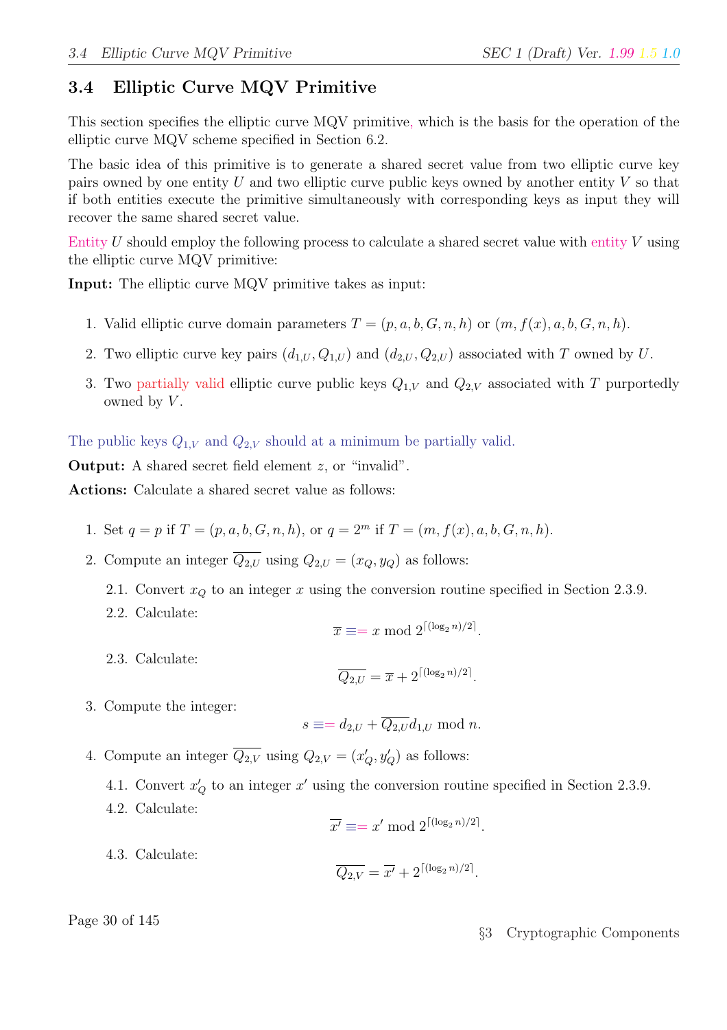## 3.4 Elliptic Curve MQV Primitive

This section specifies the elliptic curve MQV primitive, which is the basis for the operation of the elliptic curve MQV scheme specified in Section 6.2.

The basic idea of this primitive is to generate a shared secret value from two elliptic curve key pairs owned by one entity $U$ and two elliptic curve public keys owned by another entity $V$ so that if both entities execute the primitive simultaneously with corresponding keys as input they will recover the same shared secret value.

Entity $U$ should employ the following process to calculate a shared secret value with entity $V$ using the elliptic curve MQV primitive:

**Input:** The elliptic curve MQV primitive takes as input:

1. Valid elliptic curve domain parameters $T = (p, a, b, G, n, h)$ or $(m, f(x), a, b, G, n, h)$.
2. Two elliptic curve key pairs $(d_{1,U}, Q_{1,U})$ and $(d_{2,U}, Q_{2,U})$ associated with $T$ owned by $U$.
3. Two partially valid elliptic curve public keys $Q_{1,V}$ and $Q_{2,V}$ associated with $T$ purportedly owned by $V$.

The public keys $Q_{1,V}$ and $Q_{2,V}$ should at a minimum be partially valid.

**Output:** A shared secret field element $z$, or "invalid".

**Actions:** Calculate a shared secret value as follows:

1. Set $q = p$ if $T = (p, a, b, G, n, h)$, or $q = 2^m$ if $T = (m, f(x), a, b, G, n, h)$.
2. Compute an integer $\overline{Q_{2,U}}$ using $Q_{2,U} = (x_Q, y_Q)$ as follows:

   2.1. Convert $x_Q$ to an integer $x$ using the conversion routine specified in Section 2.3.9.

   2.2. Calculate:
   $$\overline{x} \equiv= x \bmod 2^{\lceil (\log_2 n)/2 \rceil}.$$

   2.3. Calculate:
   $$\overline{Q_{2,U}} = \overline{x} + 2^{\lceil (\log_2 n)/2 \rceil}.$$

3. Compute the integer:
   $$s \equiv= d_{2,U} + \overline{Q_{2,U}} d_{1,U} \bmod n.$$

4. Compute an integer $\overline{Q_{2,V}}$ using $Q_{2,V} = (x'_Q, y'_Q)$ as follows:

   4.1. Convert $x'_Q$ to an integer $x'$ using the conversion routine specified in Section 2.3.9.

   4.2. Calculate:
   $$\overline{x'} \equiv= x' \bmod 2^{\lceil (\log_2 n)/2 \rceil}.$$

   4.3. Calculate:
   $$\overline{Q_{2,V}} = \overline{x'} + 2^{\lceil (\log_2 n)/2 \rceil}.$$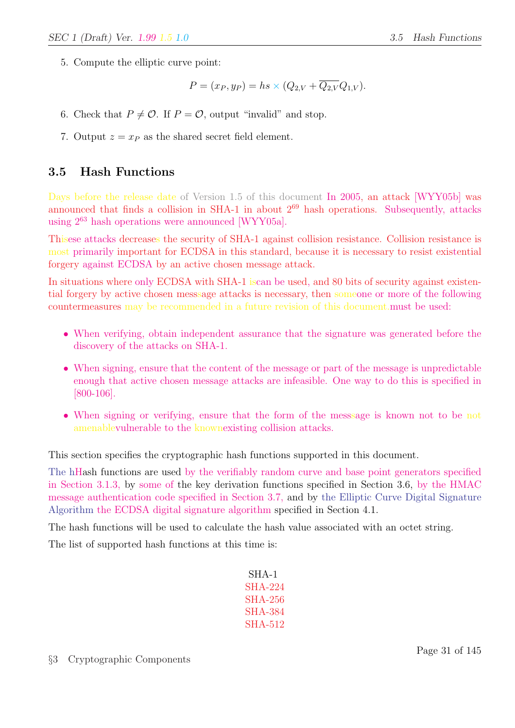5. Compute the elliptic curve point:

$$P = (x_P, y_P) = hs \times (Q_{2,V} + \overline{Q_{2,V}} Q_{1,V}).$$

6. Check that $P \neq \mathcal{O}$. If $P = \mathcal{O}$, output "invalid" and stop.

7. Output $z = x_P$ as the shared secret field element.

## 3.5 Hash Functions

Days before the release date of Version 1.5 of this document In 2005, an attack [WYY05b] was announced that finds a collision in SHA-1 in about $2^{69}$ hash operations. Subsequently, attacks using $2^{63}$ hash operations were announced [WYY05a].

Thisese attacks decreases the security of SHA-1 against collision resistance. Collision resistance is most primarily important for ECDSA in this standard, because it is necessary to resist existential forgery against ECDSA by an active chosen message attack.

In situations where only ECDSA with SHA-1 iscan be used, and 80 bits of security against existential forgery by active chosen messsage attacks is necessary, then someone or more of the following countermeasures may be recommended in a future revision of this document.must be used:

- When verifying, obtain independent assurance that the signature was generated before the discovery of the attacks on SHA-1.
- When signing, ensure that the content of the message or part of the message is unpredictable enough that active chosen message attacks are infeasible. One way to do this is specified in [800-106].
- When signing or verifying, ensure that the form of the messsage is known not to be not amenablevulnerable to the knownexisting collision attacks.

This section specifies the cryptographic hash functions supported in this document.

The hHash functions are used by the verifiably random curve and base point generators specified in Section 3.1.3, by some of the key derivation functions specified in Section 3.6, by the HMAC message authentication code specified in Section 3.7, and by the Elliptic Curve Digital Signature Algorithm the ECDSA digital signature algorithm specified in Section 4.1.

The hash functions will be used to calculate the hash value associated with an octet string.

The list of supported hash functions at this time is:

SHA-1
SHA-224
SHA-256
SHA-384
SHA-512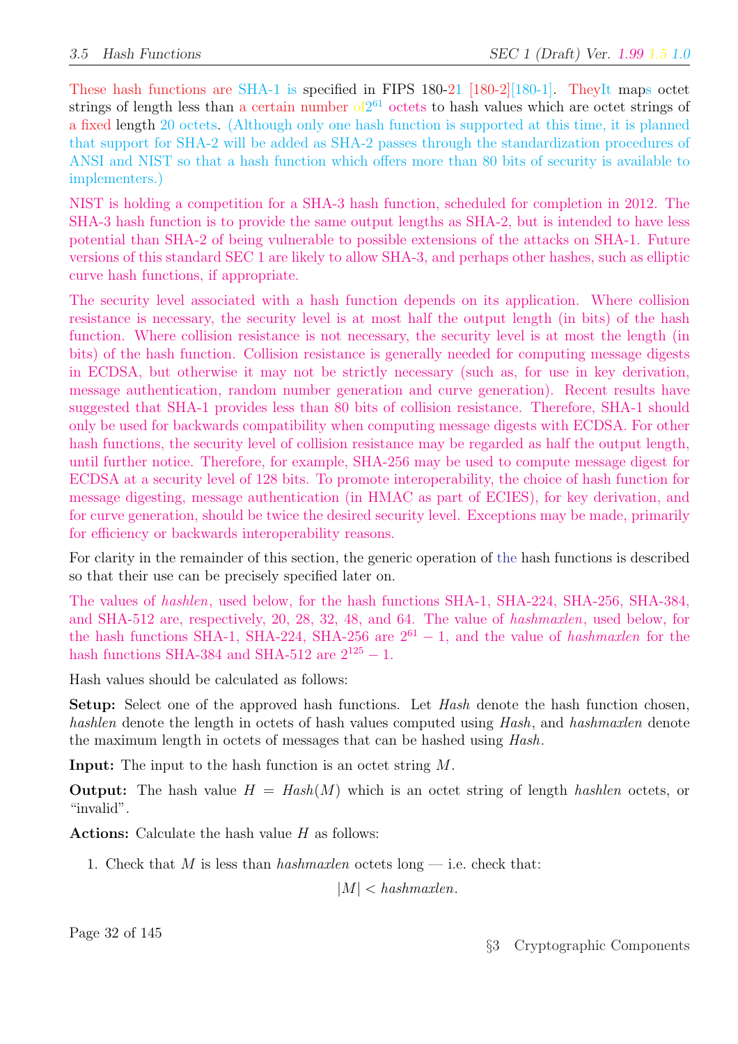These hash functions are SHA-1 is specified in FIPS 180-21 [180-2][180-1]. TheyIt maps octet strings of length less than a certain number of$2^{61}$ octets to hash values which are octet strings of a fixed length 20 octets. (Although only one hash function is supported at this time, it is planned that support for SHA-2 will be added as SHA-2 passes through the standardization procedures of ANSI and NIST so that a hash function which offers more than 80 bits of security is available to implementers.)

NIST is holding a competition for a SHA-3 hash function, scheduled for completion in 2012. The SHA-3 hash function is to provide the same output lengths as SHA-2, but is intended to have less potential than SHA-2 of being vulnerable to possible extensions of the attacks on SHA-1. Future versions of this standard SEC 1 are likely to allow SHA-3, and perhaps other hashes, such as elliptic curve hash functions, if appropriate.

The security level associated with a hash function depends on its application. Where collision resistance is necessary, the security level is at most half the output length (in bits) of the hash function. Where collision resistance is not necessary, the security level is at most the length (in bits) of the hash function. Collision resistance is generally needed for computing message digests in ECDSA, but otherwise it may not be strictly necessary (such as, for use in key derivation, message authentication, random number generation and curve generation). Recent results have suggested that SHA-1 provides less than 80 bits of collision resistance. Therefore, SHA-1 should only be used for backwards compatibility when computing message digests with ECDSA. For other hash functions, the security level of collision resistance may be regarded as half the output length, until further notice. Therefore, for example, SHA-256 may be used to compute message digest for ECDSA at a security level of 128 bits. To promote interoperability, the choice of hash function for message digesting, message authentication (in HMAC as part of ECIES), for key derivation, and for curve generation, should be twice the desired security level. Exceptions may be made, primarily for efficiency or backwards interoperability reasons.

For clarity in the remainder of this section, the generic operation of the hash functions is described so that their use can be precisely specified later on.

The values of *hashlen*, used below, for the hash functions SHA-1, SHA-224, SHA-256, SHA-384, and SHA-512 are, respectively, 20, 28, 32, 48, and 64. The value of *hashmaxlen*, used below, for the hash functions SHA-1, SHA-224, SHA-256 are $2^{61} - 1$, and the value of *hashmaxlen* for the hash functions SHA-384 and SHA-512 are $2^{125} - 1$.

Hash values should be calculated as follows:

**Setup:** Select one of the approved hash functions. Let *Hash* denote the hash function chosen, *hashlen* denote the length in octets of hash values computed using *Hash*, and *hashmaxlen* denote the maximum length in octets of messages that can be hashed using *Hash*.

**Input:** The input to the hash function is an octet string $M$.

**Output:** The hash value $H = Hash(M)$ which is an octet string of length *hashlen* octets, or "invalid".

**Actions:** Calculate the hash value $H$ as follows:

1. Check that $M$ is less than *hashmaxlen* octets long — i.e. check that:

$$|M| < hashmaxlen.$$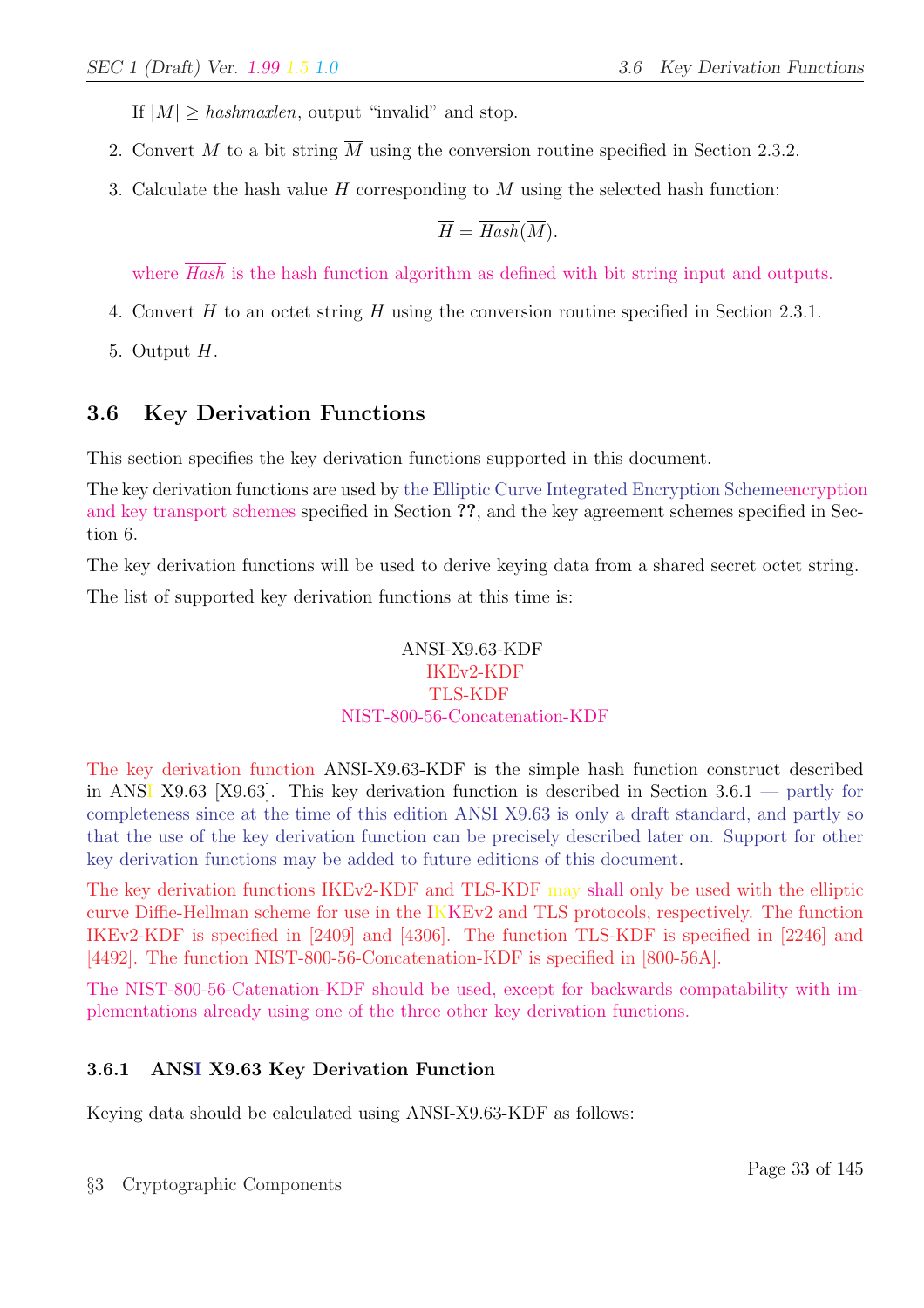If $|M| \geq hashmaxlen$, output "invalid" and stop.

2. Convert $M$ to a bit string $\overline{M}$ using the conversion routine specified in Section 2.3.2.

3. Calculate the hash value $\overline{H}$ corresponding to $\overline{M}$ using the selected hash function:

$$\overline{H} = \overline{Hash}(\overline{M}).$$

where $\overline{Hash}$ is the hash function algorithm as defined with bit string input and outputs.

4. Convert $\overline{H}$ to an octet string $H$ using the conversion routine specified in Section 2.3.1.

5. Output $H$.

## 3.6 Key Derivation Functions

This section specifies the key derivation functions supported in this document.

The key derivation functions are used by the Elliptic Curve Integrated Encryption Schemeencryption and key transport schemes specified in Section **??**, and the key agreement schemes specified in Section 6.

The key derivation functions will be used to derive keying data from a shared secret octet string.

The list of supported key derivation functions at this time is:

ANSI-X9.63-KDF
IKEv2-KDF
TLS-KDF
NIST-800-56-Concatenation-KDF

The key derivation function ANSI-X9.63-KDF is the simple hash function construct described in ANSI X9.63 [X9.63]. This key derivation function is described in Section 3.6.1 — partly for completeness since at the time of this edition ANSI X9.63 is only a draft standard, and partly so that the use of the key derivation function can be precisely described later on. Support for other key derivation functions may be added to future editions of this document.

The key derivation functions IKEv2-KDF and TLS-KDF may shall only be used with the elliptic curve Diffie-Hellman scheme for use in the IKKEv2 and TLS protocols, respectively. The function IKEv2-KDF is specified in [2409] and [4306]. The function TLS-KDF is specified in [2246] and [4492]. The function NIST-800-56-Concatenation-KDF is specified in [800-56A].

The NIST-800-56-Catenation-KDF should be used, except for backwards compatability with implementations already using one of the three other key derivation functions.

### 3.6.1 ANSI X9.63 Key Derivation Function

Keying data should be calculated using ANSI-X9.63-KDF as follows: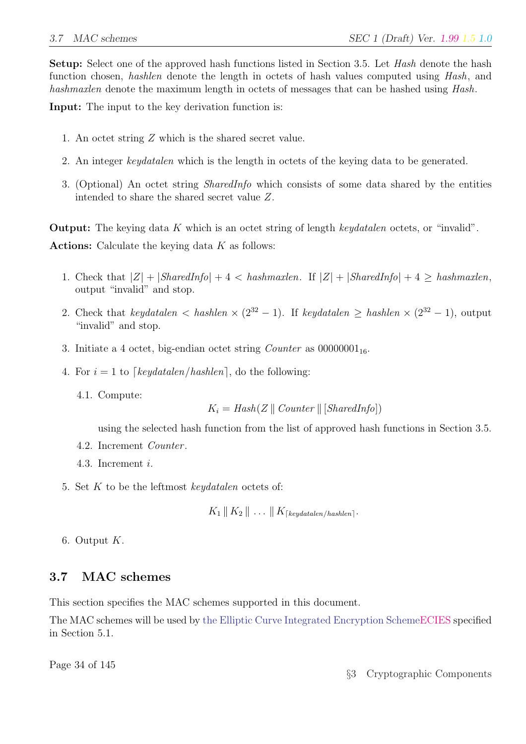**Setup:** Select one of the approved hash functions listed in Section 3.5. Let *Hash* denote the hash function chosen, *hashlen* denote the length in octets of hash values computed using *Hash*, and *hashmaxlen* denote the maximum length in octets of messages that can be hashed using *Hash*.

**Input:** The input to the key derivation function is:

1. An octet string $Z$ which is the shared secret value.
2. An integer *keydatalen* which is the length in octets of the keying data to be generated.
3. (Optional) An octet string *SharedInfo* which consists of some data shared by the entities intended to share the shared secret value $Z$.

**Output:** The keying data $K$ which is an octet string of length *keydatalen* octets, or "invalid".

**Actions:** Calculate the keying data $K$ as follows:

1. Check that $|Z| + |SharedInfo| + 4 < hashmaxlen$. If $|Z| + |SharedInfo| + 4 \geq hashmaxlen$, output "invalid" and stop.
2. Check that $keydatalen < hashlen \times (2^{32} - 1)$. If $keydatalen \geq hashlen \times (2^{32} - 1)$, output "invalid" and stop.
3. Initiate a 4 octet, big-endian octet string *Counter* as $00000001_{16}$.
4. For $i = 1$ to $\lceil keydatalen/hashlen \rceil$, do the following:
   - 4.1. Compute:
   $$K_i = Hash(Z \,\|\, Counter \,\|\, [SharedInfo])$$
   using the selected hash function from the list of approved hash functions in Section 3.5.
   - 4.2. Increment *Counter*.
   - 4.3. Increment $i$.
5. Set $K$ to be the leftmost *keydatalen* octets of:
$$K_1 \,\|\, K_2 \,\|\, \ldots \,\|\, K_{\lceil keydatalen/hashlen \rceil}.$$
6. Output $K$.

## 3.7 MAC schemes

This section specifies the MAC schemes supported in this document.

The MAC schemes will be used by the Elliptic Curve Integrated Encryption SchemeECIES specified in Section 5.1.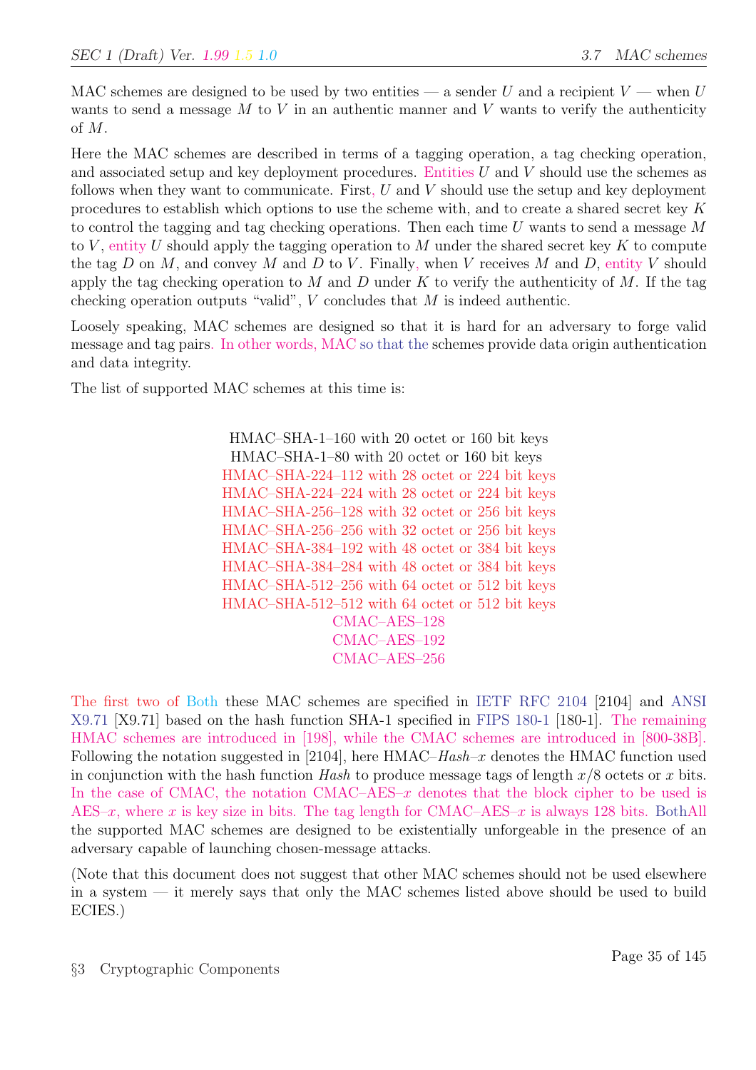MAC schemes are designed to be used by two entities — a sender $U$ and a recipient $V$ — when $U$ wants to send a message $M$ to $V$ in an authentic manner and $V$ wants to verify the authenticity of $M$.

Here the MAC schemes are described in terms of a tagging operation, a tag checking operation, and associated setup and key deployment procedures. Entities $U$ and $V$ should use the schemes as follows when they want to communicate. First, $U$ and $V$ should use the setup and key deployment procedures to establish which options to use the scheme with, and to create a shared secret key $K$ to control the tagging and tag checking operations. Then each time $U$ wants to send a message $M$ to $V$, entity $U$ should apply the tagging operation to $M$ under the shared secret key $K$ to compute the tag $D$ on $M$, and convey $M$ and $D$ to $V$. Finally, when $V$ receives $M$ and $D$, entity $V$ should apply the tag checking operation to $M$ and $D$ under $K$ to verify the authenticity of $M$. If the tag checking operation outputs "valid", $V$ concludes that $M$ is indeed authentic.

Loosely speaking, MAC schemes are designed so that it is hard for an adversary to forge valid message and tag pairs. In other words, MAC so that the schemes provide data origin authentication and data integrity.

The list of supported MAC schemes at this time is:

HMAC–SHA-1–160 with 20 octet or 160 bit keys
HMAC–SHA-1–80 with 20 octet or 160 bit keys
HMAC–SHA-224–112 with 28 octet or 224 bit keys
HMAC–SHA-224–224 with 28 octet or 224 bit keys
HMAC–SHA-256–128 with 32 octet or 256 bit keys
HMAC–SHA-256–256 with 32 octet or 256 bit keys
HMAC–SHA-384–192 with 48 octet or 384 bit keys
HMAC–SHA-384–284 with 48 octet or 384 bit keys
HMAC–SHA-512–256 with 64 octet or 512 bit keys
HMAC–SHA-512–512 with 64 octet or 512 bit keys
CMAC–AES–128
CMAC–AES–192
CMAC–AES–256

The first two of Both these MAC schemes are specified in IETF RFC 2104 [2104] and ANSI X9.71 [X9.71] based on the hash function SHA-1 specified in FIPS 180-1 [180-1]. The remaining HMAC schemes are introduced in [198], while the CMAC schemes are introduced in [800-38B]. Following the notation suggested in [2104], here HMAC–*Hash*–$x$ denotes the HMAC function used in conjunction with the hash function *Hash* to produce message tags of length $x/8$ octets or $x$ bits. In the case of CMAC, the notation CMAC–AES–$x$ denotes that the block cipher to be used is AES–$x$, where $x$ is key size in bits. The tag length for CMAC–AES–$x$ is always 128 bits. BothAll the supported MAC schemes are designed to be existentially unforgeable in the presence of an adversary capable of launching chosen-message attacks.

(Note that this document does not suggest that other MAC schemes should not be used elsewhere in a system — it merely says that only the MAC schemes listed above should be used to build ECIES.)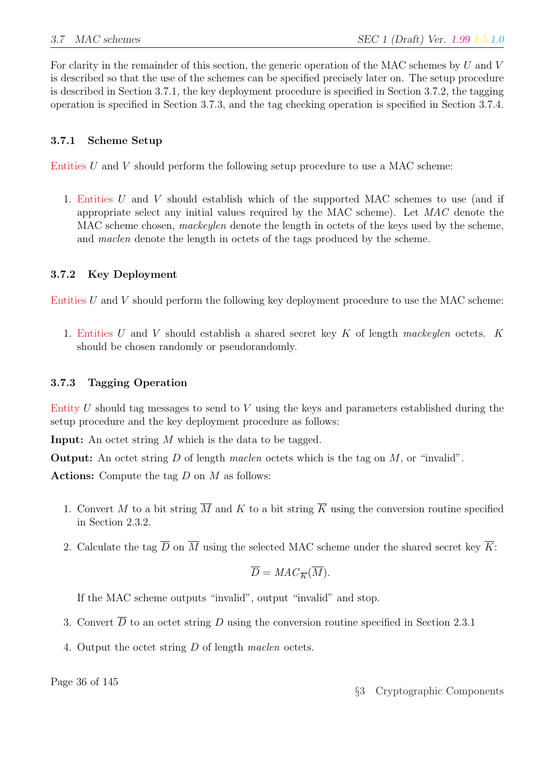For clarity in the remainder of this section, the generic operation of the MAC schemes by $U$ and $V$ is described so that the use of the schemes can be specified precisely later on. The setup procedure is described in Section 3.7.1, the key deployment procedure is specified in Section 3.7.2, the tagging operation is specified in Section 3.7.3, and the tag checking operation is specified in Section 3.7.4.

### 3.7.1 Scheme Setup

Entities $U$ and $V$ should perform the following setup procedure to use a MAC scheme:

1. Entities $U$ and $V$ should establish which of the supported MAC schemes to use (and if appropriate select any initial values required by the MAC scheme). Let $MAC$ denote the MAC scheme chosen, *mackeylen* denote the length in octets of the keys used by the scheme, and *maclen* denote the length in octets of the tags produced by the scheme.

### 3.7.2 Key Deployment

Entities $U$ and $V$ should perform the following key deployment procedure to use the MAC scheme:

1. Entities $U$ and $V$ should establish a shared secret key $K$ of length *mackeylen* octets. $K$ should be chosen randomly or pseudorandomly.

### 3.7.3 Tagging Operation

Entity $U$ should tag messages to send to $V$ using the keys and parameters established during the setup procedure and the key deployment procedure as follows:

**Input:** An octet string $M$ which is the data to be tagged.

**Output:** An octet string $D$ of length *maclen* octets which is the tag on $M$, or "invalid".

**Actions:** Compute the tag $D$ on $M$ as follows:

1. Convert $M$ to a bit string $\overline{M}$ and $K$ to a bit string $\overline{K}$ using the conversion routine specified in Section 2.3.2.
2. Calculate the tag $\overline{D}$ on $\overline{M}$ using the selected MAC scheme under the shared secret key $\overline{K}$:

$$\overline{D} = MAC_{\overline{K}}(\overline{M}).$$

   If the MAC scheme outputs "invalid", output "invalid" and stop.

3. Convert $\overline{D}$ to an octet string $D$ using the conversion routine specified in Section 2.3.1
4. Output the octet string $D$ of length *maclen* octets.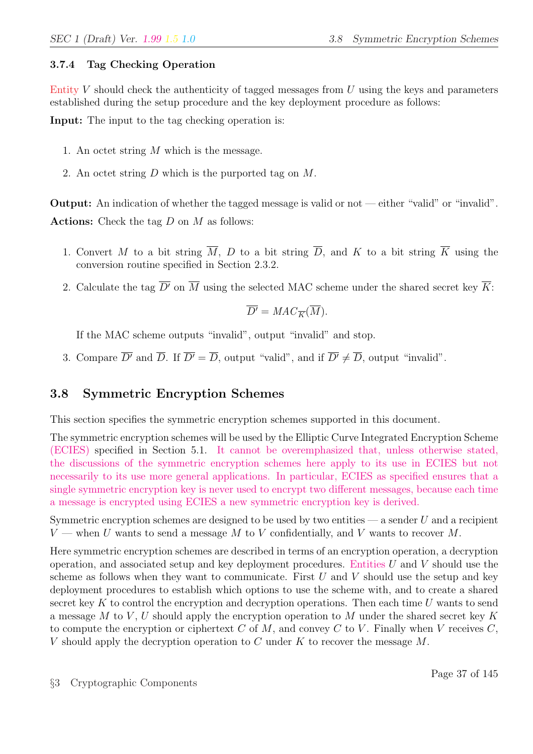### 3.7.4 Tag Checking Operation

Entity $V$ should check the authenticity of tagged messages from $U$ using the keys and parameters established during the setup procedure and the key deployment procedure as follows:

**Input:** The input to the tag checking operation is:

1. An octet string $M$ which is the message.
2. An octet string $D$ which is the purported tag on $M$.

**Output:** An indication of whether the tagged message is valid or not — either "valid" or "invalid".

**Actions:** Check the tag $D$ on $M$ as follows:

1. Convert $M$ to a bit string $\overline{M}$, $D$ to a bit string $\overline{D}$, and $K$ to a bit string $\overline{K}$ using the conversion routine specified in Section 2.3.2.
2. Calculate the tag $\overline{D'}$ on $\overline{M}$ using the selected MAC scheme under the shared secret key $\overline{K}$:

$$\overline{D'} = MAC_{\overline{K}}(\overline{M}).$$

   If the MAC scheme outputs "invalid", output "invalid" and stop.

3. Compare $\overline{D'}$ and $\overline{D}$. If $\overline{D'} = \overline{D}$, output "valid", and if $\overline{D'} \neq \overline{D}$, output "invalid".

## 3.8 Symmetric Encryption Schemes

This section specifies the symmetric encryption schemes supported in this document.

The symmetric encryption schemes will be used by the Elliptic Curve Integrated Encryption Scheme (ECIES) specified in Section 5.1. It cannot be overemphasized that, unless otherwise stated, the discussions of the symmetric encryption schemes here apply to its use in ECIES but not necessarily to its use more general applications. In particular, ECIES as specified ensures that a single symmetric encryption key is never used to encrypt two different messages, because each time a message is encrypted using ECIES a new symmetric encryption key is derived.

Symmetric encryption schemes are designed to be used by two entities — a sender $U$ and a recipient $V$ — when $U$ wants to send a message $M$ to $V$ confidentially, and $V$ wants to recover $M$.

Here symmetric encryption schemes are described in terms of an encryption operation, a decryption operation, and associated setup and key deployment procedures. Entities $U$ and $V$ should use the scheme as follows when they want to communicate. First $U$ and $V$ should use the setup and key deployment procedures to establish which options to use the scheme with, and to create a shared secret key $K$ to control the encryption and decryption operations. Then each time $U$ wants to send a message $M$ to $V$, $U$ should apply the encryption operation to $M$ under the shared secret key $K$ to compute the encryption or ciphertext $C$ of $M$, and convey $C$ to $V$. Finally when $V$ receives $C$, $V$ should apply the decryption operation to $C$ under $K$ to recover the message $M$.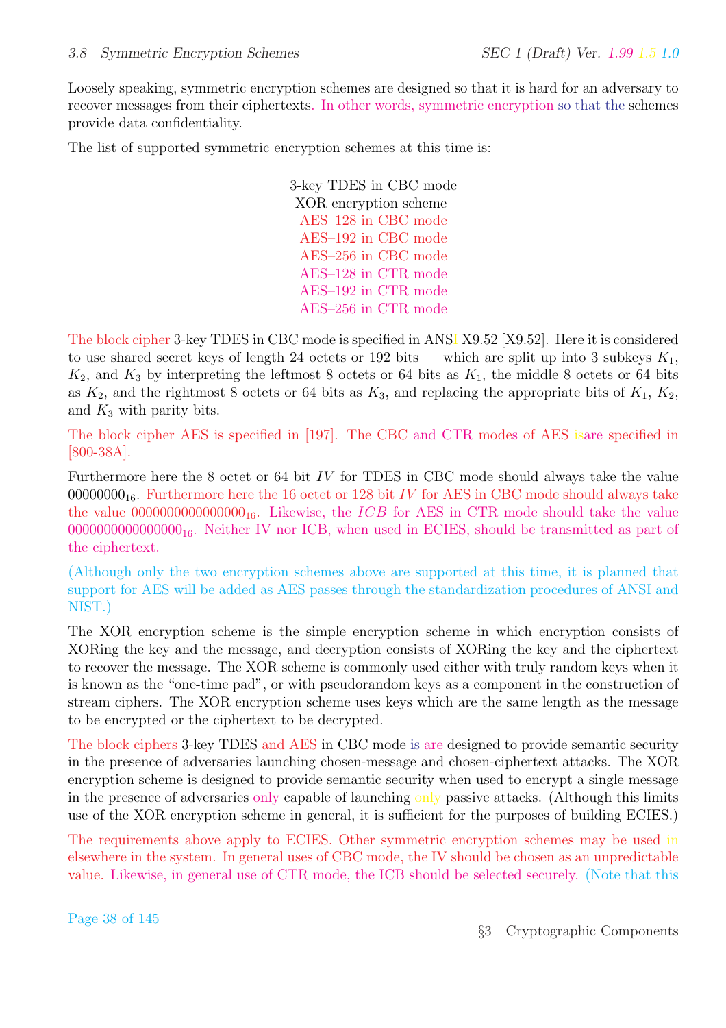Loosely speaking, symmetric encryption schemes are designed so that it is hard for an adversary to recover messages from their ciphertexts. In other words, symmetric encryption so that the schemes provide data confidentiality.

The list of supported symmetric encryption schemes at this time is:

3-key TDES in CBC mode
XOR encryption scheme
AES–128 in CBC mode
AES–192 in CBC mode
AES–256 in CBC mode
AES–128 in CTR mode
AES–192 in CTR mode
AES–256 in CTR mode

The block cipher 3-key TDES in CBC mode is specified in ANSI X9.52 [X9.52]. Here it is considered to use shared secret keys of length 24 octets or 192 bits — which are split up into 3 subkeys $K_1$, $K_2$, and $K_3$ by interpreting the leftmost 8 octets or 64 bits as $K_1$, the middle 8 octets or 64 bits as $K_2$, and the rightmost 8 octets or 64 bits as $K_3$, and replacing the appropriate bits of $K_1$, $K_2$, and $K_3$ with parity bits.

The block cipher AES is specified in [197]. The CBC and CTR modes of AES isare specified in [800-38A].

Furthermore here the 8 octet or 64 bit $IV$ for TDES in CBC mode should always take the value $00000000_{16}$. Furthermore here the 16 octet or 128 bit $IV$ for AES in CBC mode should always take the value $0000000000000000_{16}$. Likewise, the $ICB$ for AES in CTR mode should take the value $0000000000000000_{16}$. Neither IV nor ICB, when used in ECIES, should be transmitted as part of the ciphertext.

(Although only the two encryption schemes above are supported at this time, it is planned that support for AES will be added as AES passes through the standardization procedures of ANSI and NIST.)

The XOR encryption scheme is the simple encryption scheme in which encryption consists of XORing the key and the message, and decryption consists of XORing the key and the ciphertext to recover the message. The XOR scheme is commonly used either with truly random keys when it is known as the "one-time pad", or with pseudorandom keys as a component in the construction of stream ciphers. The XOR encryption scheme uses keys which are the same length as the message to be encrypted or the ciphertext to be decrypted.

The block ciphers 3-key TDES and AES in CBC mode is are designed to provide semantic security in the presence of adversaries launching chosen-message and chosen-ciphertext attacks. The XOR encryption scheme is designed to provide semantic security when used to encrypt a single message in the presence of adversaries only capable of launching only passive attacks. (Although this limits use of the XOR encryption scheme in general, it is sufficient for the purposes of building ECIES.)

The requirements above apply to ECIES. Other symmetric encryption schemes may be used in elsewhere in the system. In general uses of CBC mode, the IV should be chosen as an unpredictable value. Likewise, in general use of CTR mode, the ICB should be selected securely. (Note that this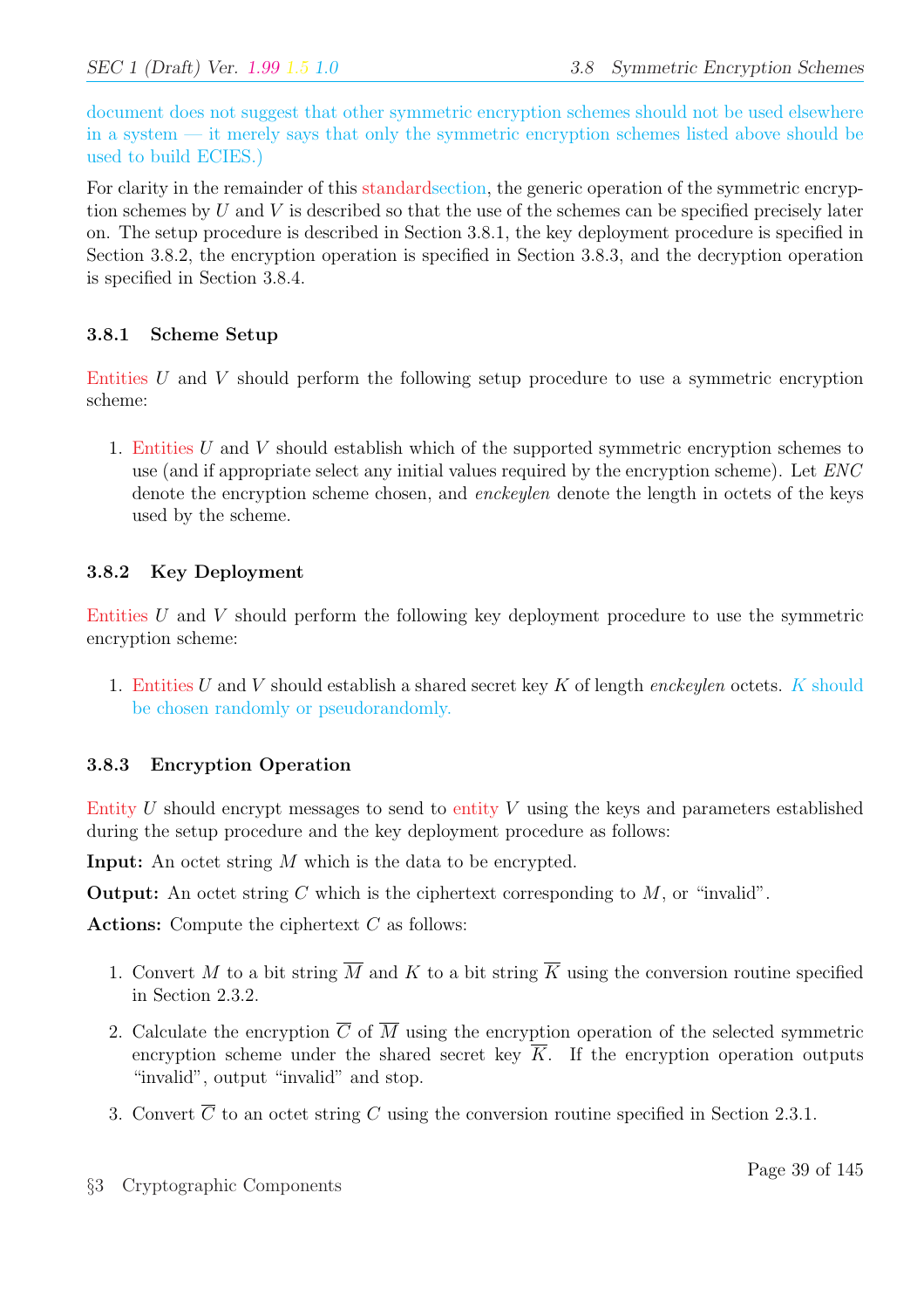document does not suggest that other symmetric encryption schemes should not be used elsewhere in a system — it merely says that only the symmetric encryption schemes listed above should be used to build ECIES.)

For clarity in the remainder of this standardsection, the generic operation of the symmetric encryption schemes by $U$ and $V$ is described so that the use of the schemes can be specified precisely later on. The setup procedure is described in Section 3.8.1, the key deployment procedure is specified in Section 3.8.2, the encryption operation is specified in Section 3.8.3, and the decryption operation is specified in Section 3.8.4.

### 3.8.1 Scheme Setup

Entities $U$ and $V$ should perform the following setup procedure to use a symmetric encryption scheme:

1. Entities $U$ and $V$ should establish which of the supported symmetric encryption schemes to use (and if appropriate select any initial values required by the encryption scheme). Let $ENC$ denote the encryption scheme chosen, and $enckeylen$ denote the length in octets of the keys used by the scheme.

### 3.8.2 Key Deployment

Entities $U$ and $V$ should perform the following key deployment procedure to use the symmetric encryption scheme:

1. Entities $U$ and $V$ should establish a shared secret key $K$ of length $enckeylen$ octets. $K$ should be chosen randomly or pseudorandomly.

### 3.8.3 Encryption Operation

Entity $U$ should encrypt messages to send to entity $V$ using the keys and parameters established during the setup procedure and the key deployment procedure as follows:

**Input:** An octet string $M$ which is the data to be encrypted.

**Output:** An octet string $C$ which is the ciphertext corresponding to $M$, or "invalid".

**Actions:** Compute the ciphertext $C$ as follows:

1. Convert $M$ to a bit string $\overline{M}$ and $K$ to a bit string $\overline{K}$ using the conversion routine specified in Section 2.3.2.
2. Calculate the encryption $\overline{C}$ of $\overline{M}$ using the encryption operation of the selected symmetric encryption scheme under the shared secret key $\overline{K}$. If the encryption operation outputs "invalid", output "invalid" and stop.
3. Convert $\overline{C}$ to an octet string $C$ using the conversion routine specified in Section 2.3.1.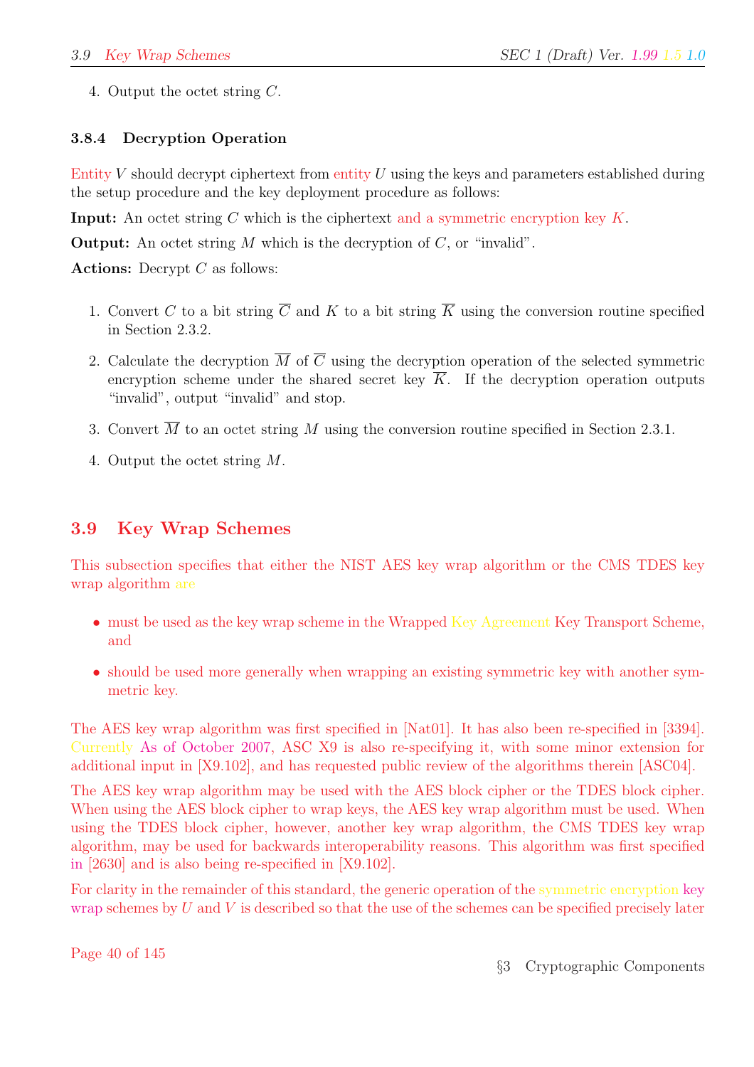4. Output the octet string $C$.

### 3.8.4 Decryption Operation

Entity $V$ should decrypt ciphertext from entity $U$ using the keys and parameters established during the setup procedure and the key deployment procedure as follows:

**Input:** An octet string $C$ which is the ciphertext and a symmetric encryption key $K$.

**Output:** An octet string $M$ which is the decryption of $C$, or "invalid".

**Actions:** Decrypt $C$ as follows:

1. Convert $C$ to a bit string $\overline{C}$ and $K$ to a bit string $\overline{K}$ using the conversion routine specified in Section 2.3.2.

2. Calculate the decryption $\overline{M}$ of $\overline{C}$ using the decryption operation of the selected symmetric encryption scheme under the shared secret key $\overline{K}$. If the decryption operation outputs "invalid", output "invalid" and stop.

3. Convert $\overline{M}$ to an octet string $M$ using the conversion routine specified in Section 2.3.1.

4. Output the octet string $M$.

## 3.9 Key Wrap Schemes

This subsection specifies that either the NIST AES key wrap algorithm or the CMS TDES key wrap algorithm are

- must be used as the key wrap scheme in the Wrapped Key Agreement Key Transport Scheme, and
- should be used more generally when wrapping an existing symmetric key with another symmetric key.

The AES key wrap algorithm was first specified in [Nat01]. It has also been re-specified in [3394]. Currently As of October 2007, ASC X9 is also re-specifying it, with some minor extension for additional input in [X9.102], and has requested public review of the algorithms therein [ASC04].

The AES key wrap algorithm may be used with the AES block cipher or the TDES block cipher. When using the AES block cipher to wrap keys, the AES key wrap algorithm must be used. When using the TDES block cipher, however, another key wrap algorithm, the CMS TDES key wrap algorithm, may be used for backwards interoperability reasons. This algorithm was first specified in [2630] and is also being re-specified in [X9.102].

For clarity in the remainder of this standard, the generic operation of the symmetric encryption key wrap schemes by $U$ and $V$ is described so that the use of the schemes can be specified precisely later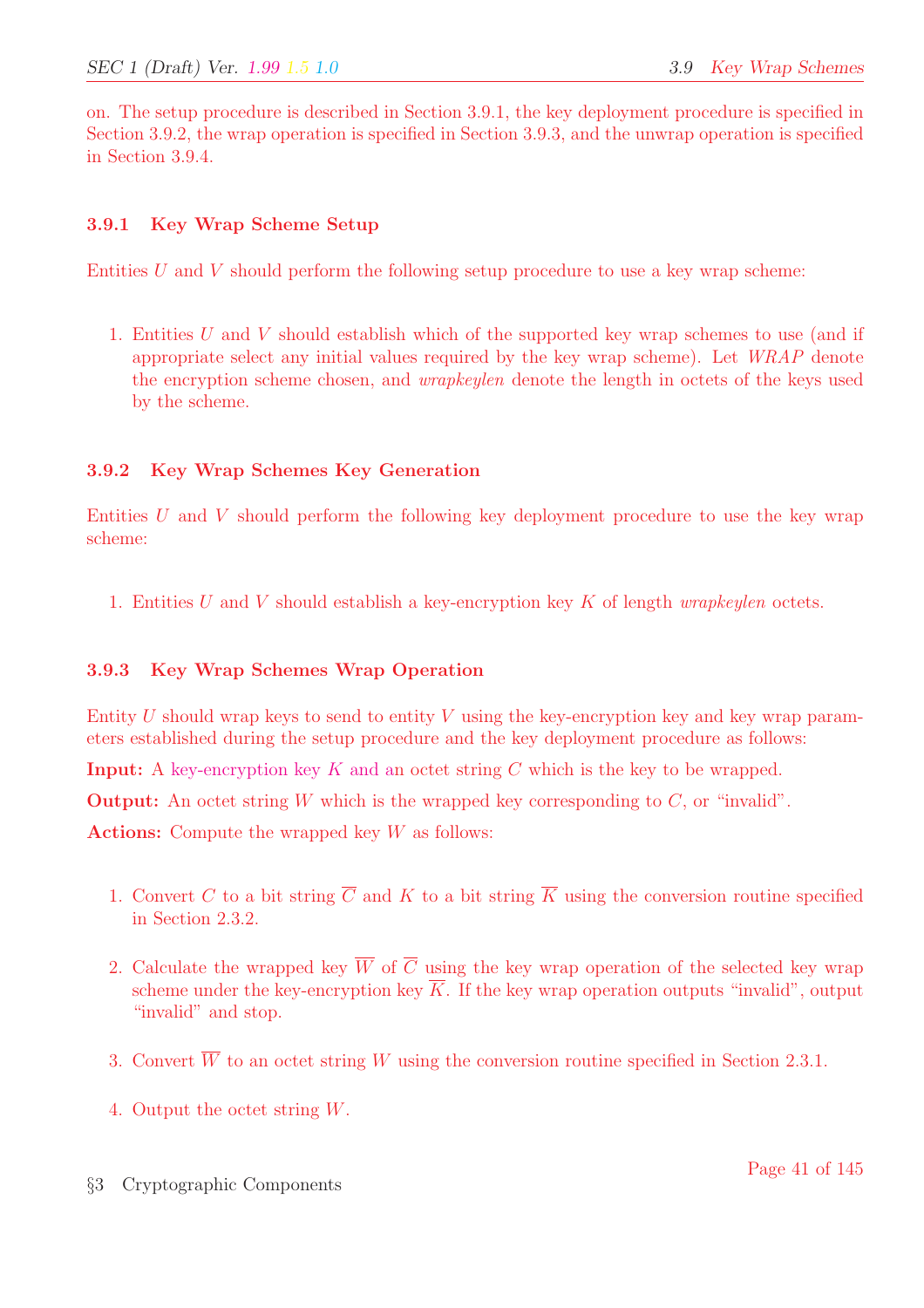on. The setup procedure is described in Section 3.9.1, the key deployment procedure is specified in Section 3.9.2, the wrap operation is specified in Section 3.9.3, and the unwrap operation is specified in Section 3.9.4.

### 3.9.1 Key Wrap Scheme Setup

Entities $U$ and $V$ should perform the following setup procedure to use a key wrap scheme:

1. Entities $U$ and $V$ should establish which of the supported key wrap schemes to use (and if appropriate select any initial values required by the key wrap scheme). Let *WRAP* denote the encryption scheme chosen, and *wrapkeylen* denote the length in octets of the keys used by the scheme.

### 3.9.2 Key Wrap Schemes Key Generation

Entities $U$ and $V$ should perform the following key deployment procedure to use the key wrap scheme:

1. Entities $U$ and $V$ should establish a key-encryption key $K$ of length *wrapkeylen* octets.

### 3.9.3 Key Wrap Schemes Wrap Operation

Entity $U$ should wrap keys to send to entity $V$ using the key-encryption key and key wrap parameters established during the setup procedure and the key deployment procedure as follows:

**Input:** A key-encryption key $K$ and an octet string $C$ which is the key to be wrapped.

**Output:** An octet string $W$ which is the wrapped key corresponding to $C$, or "invalid".

**Actions:** Compute the wrapped key $W$ as follows:

1. Convert $C$ to a bit string $\overline{C}$ and $K$ to a bit string $\overline{K}$ using the conversion routine specified in Section 2.3.2.
2. Calculate the wrapped key $\overline{W}$ of $\overline{C}$ using the key wrap operation of the selected key wrap scheme under the key-encryption key $\overline{K}$. If the key wrap operation outputs "invalid", output "invalid" and stop.
3. Convert $\overline{W}$ to an octet string $W$ using the conversion routine specified in Section 2.3.1.
4. Output the octet string $W$.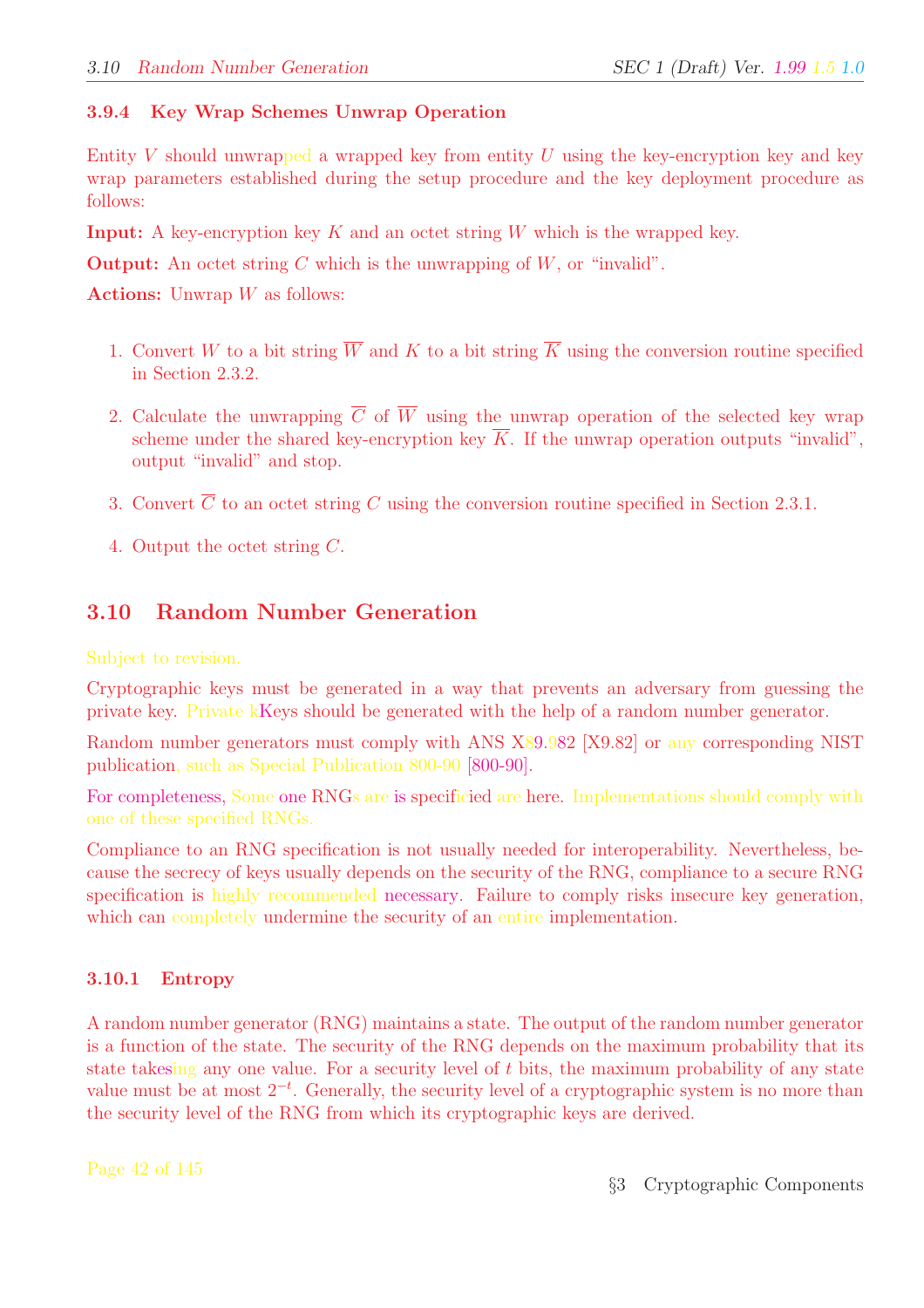### 3.9.4 Key Wrap Schemes Unwrap Operation

Entity $V$ should unwrapped a wrapped key from entity $U$ using the key-encryption key and key wrap parameters established during the setup procedure and the key deployment procedure as follows:

**Input:** A key-encryption key $K$ and an octet string $W$ which is the wrapped key.

**Output:** An octet string $C$ which is the unwrapping of $W$, or "invalid".

**Actions:** Unwrap $W$ as follows:

1. Convert $W$ to a bit string $\overline{W}$ and $K$ to a bit string $\overline{K}$ using the conversion routine specified in Section 2.3.2.

2. Calculate the unwrapping $\overline{C}$ of $\overline{W}$ using the unwrap operation of the selected key wrap scheme under the shared key-encryption key $\overline{K}$. If the unwrap operation outputs "invalid", output "invalid" and stop.

3. Convert $\overline{C}$ to an octet string $C$ using the conversion routine specified in Section 2.3.1.

4. Output the octet string $C$.

## 3.10 Random Number Generation

Subject to revision.

Cryptographic keys must be generated in a way that prevents an adversary from guessing the private key. Private kKeys should be generated with the help of a random number generator.

Random number generators must comply with ANS X89.982 [X9.82] or any corresponding NIST publication, such as Special Publication 800-90 [800-90].

For completeness, Some one RNGs are is specifcied are here. Implementations should comply with one of these specified RNGs.

Compliance to an RNG specification is not usually needed for interoperability. Nevertheless, because the secrecy of keys usually depends on the security of the RNG, compliance to a secure RNG specification is highly recommended necessary. Failure to comply risks insecure key generation, which can completely undermine the security of an entire implementation.

### 3.10.1 Entropy

A random number generator (RNG) maintains a state. The output of the random number generator is a function of the state. The security of the RNG depends on the maximum probability that its state takesing any one value. For a security level of $t$ bits, the maximum probability of any state value must be at most $2^{-t}$. Generally, the security level of a cryptographic system is no more than the security level of the RNG from which its cryptographic keys are derived.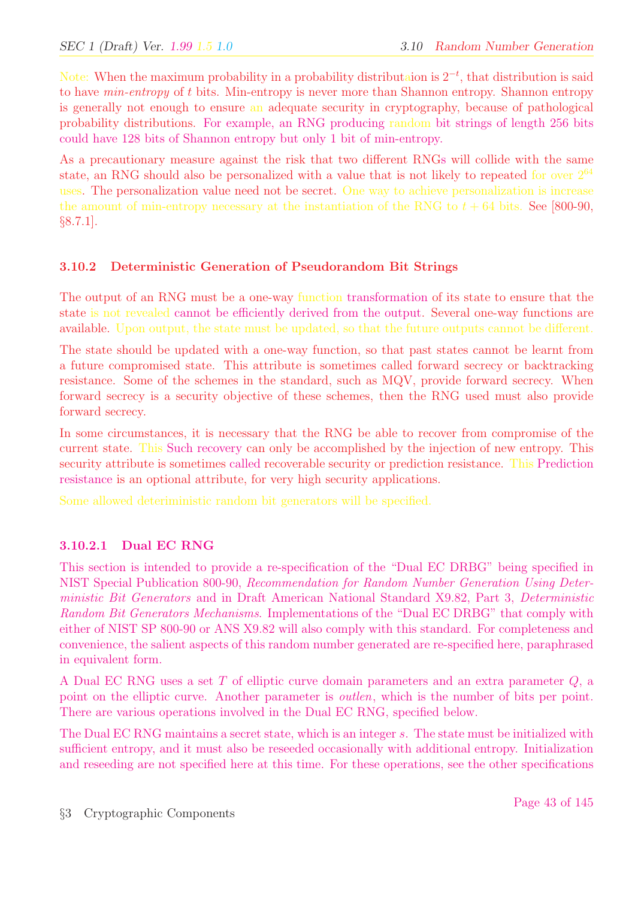Note: When the maximum probability in a probability distributaion is $2^{-t}$, that distribution is said to have *min-entropy* of $t$ bits. Min-entropy is never more than Shannon entropy. Shannon entropy is generally not enough to ensure an adequate security in cryptography, because of pathological probability distributions. For example, an RNG producing random bit strings of length 256 bits could have 128 bits of Shannon entropy but only 1 bit of min-entropy.

As a precautionary measure against the risk that two different RNGs will collide with the same state, an RNG should also be personalized with a value that is not likely to repeated for over $2^{64}$ uses. The personalization value need not be secret. One way to achieve personalization is increase the amount of min-entropy necessary at the instantiation of the RNG to $t + 64$ bits. See [800-90, §8.7.1].

### 3.10.2 Deterministic Generation of Pseudorandom Bit Strings

The output of an RNG must be a one-way function transformation of its state to ensure that the state is not revealed cannot be efficiently derived from the output. Several one-way functions are available. Upon output, the state must be updated, so that the future outputs cannot be different.

The state should be updated with a one-way function, so that past states cannot be learnt from a future compromised state. This attribute is sometimes called forward secrecy or backtracking resistance. Some of the schemes in the standard, such as MQV, provide forward secrecy. When forward secrecy is a security objective of these schemes, then the RNG used must also provide forward secrecy.

In some circumstances, it is necessary that the RNG be able to recover from compromise of the current state. This Such recovery can only be accomplished by the injection of new entropy. This security attribute is sometimes called recoverable security or prediction resistance. This Prediction resistance is an optional attribute, for very high security applications.

Some allowed deteriministic random bit generators will be specified.

#### 3.10.2.1 Dual EC RNG

This section is intended to provide a re-specification of the "Dual EC DRBG" being specified in NIST Special Publication 800-90, *Recommendation for Random Number Generation Using Deterministic Bit Generators* and in Draft American National Standard X9.82, Part 3, *Deterministic Random Bit Generators Mechanisms*. Implementations of the "Dual EC DRBG" that comply with either of NIST SP 800-90 or ANS X9.82 will also comply with this standard. For completeness and convenience, the salient aspects of this random number generated are re-specified here, paraphrased in equivalent form.

A Dual EC RNG uses a set $T$ of elliptic curve domain parameters and an extra parameter $Q$, a point on the elliptic curve. Another parameter is *outlen*, which is the number of bits per point. There are various operations involved in the Dual EC RNG, specified below.

The Dual EC RNG maintains a secret state, which is an integer $s$. The state must be initialized with sufficient entropy, and it must also be reseeded occasionally with additional entropy. Initialization and reseeding are not specified here at this time. For these operations, see the other specifications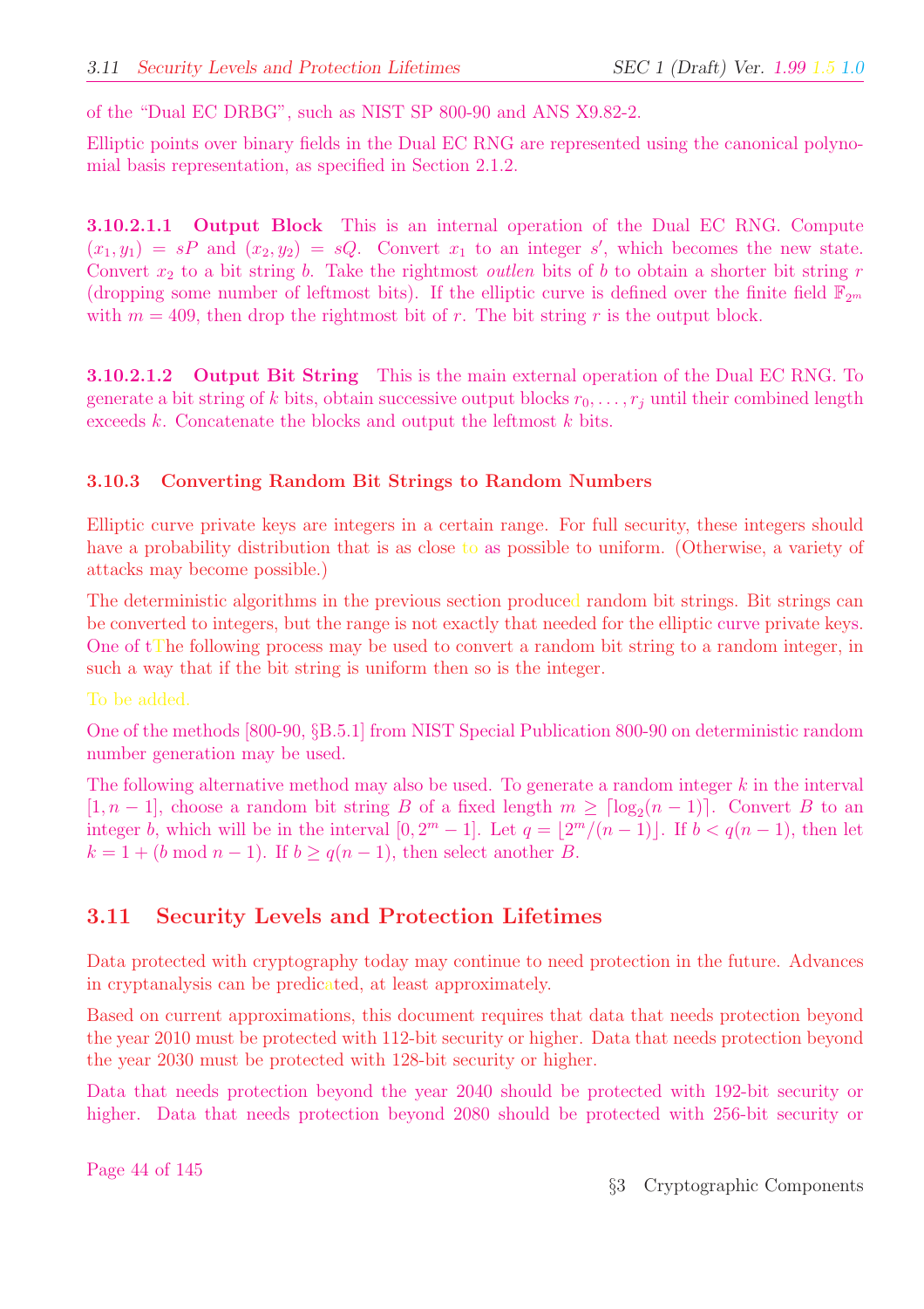of the "Dual EC DRBG", such as NIST SP 800-90 and ANS X9.82-2.

Elliptic points over binary fields in the Dual EC RNG are represented using the canonical polynomial basis representation, as specified in Section 2.1.2.

**3.10.2.1.1 Output Block** This is an internal operation of the Dual EC RNG. Compute $(x_1, y_1) = sP$ and $(x_2, y_2) = sQ$. Convert $x_1$ to an integer $s'$, which becomes the new state. Convert $x_2$ to a bit string $b$. Take the rightmost *outlen* bits of $b$ to obtain a shorter bit string $r$ (dropping some number of leftmost bits). If the elliptic curve is defined over the finite field $\mathbb{F}_{2^m}$ with $m = 409$, then drop the rightmost bit of $r$. The bit string $r$ is the output block.

**3.10.2.1.2 Output Bit String** This is the main external operation of the Dual EC RNG. To generate a bit string of $k$ bits, obtain successive output blocks $r_0, \ldots, r_j$ until their combined length exceeds $k$. Concatenate the blocks and output the leftmost $k$ bits.

### 3.10.3 Converting Random Bit Strings to Random Numbers

Elliptic curve private keys are integers in a certain range. For full security, these integers should have a probability distribution that is as close to as possible to uniform. (Otherwise, a variety of attacks may become possible.)

The deterministic algorithms in the previous section produced random bit strings. Bit strings can be converted to integers, but the range is not exactly that needed for the elliptic curve private keys. One of tThe following process may be used to convert a random bit string to a random integer, in such a way that if the bit string is uniform then so is the integer.

To be added.

One of the methods [800-90, §B.5.1] from NIST Special Publication 800-90 on deterministic random number generation may be used.

The following alternative method may also be used. To generate a random integer $k$ in the interval $[1, n-1]$, choose a random bit string $B$ of a fixed length $m \geq \lceil \log_2(n-1) \rceil$. Convert $B$ to an integer $b$, which will be in the interval $[0, 2^m - 1]$. Let $q = \lfloor 2^m/(n-1) \rfloor$. If $b < q(n-1)$, then let $k = 1 + (b \bmod n-1)$. If $b \geq q(n-1)$, then select another $B$.

## 3.11 Security Levels and Protection Lifetimes

Data protected with cryptography today may continue to need protection in the future. Advances in cryptanalysis can be predicated, at least approximately.

Based on current approximations, this document requires that data that needs protection beyond the year 2010 must be protected with 112-bit security or higher. Data that needs protection beyond the year 2030 must be protected with 128-bit security or higher.

Data that needs protection beyond the year 2040 should be protected with 192-bit security or higher. Data that needs protection beyond 2080 should be protected with 256-bit security or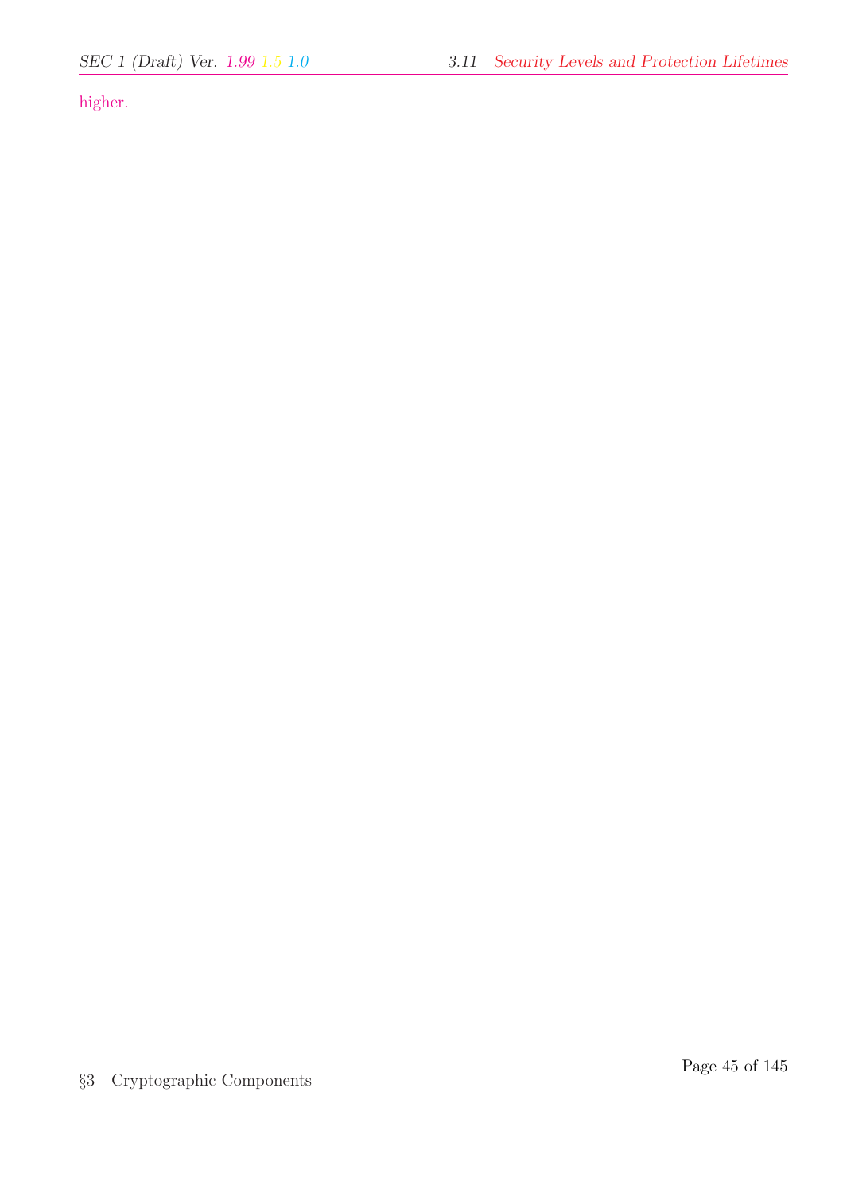higher.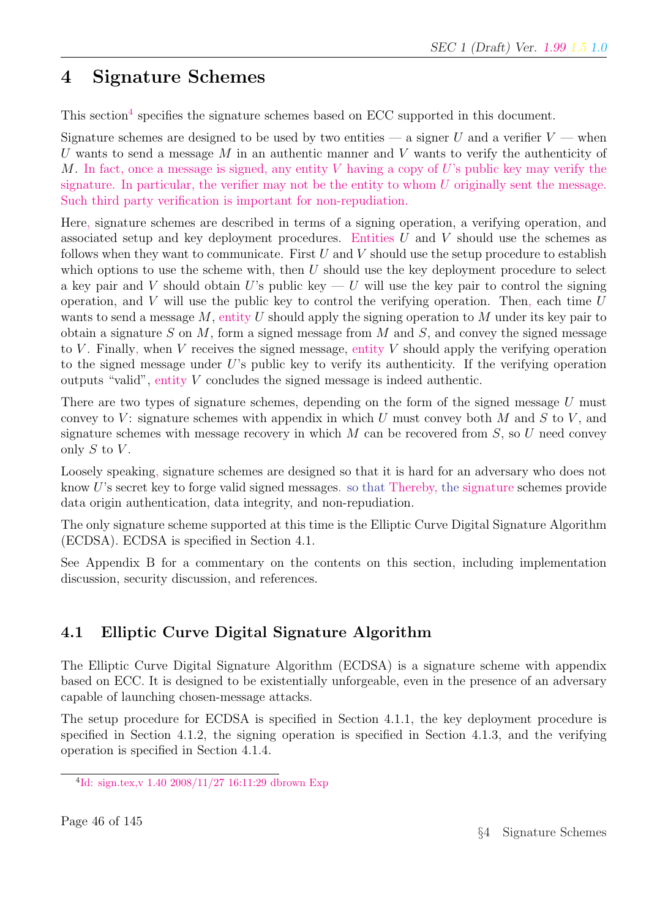# 4 Signature Schemes

This section[4] specifies the signature schemes based on ECC supported in this document.

Signature schemes are designed to be used by two entities — a signer $U$ and a verifier $V$ — when $U$ wants to send a message $M$ in an authentic manner and $V$ wants to verify the authenticity of $M$. In fact, once a message is signed, any entity $V$ having a copy of $U$'s public key may verify the signature. In particular, the verifier may not be the entity to whom $U$ originally sent the message. Such third party verification is important for non-repudiation.

Here, signature schemes are described in terms of a signing operation, a verifying operation, and associated setup and key deployment procedures. Entities $U$ and $V$ should use the schemes as follows when they want to communicate. First $U$ and $V$ should use the setup procedure to establish which options to use the scheme with, then $U$ should use the key deployment procedure to select a key pair and $V$ should obtain $U$'s public key — $U$ will use the key pair to control the signing operation, and $V$ will use the public key to control the verifying operation. Then, each time $U$ wants to send a message $M$, entity $U$ should apply the signing operation to $M$ under its key pair to obtain a signature $S$ on $M$, form a signed message from $M$ and $S$, and convey the signed message to $V$. Finally, when $V$ receives the signed message, entity $V$ should apply the verifying operation to the signed message under $U$'s public key to verify its authenticity. If the verifying operation outputs "valid", entity $V$ concludes the signed message is indeed authentic.

There are two types of signature schemes, depending on the form of the signed message $U$ must convey to $V$: signature schemes with appendix in which $U$ must convey both $M$ and $S$ to $V$, and signature schemes with message recovery in which $M$ can be recovered from $S$, so $U$ need convey only $S$ to $V$.

Loosely speaking, signature schemes are designed so that it is hard for an adversary who does not know $U$'s secret key to forge valid signed messages. so that Thereby, the signature schemes provide data origin authentication, data integrity, and non-repudiation.

The only signature scheme supported at this time is the Elliptic Curve Digital Signature Algorithm (ECDSA). ECDSA is specified in Section 4.1.

See Appendix B for a commentary on the contents on this section, including implementation discussion, security discussion, and references.

## 4.1 Elliptic Curve Digital Signature Algorithm

The Elliptic Curve Digital Signature Algorithm (ECDSA) is a signature scheme with appendix based on ECC. It is designed to be existentially unforgeable, even in the presence of an adversary capable of launching chosen-message attacks.

The setup procedure for ECDSA is specified in Section 4.1.1, the key deployment procedure is specified in Section 4.1.2, the signing operation is specified in Section 4.1.3, and the verifying operation is specified in Section 4.1.4.

[4] Id: sign.tex,v 1.40 2008/11/27 16:11:29 dbrown Exp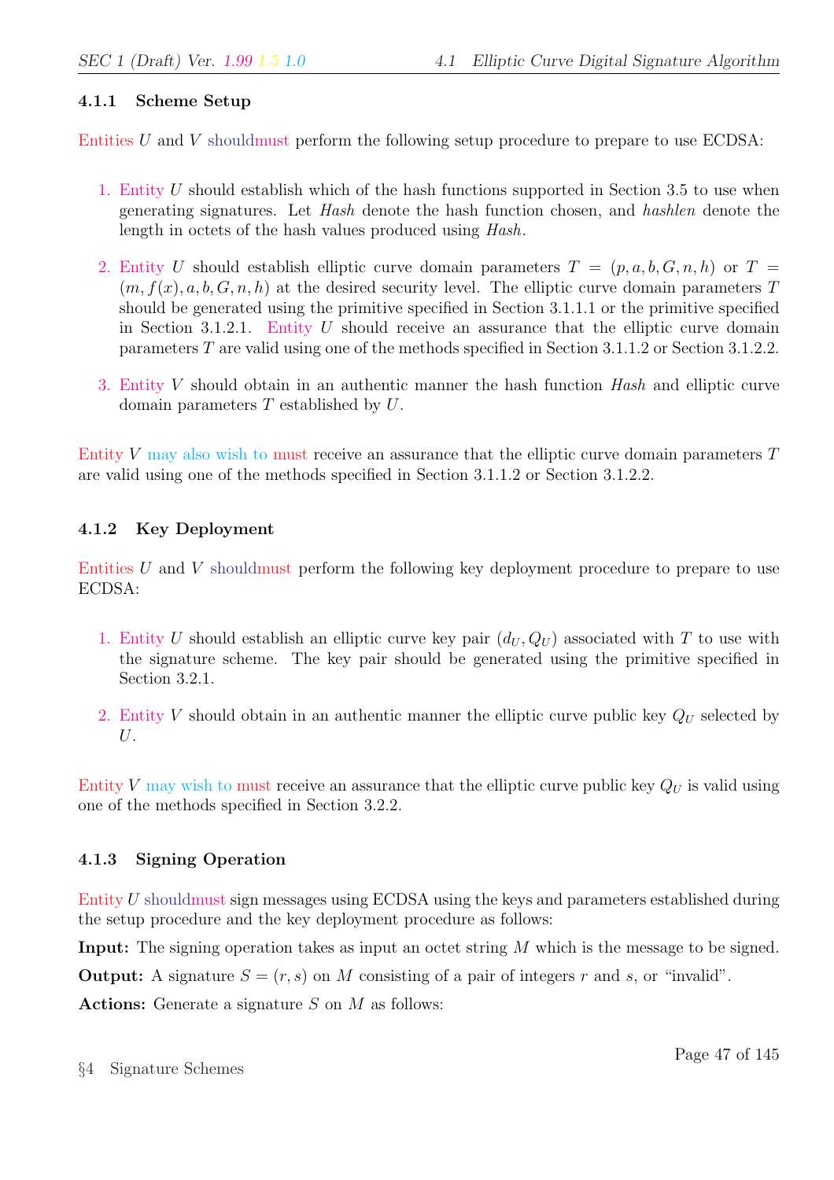### 4.1.1 Scheme Setup

Entities $U$ and $V$ shouldmust perform the following setup procedure to prepare to use ECDSA:

1. Entity $U$ should establish which of the hash functions supported in Section 3.5 to use when generating signatures. Let *Hash* denote the hash function chosen, and *hashlen* denote the length in octets of the hash values produced using *Hash*.

2. Entity $U$ should establish elliptic curve domain parameters $T = (p, a, b, G, n, h)$ or $T = (m, f(x), a, b, G, n, h)$ at the desired security level. The elliptic curve domain parameters $T$ should be generated using the primitive specified in Section 3.1.1.1 or the primitive specified in Section 3.1.2.1. Entity $U$ should receive an assurance that the elliptic curve domain parameters $T$ are valid using one of the methods specified in Section 3.1.1.2 or Section 3.1.2.2.

3. Entity $V$ should obtain in an authentic manner the hash function *Hash* and elliptic curve domain parameters $T$ established by $U$.

Entity $V$ may also wish to must receive an assurance that the elliptic curve domain parameters $T$ are valid using one of the methods specified in Section 3.1.1.2 or Section 3.1.2.2.

### 4.1.2 Key Deployment

Entities $U$ and $V$ shouldmust perform the following key deployment procedure to prepare to use ECDSA:

1. Entity $U$ should establish an elliptic curve key pair $(d_U, Q_U)$ associated with $T$ to use with the signature scheme. The key pair should be generated using the primitive specified in Section 3.2.1.

2. Entity $V$ should obtain in an authentic manner the elliptic curve public key $Q_U$ selected by $U$.

Entity $V$ may wish to must receive an assurance that the elliptic curve public key $Q_U$ is valid using one of the methods specified in Section 3.2.2.

### 4.1.3 Signing Operation

Entity $U$ shouldmust sign messages using ECDSA using the keys and parameters established during the setup procedure and the key deployment procedure as follows:

**Input:** The signing operation takes as input an octet string $M$ which is the message to be signed.

**Output:** A signature $S = (r, s)$ on $M$ consisting of a pair of integers $r$ and $s$, or "invalid".

**Actions:** Generate a signature $S$ on $M$ as follows: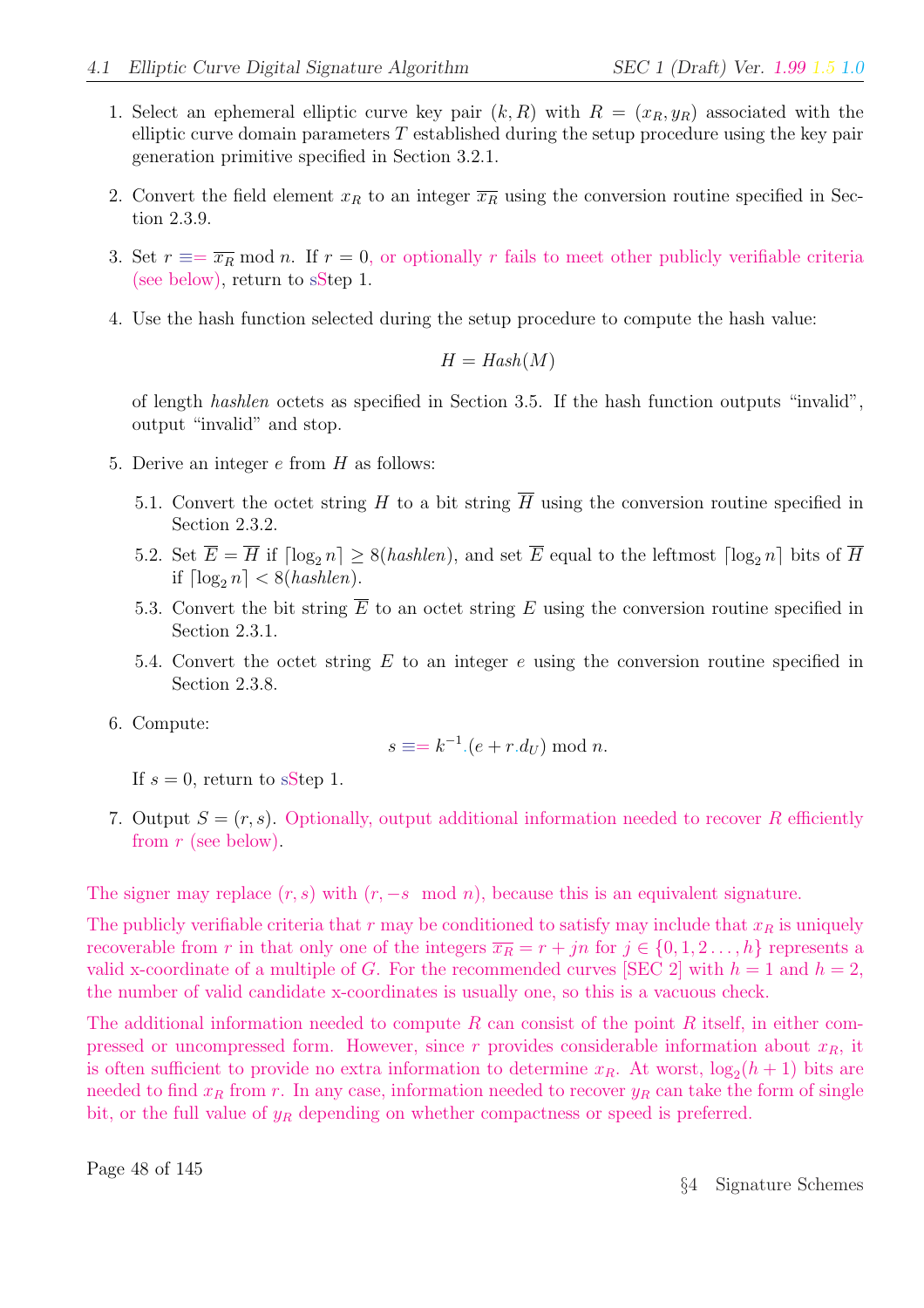1. Select an ephemeral elliptic curve key pair $(k, R)$ with $R = (x_R, y_R)$ associated with the elliptic curve domain parameters $T$ established during the setup procedure using the key pair generation primitive specified in Section 3.2.1.

2. Convert the field element $x_R$ to an integer $\overline{x_R}$ using the conversion routine specified in Section 2.3.9.

3. Set $r \equiv= \overline{x_R} \bmod n$. If $r = 0$, or optionally $r$ fails to meet other publicly verifiable criteria (see below), return to sStep 1.

4. Use the hash function selected during the setup procedure to compute the hash value:

$$H = Hash(M)$$

   of length *hashlen* octets as specified in Section 3.5. If the hash function outputs "invalid", output "invalid" and stop.

5. Derive an integer $e$ from $H$ as follows:

   5.1. Convert the octet string $H$ to a bit string $\overline{H}$ using the conversion routine specified in Section 2.3.2.

   5.2. Set $\overline{E} = \overline{H}$ if $\lceil \log_2 n \rceil \geq 8(hashlen)$, and set $\overline{E}$ equal to the leftmost $\lceil \log_2 n \rceil$ bits of $\overline{H}$ if $\lceil \log_2 n \rceil < 8(hashlen)$.

   5.3. Convert the bit string $\overline{E}$ to an octet string $E$ using the conversion routine specified in Section 2.3.1.

   5.4. Convert the octet string $E$ to an integer $e$ using the conversion routine specified in Section 2.3.8.

6. Compute:

$$s \equiv= k^{-1}.(e + r.d_U) \bmod n.$$

   If $s = 0$, return to sStep 1.

7. Output $S = (r, s)$. Optionally, output additional information needed to recover $R$ efficiently from $r$ (see below).

The signer may replace $(r, s)$ with $(r, -s \mod n)$, because this is an equivalent signature.

The publicly verifiable criteria that $r$ may be conditioned to satisfy may include that $x_R$ is uniquely recoverable from $r$ in that only one of the integers $\overline{x_R} = r + jn$ for $j \in \{0, 1, 2 \ldots, h\}$ represents a valid x-coordinate of a multiple of $G$. For the recommended curves [SEC 2] with $h = 1$ and $h = 2$, the number of valid candidate x-coordinates is usually one, so this is a vacuous check.

The additional information needed to compute $R$ can consist of the point $R$ itself, in either compressed or uncompressed form. However, since $r$ provides considerable information about $x_R$, it is often sufficient to provide no extra information to determine $x_R$. At worst, $\log_2(h + 1)$ bits are needed to find $x_R$ from $r$. In any case, information needed to recover $y_R$ can take the form of single bit, or the full value of $y_R$ depending on whether compactness or speed is preferred.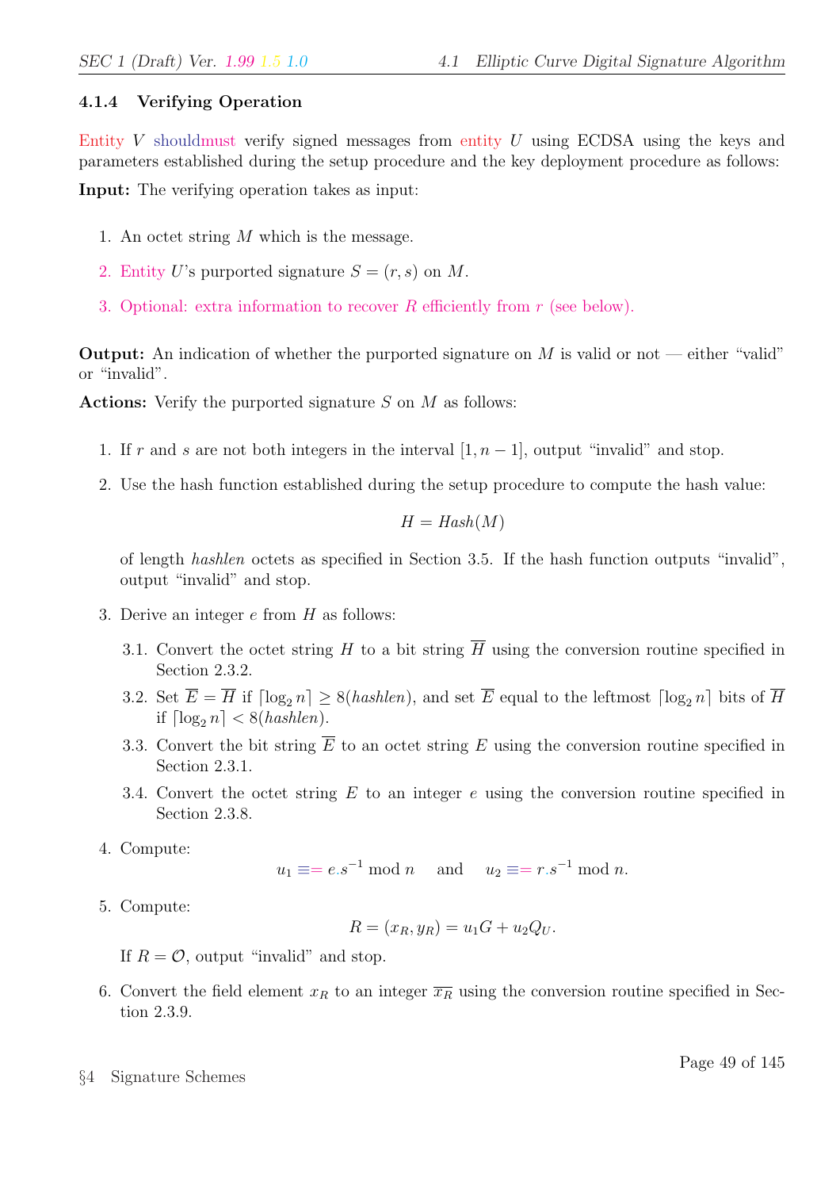### 4.1.4 Verifying Operation

Entity $V$ shouldmust verify signed messages from entity $U$ using ECDSA using the keys and parameters established during the setup procedure and the key deployment procedure as follows:

**Input:** The verifying operation takes as input:

1. An octet string $M$ which is the message.
2. Entity $U$'s purported signature $S = (r, s)$ on $M$.
3. Optional: extra information to recover $R$ efficiently from $r$ (see below).

**Output:** An indication of whether the purported signature on $M$ is valid or not — either "valid" or "invalid".

**Actions:** Verify the purported signature $S$ on $M$ as follows:

1. If $r$ and $s$ are not both integers in the interval $[1, n-1]$, output "invalid" and stop.
2. Use the hash function established during the setup procedure to compute the hash value:

$$H = Hash(M)$$

   of length *hashlen* octets as specified in Section 3.5. If the hash function outputs "invalid", output "invalid" and stop.

3. Derive an integer $e$ from $H$ as follows:

   3.1. Convert the octet string $H$ to a bit string $\overline{H}$ using the conversion routine specified in Section 2.3.2.

   3.2. Set $\overline{E} = \overline{H}$ if $\lceil \log_2 n \rceil \geq 8(hashlen)$, and set $\overline{E}$ equal to the leftmost $\lceil \log_2 n \rceil$ bits of $\overline{H}$ if $\lceil \log_2 n \rceil < 8(hashlen)$.

   3.3. Convert the bit string $\overline{E}$ to an octet string $E$ using the conversion routine specified in Section 2.3.1.

   3.4. Convert the octet string $E$ to an integer $e$ using the conversion routine specified in Section 2.3.8.

4. Compute:

$$u_1 \equiv = e.s^{-1} \bmod n \quad \text{and} \quad u_2 \equiv = r.s^{-1} \bmod n.$$

5. Compute:

$$R = (x_R, y_R) = u_1 G + u_2 Q_U.$$

   If $R = \mathcal{O}$, output "invalid" and stop.

6. Convert the field element $x_R$ to an integer $\overline{x_R}$ using the conversion routine specified in Section 2.3.9.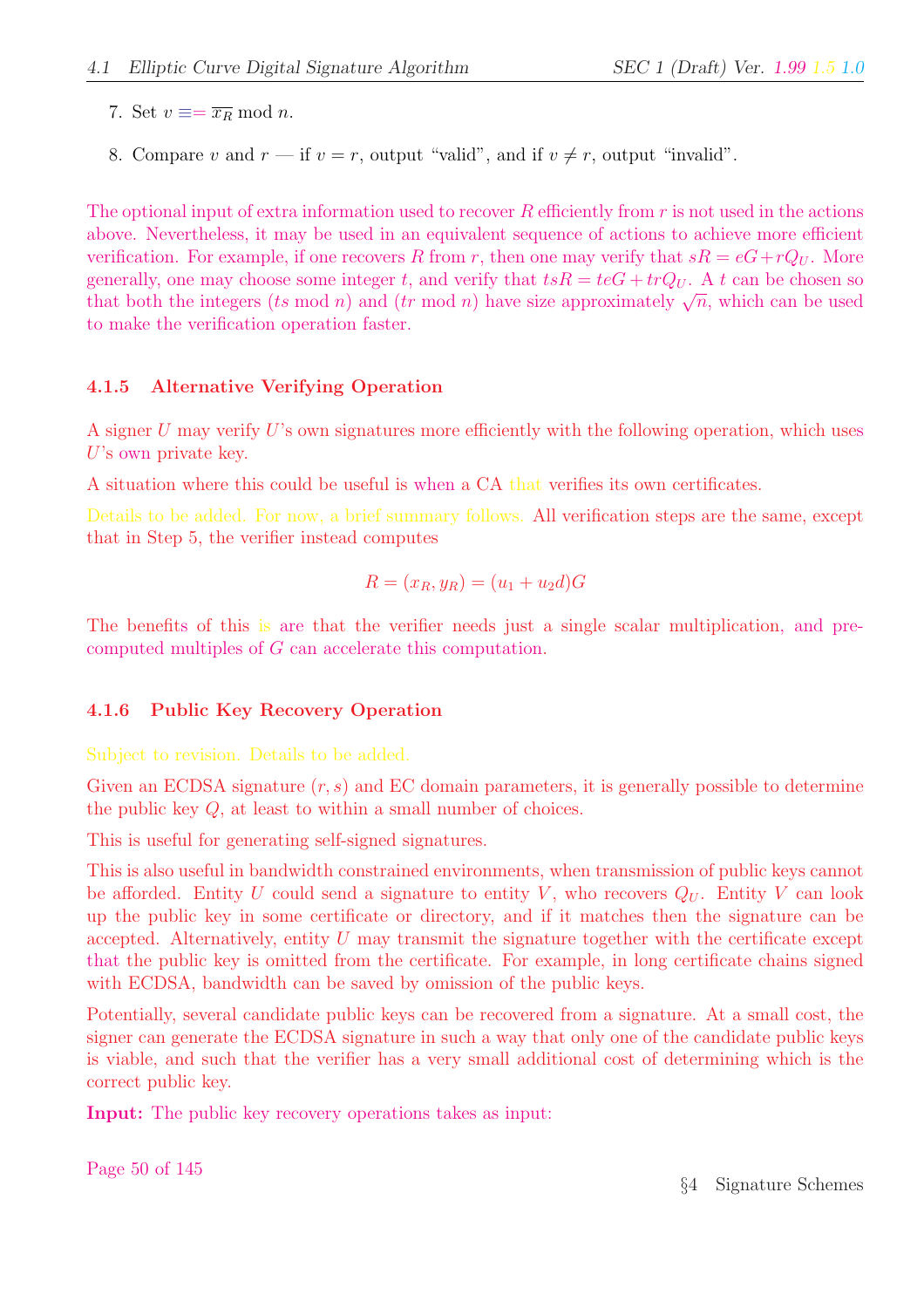7. Set $v \equiv\!= \overline{x_R} \bmod n$.

8. Compare $v$ and $r$ — if $v = r$, output "valid", and if $v \neq r$, output "invalid".

The optional input of extra information used to recover $R$ efficiently from $r$ is not used in the actions above. Nevertheless, it may be used in an equivalent sequence of actions to achieve more efficient verification. For example, if one recovers $R$ from $r$, then one may verify that $sR = eG + rQ_U$. More generally, one may choose some integer $t$, and verify that $tsR = teG + trQ_U$. A $t$ can be chosen so that both the integers ($ts \bmod n$) and ($tr \bmod n$) have size approximately $\sqrt{n}$, which can be used to make the verification operation faster.

### 4.1.5 Alternative Verifying Operation

A signer $U$ may verify $U$'s own signatures more efficiently with the following operation, which uses $U$'s own private key.

A situation where this could be useful is when a CA that verifies its own certificates.

Details to be added. For now, a brief summary follows. All verification steps are the same, except that in Step 5, the verifier instead computes

$$R = (x_R, y_R) = (u_1 + u_2 d)G$$

The benefits of this is are that the verifier needs just a single scalar multiplication, and pre-computed multiples of $G$ can accelerate this computation.

### 4.1.6 Public Key Recovery Operation

Subject to revision. Details to be added.

Given an ECDSA signature $(r, s)$ and EC domain parameters, it is generally possible to determine the public key $Q$, at least to within a small number of choices.

This is useful for generating self-signed signatures.

This is also useful in bandwidth constrained environments, when transmission of public keys cannot be afforded. Entity $U$ could send a signature to entity $V$, who recovers $Q_U$. Entity $V$ can look up the public key in some certificate or directory, and if it matches then the signature can be accepted. Alternatively, entity $U$ may transmit the signature together with the certificate except that the public key is omitted from the certificate. For example, in long certificate chains signed with ECDSA, bandwidth can be saved by omission of the public keys.

Potentially, several candidate public keys can be recovered from a signature. At a small cost, the signer can generate the ECDSA signature in such a way that only one of the candidate public keys is viable, and such that the verifier has a very small additional cost of determining which is the correct public key.

**Input:** The public key recovery operations takes as input: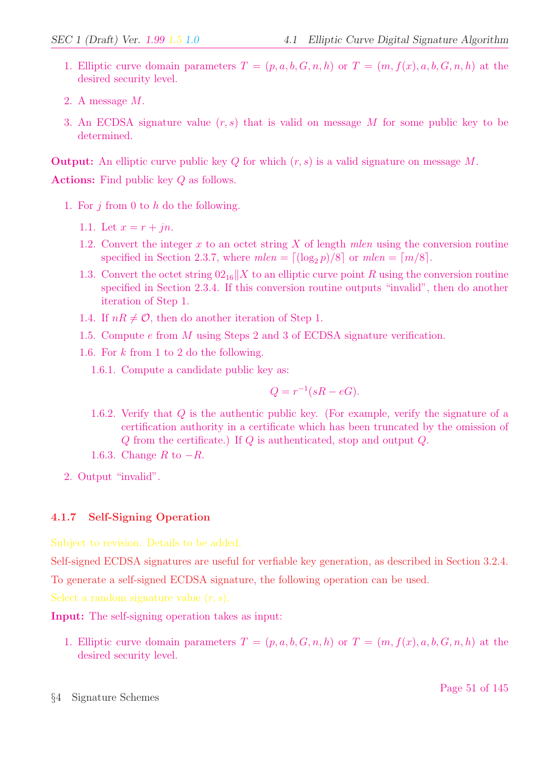1. Elliptic curve domain parameters $T = (p, a, b, G, n, h)$ or $T = (m, f(x), a, b, G, n, h)$ at the desired security level.

2. A message $M$.

3. An ECDSA signature value $(r, s)$ that is valid on message $M$ for some public key to be determined.

**Output:** An elliptic curve public key $Q$ for which $(r, s)$ is a valid signature on message $M$.

**Actions:** Find public key $Q$ as follows.

1. For $j$ from 0 to $h$ do the following.

   1.1. Let $x = r + jn$.

   1.2. Convert the integer $x$ to an octet string $X$ of length $mlen$ using the conversion routine specified in Section 2.3.7, where $mlen = \lceil (\log_2 p)/8 \rceil$ or $mlen = \lceil m/8 \rceil$.

   1.3. Convert the octet string $02_{16} \| X$ to an elliptic curve point $R$ using the conversion routine specified in Section 2.3.4. If this conversion routine outputs "invalid", then do another iteration of Step 1.

   1.4. If $nR \neq \mathcal{O}$, then do another iteration of Step 1.

   1.5. Compute $e$ from $M$ using Steps 2 and 3 of ECDSA signature verification.

   1.6. For $k$ from 1 to 2 do the following.

      1.6.1. Compute a candidate public key as:
      $$Q = r^{-1}(sR - eG).$$

      1.6.2. Verify that $Q$ is the authentic public key. (For example, verify the signature of a certification authority in a certificate which has been truncated by the omission of $Q$ from the certificate.) If $Q$ is authenticated, stop and output $Q$.

      1.6.3. Change $R$ to $-R$.

2. Output "invalid".

### 4.1.7 Self-Signing Operation

Subject to revision. Details to be added.

Self-signed ECDSA signatures are useful for verfiable key generation, as described in Section 3.2.4.

To generate a self-signed ECDSA signature, the following operation can be used.

Select a random signature value $(r, s)$.

**Input:** The self-signing operation takes as input:

1. Elliptic curve domain parameters $T = (p, a, b, G, n, h)$ or $T = (m, f(x), a, b, G, n, h)$ at the desired security level.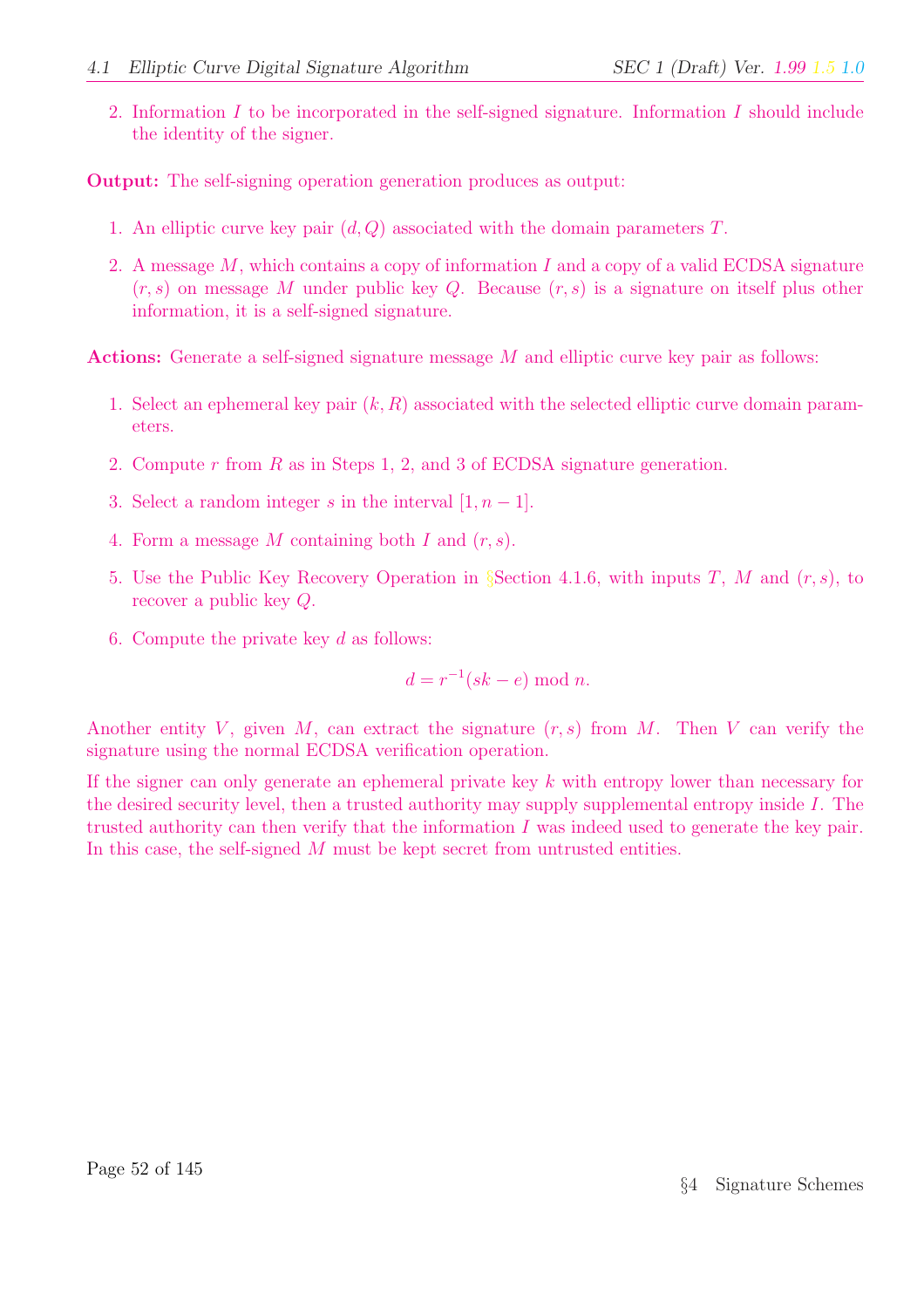2. Information $I$ to be incorporated in the self-signed signature. Information $I$ should include the identity of the signer.

**Output:** The self-signing operation generation produces as output:

1. An elliptic curve key pair $(d, Q)$ associated with the domain parameters $T$.
2. A message $M$, which contains a copy of information $I$ and a copy of a valid ECDSA signature $(r, s)$ on message $M$ under public key $Q$. Because $(r, s)$ is a signature on itself plus other information, it is a self-signed signature.

**Actions:** Generate a self-signed signature message $M$ and elliptic curve key pair as follows:

1. Select an ephemeral key pair $(k, R)$ associated with the selected elliptic curve domain parameters.
2. Compute $r$ from $R$ as in Steps 1, 2, and 3 of ECDSA signature generation.
3. Select a random integer $s$ in the interval $[1, n - 1]$.
4. Form a message $M$ containing both $I$ and $(r, s)$.
5. Use the Public Key Recovery Operation in §Section 4.1.6, with inputs $T$, $M$ and $(r, s)$, to recover a public key $Q$.
6. Compute the private key $d$ as follows:

$$d = r^{-1}(sk - e) \bmod n.$$

Another entity $V$, given $M$, can extract the signature $(r, s)$ from $M$. Then $V$ can verify the signature using the normal ECDSA verification operation.

If the signer can only generate an ephemeral private key $k$ with entropy lower than necessary for the desired security level, then a trusted authority may supply supplemental entropy inside $I$. The trusted authority can then verify that the information $I$ was indeed used to generate the key pair. In this case, the self-signed $M$ must be kept secret from untrusted entities.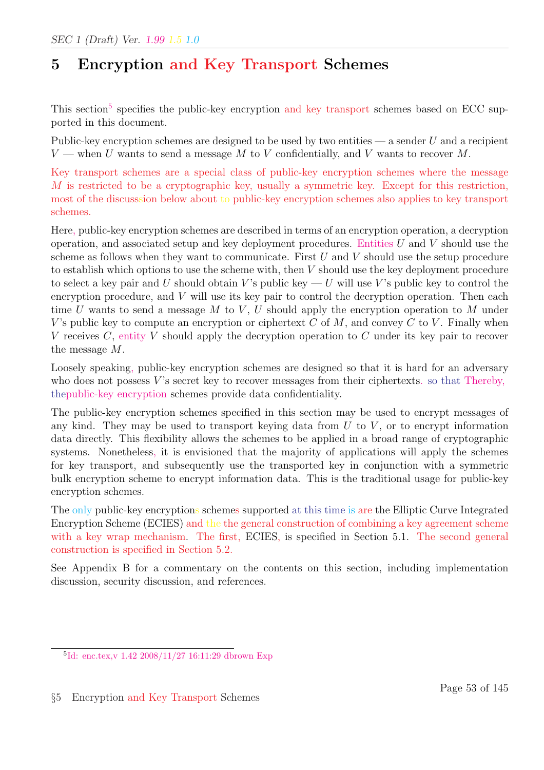# 5 Encryption and Key Transport Schemes

This section[5] specifies the public-key encryption and key transport schemes based on ECC supported in this document.

Public-key encryption schemes are designed to be used by two entities — a sender $U$ and a recipient $V$ — when $U$ wants to send a message $M$ to $V$ confidentially, and $V$ wants to recover $M$.

Key transport schemes are a special class of public-key encryption schemes where the message $M$ is restricted to be a cryptographic key, usually a symmetric key. Except for this restriction, most of the discusssion below about to public-key encryption schemes also applies to key transport schemes.

Here, public-key encryption schemes are described in terms of an encryption operation, a decryption operation, and associated setup and key deployment procedures. Entities $U$ and $V$ should use the scheme as follows when they want to communicate. First $U$ and $V$ should use the setup procedure to establish which options to use the scheme with, then $V$ should use the key deployment procedure to select a key pair and $U$ should obtain $V$'s public key — $U$ will use $V$'s public key to control the encryption procedure, and $V$ will use its key pair to control the decryption operation. Then each time $U$ wants to send a message $M$ to $V$, $U$ should apply the encryption operation to $M$ under $V$'s public key to compute an encryption or ciphertext $C$ of $M$, and convey $C$ to $V$. Finally when $V$ receives $C$, entity $V$ should apply the decryption operation to $C$ under its key pair to recover the message $M$.

Loosely speaking, public-key encryption schemes are designed so that it is hard for an adversary who does not possess $V$'s secret key to recover messages from their ciphertexts. so that Thereby, thepublic-key encryption schemes provide data confidentiality.

The public-key encryption schemes specified in this section may be used to encrypt messages of any kind. They may be used to transport keying data from $U$ to $V$, or to encrypt information data directly. This flexibility allows the schemes to be applied in a broad range of cryptographic systems. Nonetheless, it is envisioned that the majority of applications will apply the schemes for key transport, and subsequently use the transported key in conjunction with a symmetric bulk encryption scheme to encrypt information data. This is the traditional usage for public-key encryption schemes.

The only public-key encryptions schemes supported at this time is are the Elliptic Curve Integrated Encryption Scheme (ECIES) and the the general construction of combining a key agreement scheme with a key wrap mechanism. The first, ECIES, is specified in Section 5.1. The second general construction is specified in Section 5.2.

See Appendix B for a commentary on the contents on this section, including implementation discussion, security discussion, and references.

[5] Id: enc.tex,v 1.42 2008/11/27 16:11:29 dbrown Exp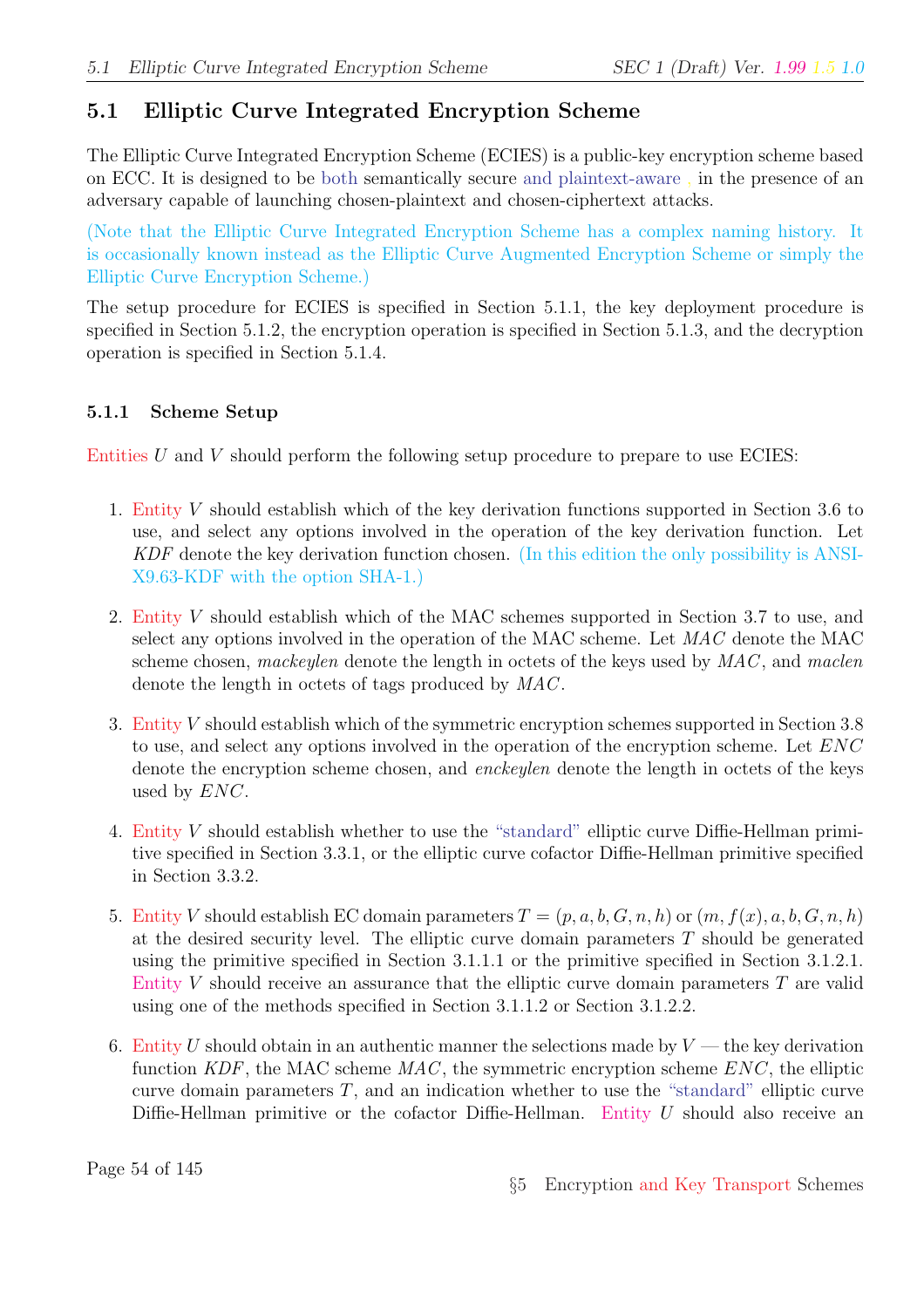## 5.1 Elliptic Curve Integrated Encryption Scheme

The Elliptic Curve Integrated Encryption Scheme (ECIES) is a public-key encryption scheme based on ECC. It is designed to be both semantically secure and plaintext-aware , in the presence of an adversary capable of launching chosen-plaintext and chosen-ciphertext attacks.

(Note that the Elliptic Curve Integrated Encryption Scheme has a complex naming history. It is occasionally known instead as the Elliptic Curve Augmented Encryption Scheme or simply the Elliptic Curve Encryption Scheme.)

The setup procedure for ECIES is specified in Section 5.1.1, the key deployment procedure is specified in Section 5.1.2, the encryption operation is specified in Section 5.1.3, and the decryption operation is specified in Section 5.1.4.

### 5.1.1 Scheme Setup

Entities $U$ and $V$ should perform the following setup procedure to prepare to use ECIES:

1. Entity $V$ should establish which of the key derivation functions supported in Section 3.6 to use, and select any options involved in the operation of the key derivation function. Let $KDF$ denote the key derivation function chosen. (In this edition the only possibility is ANSI-X9.63-KDF with the option SHA-1.)

2. Entity $V$ should establish which of the MAC schemes supported in Section 3.7 to use, and select any options involved in the operation of the MAC scheme. Let $MAC$ denote the MAC scheme chosen, *mackeylen* denote the length in octets of the keys used by $MAC$, and *maclen* denote the length in octets of tags produced by $MAC$.

3. Entity $V$ should establish which of the symmetric encryption schemes supported in Section 3.8 to use, and select any options involved in the operation of the encryption scheme. Let $ENC$ denote the encryption scheme chosen, and *enckeylen* denote the length in octets of the keys used by $ENC$.

4. Entity $V$ should establish whether to use the "standard" elliptic curve Diffie-Hellman primitive specified in Section 3.3.1, or the elliptic curve cofactor Diffie-Hellman primitive specified in Section 3.3.2.

5. Entity $V$ should establish EC domain parameters $T = (p, a, b, G, n, h)$ or $(m, f(x), a, b, G, n, h)$ at the desired security level. The elliptic curve domain parameters $T$ should be generated using the primitive specified in Section 3.1.1.1 or the primitive specified in Section 3.1.2.1. Entity $V$ should receive an assurance that the elliptic curve domain parameters $T$ are valid using one of the methods specified in Section 3.1.1.2 or Section 3.1.2.2.

6. Entity $U$ should obtain in an authentic manner the selections made by $V$ — the key derivation function $KDF$, the MAC scheme $MAC$, the symmetric encryption scheme $ENC$, the elliptic curve domain parameters $T$, and an indication whether to use the "standard" elliptic curve Diffie-Hellman primitive or the cofactor Diffie-Hellman. Entity $U$ should also receive an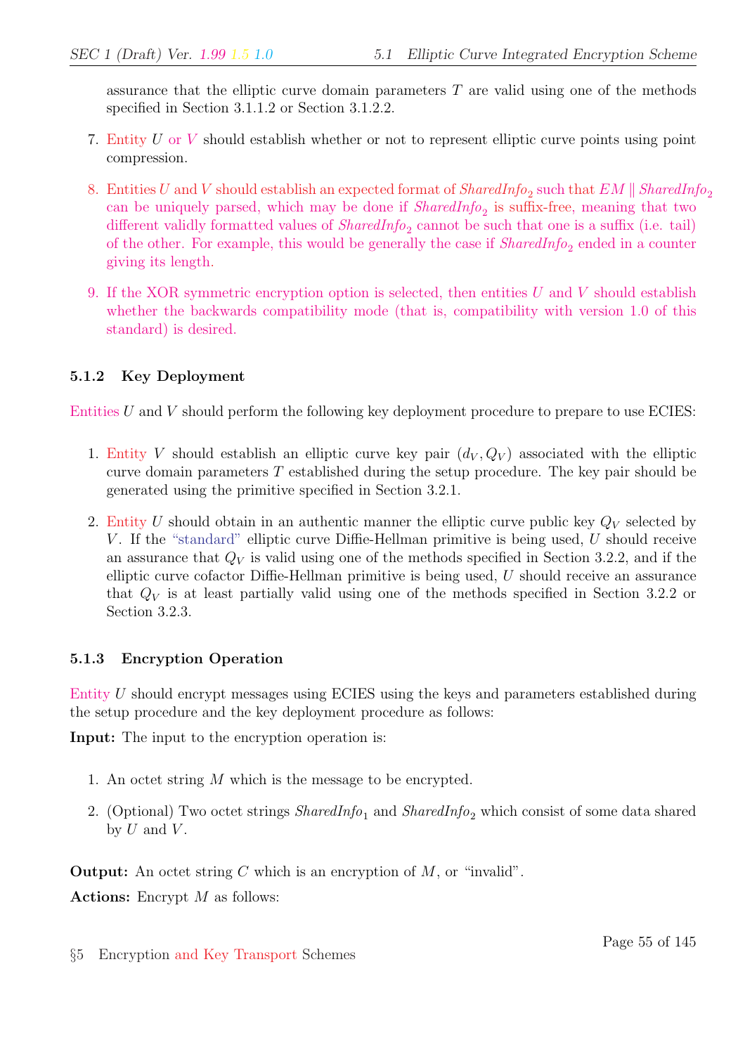assurance that the elliptic curve domain parameters $T$ are valid using one of the methods specified in Section 3.1.1.2 or Section 3.1.2.2.

7. Entity $U$ or $V$ should establish whether or not to represent elliptic curve points using point compression.

8. Entities $U$ and $V$ should establish an expected format of $SharedInfo_2$ such that $EM \parallel SharedInfo_2$ can be uniquely parsed, which may be done if $SharedInfo_2$ is suffix-free, meaning that two different validly formatted values of $SharedInfo_2$ cannot be such that one is a suffix (i.e. tail) of the other. For example, this would be generally the case if $SharedInfo_2$ ended in a counter giving its length.

9. If the XOR symmetric encryption option is selected, then entities $U$ and $V$ should establish whether the backwards compatibility mode (that is, compatibility with version 1.0 of this standard) is desired.

### 5.1.2 Key Deployment

Entities $U$ and $V$ should perform the following key deployment procedure to prepare to use ECIES:

1. Entity $V$ should establish an elliptic curve key pair $(d_V, Q_V)$ associated with the elliptic curve domain parameters $T$ established during the setup procedure. The key pair should be generated using the primitive specified in Section 3.2.1.

2. Entity $U$ should obtain in an authentic manner the elliptic curve public key $Q_V$ selected by $V$. If the "standard" elliptic curve Diffie-Hellman primitive is being used, $U$ should receive an assurance that $Q_V$ is valid using one of the methods specified in Section 3.2.2, and if the elliptic curve cofactor Diffie-Hellman primitive is being used, $U$ should receive an assurance that $Q_V$ is at least partially valid using one of the methods specified in Section 3.2.2 or Section 3.2.3.

### 5.1.3 Encryption Operation

Entity $U$ should encrypt messages using ECIES using the keys and parameters established during the setup procedure and the key deployment procedure as follows:

**Input:** The input to the encryption operation is:

1. An octet string $M$ which is the message to be encrypted.

2. (Optional) Two octet strings $SharedInfo_1$ and $SharedInfo_2$ which consist of some data shared by $U$ and $V$.

**Output:** An octet string $C$ which is an encryption of $M$, or "invalid".

**Actions:** Encrypt $M$ as follows: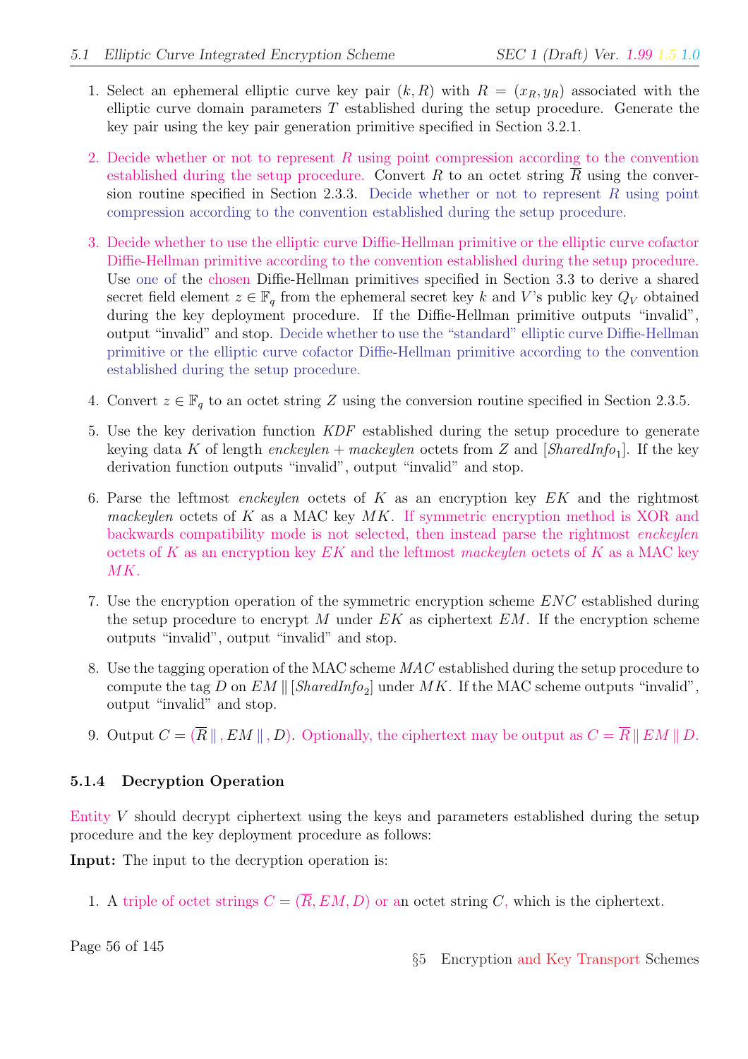1. Select an ephemeral elliptic curve key pair $(k, R)$ with $R = (x_R, y_R)$ associated with the elliptic curve domain parameters $T$ established during the setup procedure. Generate the key pair using the key pair generation primitive specified in Section 3.2.1.

2. Decide whether or not to represent $R$ using point compression according to the convention established during the setup procedure. Convert $R$ to an octet string $\overline{R}$ using the conversion routine specified in Section 2.3.3. Decide whether or not to represent $R$ using point compression according to the convention established during the setup procedure.

3. Decide whether to use the elliptic curve Diffie-Hellman primitive or the elliptic curve cofactor Diffie-Hellman primitive according to the convention established during the setup procedure. Use one of the chosen Diffie-Hellman primitives specified in Section 3.3 to derive a shared secret field element $z \in \mathbb{F}_q$ from the ephemeral secret key $k$ and $V$'s public key $Q_V$ obtained during the key deployment procedure. If the Diffie-Hellman primitive outputs "invalid", output "invalid" and stop. Decide whether to use the "standard" elliptic curve Diffie-Hellman primitive or the elliptic curve cofactor Diffie-Hellman primitive according to the convention established during the setup procedure.

4. Convert $z \in \mathbb{F}_q$ to an octet string $Z$ using the conversion routine specified in Section 2.3.5.

5. Use the key derivation function $KDF$ established during the setup procedure to generate keying data $K$ of length $enckeylen + mackeylen$ octets from $Z$ and $[SharedInfo_1]$. If the key derivation function outputs "invalid", output "invalid" and stop.

6. Parse the leftmost $enckeylen$ octets of $K$ as an encryption key $EK$ and the rightmost $mackeylen$ octets of $K$ as a MAC key $MK$. If symmetric encryption method is XOR and backwards compatibility mode is not selected, then instead parse the rightmost $enckeylen$ octets of $K$ as an encryption key $EK$ and the leftmost $mackeylen$ octets of $K$ as a MAC key $MK$.

7. Use the encryption operation of the symmetric encryption scheme $ENC$ established during the setup procedure to encrypt $M$ under $EK$ as ciphertext $EM$. If the encryption scheme outputs "invalid", output "invalid" and stop.

8. Use the tagging operation of the MAC scheme $MAC$ established during the setup procedure to compute the tag $D$ on $EM \,\|\, [SharedInfo_2]$ under $MK$. If the MAC scheme outputs "invalid", output "invalid" and stop.

9. Output $C = (\overline{R} \,\|\, , EM \,\|\, , D)$. Optionally, the ciphertext may be output as $C = \overline{R} \,\|\, EM \,\|\, D$.

### 5.1.4 Decryption Operation

Entity $V$ should decrypt ciphertext using the keys and parameters established during the setup procedure and the key deployment procedure as follows:

**Input:** The input to the decryption operation is:

1. A triple of octet strings $C = (\overline{R}, EM, D)$ or an octet string $C$, which is the ciphertext.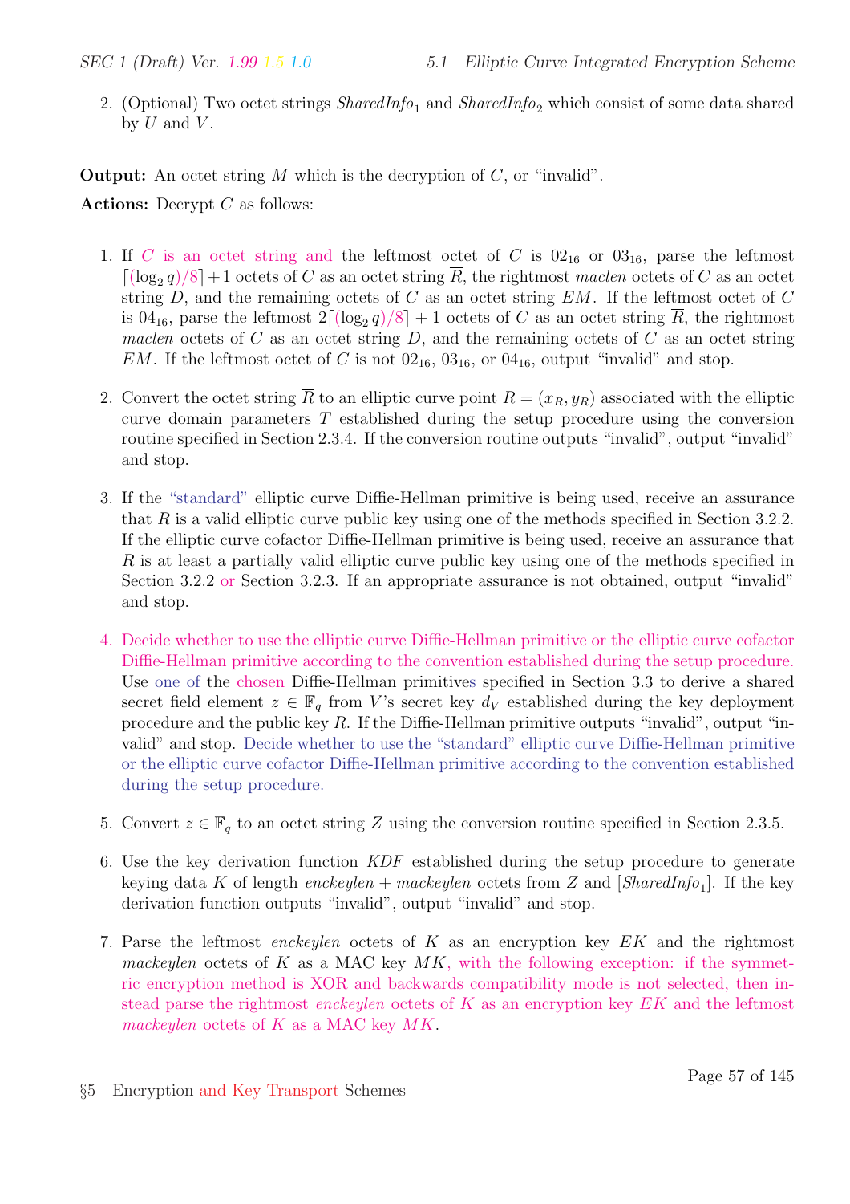2. (Optional) Two octet strings $SharedInfo_1$ and $SharedInfo_2$ which consist of some data shared by $U$ and $V$.

**Output:** An octet string $M$ which is the decryption of $C$, or "invalid".

**Actions:** Decrypt $C$ as follows:

1. If $C$ is an octet string and the leftmost octet of $C$ is $02_{16}$ or $03_{16}$, parse the leftmost $\lceil(\log_2 q)/8\rceil + 1$ octets of $C$ as an octet string $\overline{R}$, the rightmost *maclen* octets of $C$ as an octet string $D$, and the remaining octets of $C$ as an octet string $EM$. If the leftmost octet of $C$ is $04_{16}$, parse the leftmost $2\lceil(\log_2 q)/8\rceil + 1$ octets of $C$ as an octet string $\overline{R}$, the rightmost *maclen* octets of $C$ as an octet string $D$, and the remaining octets of $C$ as an octet string $EM$. If the leftmost octet of $C$ is not $02_{16}$, $03_{16}$, or $04_{16}$, output "invalid" and stop.

2. Convert the octet string $\overline{R}$ to an elliptic curve point $R = (x_R, y_R)$ associated with the elliptic curve domain parameters $T$ established during the setup procedure using the conversion routine specified in Section 2.3.4. If the conversion routine outputs "invalid", output "invalid" and stop.

3. If the "standard" elliptic curve Diffie-Hellman primitive is being used, receive an assurance that $R$ is a valid elliptic curve public key using one of the methods specified in Section 3.2.2. If the elliptic curve cofactor Diffie-Hellman primitive is being used, receive an assurance that $R$ is at least a partially valid elliptic curve public key using one of the methods specified in Section 3.2.2 or Section 3.2.3. If an appropriate assurance is not obtained, output "invalid" and stop.

4. Decide whether to use the elliptic curve Diffie-Hellman primitive or the elliptic curve cofactor Diffie-Hellman primitive according to the convention established during the setup procedure. Use one of the chosen Diffie-Hellman primitives specified in Section 3.3 to derive a shared secret field element $z \in \mathbb{F}_q$ from $V$'s secret key $d_V$ established during the key deployment procedure and the public key $R$. If the Diffie-Hellman primitive outputs "invalid", output "invalid" and stop. Decide whether to use the "standard" elliptic curve Diffie-Hellman primitive or the elliptic curve cofactor Diffie-Hellman primitive according to the convention established during the setup procedure.

5. Convert $z \in \mathbb{F}_q$ to an octet string $Z$ using the conversion routine specified in Section 2.3.5.

6. Use the key derivation function $KDF$ established during the setup procedure to generate keying data $K$ of length $enckeylen + mackeylen$ octets from $Z$ and $[SharedInfo_1]$. If the key derivation function outputs "invalid", output "invalid" and stop.

7. Parse the leftmost *enckeylen* octets of $K$ as an encryption key $EK$ and the rightmost *mackeylen* octets of $K$ as a MAC key $MK$, with the following exception: if the symmetric encryption method is XOR and backwards compatibility mode is not selected, then instead parse the rightmost *enckeylen* octets of $K$ as an encryption key $EK$ and the leftmost *mackeylen* octets of $K$ as a MAC key $MK$.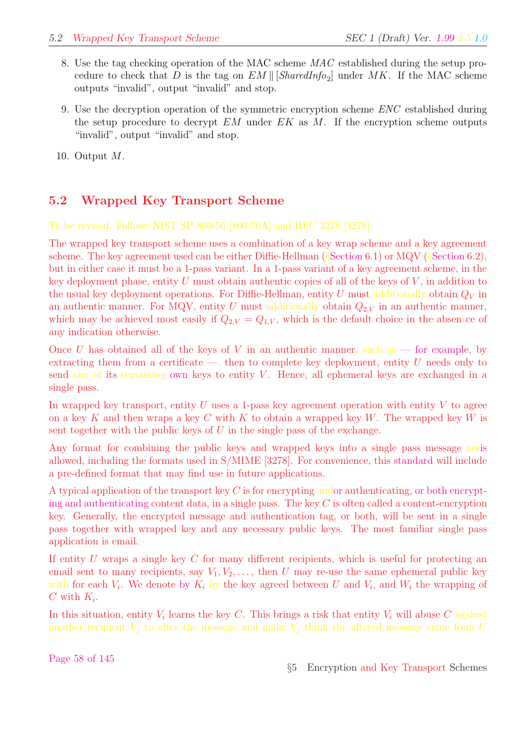8. Use the tag checking operation of the MAC scheme *MAC* established during the setup procedure to check that $D$ is the tag on $EM \,\|\, [SharedInfo_2]$ under $MK$. If the MAC scheme outputs "invalid", output "invalid" and stop.

9. Use the decryption operation of the symmetric encryption scheme *ENC* established during the setup procedure to decrypt $EM$ under $EK$ as $M$. If the encryption scheme outputs "invalid", output "invalid" and stop.

10. Output $M$.

## 5.2 Wrapped Key Transport Scheme

To be revised. Follows NIST SP 800-56 [800-56A] and RFC 3278 [3278].

The wrapped key transport scheme uses a combination of a key wrap scheme and a key agreement scheme. The key agreement used can be either Diffie-Hellman (§Section 6.1) or MQV (§Section 6.2), but in either case it must be a 1-pass variant. In a 1-pass variant of a key agreement scheme, in the key deployment phase, entity $U$ must obtain authentic copies of all of the keys of $V$, in addition to the usual key deployment operations. For Diffie-Hellman, entity $U$ must additionally obtain $Q_V$ in an authentic manner. For MQV, entity $U$ must additionally obtain $Q_{2,V}$ in an authentic manner, which may be achieved most easily if $Q_{2,V} = Q_{1,V}$, which is the default choice in the absentce of any indication otherwise.

Once $U$ has obtained all of the keys of $V$ in an authentic manner, such as — for example, by extracting them from a certificate —, then to complete key deployment, entity $U$ needs only to send any of its remaining own keys to entity $V$. Hence, all ephemeral keys are exchanged in a single pass.

In wrapped key transport, entity $U$ uses a 1-pass key agreement operation with entity $V$ to agree on a key $K$ and then wraps a key $C$ with $K$ to obtain a wrapped key $W$. The wrapped key $W$ is sent together with the public keys of $U$ in the single pass of the exchange.

Any format for combining the public keys and wrapped keys into a single pass message areis allowed, including the formats used in S/MIME [3278]. For convenience, this standard will include a pre-defined format that may find use in future applications.

A typical application of the transport key $C$ is for encrypting andor authenticating, or both encrypting and authenticating content data, in a single pass. The key $C$ is often called a content-encryption key. Generally, the encrypted message and authentication tag, or both, will be sent in a single pass together with wrapped key and any necessary public keys. The most familiar single pass application is email.

If entity $U$ wraps a single key $C$ for many different recipients, which is useful for protecting an email sent to many recipients, say $V_1, V_2, \ldots$, then $U$ may re-use the same ephemeral public key with for each $V_i$. We denote by $K_i$ by the key agreed between $U$ and $V_i$, and $W_i$ the wrapping of $C$ with $K_i$.

In this situation, entity $V_i$ learns the key $C$. This brings a risk that entity $V_i$ will abuse $C$ against another recipient $V_j$ to alter the message and make $V_j$ think the altered message came from $U$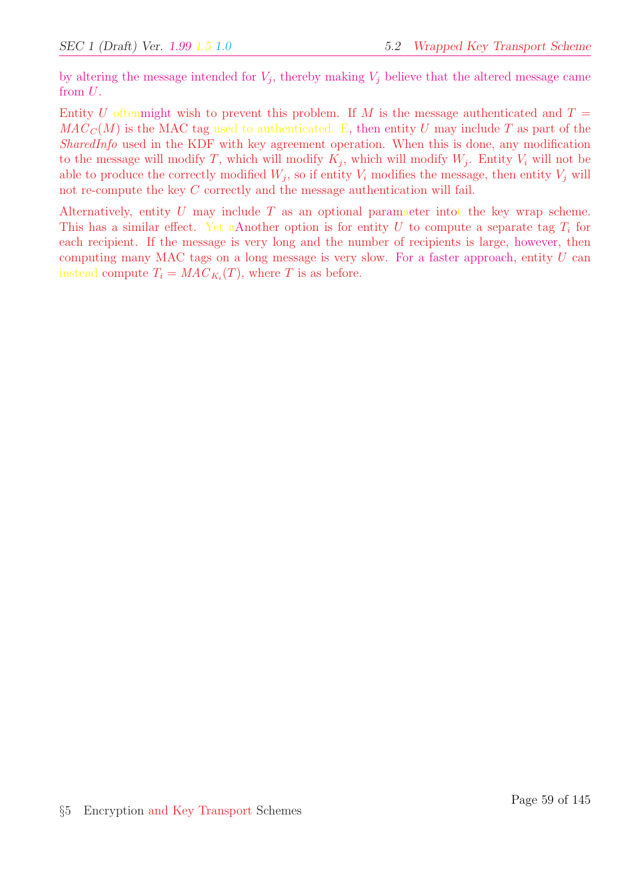by altering the message intended for $V_j$, thereby making $V_j$ believe that the altered message came from $U$.

Entity $U$ oftenmight wish to prevent this problem. If $M$ is the message authenticated and $T = MAC_C(M)$ is the MAC tag used to authenticated. E, then entity $U$ may include $T$ as part of the *SharedInfo* used in the KDF with key agreement operation. When this is done, any modification to the message will modify $T$, which will modify $K_j$, which will modify $W_j$. Entity $V_i$ will not be able to produce the correctly modified $W_j$, so if entity $V_i$ modifies the message, then entity $V_j$ will not re-compute the key $C$ correctly and the message authentication will fail.

Alternatively, entity $U$ may include $T$ as an optional paramaeter intot the key wrap scheme. This has a similar effect. Yet aAnother option is for entity $U$ to compute a separate tag $T_i$ for each recipient. If the message is very long and the number of recipients is large, however, then computing many MAC tags on a long message is very slow. For a faster approach, entity $U$ can instead compute $T_i = MAC_{K_i}(T)$, where $T$ is as before.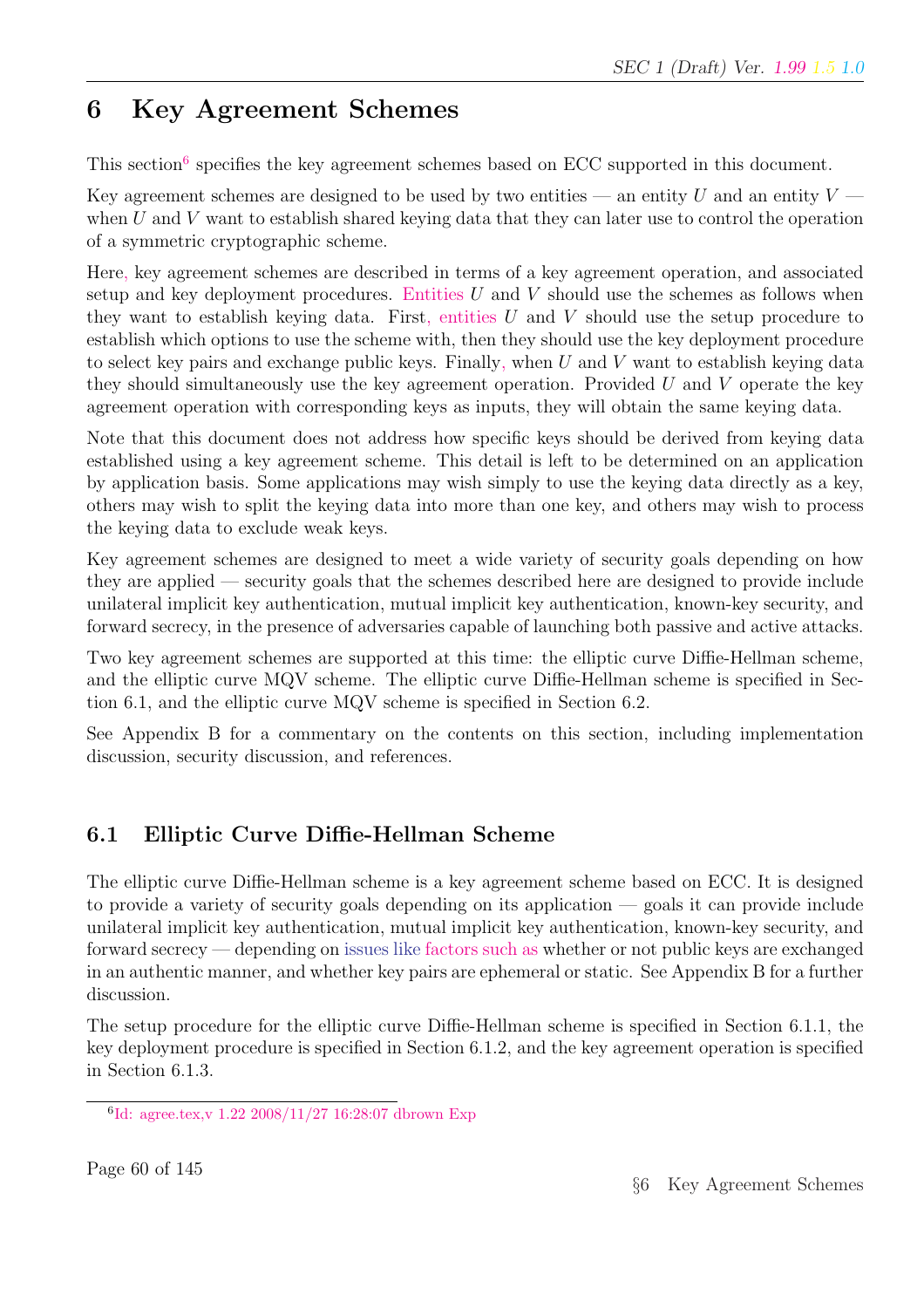# 6 Key Agreement Schemes

This section[6] specifies the key agreement schemes based on ECC supported in this document.

Key agreement schemes are designed to be used by two entities — an entity $U$ and an entity $V$ — when $U$ and $V$ want to establish shared keying data that they can later use to control the operation of a symmetric cryptographic scheme.

Here, key agreement schemes are described in terms of a key agreement operation, and associated setup and key deployment procedures. Entities $U$ and $V$ should use the schemes as follows when they want to establish keying data. First, entities $U$ and $V$ should use the setup procedure to establish which options to use the scheme with, then they should use the key deployment procedure to select key pairs and exchange public keys. Finally, when $U$ and $V$ want to establish keying data they should simultaneously use the key agreement operation. Provided $U$ and $V$ operate the key agreement operation with corresponding keys as inputs, they will obtain the same keying data.

Note that this document does not address how specific keys should be derived from keying data established using a key agreement scheme. This detail is left to be determined on an application by application basis. Some applications may wish simply to use the keying data directly as a key, others may wish to split the keying data into more than one key, and others may wish to process the keying data to exclude weak keys.

Key agreement schemes are designed to meet a wide variety of security goals depending on how they are applied — security goals that the schemes described here are designed to provide include unilateral implicit key authentication, mutual implicit key authentication, known-key security, and forward secrecy, in the presence of adversaries capable of launching both passive and active attacks.

Two key agreement schemes are supported at this time: the elliptic curve Diffie-Hellman scheme, and the elliptic curve MQV scheme. The elliptic curve Diffie-Hellman scheme is specified in Section 6.1, and the elliptic curve MQV scheme is specified in Section 6.2.

See Appendix B for a commentary on the contents on this section, including implementation discussion, security discussion, and references.

## 6.1 Elliptic Curve Diffie-Hellman Scheme

The elliptic curve Diffie-Hellman scheme is a key agreement scheme based on ECC. It is designed to provide a variety of security goals depending on its application — goals it can provide include unilateral implicit key authentication, mutual implicit key authentication, known-key security, and forward secrecy — depending on issues like factors such as whether or not public keys are exchanged in an authentic manner, and whether key pairs are ephemeral or static. See Appendix B for a further discussion.

The setup procedure for the elliptic curve Diffie-Hellman scheme is specified in Section 6.1.1, the key deployment procedure is specified in Section 6.1.2, and the key agreement operation is specified in Section 6.1.3.

[6] Id: agree.tex,v 1.22 2008/11/27 16:28:07 dbrown Exp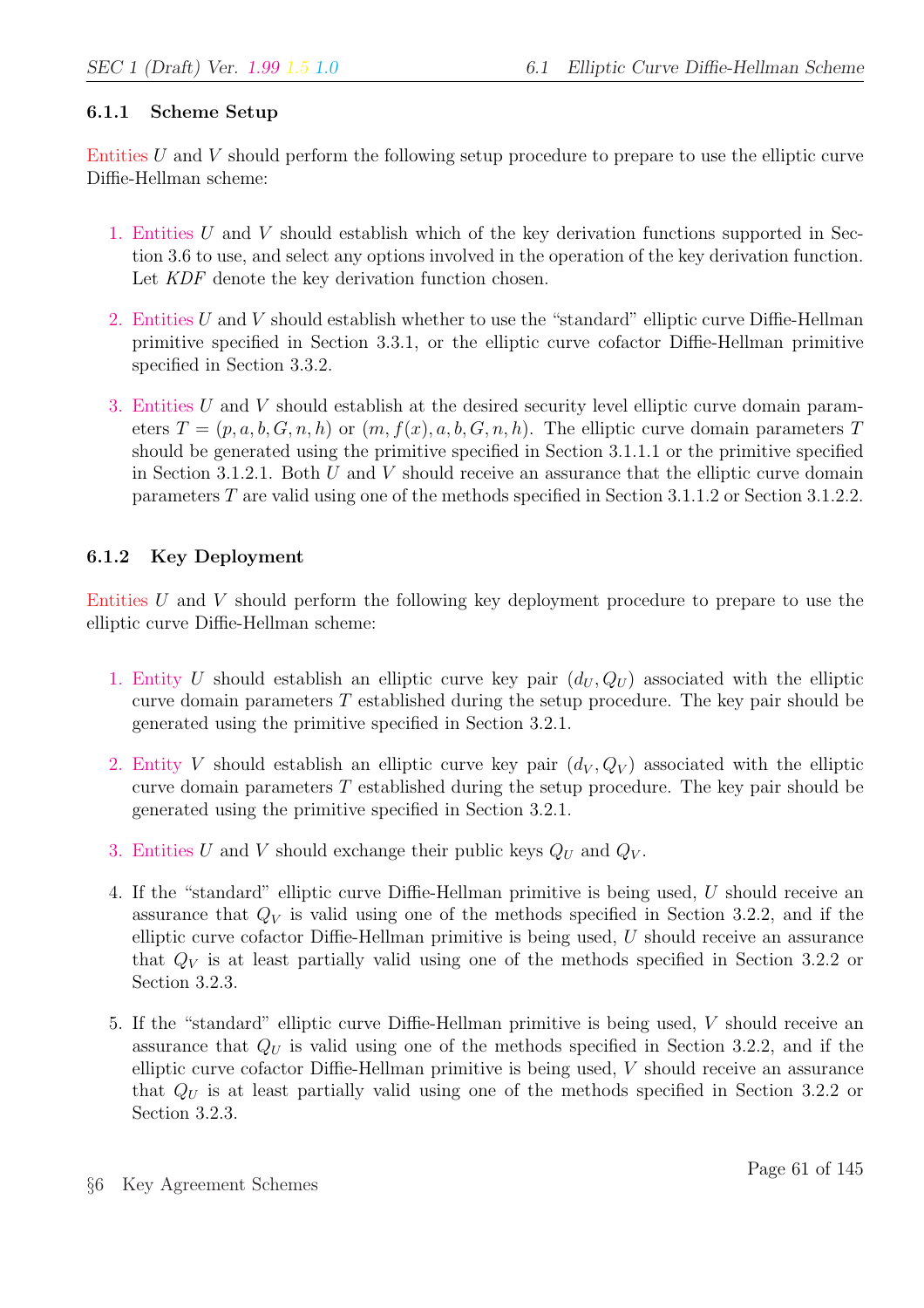### 6.1.1 Scheme Setup

Entities $U$ and $V$ should perform the following setup procedure to prepare to use the elliptic curve Diffie-Hellman scheme:

1. Entities $U$ and $V$ should establish which of the key derivation functions supported in Section 3.6 to use, and select any options involved in the operation of the key derivation function. Let $KDF$ denote the key derivation function chosen.

2. Entities $U$ and $V$ should establish whether to use the "standard" elliptic curve Diffie-Hellman primitive specified in Section 3.3.1, or the elliptic curve cofactor Diffie-Hellman primitive specified in Section 3.3.2.

3. Entities $U$ and $V$ should establish at the desired security level elliptic curve domain parameters $T = (p, a, b, G, n, h)$ or $(m, f(x), a, b, G, n, h)$. The elliptic curve domain parameters $T$ should be generated using the primitive specified in Section 3.1.1.1 or the primitive specified in Section 3.1.2.1. Both $U$ and $V$ should receive an assurance that the elliptic curve domain parameters $T$ are valid using one of the methods specified in Section 3.1.1.2 or Section 3.1.2.2.

### 6.1.2 Key Deployment

Entities $U$ and $V$ should perform the following key deployment procedure to prepare to use the elliptic curve Diffie-Hellman scheme:

1. Entity $U$ should establish an elliptic curve key pair $(d_U, Q_U)$ associated with the elliptic curve domain parameters $T$ established during the setup procedure. The key pair should be generated using the primitive specified in Section 3.2.1.

2. Entity $V$ should establish an elliptic curve key pair $(d_V, Q_V)$ associated with the elliptic curve domain parameters $T$ established during the setup procedure. The key pair should be generated using the primitive specified in Section 3.2.1.

3. Entities $U$ and $V$ should exchange their public keys $Q_U$ and $Q_V$.

4. If the "standard" elliptic curve Diffie-Hellman primitive is being used, $U$ should receive an assurance that $Q_V$ is valid using one of the methods specified in Section 3.2.2, and if the elliptic curve cofactor Diffie-Hellman primitive is being used, $U$ should receive an assurance that $Q_V$ is at least partially valid using one of the methods specified in Section 3.2.2 or Section 3.2.3.

5. If the "standard" elliptic curve Diffie-Hellman primitive is being used, $V$ should receive an assurance that $Q_U$ is valid using one of the methods specified in Section 3.2.2, and if the elliptic curve cofactor Diffie-Hellman primitive is being used, $V$ should receive an assurance that $Q_U$ is at least partially valid using one of the methods specified in Section 3.2.2 or Section 3.2.3.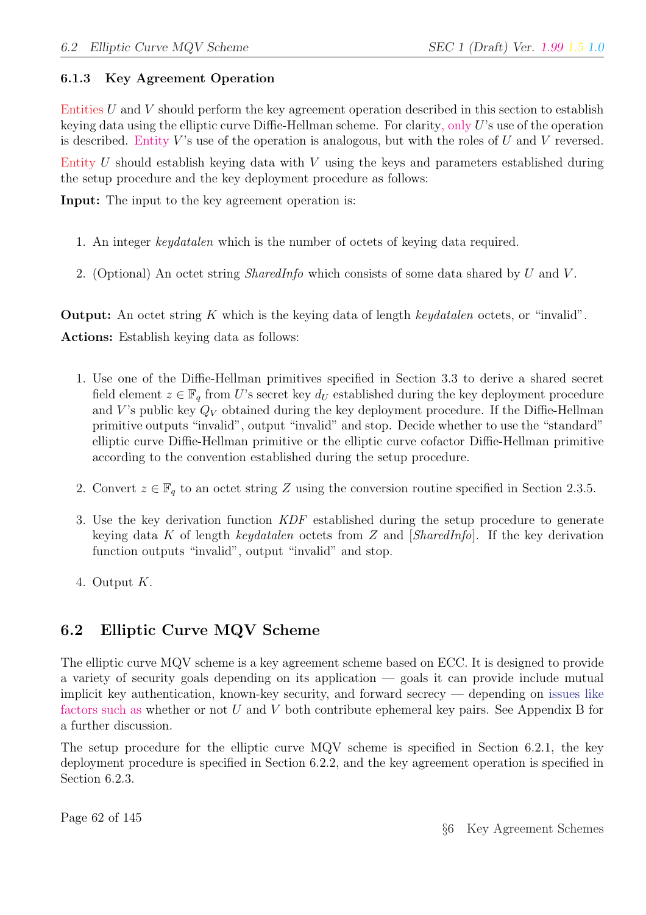### 6.1.3 Key Agreement Operation

Entities $U$ and $V$ should perform the key agreement operation described in this section to establish keying data using the elliptic curve Diffie-Hellman scheme. For clarity, only $U$'s use of the operation is described. Entity $V$'s use of the operation is analogous, but with the roles of $U$ and $V$ reversed.

Entity $U$ should establish keying data with $V$ using the keys and parameters established during the setup procedure and the key deployment procedure as follows:

**Input:** The input to the key agreement operation is:

1. An integer *keydatalen* which is the number of octets of keying data required.
2. (Optional) An octet string *SharedInfo* which consists of some data shared by $U$ and $V$.

**Output:** An octet string $K$ which is the keying data of length *keydatalen* octets, or "invalid".

**Actions:** Establish keying data as follows:

1. Use one of the Diffie-Hellman primitives specified in Section 3.3 to derive a shared secret field element $z \in \mathbb{F}_q$ from $U$'s secret key $d_U$ established during the key deployment procedure and $V$'s public key $Q_V$ obtained during the key deployment procedure. If the Diffie-Hellman primitive outputs "invalid", output "invalid" and stop. Decide whether to use the "standard" elliptic curve Diffie-Hellman primitive or the elliptic curve cofactor Diffie-Hellman primitive according to the convention established during the setup procedure.
2. Convert $z \in \mathbb{F}_q$ to an octet string $Z$ using the conversion routine specified in Section 2.3.5.
3. Use the key derivation function *KDF* established during the setup procedure to generate keying data $K$ of length *keydatalen* octets from $Z$ and [*SharedInfo*]. If the key derivation function outputs "invalid", output "invalid" and stop.
4. Output $K$.

## 6.2 Elliptic Curve MQV Scheme

The elliptic curve MQV scheme is a key agreement scheme based on ECC. It is designed to provide a variety of security goals depending on its application — goals it can provide include mutual implicit key authentication, known-key security, and forward secrecy — depending on issues like factors such as whether or not $U$ and $V$ both contribute ephemeral key pairs. See Appendix B for a further discussion.

The setup procedure for the elliptic curve MQV scheme is specified in Section 6.2.1, the key deployment procedure is specified in Section 6.2.2, and the key agreement operation is specified in Section 6.2.3.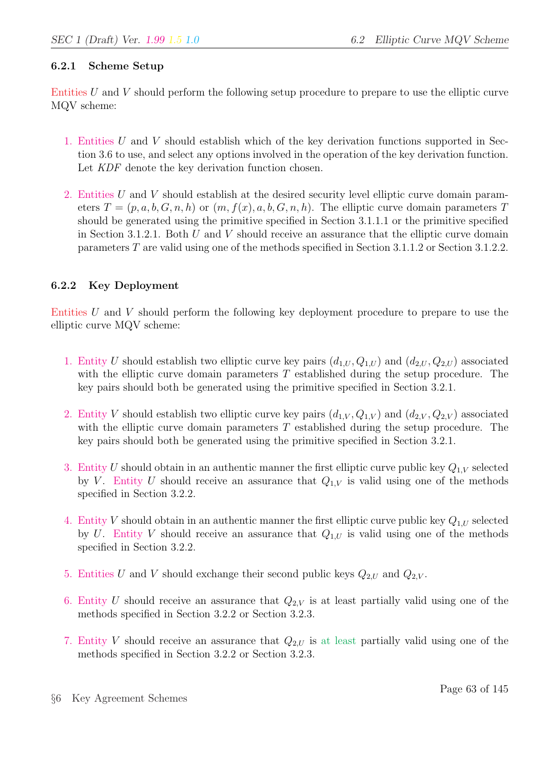### 6.2.1 Scheme Setup

Entities $U$ and $V$ should perform the following setup procedure to prepare to use the elliptic curve MQV scheme:

1. Entities $U$ and $V$ should establish which of the key derivation functions supported in Section 3.6 to use, and select any options involved in the operation of the key derivation function. Let $KDF$ denote the key derivation function chosen.

2. Entities $U$ and $V$ should establish at the desired security level elliptic curve domain parameters $T = (p, a, b, G, n, h)$ or $(m, f(x), a, b, G, n, h)$. The elliptic curve domain parameters $T$ should be generated using the primitive specified in Section 3.1.1.1 or the primitive specified in Section 3.1.2.1. Both $U$ and $V$ should receive an assurance that the elliptic curve domain parameters $T$ are valid using one of the methods specified in Section 3.1.1.2 or Section 3.1.2.2.

### 6.2.2 Key Deployment

Entities $U$ and $V$ should perform the following key deployment procedure to prepare to use the elliptic curve MQV scheme:

1. Entity $U$ should establish two elliptic curve key pairs $(d_{1,U}, Q_{1,U})$ and $(d_{2,U}, Q_{2,U})$ associated with the elliptic curve domain parameters $T$ established during the setup procedure. The key pairs should both be generated using the primitive specified in Section 3.2.1.

2. Entity $V$ should establish two elliptic curve key pairs $(d_{1,V}, Q_{1,V})$ and $(d_{2,V}, Q_{2,V})$ associated with the elliptic curve domain parameters $T$ established during the setup procedure. The key pairs should both be generated using the primitive specified in Section 3.2.1.

3. Entity $U$ should obtain in an authentic manner the first elliptic curve public key $Q_{1,V}$ selected by $V$. Entity $U$ should receive an assurance that $Q_{1,V}$ is valid using one of the methods specified in Section 3.2.2.

4. Entity $V$ should obtain in an authentic manner the first elliptic curve public key $Q_{1,U}$ selected by $U$. Entity $V$ should receive an assurance that $Q_{1,U}$ is valid using one of the methods specified in Section 3.2.2.

5. Entities $U$ and $V$ should exchange their second public keys $Q_{2,U}$ and $Q_{2,V}$.

6. Entity $U$ should receive an assurance that $Q_{2,V}$ is at least partially valid using one of the methods specified in Section 3.2.2 or Section 3.2.3.

7. Entity $V$ should receive an assurance that $Q_{2,U}$ is at least partially valid using one of the methods specified in Section 3.2.2 or Section 3.2.3.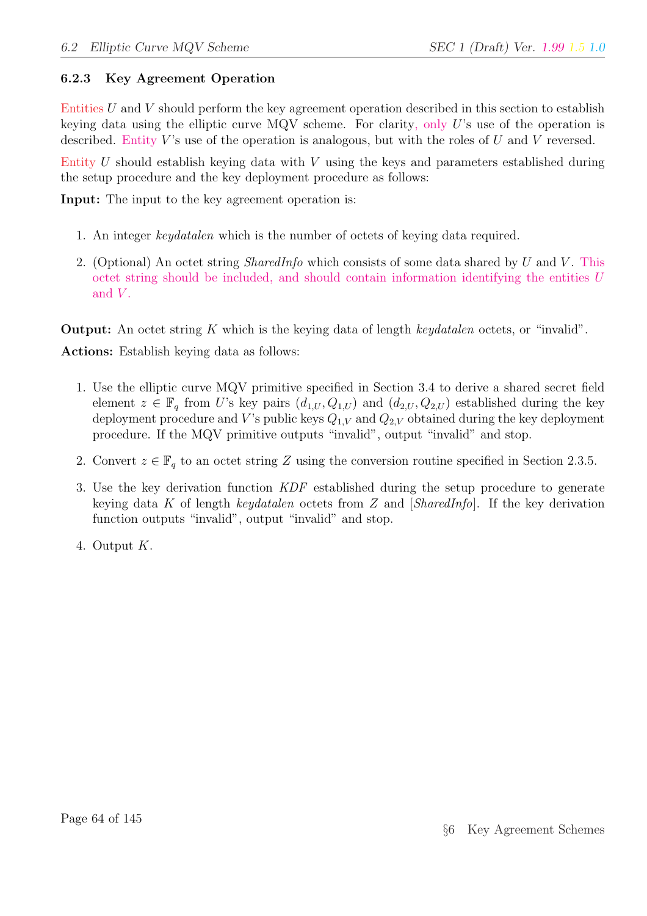### 6.2.3 Key Agreement Operation

Entities $U$ and $V$ should perform the key agreement operation described in this section to establish keying data using the elliptic curve MQV scheme. For clarity, only $U$'s use of the operation is described. Entity $V$'s use of the operation is analogous, but with the roles of $U$ and $V$ reversed.

Entity $U$ should establish keying data with $V$ using the keys and parameters established during the setup procedure and the key deployment procedure as follows:

**Input:** The input to the key agreement operation is:

1. An integer *keydatalen* which is the number of octets of keying data required.
2. (Optional) An octet string *SharedInfo* which consists of some data shared by $U$ and $V$. This octet string should be included, and should contain information identifying the entities $U$ and $V$.

**Output:** An octet string $K$ which is the keying data of length *keydatalen* octets, or "invalid".

**Actions:** Establish keying data as follows:

1. Use the elliptic curve MQV primitive specified in Section 3.4 to derive a shared secret field element $z \in \mathbb{F}_q$ from $U$'s key pairs $(d_{1,U}, Q_{1,U})$ and $(d_{2,U}, Q_{2,U})$ established during the key deployment procedure and $V$'s public keys $Q_{1,V}$ and $Q_{2,V}$ obtained during the key deployment procedure. If the MQV primitive outputs "invalid", output "invalid" and stop.
2. Convert $z \in \mathbb{F}_q$ to an octet string $Z$ using the conversion routine specified in Section 2.3.5.
3. Use the key derivation function *KDF* established during the setup procedure to generate keying data $K$ of length *keydatalen* octets from $Z$ and [*SharedInfo*]. If the key derivation function outputs "invalid", output "invalid" and stop.
4. Output $K$.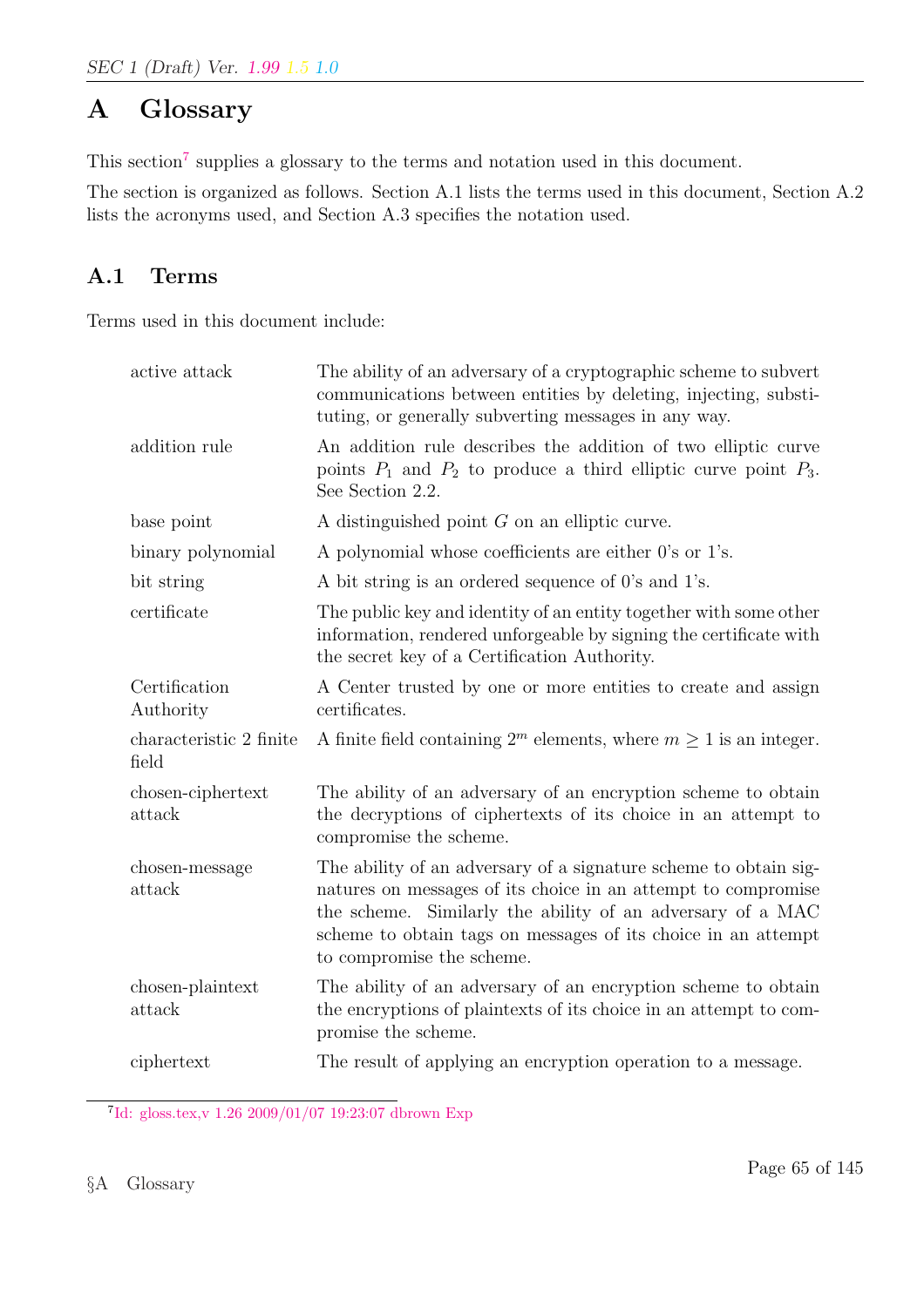# A Glossary

This section[7] supplies a glossary to the terms and notation used in this document.

The section is organized as follows. Section A.1 lists the terms used in this document, Section A.2 lists the acronyms used, and Section A.3 specifies the notation used.

## A.1 Terms

Terms used in this document include:

| | |
|---|---|
| active attack | The ability of an adversary of a cryptographic scheme to subvert communications between entities by deleting, injecting, substituting, or generally subverting messages in any way. |
| addition rule | An addition rule describes the addition of two elliptic curve points $P_1$ and $P_2$ to produce a third elliptic curve point $P_3$. See Section 2.2. |
| base point | A distinguished point $G$ on an elliptic curve. |
| binary polynomial | A polynomial whose coefficients are either 0's or 1's. |
| bit string | A bit string is an ordered sequence of 0's and 1's. |
| certificate | The public key and identity of an entity together with some other information, rendered unforgeable by signing the certificate with the secret key of a Certification Authority. |
| Certification Authority | A Center trusted by one or more entities to create and assign certificates. |
| characteristic 2 finite field | A finite field containing $2^m$ elements, where $m \geq 1$ is an integer. |
| chosen-ciphertext attack | The ability of an adversary of an encryption scheme to obtain the decryptions of ciphertexts of its choice in an attempt to compromise the scheme. |
| chosen-message attack | The ability of an adversary of a signature scheme to obtain signatures on messages of its choice in an attempt to compromise the scheme. Similarly the ability of an adversary of a MAC scheme to obtain tags on messages of its choice in an attempt to compromise the scheme. |
| chosen-plaintext attack | The ability of an adversary of an encryption scheme to obtain the encryptions of plaintexts of its choice in an attempt to compromise the scheme. |
| ciphertext | The result of applying an encryption operation to a message. |

[7] Id: gloss.tex,v 1.26 2009/01/07 19:23:07 dbrown Exp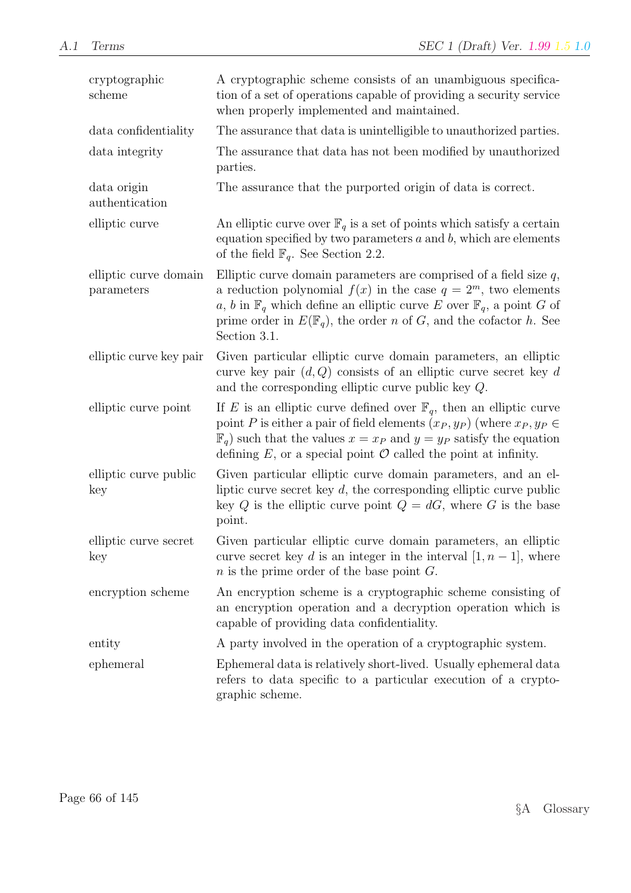| | |
|---|---|
| cryptographic scheme | A cryptographic scheme consists of an unambiguous specification of a set of operations capable of providing a security service when properly implemented and maintained. |
| data confidentiality | The assurance that data is unintelligible to unauthorized parties. |
| data integrity | The assurance that data has not been modified by unauthorized parties. |
| data origin authentication | The assurance that the purported origin of data is correct. |
| elliptic curve | An elliptic curve over $\mathbb{F}_q$ is a set of points which satisfy a certain equation specified by two parameters $a$ and $b$, which are elements of the field $\mathbb{F}_q$. See Section 2.2. |
| elliptic curve domain parameters | Elliptic curve domain parameters are comprised of a field size $q$, a reduction polynomial $f(x)$ in the case $q = 2^m$, two elements $a$, $b$ in $\mathbb{F}_q$ which define an elliptic curve $E$ over $\mathbb{F}_q$, a point $G$ of prime order in $E(\mathbb{F}_q)$, the order $n$ of $G$, and the cofactor $h$. See Section 3.1. |
| elliptic curve key pair | Given particular elliptic curve domain parameters, an elliptic curve key pair $(d, Q)$ consists of an elliptic curve secret key $d$ and the corresponding elliptic curve public key $Q$. |
| elliptic curve point | If $E$ is an elliptic curve defined over $\mathbb{F}_q$, then an elliptic curve point $P$ is either a pair of field elements $(x_P, y_P)$ (where $x_P, y_P \in \mathbb{F}_q$) such that the values $x = x_P$ and $y = y_P$ satisfy the equation defining $E$, or a special point $\mathcal{O}$ called the point at infinity. |
| elliptic curve public key | Given particular elliptic curve domain parameters, and an elliptic curve secret key $d$, the corresponding elliptic curve public key $Q$ is the elliptic curve point $Q = dG$, where $G$ is the base point. |
| elliptic curve secret key | Given particular elliptic curve domain parameters, an elliptic curve secret key $d$ is an integer in the interval $[1, n-1]$, where $n$ is the prime order of the base point $G$. |
| encryption scheme | An encryption scheme is a cryptographic scheme consisting of an encryption operation and a decryption operation which is capable of providing data confidentiality. |
| entity | A party involved in the operation of a cryptographic system. |
| ephemeral | Ephemeral data is relatively short-lived. Usually ephemeral data refers to data specific to a particular execution of a cryptographic scheme. |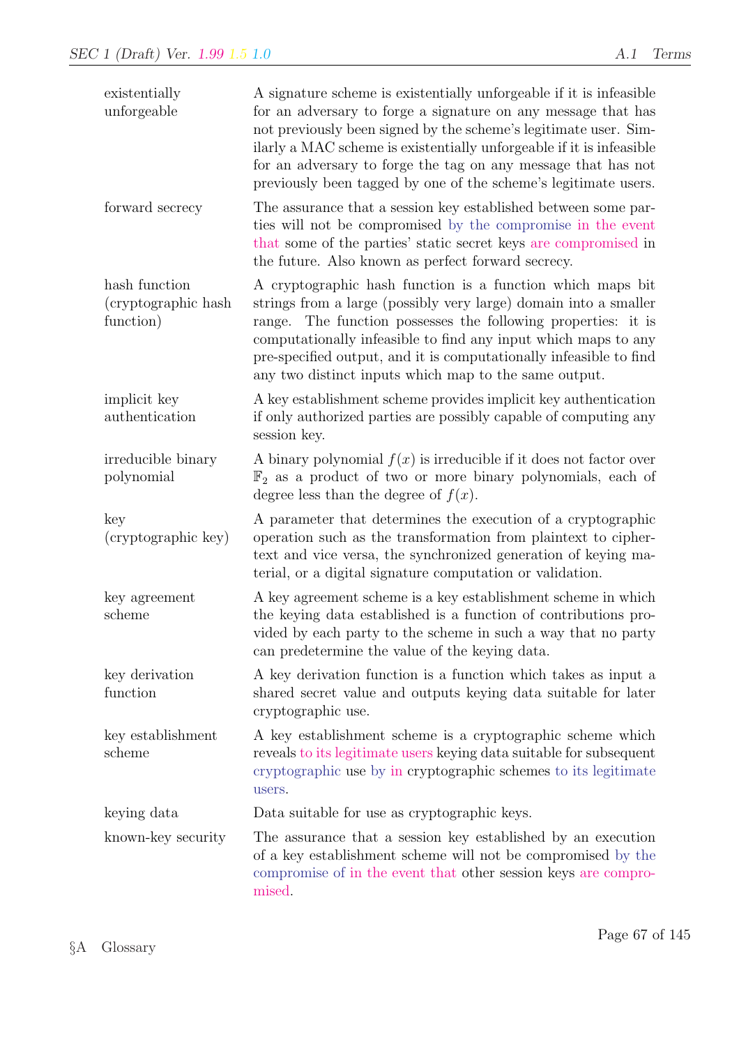| | |
|---|---|
| existentially unforgeable | A signature scheme is existentially unforgeable if it is infeasible for an adversary to forge a signature on any message that has not previously been signed by the scheme's legitimate user. Similarly a MAC scheme is existentially unforgeable if it is infeasible for an adversary to forge the tag on any message that has not previously been tagged by one of the scheme's legitimate users. |
| forward secrecy | The assurance that a session key established between some parties will not be compromised by the compromise in the event that some of the parties' static secret keys are compromised in the future. Also known as perfect forward secrecy. |
| hash function (cryptographic hash function) | A cryptographic hash function is a function which maps bit strings from a large (possibly very large) domain into a smaller range. The function possesses the following properties: it is computationally infeasible to find any input which maps to any pre-specified output, and it is computationally infeasible to find any two distinct inputs which map to the same output. |
| implicit key authentication | A key establishment scheme provides implicit key authentication if only authorized parties are possibly capable of computing any session key. |
| irreducible binary polynomial | A binary polynomial $f(x)$ is irreducible if it does not factor over $\mathbb{F}_2$ as a product of two or more binary polynomials, each of degree less than the degree of $f(x)$. |
| key (cryptographic key) | A parameter that determines the execution of a cryptographic operation such as the transformation from plaintext to ciphertext and vice versa, the synchronized generation of keying material, or a digital signature computation or validation. |
| key agreement scheme | A key agreement scheme is a key establishment scheme in which the keying data established is a function of contributions provided by each party to the scheme in such a way that no party can predetermine the value of the keying data. |
| key derivation function | A key derivation function is a function which takes as input a shared secret value and outputs keying data suitable for later cryptographic use. |
| key establishment scheme | A key establishment scheme is a cryptographic scheme which reveals to its legitimate users keying data suitable for subsequent cryptographic use by in cryptographic schemes to its legitimate users. |
| keying data | Data suitable for use as cryptographic keys. |
| known-key security | The assurance that a session key established by an execution of a key establishment scheme will not be compromised by the compromise of in the event that other session keys are compromised. |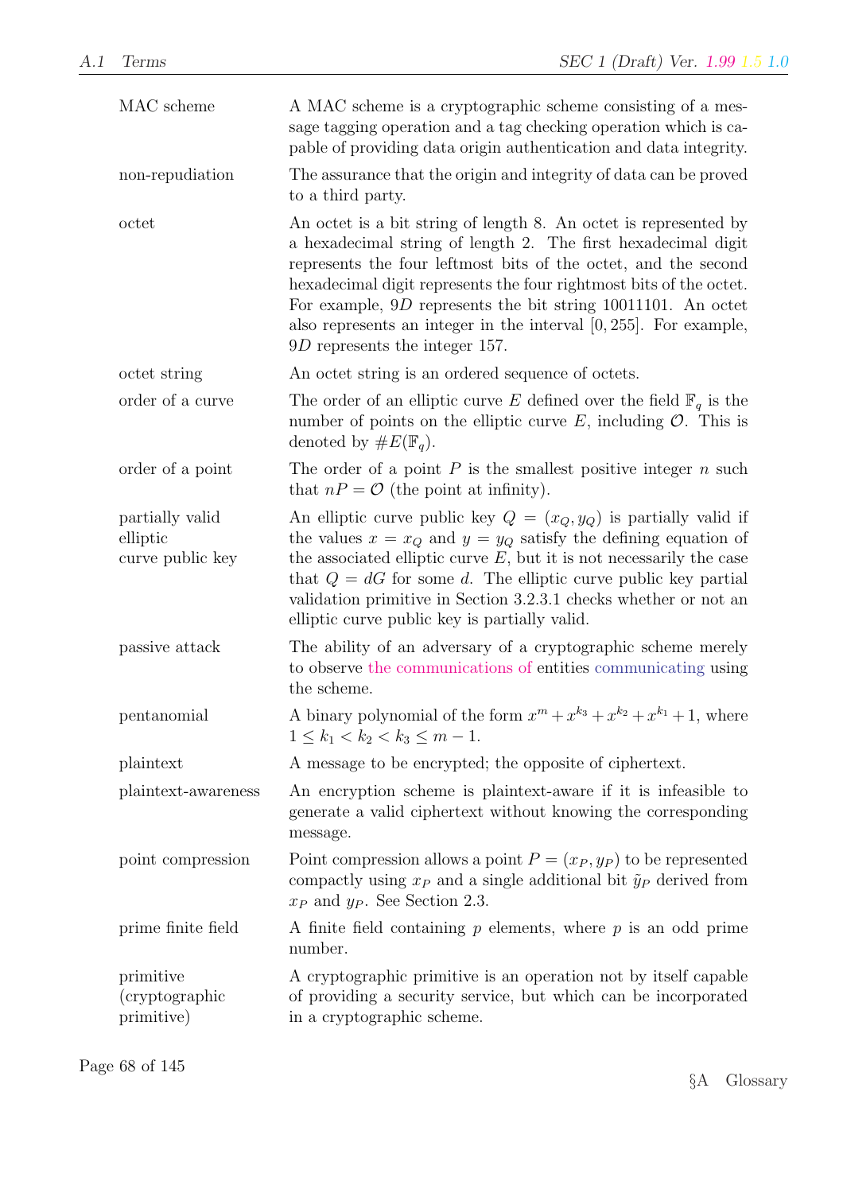| | |
|---|---|
| MAC scheme | A MAC scheme is a cryptographic scheme consisting of a message tagging operation and a tag checking operation which is capable of providing data origin authentication and data integrity. |
| non-repudiation | The assurance that the origin and integrity of data can be proved to a third party. |
| octet | An octet is a bit string of length 8. An octet is represented by a hexadecimal string of length 2. The first hexadecimal digit represents the four leftmost bits of the octet, and the second hexadecimal digit represents the four rightmost bits of the octet. For example, $9D$ represents the bit string 10011101. An octet also represents an integer in the interval $[0, 255]$. For example, $9D$ represents the integer 157. |
| octet string | An octet string is an ordered sequence of octets. |
| order of a curve | The order of an elliptic curve $E$ defined over the field $\mathbb{F}_q$ is the number of points on the elliptic curve $E$, including $\mathcal{O}$. This is denoted by $\#E(\mathbb{F}_q)$. |
| order of a point | The order of a point $P$ is the smallest positive integer $n$ such that $nP = \mathcal{O}$ (the point at infinity). |
| partially valid elliptic curve public key | An elliptic curve public key $Q = (x_Q, y_Q)$ is partially valid if the values $x = x_Q$ and $y = y_Q$ satisfy the defining equation of the associated elliptic curve $E$, but it is not necessarily the case that $Q = dG$ for some $d$. The elliptic curve public key partial validation primitive in Section 3.2.3.1 checks whether or not an elliptic curve public key is partially valid. |
| passive attack | The ability of an adversary of a cryptographic scheme merely to observe the communications of entities communicating using the scheme. |
| pentanomial | A binary polynomial of the form $x^m + x^{k_3} + x^{k_2} + x^{k_1} + 1$, where $1 \leq k_1 < k_2 < k_3 \leq m - 1$. |
| plaintext | A message to be encrypted; the opposite of ciphertext. |
| plaintext-awareness | An encryption scheme is plaintext-aware if it is infeasible to generate a valid ciphertext without knowing the corresponding message. |
| point compression | Point compression allows a point $P = (x_P, y_P)$ to be represented compactly using $x_P$ and a single additional bit $\tilde{y}_P$ derived from $x_P$ and $y_P$. See Section 2.3. |
| prime finite field | A finite field containing $p$ elements, where $p$ is an odd prime number. |
| primitive (cryptographic primitive) | A cryptographic primitive is an operation not by itself capable of providing a security service, but which can be incorporated in a cryptographic scheme. |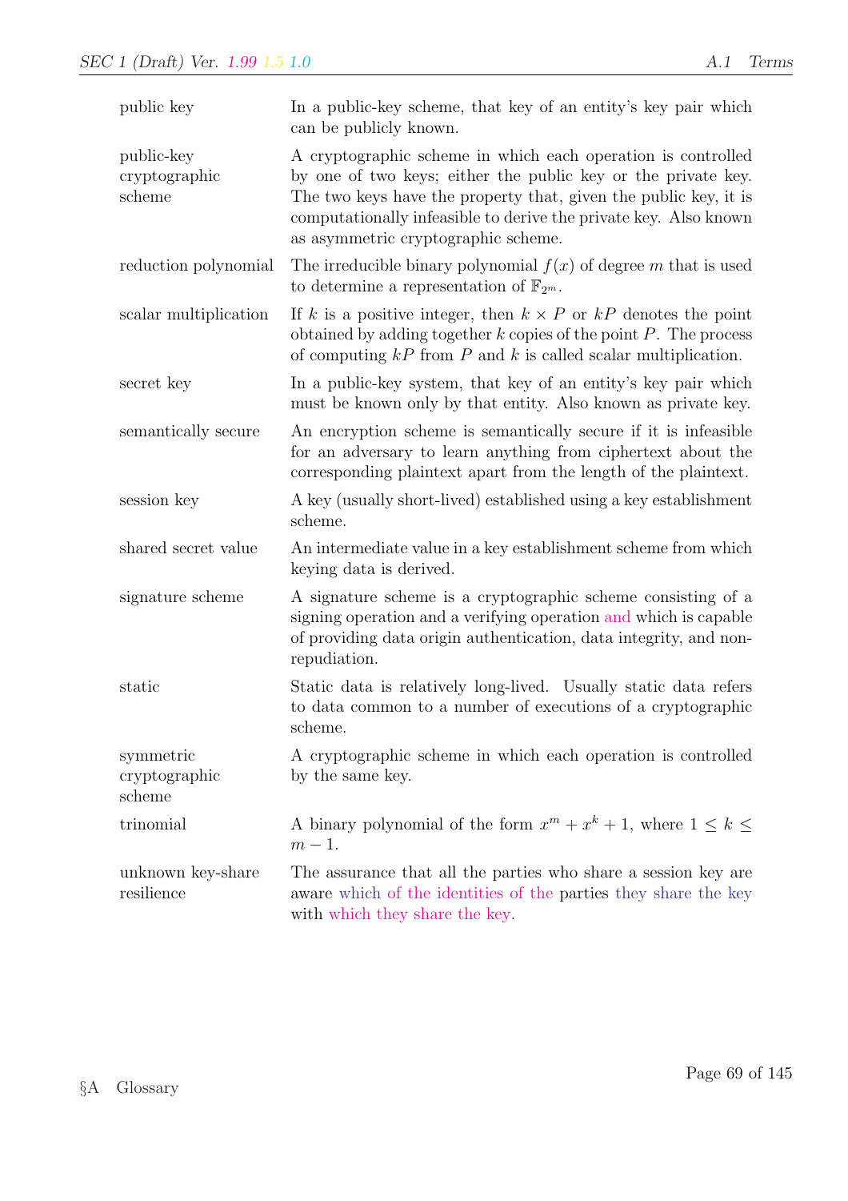| | |
|---|---|
| public key | In a public-key scheme, that key of an entity's key pair which can be publicly known. |
| public-key cryptographic scheme | A cryptographic scheme in which each operation is controlled by one of two keys; either the public key or the private key. The two keys have the property that, given the public key, it is computationally infeasible to derive the private key. Also known as asymmetric cryptographic scheme. |
| reduction polynomial | The irreducible binary polynomial $f(x)$ of degree $m$ that is used to determine a representation of $\mathbb{F}_{2^m}$. |
| scalar multiplication | If $k$ is a positive integer, then $k \times P$ or $kP$ denotes the point obtained by adding together $k$ copies of the point $P$. The process of computing $kP$ from $P$ and $k$ is called scalar multiplication. |
| secret key | In a public-key system, that key of an entity's key pair which must be known only by that entity. Also known as private key. |
| semantically secure | An encryption scheme is semantically secure if it is infeasible for an adversary to learn anything from ciphertext about the corresponding plaintext apart from the length of the plaintext. |
| session key | A key (usually short-lived) established using a key establishment scheme. |
| shared secret value | An intermediate value in a key establishment scheme from which keying data is derived. |
| signature scheme | A signature scheme is a cryptographic scheme consisting of a signing operation and a verifying operation and which is capable of providing data origin authentication, data integrity, and non-repudiation. |
| static | Static data is relatively long-lived. Usually static data refers to data common to a number of executions of a cryptographic scheme. |
| symmetric cryptographic scheme | A cryptographic scheme in which each operation is controlled by the same key. |
| trinomial | A binary polynomial of the form $x^m + x^k + 1$, where $1 \leq k \leq m - 1$. |
| unknown key-share resilience | The assurance that all the parties who share a session key are aware which of the identities of the parties they share the key with which they share the key. |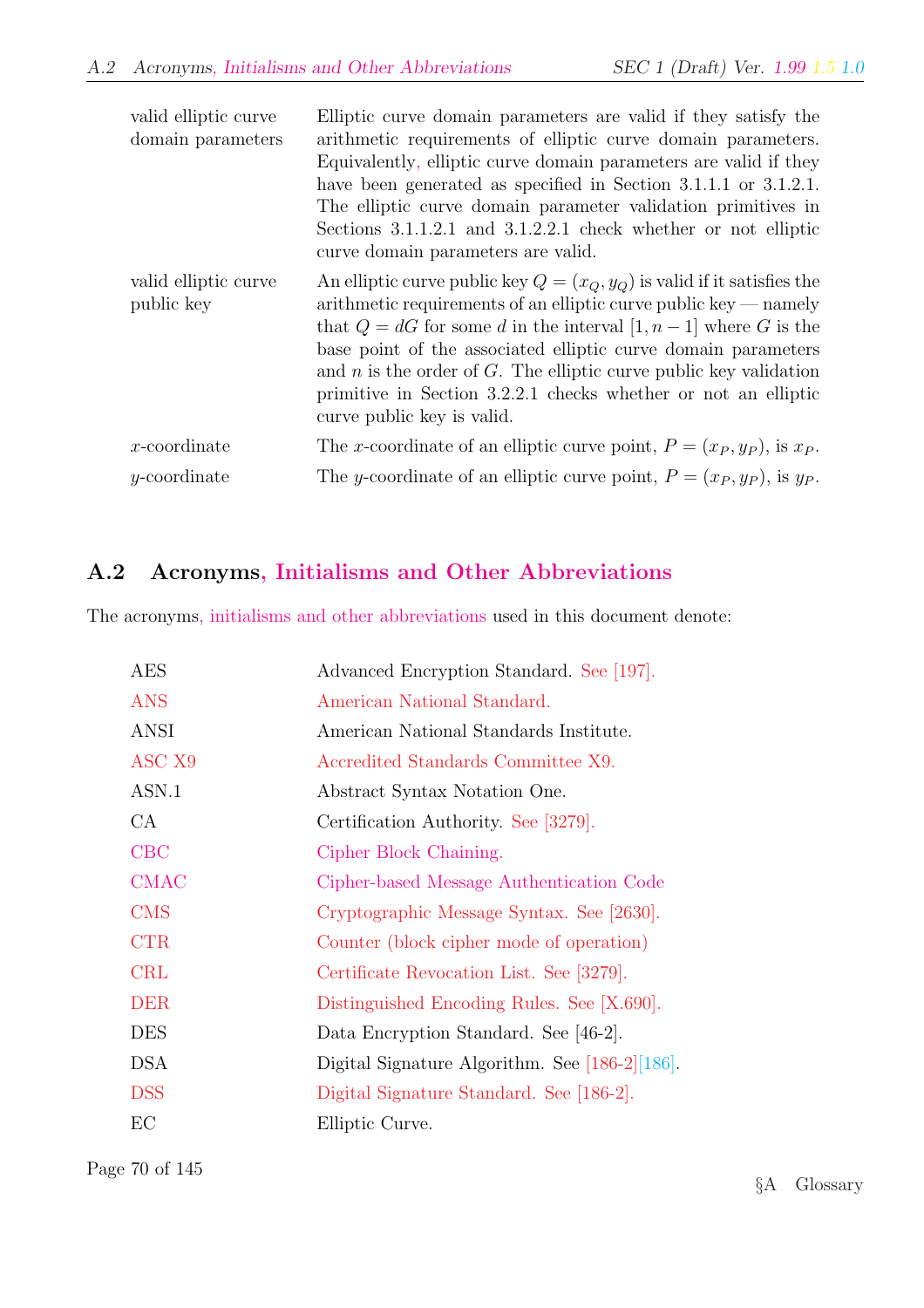| | |
|---|---|
| valid elliptic curve domain parameters | Elliptic curve domain parameters are valid if they satisfy the arithmetic requirements of elliptic curve domain parameters. Equivalently, elliptic curve domain parameters are valid if they have been generated as specified in Section 3.1.1.1 or 3.1.2.1. The elliptic curve domain parameter validation primitives in Sections 3.1.1.2.1 and 3.1.2.2.1 check whether or not elliptic curve domain parameters are valid. |
| valid elliptic curve public key | An elliptic curve public key $Q = (x_Q, y_Q)$ is valid if it satisfies the arithmetic requirements of an elliptic curve public key — namely that $Q = dG$ for some $d$ in the interval $[1, n-1]$ where $G$ is the base point of the associated elliptic curve domain parameters and $n$ is the order of $G$. The elliptic curve public key validation primitive in Section 3.2.2.1 checks whether or not an elliptic curve public key is valid. |
| $x$-coordinate | The $x$-coordinate of an elliptic curve point, $P = (x_P, y_P)$, is $x_P$. |
| $y$-coordinate | The $y$-coordinate of an elliptic curve point, $P = (x_P, y_P)$, is $y_P$. |

## A.2 Acronyms, Initialisms and Other Abbreviations

The acronyms, initialisms and other abbreviations used in this document denote:

| | |
|---|---|
| AES | Advanced Encryption Standard. See [197]. |
| ANS | American National Standard. |
| ANSI | American National Standards Institute. |
| ASC X9 | Accredited Standards Committee X9. |
| ASN.1 | Abstract Syntax Notation One. |
| CA | Certification Authority. See [3279]. |
| CBC | Cipher Block Chaining. |
| CMAC | Cipher-based Message Authentication Code |
| CMS | Cryptographic Message Syntax. See [2630]. |
| CTR | Counter (block cipher mode of operation) |
| CRL | Certificate Revocation List. See [3279]. |
| DER | Distinguished Encoding Rules. See [X.690]. |
| DES | Data Encryption Standard. See [46-2]. |
| DSA | Digital Signature Algorithm. See [186-2][186]. |
| DSS | Digital Signature Standard. See [186-2]. |
| EC | Elliptic Curve. |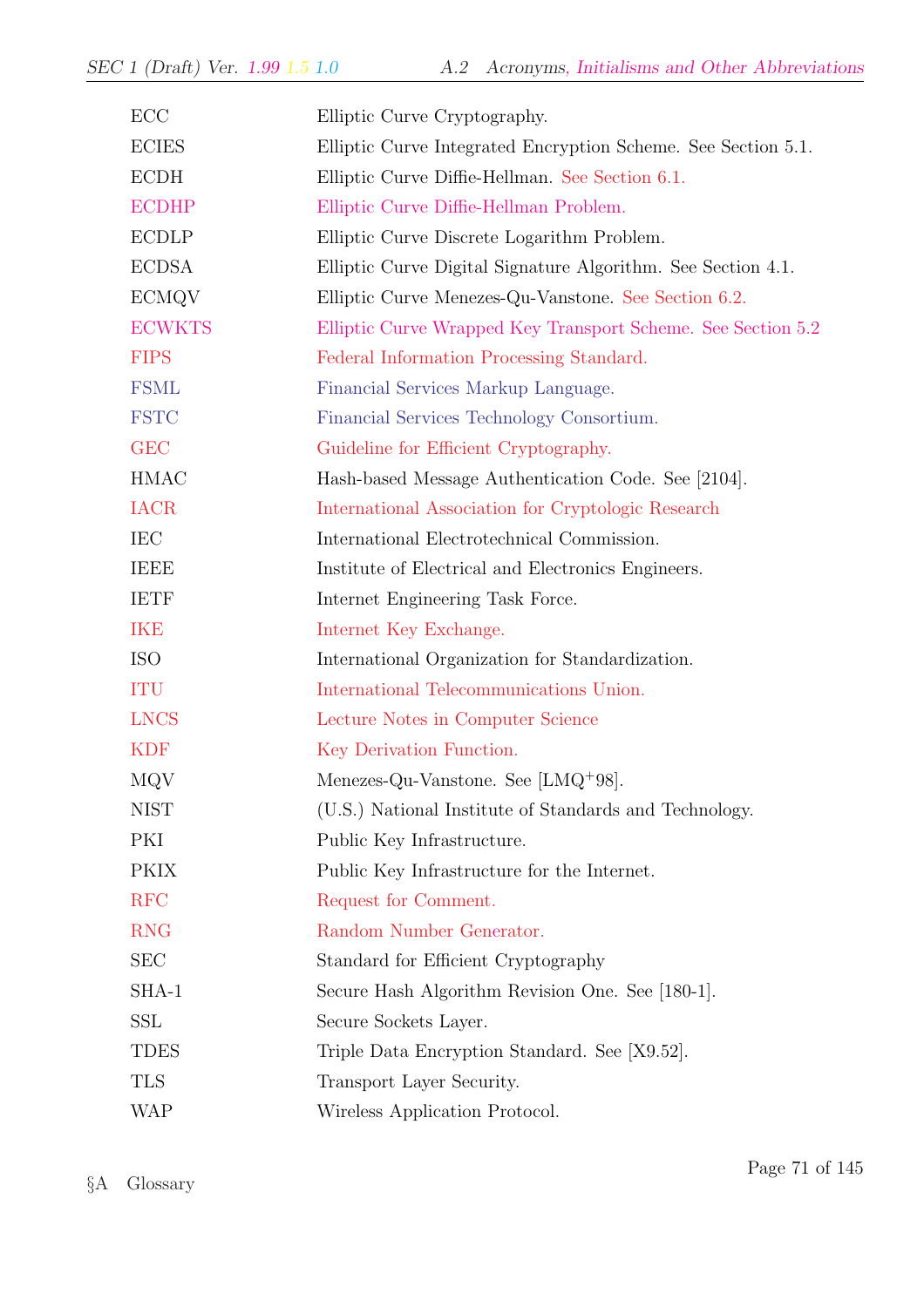| | |
|---|---|
| ECC | Elliptic Curve Cryptography. |
| ECIES | Elliptic Curve Integrated Encryption Scheme. See Section 5.1. |
| ECDH | Elliptic Curve Diffie-Hellman. See Section 6.1. |
| ECDHP | Elliptic Curve Diffie-Hellman Problem. |
| ECDLP | Elliptic Curve Discrete Logarithm Problem. |
| ECDSA | Elliptic Curve Digital Signature Algorithm. See Section 4.1. |
| ECMQV | Elliptic Curve Menezes-Qu-Vanstone. See Section 6.2. |
| ECWKTS | Elliptic Curve Wrapped Key Transport Scheme. See Section 5.2 |
| FIPS | Federal Information Processing Standard. |
| FSML | Financial Services Markup Language. |
| FSTC | Financial Services Technology Consortium. |
| GEC | Guideline for Efficient Cryptography. |
| HMAC | Hash-based Message Authentication Code. See [2104]. |
| IACR | International Association for Cryptologic Research |
| IEC | International Electrotechnical Commission. |
| IEEE | Institute of Electrical and Electronics Engineers. |
| IETF | Internet Engineering Task Force. |
| IKE | Internet Key Exchange. |
| ISO | International Organization for Standardization. |
| ITU | International Telecommunications Union. |
| LNCS | Lecture Notes in Computer Science |
| KDF | Key Derivation Function. |
| MQV | Menezes-Qu-Vanstone. See [LMQ+98]. |
| NIST | (U.S.) National Institute of Standards and Technology. |
| PKI | Public Key Infrastructure. |
| PKIX | Public Key Infrastructure for the Internet. |
| RFC | Request for Comment. |
| RNG | Random Number Generator. |
| SEC | Standard for Efficient Cryptography |
| SHA-1 | Secure Hash Algorithm Revision One. See [180-1]. |
| SSL | Secure Sockets Layer. |
| TDES | Triple Data Encryption Standard. See [X9.52]. |
| TLS | Transport Layer Security. |
| WAP | Wireless Application Protocol. |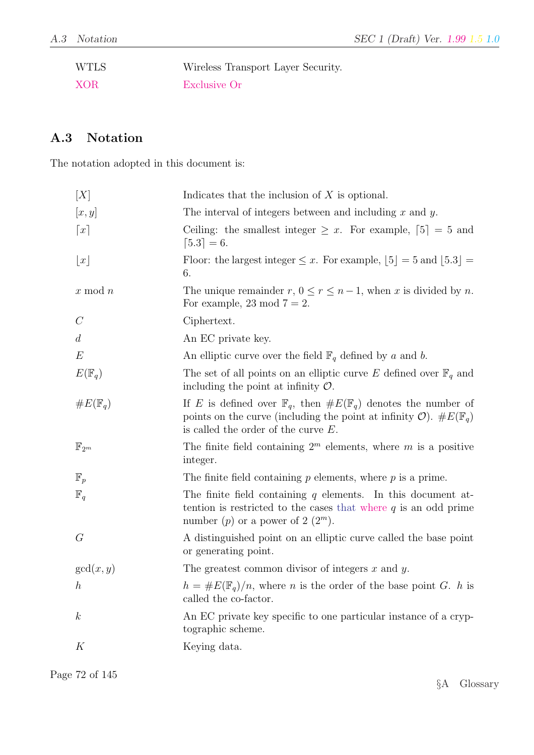| | |
|---|---|
| WTLS | Wireless Transport Layer Security. |
| XOR | Exclusive Or |

## A.3 Notation

The notation adopted in this document is:

| | |
|---|---|
| $[X]$ | Indicates that the inclusion of $X$ is optional. |
| $[x, y]$ | The interval of integers between and including $x$ and $y$. |
| $\lceil x \rceil$ | Ceiling: the smallest integer $\geq x$. For example, $\lceil 5 \rceil = 5$ and $\lceil 5.3 \rceil = 6$. |
| $\lfloor x \rfloor$ | Floor: the largest integer $\leq x$. For example, $\lfloor 5 \rfloor = 5$ and $\lfloor 5.3 \rfloor = 6$. |
| $x \bmod n$ | The unique remainder $r$, $0 \leq r \leq n-1$, when $x$ is divided by $n$. For example, $23 \bmod 7 = 2$. |
| $C$ | Ciphertext. |
| $d$ | An EC private key. |
| $E$ | An elliptic curve over the field $\mathbb{F}_q$ defined by $a$ and $b$. |
| $E(\mathbb{F}_q)$ | The set of all points on an elliptic curve $E$ defined over $\mathbb{F}_q$ and including the point at infinity $\mathcal{O}$. |
| $\#E(\mathbb{F}_q)$ | If $E$ is defined over $\mathbb{F}_q$, then $\#E(\mathbb{F}_q)$ denotes the number of points on the curve (including the point at infinity $\mathcal{O}$). $\#E(\mathbb{F}_q)$ is called the order of the curve $E$. |
| $\mathbb{F}_{2^m}$ | The finite field containing $2^m$ elements, where $m$ is a positive integer. |
| $\mathbb{F}_p$ | The finite field containing $p$ elements, where $p$ is a prime. |
| $\mathbb{F}_q$ | The finite field containing $q$ elements. In this document attention is restricted to the cases that where $q$ is an odd prime number ($p$) or a power of 2 ($2^m$). |
| $G$ | A distinguished point on an elliptic curve called the base point or generating point. |
| $\gcd(x, y)$ | The greatest common divisor of integers $x$ and $y$. |
| $h$ | $h = \#E(\mathbb{F}_q)/n$, where $n$ is the order of the base point $G$. $h$ is called the co-factor. |
| $k$ | An EC private key specific to one particular instance of a cryptographic scheme. |
| $K$ | Keying data. |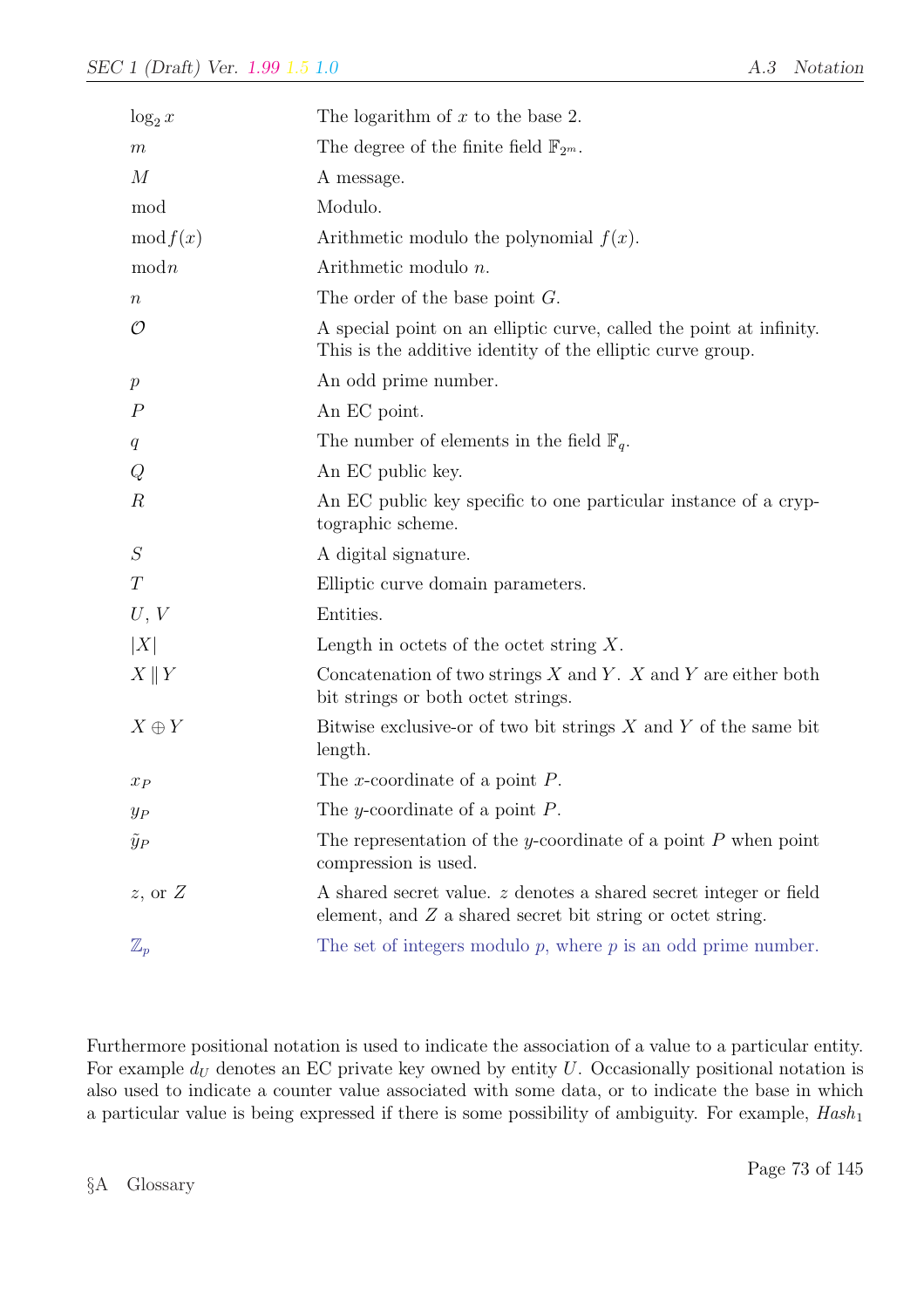| | |
|---|---|
| $\log_2 x$ | The logarithm of $x$ to the base 2. |
| $m$ | The degree of the finite field $\mathbb{F}_{2^m}$. |
| $M$ | A message. |
| mod | Modulo. |
| $\bmod f(x)$ | Arithmetic modulo the polynomial $f(x)$. |
| $\bmod n$ | Arithmetic modulo $n$. |
| $n$ | The order of the base point $G$. |
| $\mathcal{O}$ | A special point on an elliptic curve, called the point at infinity. This is the additive identity of the elliptic curve group. |
| $p$ | An odd prime number. |
| $P$ | An EC point. |
| $q$ | The number of elements in the field $\mathbb{F}_q$. |
| $Q$ | An EC public key. |
| $R$ | An EC public key specific to one particular instance of a cryptographic scheme. |
| $S$ | A digital signature. |
| $T$ | Elliptic curve domain parameters. |
| $U$, $V$ | Entities. |
| $\|X\|$ | Length in octets of the octet string $X$. |
| $X \,\\|\, Y$ | Concatenation of two strings $X$ and $Y$. $X$ and $Y$ are either both bit strings or both octet strings. |
| $X \oplus Y$ | Bitwise exclusive-or of two bit strings $X$ and $Y$ of the same bit length. |
| $x_P$ | The $x$-coordinate of a point $P$. |
| $y_P$ | The $y$-coordinate of a point $P$. |
| $\tilde{y}_P$ | The representation of the $y$-coordinate of a point $P$ when point compression is used. |
| $z$, or $Z$ | A shared secret value. $z$ denotes a shared secret integer or field element, and $Z$ a shared secret bit string or octet string. |
| $\mathbb{Z}_p$ | The set of integers modulo $p$, where $p$ is an odd prime number. |

Furthermore positional notation is used to indicate the association of a value to a particular entity. For example $d_U$ denotes an EC private key owned by entity $U$. Occasionally positional notation is also used to indicate a counter value associated with some data, or to indicate the base in which a particular value is being expressed if there is some possibility of ambiguity. For example, $Hash_1$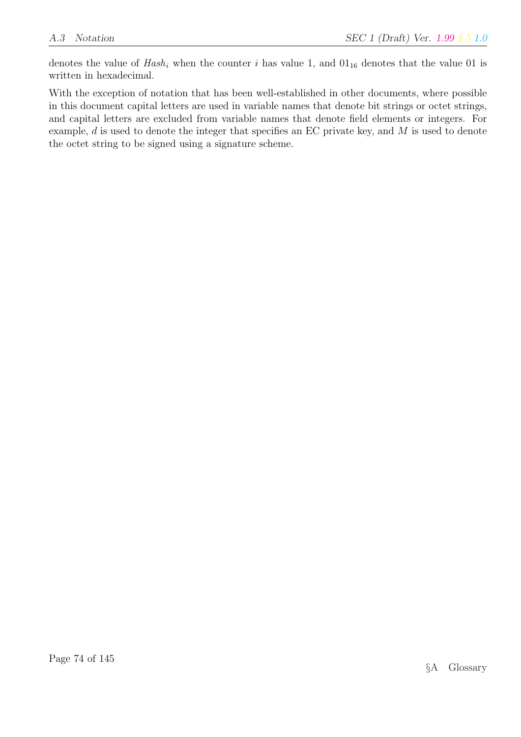denotes the value of $Hash_i$ when the counter $i$ has value 1, and $01_{16}$ denotes that the value 01 is written in hexadecimal.

With the exception of notation that has been well-established in other documents, where possible in this document capital letters are used in variable names that denote bit strings or octet strings, and capital letters are excluded from variable names that denote field elements or integers. For example, $d$ is used to denote the integer that specifies an EC private key, and $M$ is used to denote the octet string to be signed using a signature scheme.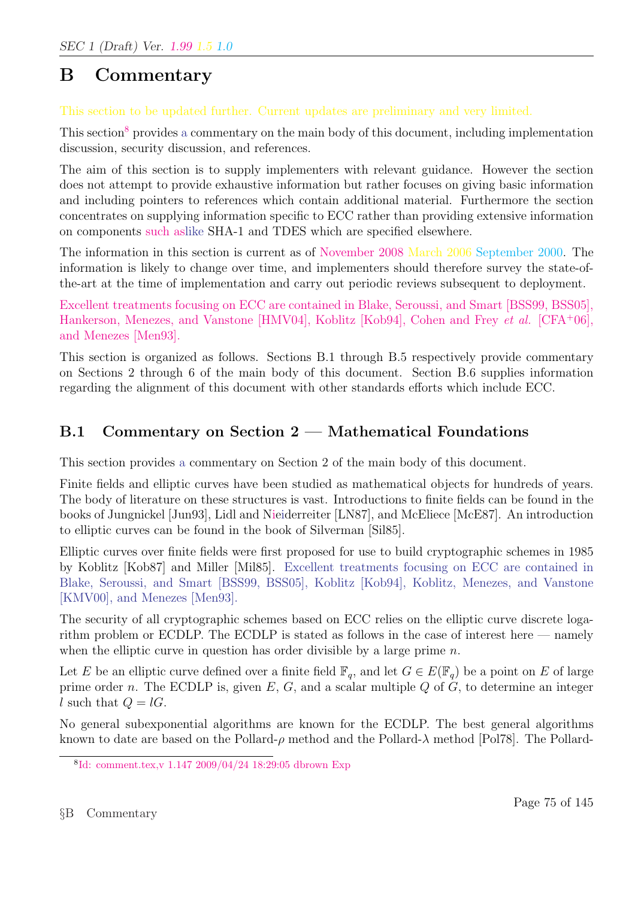# B Commentary

This section to be updated further. Current updates are preliminary and very limited.

This section[8] provides a commentary on the main body of this document, including implementation discussion, security discussion, and references.

The aim of this section is to supply implementers with relevant guidance. However the section does not attempt to provide exhaustive information but rather focuses on giving basic information and including pointers to references which contain additional material. Furthermore the section concentrates on supplying information specific to ECC rather than providing extensive information on components such aslike SHA-1 and TDES which are specified elsewhere.

The information in this section is current as of November 2008 March 2006 September 2000. The information is likely to change over time, and implementers should therefore survey the state-of-the-art at the time of implementation and carry out periodic reviews subsequent to deployment.

Excellent treatments focusing on ECC are contained in Blake, Seroussi, and Smart [BSS99, BSS05], Hankerson, Menezes, and Vanstone [HMV04], Koblitz [Kob94], Cohen and Frey *et al.* [CFA+06], and Menezes [Men93].

This section is organized as follows. Sections B.1 through B.5 respectively provide commentary on Sections 2 through 6 of the main body of this document. Section B.6 supplies information regarding the alignment of this document with other standards efforts which include ECC.

## B.1 Commentary on Section 2 — Mathematical Foundations

This section provides a commentary on Section 2 of the main body of this document.

Finite fields and elliptic curves have been studied as mathematical objects for hundreds of years. The body of literature on these structures is vast. Introductions to finite fields can be found in the books of Jungnickel [Jun93], Lidl and Nieiderreiter [LN87], and McEliece [McE87]. An introduction to elliptic curves can be found in the book of Silverman [Sil85].

Elliptic curves over finite fields were first proposed for use to build cryptographic schemes in 1985 by Koblitz [Kob87] and Miller [Mil85]. Excellent treatments focusing on ECC are contained in Blake, Seroussi, and Smart [BSS99, BSS05], Koblitz [Kob94], Koblitz, Menezes, and Vanstone [KMV00], and Menezes [Men93].

The security of all cryptographic schemes based on ECC relies on the elliptic curve discrete logarithm problem or ECDLP. The ECDLP is stated as follows in the case of interest here — namely when the elliptic curve in question has order divisible by a large prime $n$.

Let $E$ be an elliptic curve defined over a finite field $\mathbb{F}_q$, and let $G \in E(\mathbb{F}_q)$ be a point on $E$ of large prime order $n$. The ECDLP is, given $E$, $G$, and a scalar multiple $Q$ of $G$, to determine an integer $l$ such that $Q = lG$.

No general subexponential algorithms are known for the ECDLP. The best general algorithms known to date are based on the Pollard-$\rho$ method and the Pollard-$\lambda$ method [Pol78]. The Pollard-

[8] Id: comment.tex,v 1.147 2009/04/24 18:29:05 dbrown Exp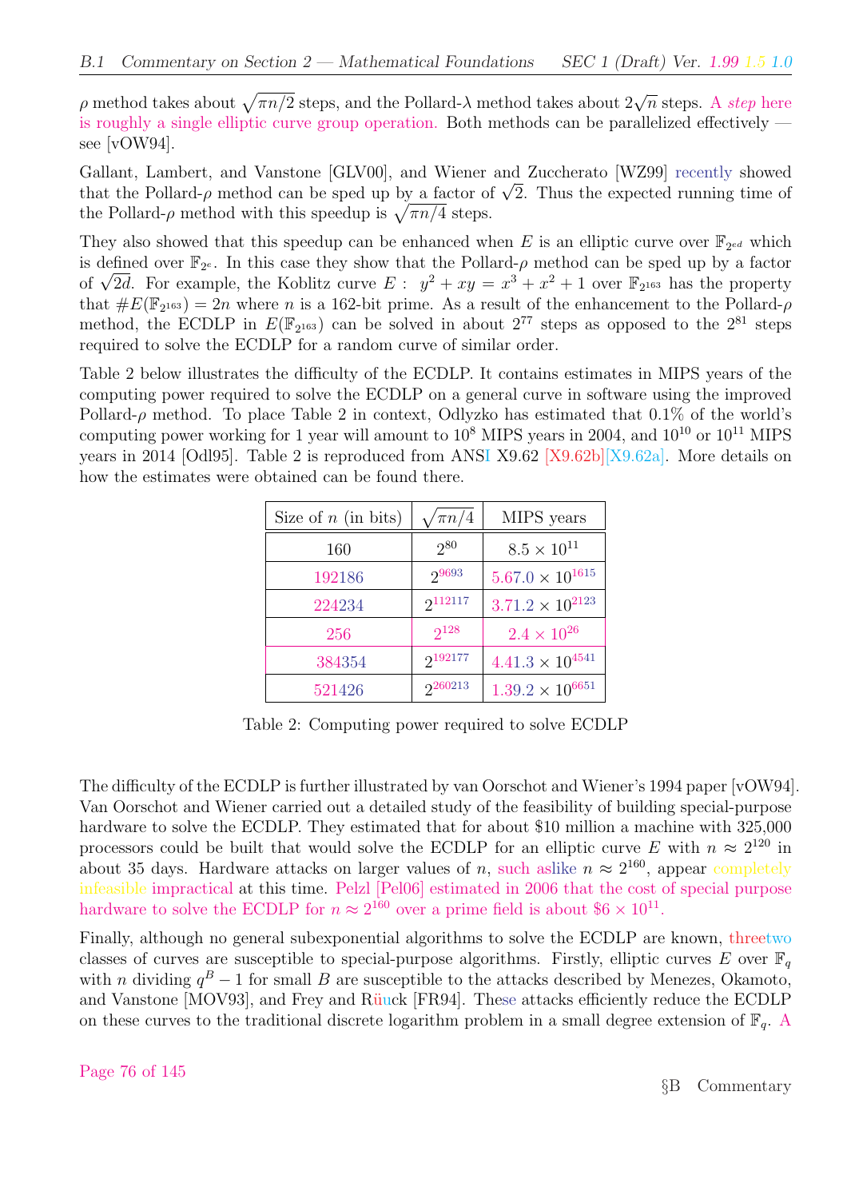$\rho$ method takes about $\sqrt{\pi n/2}$ steps, and the Pollard-$\lambda$ method takes about $2\sqrt{n}$ steps. A *step* here is roughly a single elliptic curve group operation. Both methods can be parallelized effectively — see [vOW94].

Gallant, Lambert, and Vanstone [GLV00], and Wiener and Zuccherato [WZ99] recently showed that the Pollard-$\rho$ method can be sped up by a factor of $\sqrt{2}$. Thus the expected running time of the Pollard-$\rho$ method with this speedup is $\sqrt{\pi n/4}$ steps.

They also showed that this speedup can be enhanced when $E$ is an elliptic curve over $\mathbb{F}_{2^{ed}}$ which is defined over $\mathbb{F}_{2^e}$. In this case they show that the Pollard-$\rho$ method can be sped up by a factor of $\sqrt{2d}$. For example, the Koblitz curve $E: \; y^2 + xy = x^3 + x^2 + 1$ over $\mathbb{F}_{2^{163}}$ has the property that $\#E(\mathbb{F}_{2^{163}}) = 2n$ where $n$ is a 162-bit prime. As a result of the enhancement to the Pollard-$\rho$ method, the ECDLP in $E(\mathbb{F}_{2^{163}})$ can be solved in about $2^{77}$ steps as opposed to the $2^{81}$ steps required to solve the ECDLP for a random curve of similar order.

Table 2 below illustrates the difficulty of the ECDLP. It contains estimates in MIPS years of the computing power required to solve the ECDLP on a general curve in software using the improved Pollard-$\rho$ method. To place Table 2 in context, Odlyzko has estimated that 0.1% of the world's computing power working for 1 year will amount to $10^8$ MIPS years in 2004, and $10^{10}$ or $10^{11}$ MIPS years in 2014 [Odl95]. Table 2 is reproduced from ANSI X9.62 [X9.62b][X9.62a]. More details on how the estimates were obtained can be found there.

| Size of $n$ (in bits) | $\sqrt{\pi n/4}$ | MIPS years |
|---|---|---|
| 160 | $2^{80}$ | $8.5 \times 10^{11}$ |
| 192186 | $2^{9693}$ | $5.67.0 \times 10^{1615}$ |
| 224234 | $2^{112117}$ | $3.71.2 \times 10^{2123}$ |
| 256 | $2^{128}$ | $2.4 \times 10^{26}$ |
| 384354 | $2^{192177}$ | $4.41.3 \times 10^{4541}$ |
| 521426 | $2^{260213}$ | $1.39.2 \times 10^{6651}$ |

Table 2: Computing power required to solve ECDLP

The difficulty of the ECDLP is further illustrated by van Oorschot and Wiener's 1994 paper [vOW94]. Van Oorschot and Wiener carried out a detailed study of the feasibility of building special-purpose hardware to solve the ECDLP. They estimated that for about \$10 million a machine with 325,000 processors could be built that would solve the ECDLP for an elliptic curve $E$ with $n \approx 2^{120}$ in about 35 days. Hardware attacks on larger values of $n$, such aslike $n \approx 2^{160}$, appear completely infeasible impractical at this time. Pelzl [Pel06] estimated in 2006 that the cost of special purpose hardware to solve the ECDLP for $n \approx 2^{160}$ over a prime field is about $\$6 \times 10^{11}$.

Finally, although no general subexponential algorithms to solve the ECDLP are known, threetwo classes of curves are susceptible to special-purpose algorithms. Firstly, elliptic curves $E$ over $\mathbb{F}_q$ with $n$ dividing $q^B - 1$ for small $B$ are susceptible to the attacks described by Menezes, Okamoto, and Vanstone [MOV93], and Frey and Rüuck [FR94]. These attacks efficiently reduce the ECDLP on these curves to the traditional discrete logarithm problem in a small degree extension of $\mathbb{F}_q$. A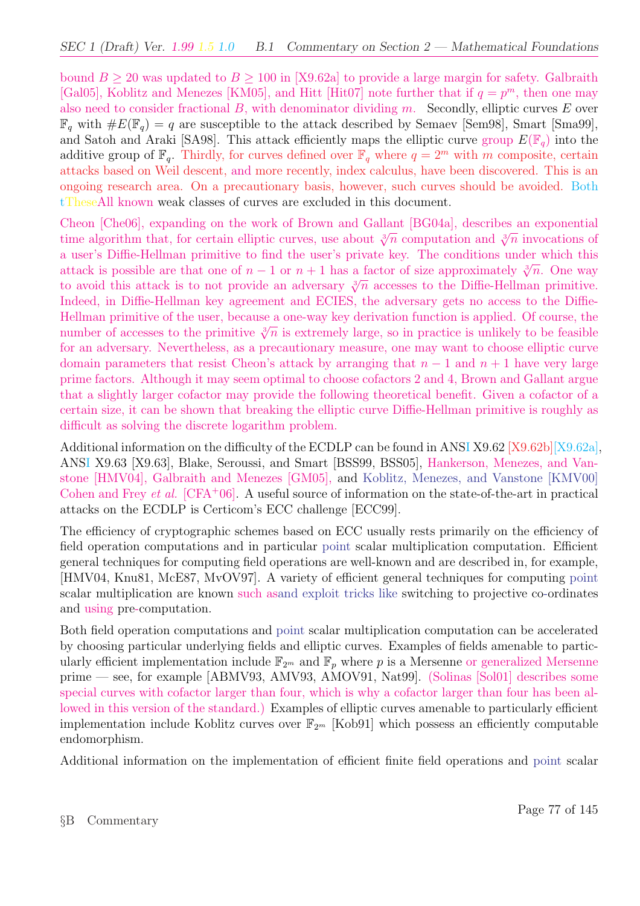bound $B \geq 20$ was updated to $B \geq 100$ in [X9.62a] to provide a large margin for safety. Galbraith [Gal05], Koblitz and Menezes [KM05], and Hitt [Hit07] note further that if $q = p^m$, then one may also need to consider fractional $B$, with denominator dividing $m$. Secondly, elliptic curves $E$ over $\mathbb{F}_q$ with $\#E(\mathbb{F}_q) = q$ are susceptible to the attack described by Semaev [Sem98], Smart [Sma99], and Satoh and Araki [SA98]. This attack efficiently maps the elliptic curve group $E(\mathbb{F}_q)$ into the additive group of $\mathbb{F}_q$. Thirdly, for curves defined over $\mathbb{F}_q$ where $q = 2^m$ with $m$ composite, certain attacks based on Weil descent, and more recently, index calculus, have been discovered. This is an ongoing research area. On a precautionary basis, however, such curves should be avoided. Both tTheseAll known weak classes of curves are excluded in this document.

Cheon [Che06], expanding on the work of Brown and Gallant [BG04a], describes an exponential time algorithm that, for certain elliptic curves, use about $\sqrt[3]{n}$ computation and $\sqrt[3]{n}$ invocations of a user's Diffie-Hellman primitive to find the user's private key. The conditions under which this attack is possible are that one of $n - 1$ or $n + 1$ has a factor of size approximately $\sqrt[3]{n}$. One way to avoid this attack is to not provide an adversary $\sqrt[3]{n}$ accesses to the Diffie-Hellman primitive. Indeed, in Diffie-Hellman key agreement and ECIES, the adversary gets no access to the Diffie-Hellman primitive of the user, because a one-way key derivation function is applied. Of course, the number of accesses to the primitive $\sqrt[3]{n}$ is extremely large, so in practice is unlikely to be feasible for an adversary. Nevertheless, as a precautionary measure, one may want to choose elliptic curve domain parameters that resist Cheon's attack by arranging that $n - 1$ and $n + 1$ have very large prime factors. Although it may seem optimal to choose cofactors 2 and 4, Brown and Gallant argue that a slightly larger cofactor may provide the following theoretical benefit. Given a cofactor of a certain size, it can be shown that breaking the elliptic curve Diffie-Hellman primitive is roughly as difficult as solving the discrete logarithm problem.

Additional information on the difficulty of the ECDLP can be found in ANSI X9.62 [X9.62b][X9.62a], ANSI X9.63 [X9.63], Blake, Seroussi, and Smart [BSS99, BSS05], Hankerson, Menezes, and Vanstone [HMV04], Galbraith and Menezes [GM05], and Koblitz, Menezes, and Vanstone [KMV00] Cohen and Frey *et al.* [CFA+06]. A useful source of information on the state-of-the-art in practical attacks on the ECDLP is Certicom's ECC challenge [ECC99].

The efficiency of cryptographic schemes based on ECC usually rests primarily on the efficiency of field operation computations and in particular point scalar multiplication computation. Efficient general techniques for computing field operations are well-known and are described in, for example, [HMV04, Knu81, McE87, MvOV97]. A variety of efficient general techniques for computing point scalar multiplication are known such asand exploit tricks like switching to projective co-ordinates and using pre-computation.

Both field operation computations and point scalar multiplication computation can be accelerated by choosing particular underlying fields and elliptic curves. Examples of fields amenable to particularly efficient implementation include $\mathbb{F}_{2^m}$ and $\mathbb{F}_p$ where $p$ is a Mersenne or generalized Mersenne prime — see, for example [ABMV93, AMV93, AMOV91, Nat99]. (Solinas [Sol01] describes some special curves with cofactor larger than four, which is why a cofactor larger than four has been allowed in this version of the standard.) Examples of elliptic curves amenable to particularly efficient implementation include Koblitz curves over $\mathbb{F}_{2^m}$ [Kob91] which possess an efficiently computable endomorphism.

Additional information on the implementation of efficient finite field operations and point scalar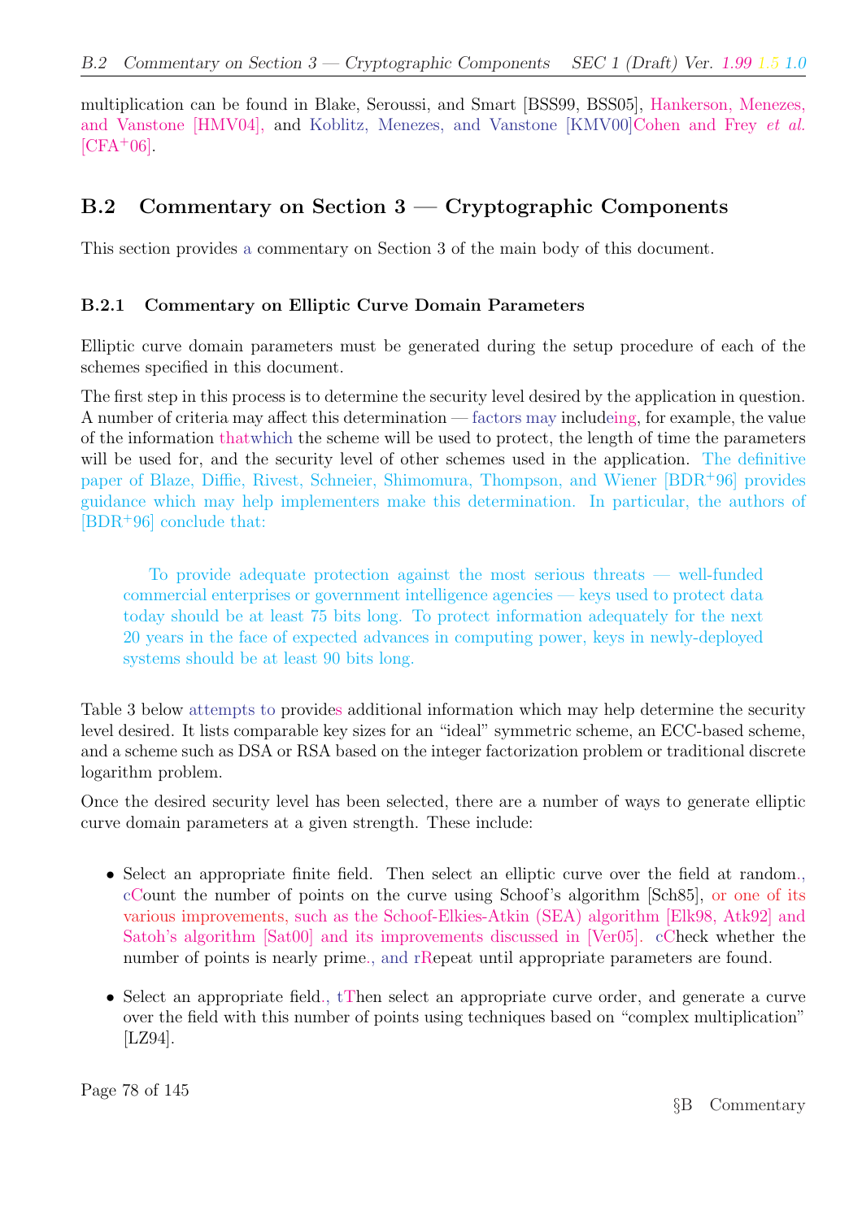multiplication can be found in Blake, Seroussi, and Smart [BSS99, BSS05], Hankerson, Menezes, and Vanstone [HMV04], and Koblitz, Menezes, and Vanstone [KMV00]Cohen and Frey *et al.* [CFA+06].

## B.2 Commentary on Section 3 — Cryptographic Components

This section provides a commentary on Section 3 of the main body of this document.

### B.2.1 Commentary on Elliptic Curve Domain Parameters

Elliptic curve domain parameters must be generated during the setup procedure of each of the schemes specified in this document.

The first step in this process is to determine the security level desired by the application in question. A number of criteria may affect this determination — factors may includeing, for example, the value of the information thatwhich the scheme will be used to protect, the length of time the parameters will be used for, and the security level of other schemes used in the application. The definitive paper of Blaze, Diffie, Rivest, Schneier, Shimomura, Thompson, and Wiener [BDR+96] provides guidance which may help implementers make this determination. In particular, the authors of [BDR+96] conclude that:

> To provide adequate protection against the most serious threats — well-funded commercial enterprises or government intelligence agencies — keys used to protect data today should be at least 75 bits long. To protect information adequately for the next 20 years in the face of expected advances in computing power, keys in newly-deployed systems should be at least 90 bits long.

Table 3 below attempts to provides additional information which may help determine the security level desired. It lists comparable key sizes for an "ideal" symmetric scheme, an ECC-based scheme, and a scheme such as DSA or RSA based on the integer factorization problem or traditional discrete logarithm problem.

Once the desired security level has been selected, there are a number of ways to generate elliptic curve domain parameters at a given strength. These include:

- Select an appropriate finite field. Then select an elliptic curve over the field at random., cCount the number of points on the curve using Schoof's algorithm [Sch85], or one of its various improvements, such as the Schoof-Elkies-Atkin (SEA) algorithm [Elk98, Atk92] and Satoh's algorithm [Sat00] and its improvements discussed in [Ver05]. cCheck whether the number of points is nearly prime., and rRepeat until appropriate parameters are found.

- Select an appropriate field., tThen select an appropriate curve order, and generate a curve over the field with this number of points using techniques based on "complex multiplication" [LZ94].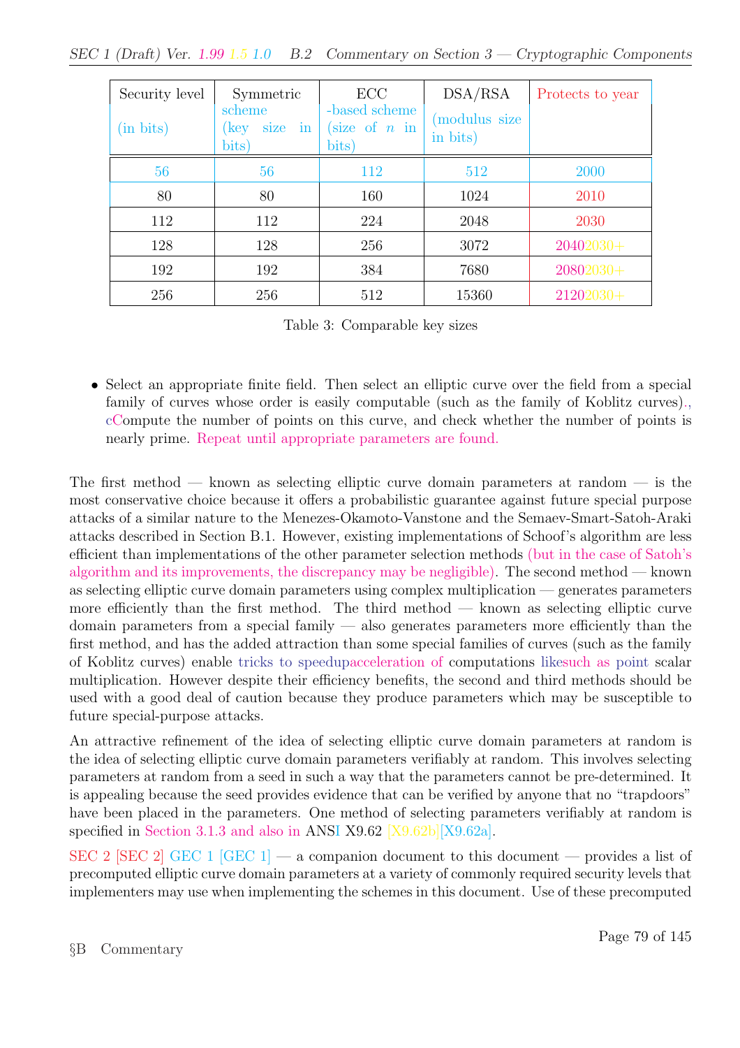| Security level (in bits) | Symmetric scheme (key size in bits) | ECC -based scheme (size of $n$ in bits) | DSA/RSA (modulus size in bits) | Protects to year |
|---|---|---|---|---|
| 56 | 56 | 112 | 512 | 2000 |
| 80 | 80 | 160 | 1024 | 2010 |
| 112 | 112 | 224 | 2048 | 2030 |
| 128 | 128 | 256 | 3072 | 20402030+ |
| 192 | 192 | 384 | 7680 | 20802030+ |
| 256 | 256 | 512 | 15360 | 21202030+ |

Table 3: Comparable key sizes

- Select an appropriate finite field. Then select an elliptic curve over the field from a special family of curves whose order is easily computable (such as the family of Koblitz curves)., cCompute the number of points on this curve, and check whether the number of points is nearly prime. Repeat until appropriate parameters are found.

The first method — known as selecting elliptic curve domain parameters at random — is the most conservative choice because it offers a probabilistic guarantee against future special purpose attacks of a similar nature to the Menezes-Okamoto-Vanstone and the Semaev-Smart-Satoh-Araki attacks described in Section B.1. However, existing implementations of Schoof's algorithm are less efficient than implementations of the other parameter selection methods (but in the case of Satoh's algorithm and its improvements, the discrepancy may be negligible). The second method — known as selecting elliptic curve domain parameters using complex multiplication — generates parameters more efficiently than the first method. The third method — known as selecting elliptic curve domain parameters from a special family — also generates parameters more efficiently than the first method, and has the added attraction than some special families of curves (such as the family of Koblitz curves) enable tricks to speedupacceleration of computations likesuch as point scalar multiplication. However despite their efficiency benefits, the second and third methods should be used with a good deal of caution because they produce parameters which may be susceptible to future special-purpose attacks.

An attractive refinement of the idea of selecting elliptic curve domain parameters at random is the idea of selecting elliptic curve domain parameters verifiably at random. This involves selecting parameters at random from a seed in such a way that the parameters cannot be pre-determined. It is appealing because the seed provides evidence that can be verified by anyone that no "trapdoors" have been placed in the parameters. One method of selecting parameters verifiably at random is specified in Section 3.1.3 and also in ANSI X9.62 [X9.62b][X9.62a].

SEC 2 [SEC 2] GEC 1 [GEC 1] — a companion document to this document — provides a list of precomputed elliptic curve domain parameters at a variety of commonly required security levels that implementers may use when implementing the schemes in this document. Use of these precomputed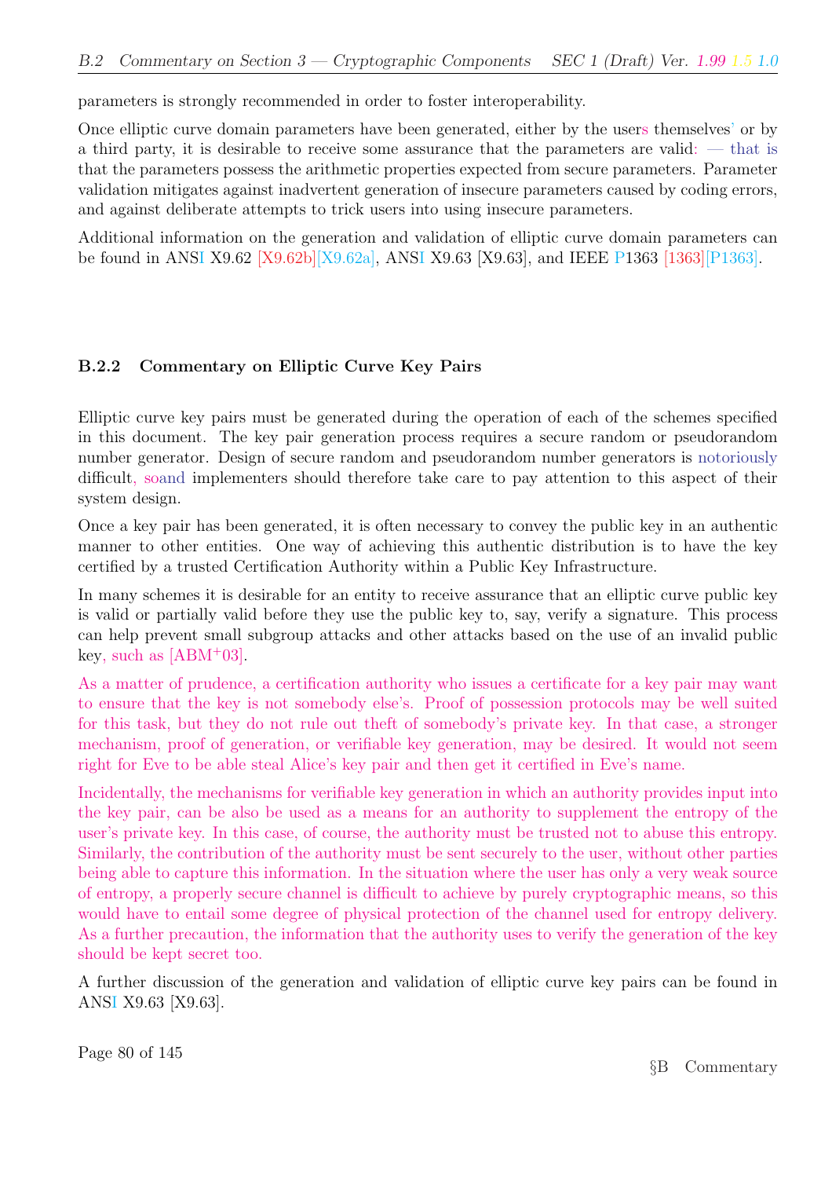parameters is strongly recommended in order to foster interoperability.

Once elliptic curve domain parameters have been generated, either by the users themselves' or by a third party, it is desirable to receive some assurance that the parameters are valid: — that is that the parameters possess the arithmetic properties expected from secure parameters. Parameter validation mitigates against inadvertent generation of insecure parameters caused by coding errors, and against deliberate attempts to trick users into using insecure parameters.

Additional information on the generation and validation of elliptic curve domain parameters can be found in ANSI X9.62 [X9.62b][X9.62a], ANSI X9.63 [X9.63], and IEEE P1363 [1363][P1363].

### B.2.2 Commentary on Elliptic Curve Key Pairs

Elliptic curve key pairs must be generated during the operation of each of the schemes specified in this document. The key pair generation process requires a secure random or pseudorandom number generator. Design of secure random and pseudorandom number generators is notoriously difficult, soand implementers should therefore take care to pay attention to this aspect of their system design.

Once a key pair has been generated, it is often necessary to convey the public key in an authentic manner to other entities. One way of achieving this authentic distribution is to have the key certified by a trusted Certification Authority within a Public Key Infrastructure.

In many schemes it is desirable for an entity to receive assurance that an elliptic curve public key is valid or partially valid before they use the public key to, say, verify a signature. This process can help prevent small subgroup attacks and other attacks based on the use of an invalid public key, such as [ABM+03].

As a matter of prudence, a certification authority who issues a certificate for a key pair may want to ensure that the key is not somebody else's. Proof of possession protocols may be well suited for this task, but they do not rule out theft of somebody's private key. In that case, a stronger mechanism, proof of generation, or verifiable key generation, may be desired. It would not seem right for Eve to be able steal Alice's key pair and then get it certified in Eve's name.

Incidentally, the mechanisms for verifiable key generation in which an authority provides input into the key pair, can be also be used as a means for an authority to supplement the entropy of the user's private key. In this case, of course, the authority must be trusted not to abuse this entropy. Similarly, the contribution of the authority must be sent securely to the user, without other parties being able to capture this information. In the situation where the user has only a very weak source of entropy, a properly secure channel is difficult to achieve by purely cryptographic means, so this would have to entail some degree of physical protection of the channel used for entropy delivery. As a further precaution, the information that the authority uses to verify the generation of the key should be kept secret too.

A further discussion of the generation and validation of elliptic curve key pairs can be found in ANSI X9.63 [X9.63].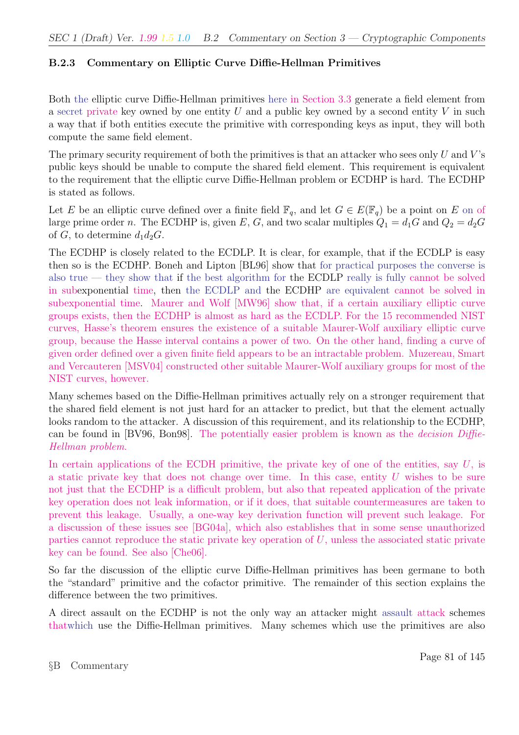### B.2.3 Commentary on Elliptic Curve Diffie-Hellman Primitives

Both the elliptic curve Diffie-Hellman primitives here in Section 3.3 generate a field element from a secret private key owned by one entity $U$ and a public key owned by a second entity $V$ in such a way that if both entities execute the primitive with corresponding keys as input, they will both compute the same field element.

The primary security requirement of both the primitives is that an attacker who sees only $U$ and $V$'s public keys should be unable to compute the shared field element. This requirement is equivalent to the requirement that the elliptic curve Diffie-Hellman problem or ECDHP is hard. The ECDHP is stated as follows.

Let $E$ be an elliptic curve defined over a finite field $\mathbb{F}_q$, and let $G \in E(\mathbb{F}_q)$ be a point on $E$ on of large prime order $n$. The ECDHP is, given $E$, $G$, and two scalar multiples $Q_1 = d_1G$ and $Q_2 = d_2G$ of $G$, to determine $d_1d_2G$.

The ECDHP is closely related to the ECDLP. It is clear, for example, that if the ECDLP is easy then so is the ECDHP. Boneh and Lipton [BL96] show that for practical purposes the converse is also true — they show that if the best algorithm for the ECDLP really is fully cannot be solved in subexponential time, then the ECDLP and the ECDHP are equivalent cannot be solved in subexponential time. Maurer and Wolf [MW96] show that, if a certain auxiliary elliptic curve groups exists, then the ECDHP is almost as hard as the ECDLP. For the 15 recommended NIST curves, Hasse's theorem ensures the existence of a suitable Maurer-Wolf auxiliary elliptic curve group, because the Hasse interval contains a power of two. On the other hand, finding a curve of given order defined over a given finite field appears to be an intractable problem. Muzereau, Smart and Vercauteren [MSV04] constructed other suitable Maurer-Wolf auxiliary groups for most of the NIST curves, however.

Many schemes based on the Diffie-Hellman primitives actually rely on a stronger requirement that the shared field element is not just hard for an attacker to predict, but that the element actually looks random to the attacker. A discussion of this requirement, and its relationship to the ECDHP, can be found in [BV96, Bon98]. The potentially easier problem is known as the *decision Diffie-Hellman problem*.

In certain applications of the ECDH primitive, the private key of one of the entities, say $U$, is a static private key that does not change over time. In this case, entity $U$ wishes to be sure not just that the ECDHP is a difficult problem, but also that repeated application of the private key operation does not leak information, or if it does, that suitable countermeasures are taken to prevent this leakage. Usually, a one-way key derivation function will prevent such leakage. For a discussion of these issues see [BG04a], which also establishes that in some sense unauthorized parties cannot reproduce the static private key operation of $U$, unless the associated static private key can be found. See also [Che06].

So far the discussion of the elliptic curve Diffie-Hellman primitives has been germane to both the "standard" primitive and the cofactor primitive. The remainder of this section explains the difference between the two primitives.

A direct assault on the ECDHP is not the only way an attacker might assault attack schemes thatwhich use the Diffie-Hellman primitives. Many schemes which use the primitives are also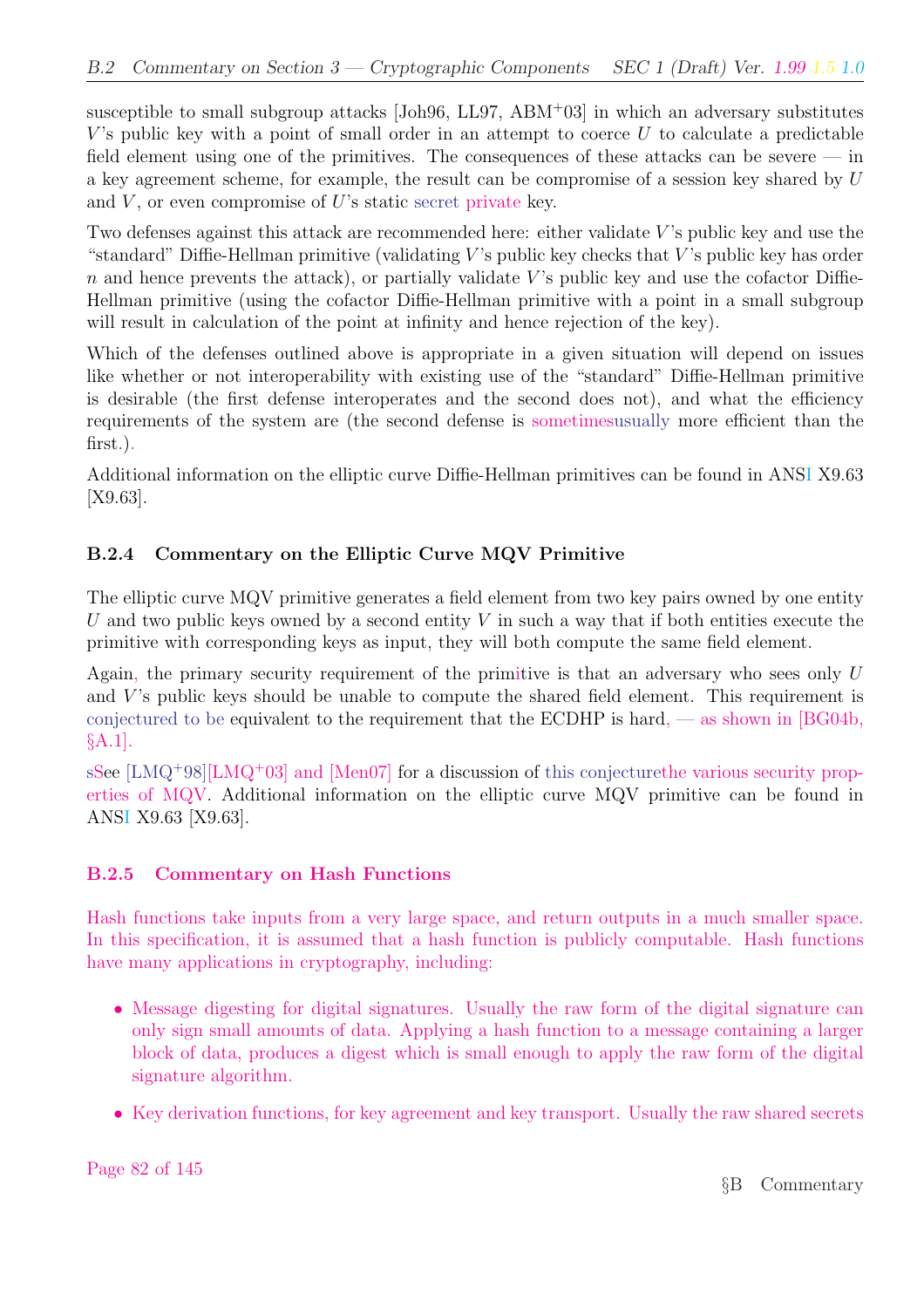susceptible to small subgroup attacks [Joh96, LL97, ABM+03] in which an adversary substitutes $V$'s public key with a point of small order in an attempt to coerce $U$ to calculate a predictable field element using one of the primitives. The consequences of these attacks can be severe — in a key agreement scheme, for example, the result can be compromise of a session key shared by $U$ and $V$, or even compromise of $U$'s static secret private key.

Two defenses against this attack are recommended here: either validate $V$'s public key and use the "standard" Diffie-Hellman primitive (validating $V$'s public key checks that $V$'s public key has order $n$ and hence prevents the attack), or partially validate $V$'s public key and use the cofactor Diffie-Hellman primitive (using the cofactor Diffie-Hellman primitive with a point in a small subgroup will result in calculation of the point at infinity and hence rejection of the key).

Which of the defenses outlined above is appropriate in a given situation will depend on issues like whether or not interoperability with existing use of the "standard" Diffie-Hellman primitive is desirable (the first defense interoperates and the second does not), and what the efficiency requirements of the system are (the second defense is sometimesusually more efficient than the first.).

Additional information on the elliptic curve Diffie-Hellman primitives can be found in ANSI X9.63 [X9.63].

### B.2.4 Commentary on the Elliptic Curve MQV Primitive

The elliptic curve MQV primitive generates a field element from two key pairs owned by one entity $U$ and two public keys owned by a second entity $V$ in such a way that if both entities execute the primitive with corresponding keys as input, they will both compute the same field element.

Again, the primary security requirement of the primitive is that an adversary who sees only $U$ and $V$'s public keys should be unable to compute the shared field element. This requirement is conjectured to be equivalent to the requirement that the ECDHP is hard, — as shown in [BG04b, §A.1].

sSee [LMQ+98][LMQ+03] and [Men07] for a discussion of this conjecturethe various security properties of MQV. Additional information on the elliptic curve MQV primitive can be found in ANSI X9.63 [X9.63].

### B.2.5 Commentary on Hash Functions

Hash functions take inputs from a very large space, and return outputs in a much smaller space. In this specification, it is assumed that a hash function is publicly computable. Hash functions have many applications in cryptography, including:

- Message digesting for digital signatures. Usually the raw form of the digital signature can only sign small amounts of data. Applying a hash function to a message containing a larger block of data, produces a digest which is small enough to apply the raw form of the digital signature algorithm.
- Key derivation functions, for key agreement and key transport. Usually the raw shared secrets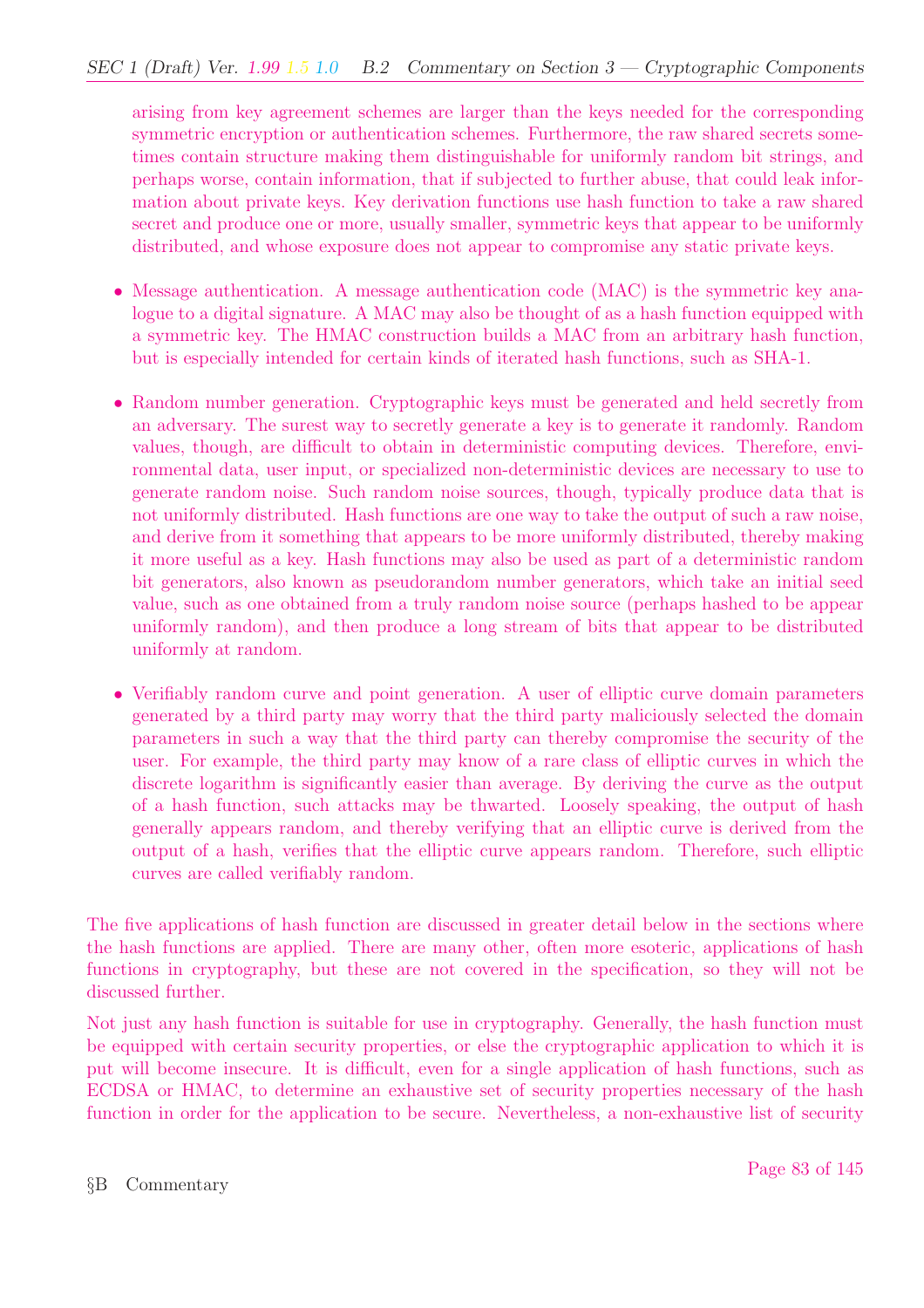arising from key agreement schemes are larger than the keys needed for the corresponding symmetric encryption or authentication schemes. Furthermore, the raw shared secrets sometimes contain structure making them distinguishable for uniformly random bit strings, and perhaps worse, contain information, that if subjected to further abuse, that could leak information about private keys. Key derivation functions use hash function to take a raw shared secret and produce one or more, usually smaller, symmetric keys that appear to be uniformly distributed, and whose exposure does not appear to compromise any static private keys.

- Message authentication. A message authentication code (MAC) is the symmetric key analogue to a digital signature. A MAC may also be thought of as a hash function equipped with a symmetric key. The HMAC construction builds a MAC from an arbitrary hash function, but is especially intended for certain kinds of iterated hash functions, such as SHA-1.

- Random number generation. Cryptographic keys must be generated and held secretly from an adversary. The surest way to secretly generate a key is to generate it randomly. Random values, though, are difficult to obtain in deterministic computing devices. Therefore, environmental data, user input, or specialized non-deterministic devices are necessary to use to generate random noise. Such random noise sources, though, typically produce data that is not uniformly distributed. Hash functions are one way to take the output of such a raw noise, and derive from it something that appears to be more uniformly distributed, thereby making it more useful as a key. Hash functions may also be used as part of a deterministic random bit generators, also known as pseudorandom number generators, which take an initial seed value, such as one obtained from a truly random noise source (perhaps hashed to be appear uniformly random), and then produce a long stream of bits that appear to be distributed uniformly at random.

- Verifiably random curve and point generation. A user of elliptic curve domain parameters generated by a third party may worry that the third party maliciously selected the domain parameters in such a way that the third party can thereby compromise the security of the user. For example, the third party may know of a rare class of elliptic curves in which the discrete logarithm is significantly easier than average. By deriving the curve as the output of a hash function, such attacks may be thwarted. Loosely speaking, the output of hash generally appears random, and thereby verifying that an elliptic curve is derived from the output of a hash, verifies that the elliptic curve appears random. Therefore, such elliptic curves are called verifiably random.

The five applications of hash function are discussed in greater detail below in the sections where the hash functions are applied. There are many other, often more esoteric, applications of hash functions in cryptography, but these are not covered in the specification, so they will not be discussed further.

Not just any hash function is suitable for use in cryptography. Generally, the hash function must be equipped with certain security properties, or else the cryptographic application to which it is put will become insecure. It is difficult, even for a single application of hash functions, such as ECDSA or HMAC, to determine an exhaustive set of security properties necessary of the hash function in order for the application to be secure. Nevertheless, a non-exhaustive list of security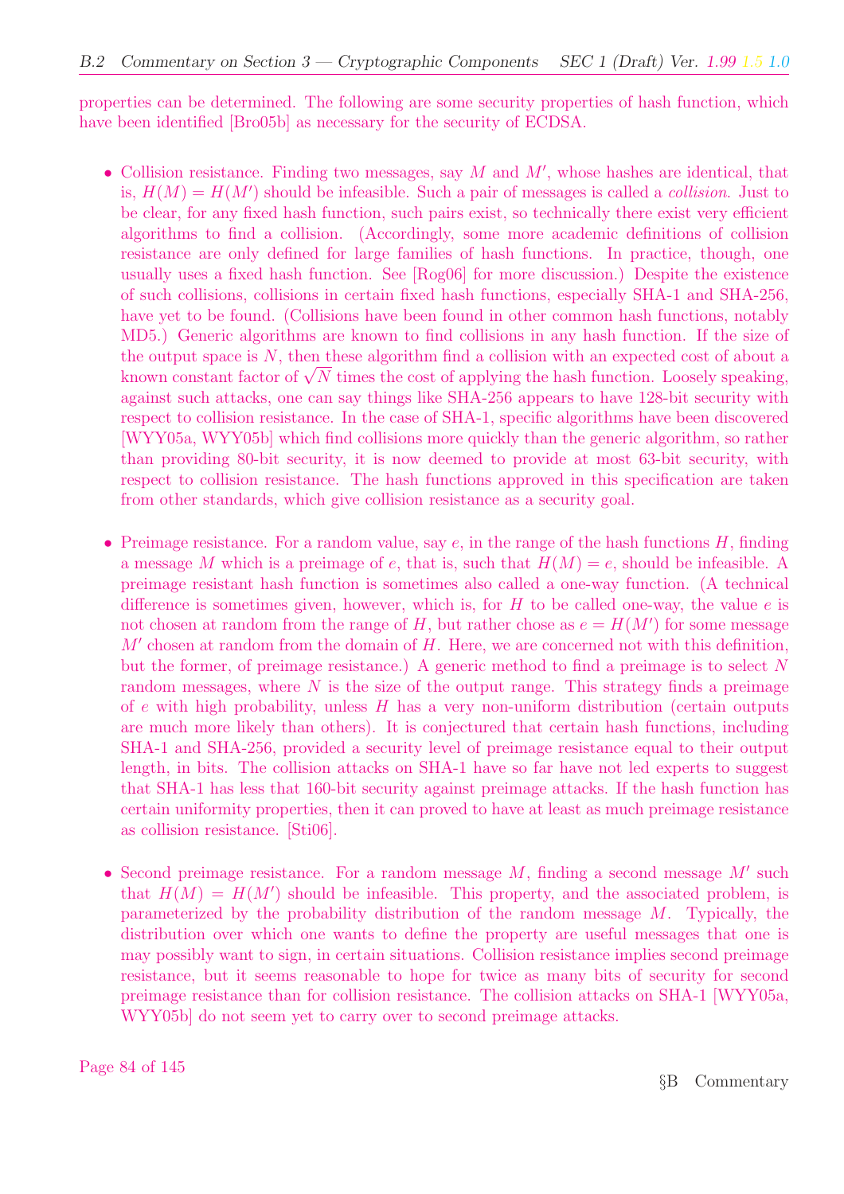properties can be determined. The following are some security properties of hash function, which have been identified [Bro05b] as necessary for the security of ECDSA.

- Collision resistance. Finding two messages, say $M$ and $M'$, whose hashes are identical, that is, $H(M) = H(M')$ should be infeasible. Such a pair of messages is called a *collision*. Just to be clear, for any fixed hash function, such pairs exist, so technically there exist very efficient algorithms to find a collision. (Accordingly, some more academic definitions of collision resistance are only defined for large families of hash functions. In practice, though, one usually uses a fixed hash function. See [Rog06] for more discussion.) Despite the existence of such collisions, collisions in certain fixed hash functions, especially SHA-1 and SHA-256, have yet to be found. (Collisions have been found in other common hash functions, notably MD5.) Generic algorithms are known to find collisions in any hash function. If the size of the output space is $N$, then these algorithm find a collision with an expected cost of about a known constant factor of $\sqrt{N}$ times the cost of applying the hash function. Loosely speaking, against such attacks, one can say things like SHA-256 appears to have 128-bit security with respect to collision resistance. In the case of SHA-1, specific algorithms have been discovered [WYY05a, WYY05b] which find collisions more quickly than the generic algorithm, so rather than providing 80-bit security, it is now deemed to provide at most 63-bit security, with respect to collision resistance. The hash functions approved in this specification are taken from other standards, which give collision resistance as a security goal.

- Preimage resistance. For a random value, say $e$, in the range of the hash functions $H$, finding a message $M$ which is a preimage of $e$, that is, such that $H(M) = e$, should be infeasible. A preimage resistant hash function is sometimes also called a one-way function. (A technical difference is sometimes given, however, which is, for $H$ to be called one-way, the value $e$ is not chosen at random from the range of $H$, but rather chose as $e = H(M')$ for some message $M'$ chosen at random from the domain of $H$. Here, we are concerned not with this definition, but the former, of preimage resistance.) A generic method to find a preimage is to select $N$ random messages, where $N$ is the size of the output range. This strategy finds a preimage of $e$ with high probability, unless $H$ has a very non-uniform distribution (certain outputs are much more likely than others). It is conjectured that certain hash functions, including SHA-1 and SHA-256, provided a security level of preimage resistance equal to their output length, in bits. The collision attacks on SHA-1 have so far have not led experts to suggest that SHA-1 has less that 160-bit security against preimage attacks. If the hash function has certain uniformity properties, then it can proved to have at least as much preimage resistance as collision resistance. [Sti06].

- Second preimage resistance. For a random message $M$, finding a second message $M'$ such that $H(M) = H(M')$ should be infeasible. This property, and the associated problem, is parameterized by the probability distribution of the random message $M$. Typically, the distribution over which one wants to define the property are useful messages that one is may possibly want to sign, in certain situations. Collision resistance implies second preimage resistance, but it seems reasonable to hope for twice as many bits of security for second preimage resistance than for collision resistance. The collision attacks on SHA-1 [WYY05a, WYY05b] do not seem yet to carry over to second preimage attacks.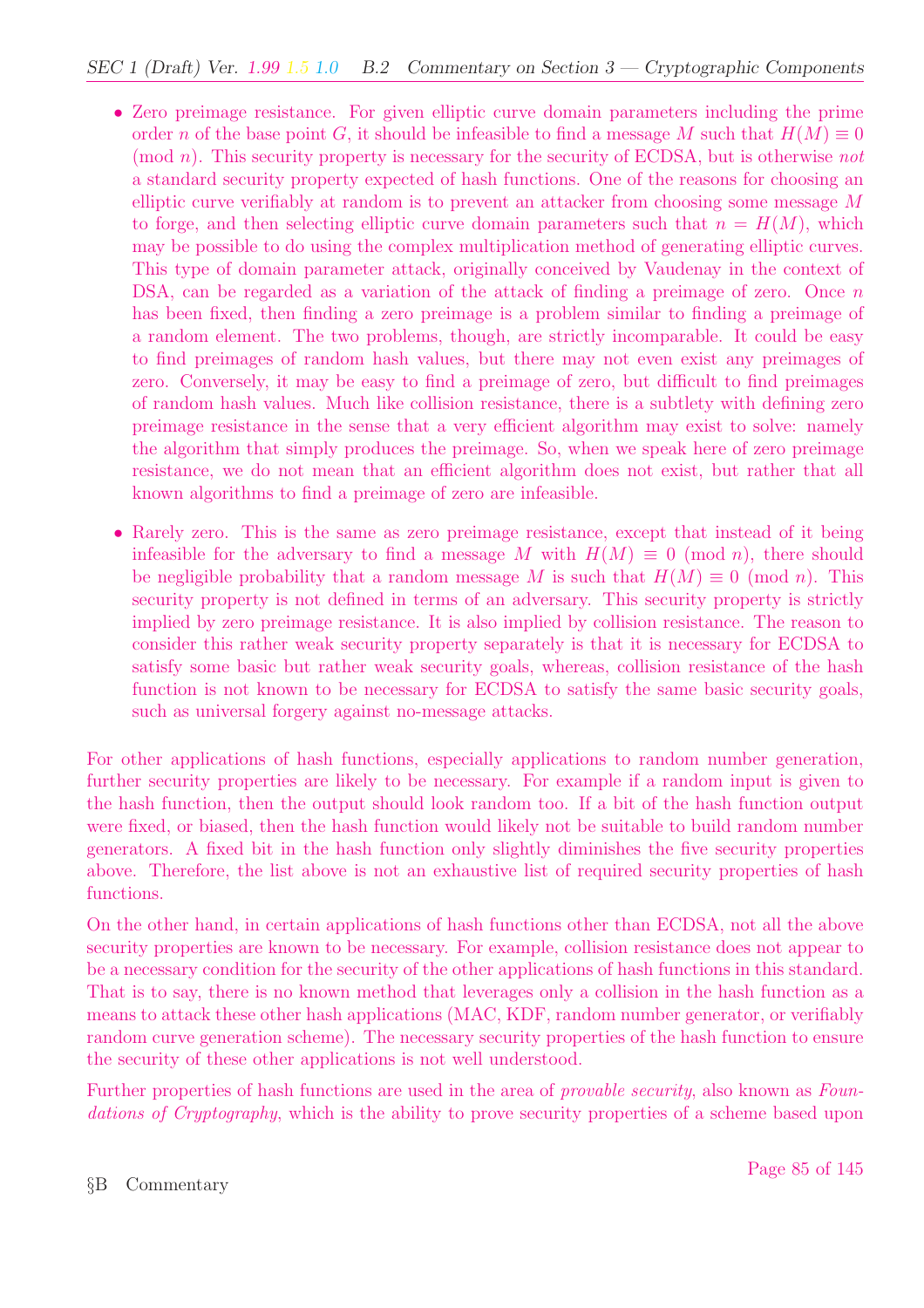- Zero preimage resistance. For given elliptic curve domain parameters including the prime order $n$ of the base point $G$, it should be infeasible to find a message $M$ such that $H(M) \equiv 0 \pmod{n}$. This security property is necessary for the security of ECDSA, but is otherwise *not* a standard security property expected of hash functions. One of the reasons for choosing an elliptic curve verifiably at random is to prevent an attacker from choosing some message $M$ to forge, and then selecting elliptic curve domain parameters such that $n = H(M)$, which may be possible to do using the complex multiplication method of generating elliptic curves. This type of domain parameter attack, originally conceived by Vaudenay in the context of DSA, can be regarded as a variation of the attack of finding a preimage of zero. Once $n$ has been fixed, then finding a zero preimage is a problem similar to finding a preimage of a random element. The two problems, though, are strictly incomparable. It could be easy to find preimages of random hash values, but there may not even exist any preimages of zero. Conversely, it may be easy to find a preimage of zero, but difficult to find preimages of random hash values. Much like collision resistance, there is a subtlety with defining zero preimage resistance in the sense that a very efficient algorithm may exist to solve: namely the algorithm that simply produces the preimage. So, when we speak here of zero preimage resistance, we do not mean that an efficient algorithm does not exist, but rather that all known algorithms to find a preimage of zero are infeasible.

- Rarely zero. This is the same as zero preimage resistance, except that instead of it being infeasible for the adversary to find a message $M$ with $H(M) \equiv 0 \pmod{n}$, there should be negligible probability that a random message $M$ is such that $H(M) \equiv 0 \pmod{n}$. This security property is not defined in terms of an adversary. This security property is strictly implied by zero preimage resistance. It is also implied by collision resistance. The reason to consider this rather weak security property separately is that it is necessary for ECDSA to satisfy some basic but rather weak security goals, whereas, collision resistance of the hash function is not known to be necessary for ECDSA to satisfy the same basic security goals, such as universal forgery against no-message attacks.

For other applications of hash functions, especially applications to random number generation, further security properties are likely to be necessary. For example if a random input is given to the hash function, then the output should look random too. If a bit of the hash function output were fixed, or biased, then the hash function would likely not be suitable to build random number generators. A fixed bit in the hash function only slightly diminishes the five security properties above. Therefore, the list above is not an exhaustive list of required security properties of hash functions.

On the other hand, in certain applications of hash functions other than ECDSA, not all the above security properties are known to be necessary. For example, collision resistance does not appear to be a necessary condition for the security of the other applications of hash functions in this standard. That is to say, there is no known method that leverages only a collision in the hash function as a means to attack these other hash applications (MAC, KDF, random number generator, or verifiably random curve generation scheme). The necessary security properties of the hash function to ensure the security of these other applications is not well understood.

Further properties of hash functions are used in the area of *provable security*, also known as *Foundations of Cryptography*, which is the ability to prove security properties of a scheme based upon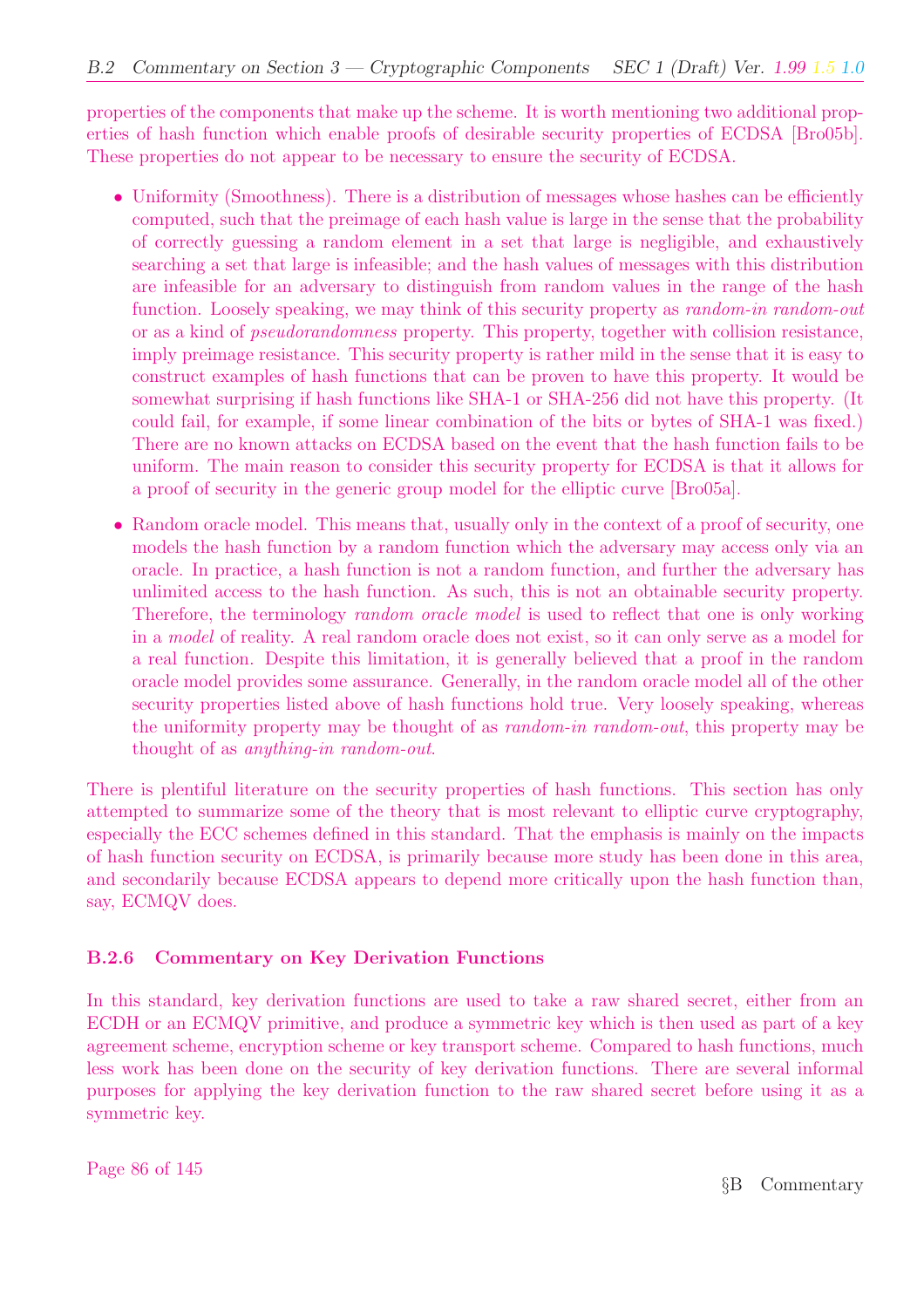properties of the components that make up the scheme. It is worth mentioning two additional properties of hash function which enable proofs of desirable security properties of ECDSA [Bro05b]. These properties do not appear to be necessary to ensure the security of ECDSA.

- Uniformity (Smoothness). There is a distribution of messages whose hashes can be efficiently computed, such that the preimage of each hash value is large in the sense that the probability of correctly guessing a random element in a set that large is negligible, and exhaustively searching a set that large is infeasible; and the hash values of messages with this distribution are infeasible for an adversary to distinguish from random values in the range of the hash function. Loosely speaking, we may think of this security property as *random-in random-out* or as a kind of *pseudorandomness* property. This property, together with collision resistance, imply preimage resistance. This security property is rather mild in the sense that it is easy to construct examples of hash functions that can be proven to have this property. It would be somewhat surprising if hash functions like SHA-1 or SHA-256 did not have this property. (It could fail, for example, if some linear combination of the bits or bytes of SHA-1 was fixed.) There are no known attacks on ECDSA based on the event that the hash function fails to be uniform. The main reason to consider this security property for ECDSA is that it allows for a proof of security in the generic group model for the elliptic curve [Bro05a].
- Random oracle model. This means that, usually only in the context of a proof of security, one models the hash function by a random function which the adversary may access only via an oracle. In practice, a hash function is not a random function, and further the adversary has unlimited access to the hash function. As such, this is not an obtainable security property. Therefore, the terminology *random oracle model* is used to reflect that one is only working in a *model* of reality. A real random oracle does not exist, so it can only serve as a model for a real function. Despite this limitation, it is generally believed that a proof in the random oracle model provides some assurance. Generally, in the random oracle model all of the other security properties listed above of hash functions hold true. Very loosely speaking, whereas the uniformity property may be thought of as *random-in random-out*, this property may be thought of as *anything-in random-out*.

There is plentiful literature on the security properties of hash functions. This section has only attempted to summarize some of the theory that is most relevant to elliptic curve cryptography, especially the ECC schemes defined in this standard. That the emphasis is mainly on the impacts of hash function security on ECDSA, is primarily because more study has been done in this area, and secondarily because ECDSA appears to depend more critically upon the hash function than, say, ECMQV does.

### B.2.6 Commentary on Key Derivation Functions

In this standard, key derivation functions are used to take a raw shared secret, either from an ECDH or an ECMQV primitive, and produce a symmetric key which is then used as part of a key agreement scheme, encryption scheme or key transport scheme. Compared to hash functions, much less work has been done on the security of key derivation functions. There are several informal purposes for applying the key derivation function to the raw shared secret before using it as a symmetric key.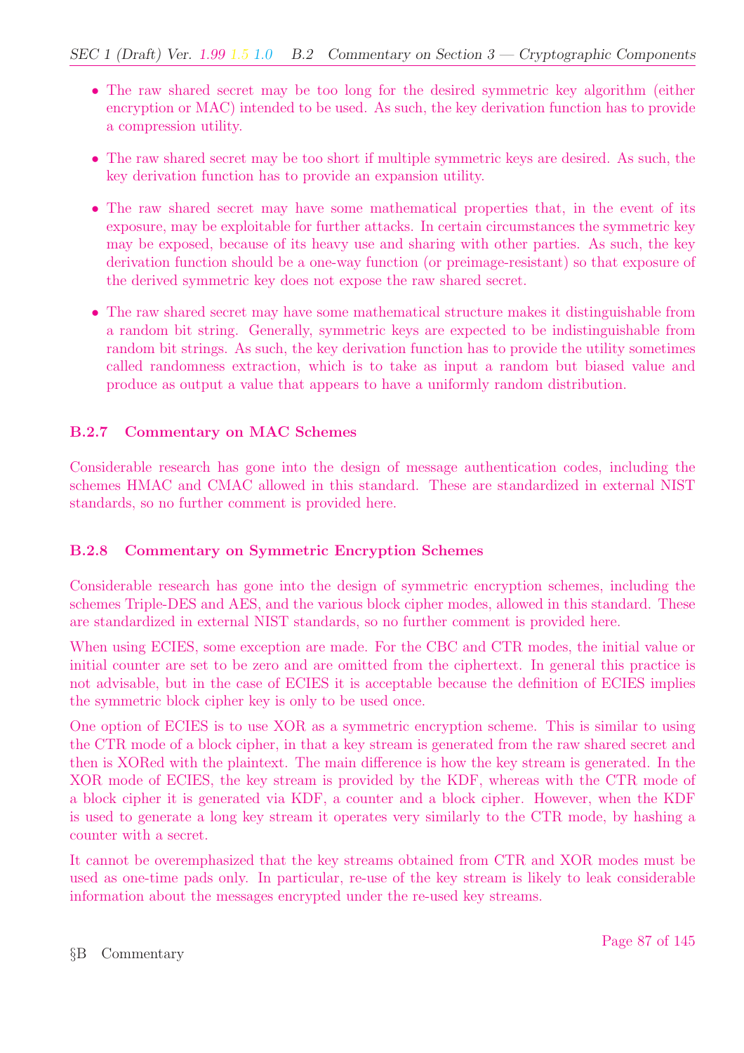- The raw shared secret may be too long for the desired symmetric key algorithm (either encryption or MAC) intended to be used. As such, the key derivation function has to provide a compression utility.
- The raw shared secret may be too short if multiple symmetric keys are desired. As such, the key derivation function has to provide an expansion utility.
- The raw shared secret may have some mathematical properties that, in the event of its exposure, may be exploitable for further attacks. In certain circumstances the symmetric key may be exposed, because of its heavy use and sharing with other parties. As such, the key derivation function should be a one-way function (or preimage-resistant) so that exposure of the derived symmetric key does not expose the raw shared secret.
- The raw shared secret may have some mathematical structure makes it distinguishable from a random bit string. Generally, symmetric keys are expected to be indistinguishable from random bit strings. As such, the key derivation function has to provide the utility sometimes called randomness extraction, which is to take as input a random but biased value and produce as output a value that appears to have a uniformly random distribution.

### B.2.7 Commentary on MAC Schemes

Considerable research has gone into the design of message authentication codes, including the schemes HMAC and CMAC allowed in this standard. These are standardized in external NIST standards, so no further comment is provided here.

### B.2.8 Commentary on Symmetric Encryption Schemes

Considerable research has gone into the design of symmetric encryption schemes, including the schemes Triple-DES and AES, and the various block cipher modes, allowed in this standard. These are standardized in external NIST standards, so no further comment is provided here.

When using ECIES, some exception are made. For the CBC and CTR modes, the initial value or initial counter are set to be zero and are omitted from the ciphertext. In general this practice is not advisable, but in the case of ECIES it is acceptable because the definition of ECIES implies the symmetric block cipher key is only to be used once.

One option of ECIES is to use XOR as a symmetric encryption scheme. This is similar to using the CTR mode of a block cipher, in that a key stream is generated from the raw shared secret and then is XORed with the plaintext. The main difference is how the key stream is generated. In the XOR mode of ECIES, the key stream is provided by the KDF, whereas with the CTR mode of a block cipher it is generated via KDF, a counter and a block cipher. However, when the KDF is used to generate a long key stream it operates very similarly to the CTR mode, by hashing a counter with a secret.

It cannot be overemphasized that the key streams obtained from CTR and XOR modes must be used as one-time pads only. In particular, re-use of the key stream is likely to leak considerable information about the messages encrypted under the re-used key streams.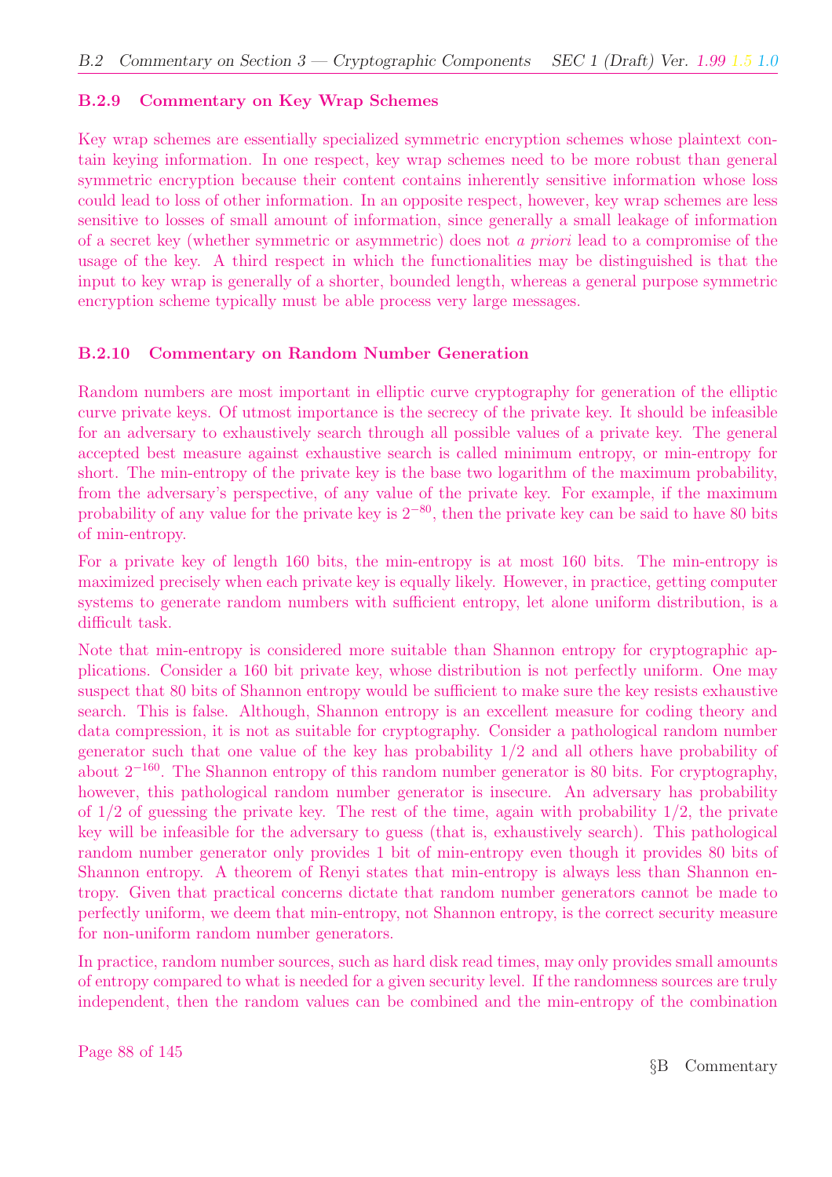### B.2.9 Commentary on Key Wrap Schemes

Key wrap schemes are essentially specialized symmetric encryption schemes whose plaintext contain keying information. In one respect, key wrap schemes need to be more robust than general symmetric encryption because their content contains inherently sensitive information whose loss could lead to loss of other information. In an opposite respect, however, key wrap schemes are less sensitive to losses of small amount of information, since generally a small leakage of information of a secret key (whether symmetric or asymmetric) does not *a priori* lead to a compromise of the usage of the key. A third respect in which the functionalities may be distinguished is that the input to key wrap is generally of a shorter, bounded length, whereas a general purpose symmetric encryption scheme typically must be able process very large messages.

### B.2.10 Commentary on Random Number Generation

Random numbers are most important in elliptic curve cryptography for generation of the elliptic curve private keys. Of utmost importance is the secrecy of the private key. It should be infeasible for an adversary to exhaustively search through all possible values of a private key. The general accepted best measure against exhaustive search is called minimum entropy, or min-entropy for short. The min-entropy of the private key is the base two logarithm of the maximum probability, from the adversary's perspective, of any value of the private key. For example, if the maximum probability of any value for the private key is $2^{-80}$, then the private key can be said to have 80 bits of min-entropy.

For a private key of length 160 bits, the min-entropy is at most 160 bits. The min-entropy is maximized precisely when each private key is equally likely. However, in practice, getting computer systems to generate random numbers with sufficient entropy, let alone uniform distribution, is a difficult task.

Note that min-entropy is considered more suitable than Shannon entropy for cryptographic applications. Consider a 160 bit private key, whose distribution is not perfectly uniform. One may suspect that 80 bits of Shannon entropy would be sufficient to make sure the key resists exhaustive search. This is false. Although, Shannon entropy is an excellent measure for coding theory and data compression, it is not as suitable for cryptography. Consider a pathological random number generator such that one value of the key has probability 1/2 and all others have probability of about $2^{-160}$. The Shannon entropy of this random number generator is 80 bits. For cryptography, however, this pathological random number generator is insecure. An adversary has probability of 1/2 of guessing the private key. The rest of the time, again with probability 1/2, the private key will be infeasible for the adversary to guess (that is, exhaustively search). This pathological random number generator only provides 1 bit of min-entropy even though it provides 80 bits of Shannon entropy. A theorem of Renyi states that min-entropy is always less than Shannon entropy. Given that practical concerns dictate that random number generators cannot be made to perfectly uniform, we deem that min-entropy, not Shannon entropy, is the correct security measure for non-uniform random number generators.

In practice, random number sources, such as hard disk read times, may only provides small amounts of entropy compared to what is needed for a given security level. If the randomness sources are truly independent, then the random values can be combined and the min-entropy of the combination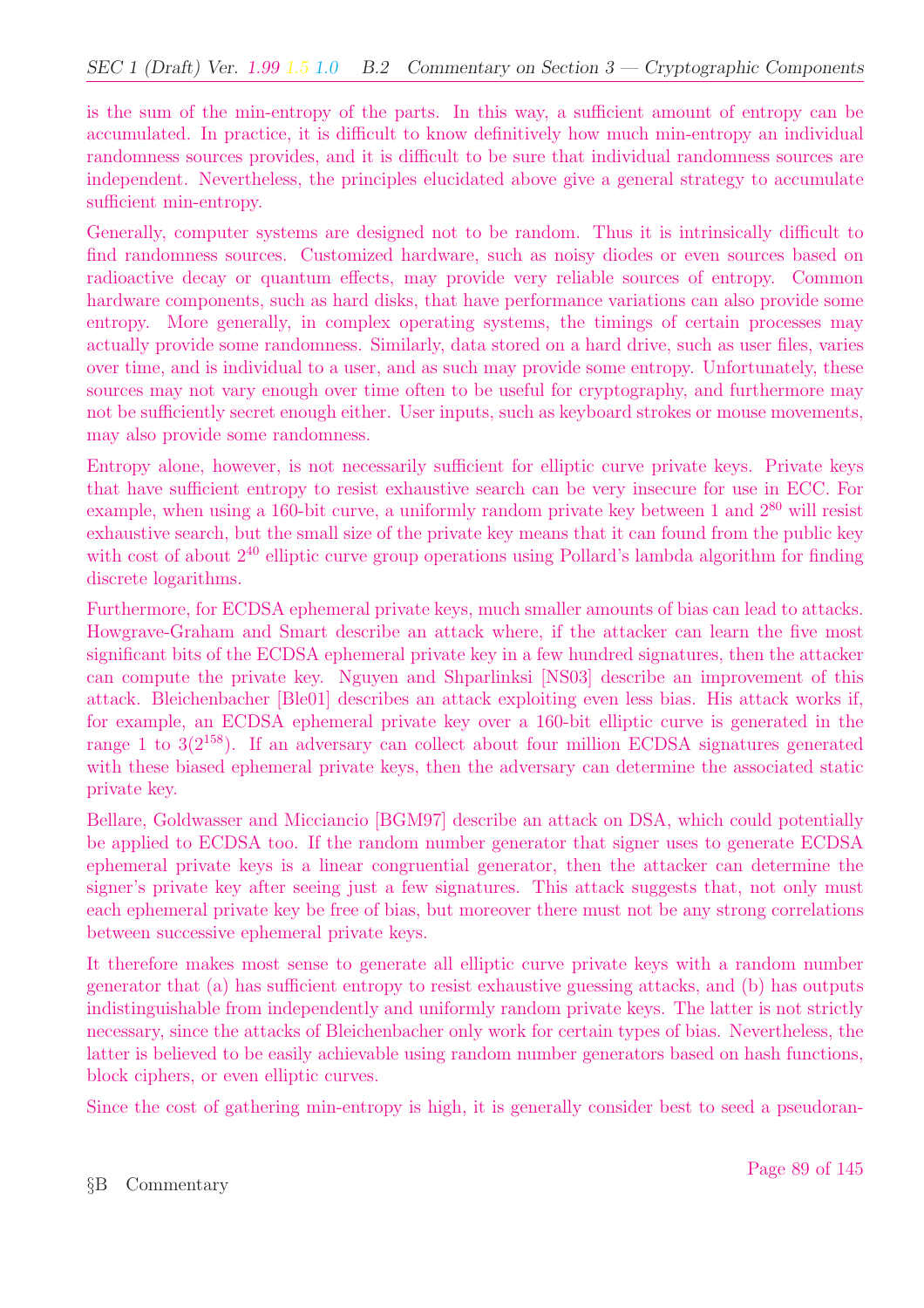is the sum of the min-entropy of the parts. In this way, a sufficient amount of entropy can be accumulated. In practice, it is difficult to know definitively how much min-entropy an individual randomness sources provides, and it is difficult to be sure that individual randomness sources are independent. Nevertheless, the principles elucidated above give a general strategy to accumulate sufficient min-entropy.

Generally, computer systems are designed not to be random. Thus it is intrinsically difficult to find randomness sources. Customized hardware, such as noisy diodes or even sources based on radioactive decay or quantum effects, may provide very reliable sources of entropy. Common hardware components, such as hard disks, that have performance variations can also provide some entropy. More generally, in complex operating systems, the timings of certain processes may actually provide some randomness. Similarly, data stored on a hard drive, such as user files, varies over time, and is individual to a user, and as such may provide some entropy. Unfortunately, these sources may not vary enough over time often to be useful for cryptography, and furthermore may not be sufficiently secret enough either. User inputs, such as keyboard strokes or mouse movements, may also provide some randomness.

Entropy alone, however, is not necessarily sufficient for elliptic curve private keys. Private keys that have sufficient entropy to resist exhaustive search can be very insecure for use in ECC. For example, when using a 160-bit curve, a uniformly random private key between 1 and $2^{80}$ will resist exhaustive search, but the small size of the private key means that it can found from the public key with cost of about $2^{40}$ elliptic curve group operations using Pollard's lambda algorithm for finding discrete logarithms.

Furthermore, for ECDSA ephemeral private keys, much smaller amounts of bias can lead to attacks. Howgrave-Graham and Smart describe an attack where, if the attacker can learn the five most significant bits of the ECDSA ephemeral private key in a few hundred signatures, then the attacker can compute the private key. Nguyen and Shparlinksi [NS03] describe an improvement of this attack. Bleichenbacher [Ble01] describes an attack exploiting even less bias. His attack works if, for example, an ECDSA ephemeral private key over a 160-bit elliptic curve is generated in the range 1 to $3(2^{158})$. If an adversary can collect about four million ECDSA signatures generated with these biased ephemeral private keys, then the adversary can determine the associated static private key.

Bellare, Goldwasser and Micciancio [BGM97] describe an attack on DSA, which could potentially be applied to ECDSA too. If the random number generator that signer uses to generate ECDSA ephemeral private keys is a linear congruential generator, then the attacker can determine the signer's private key after seeing just a few signatures. This attack suggests that, not only must each ephemeral private key be free of bias, but moreover there must not be any strong correlations between successive ephemeral private keys.

It therefore makes most sense to generate all elliptic curve private keys with a random number generator that (a) has sufficient entropy to resist exhaustive guessing attacks, and (b) has outputs indistinguishable from independently and uniformly random private keys. The latter is not strictly necessary, since the attacks of Bleichenbacher only work for certain types of bias. Nevertheless, the latter is believed to be easily achievable using random number generators based on hash functions, block ciphers, or even elliptic curves.

Since the cost of gathering min-entropy is high, it is generally consider best to seed a pseudoran-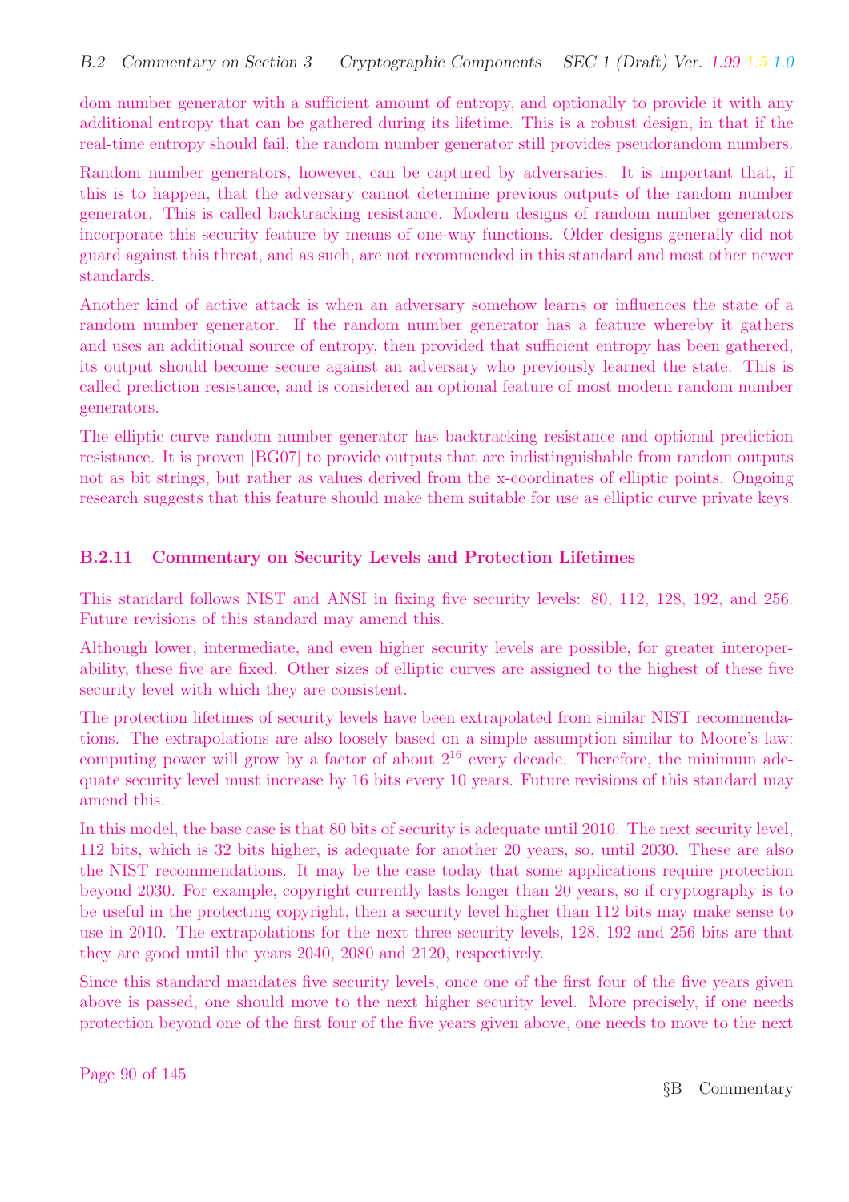dom number generator with a sufficient amount of entropy, and optionally to provide it with any additional entropy that can be gathered during its lifetime. This is a robust design, in that if the real-time entropy should fail, the random number generator still provides pseudorandom numbers.

Random number generators, however, can be captured by adversaries. It is important that, if this is to happen, that the adversary cannot determine previous outputs of the random number generator. This is called backtracking resistance. Modern designs of random number generators incorporate this security feature by means of one-way functions. Older designs generally did not guard against this threat, and as such, are not recommended in this standard and most other newer standards.

Another kind of active attack is when an adversary somehow learns or influences the state of a random number generator. If the random number generator has a feature whereby it gathers and uses an additional source of entropy, then provided that sufficient entropy has been gathered, its output should become secure against an adversary who previously learned the state. This is called prediction resistance, and is considered an optional feature of most modern random number generators.

The elliptic curve random number generator has backtracking resistance and optional prediction resistance. It is proven [BG07] to provide outputs that are indistinguishable from random outputs not as bit strings, but rather as values derived from the x-coordinates of elliptic points. Ongoing research suggests that this feature should make them suitable for use as elliptic curve private keys.

### B.2.11 Commentary on Security Levels and Protection Lifetimes

This standard follows NIST and ANSI in fixing five security levels: 80, 112, 128, 192, and 256. Future revisions of this standard may amend this.

Although lower, intermediate, and even higher security levels are possible, for greater interoperability, these five are fixed. Other sizes of elliptic curves are assigned to the highest of these five security level with which they are consistent.

The protection lifetimes of security levels have been extrapolated from similar NIST recommendations. The extrapolations are also loosely based on a simple assumption similar to Moore's law: computing power will grow by a factor of about $2^{16}$ every decade. Therefore, the minimum adequate security level must increase by 16 bits every 10 years. Future revisions of this standard may amend this.

In this model, the base case is that 80 bits of security is adequate until 2010. The next security level, 112 bits, which is 32 bits higher, is adequate for another 20 years, so, until 2030. These are also the NIST recommendations. It may be the case today that some applications require protection beyond 2030. For example, copyright currently lasts longer than 20 years, so if cryptography is to be useful in the protecting copyright, then a security level higher than 112 bits may make sense to use in 2010. The extrapolations for the next three security levels, 128, 192 and 256 bits are that they are good until the years 2040, 2080 and 2120, respectively.

Since this standard mandates five security levels, once one of the first four of the five years given above is passed, one should move to the next higher security level. More precisely, if one needs protection beyond one of the first four of the five years given above, one needs to move to the next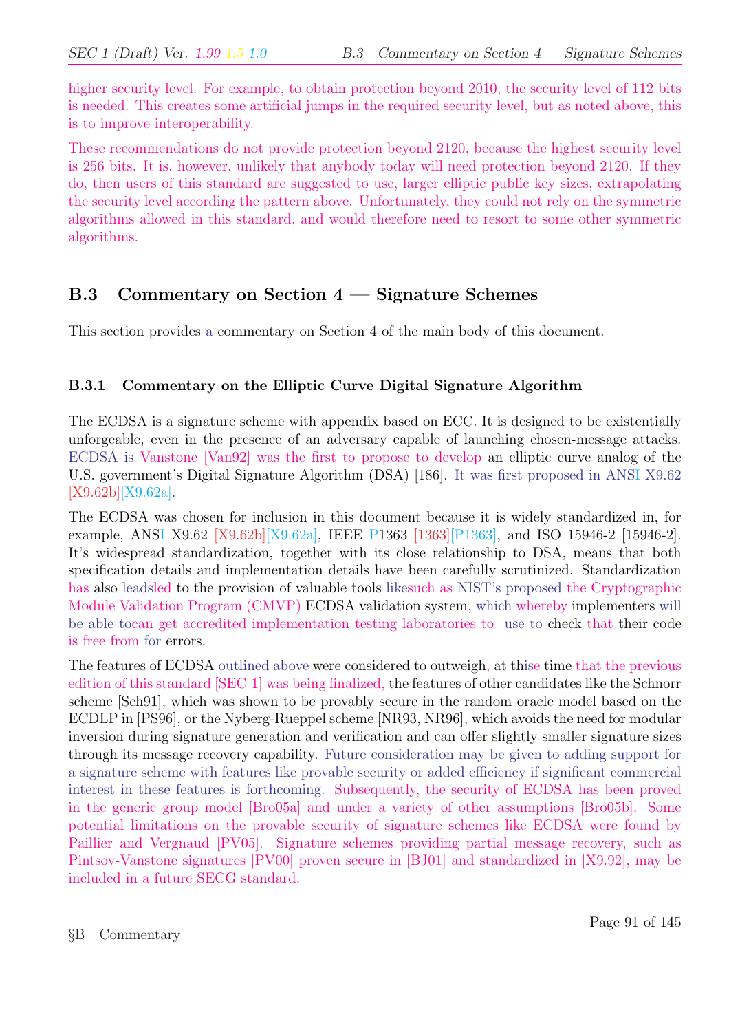higher security level. For example, to obtain protection beyond 2010, the security level of 112 bits is needed. This creates some artificial jumps in the required security level, but as noted above, this is to improve interoperability.

These recommendations do not provide protection beyond 2120, because the highest security level is 256 bits. It is, however, unlikely that anybody today will need protection beyond 2120. If they do, then users of this standard are suggested to use, larger elliptic public key sizes, extrapolating the security level according the pattern above. Unfortunately, they could not rely on the symmetric algorithms allowed in this standard, and would therefore need to resort to some other symmetric algorithms.

## B.3 Commentary on Section 4 — Signature Schemes

This section provides a commentary on Section 4 of the main body of this document.

### B.3.1 Commentary on the Elliptic Curve Digital Signature Algorithm

The ECDSA is a signature scheme with appendix based on ECC. It is designed to be existentially unforgeable, even in the presence of an adversary capable of launching chosen-message attacks. ECDSA is Vanstone [Van92] was the first to propose to develop an elliptic curve analog of the U.S. government's Digital Signature Algorithm (DSA) [186]. It was first proposed in ANSI X9.62 [X9.62b][X9.62a].

The ECDSA was chosen for inclusion in this document because it is widely standardized in, for example, ANSI X9.62 [X9.62b][X9.62a], IEEE P1363 [1363][P1363], and ISO 15946-2 [15946-2]. It's widespread standardization, together with its close relationship to DSA, means that both specification details and implementation details have been carefully scrutinized. Standardization has also leadsled to the provision of valuable tools likesuch as NIST's proposed the Cryptographic Module Validation Program (CMVP) ECDSA validation system, which whereby implementers will be able tocan get accredited implementation testing laboratories to use to check that their code is free from for errors.

The features of ECDSA outlined above were considered to outweigh, at thise time that the previous edition of this standard [SEC 1] was being finalized, the features of other candidates like the Schnorr scheme [Sch91], which was shown to be provably secure in the random oracle model based on the ECDLP in [PS96], or the Nyberg-Rueppel scheme [NR93, NR96], which avoids the need for modular inversion during signature generation and verification and can offer slightly smaller signature sizes through its message recovery capability. Future consideration may be given to adding support for a signature scheme with features like provable security or added efficiency if significant commercial interest in these features is forthcoming. Subsequently, the security of ECDSA has been proved in the generic group model [Bro05a] and under a variety of other assumptions [Bro05b]. Some potential limitations on the provable security of signature schemes like ECDSA were found by Paillier and Vergnaud [PV05]. Signature schemes providing partial message recovery, such as Pintsov-Vanstone signatures [PV00] proven secure in [BJ01] and standardized in [X9.92], may be included in a future SECG standard.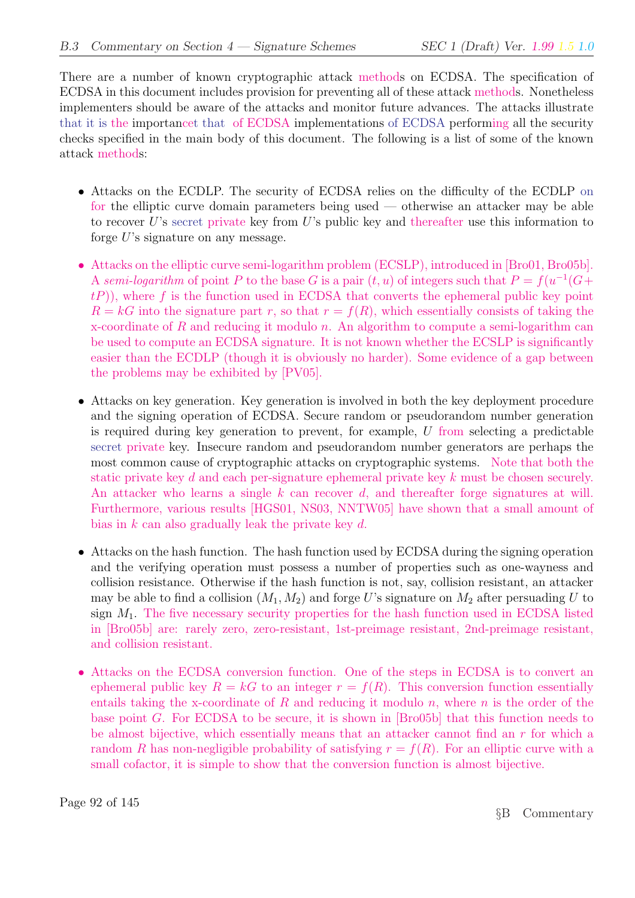There are a number of known cryptographic attack methods on ECDSA. The specification of ECDSA in this document includes provision for preventing all of these attack methods. Nonetheless implementers should be aware of the attacks and monitor future advances. The attacks illustrate that it is the importancet that of ECDSA implementations of ECDSA performing all the security checks specified in the main body of this document. The following is a list of some of the known attack methods:

- Attacks on the ECDLP. The security of ECDSA relies on the difficulty of the ECDLP on for the elliptic curve domain parameters being used — otherwise an attacker may be able to recover $U$'s secret private key from $U$'s public key and thereafter use this information to forge $U$'s signature on any message.

- Attacks on the elliptic curve semi-logarithm problem (ECSLP), introduced in [Bro01, Bro05b]. A *semi-logarithm* of point $P$ to the base $G$ is a pair $(t, u)$ of integers such that $P = f(u^{-1}(G + tP))$, where $f$ is the function used in ECDSA that converts the ephemeral public key point $R = kG$ into the signature part $r$, so that $r = f(R)$, which essentially consists of taking the x-coordinate of $R$ and reducing it modulo $n$. An algorithm to compute a semi-logarithm can be used to compute an ECDSA signature. It is not known whether the ECSLP is significantly easier than the ECDLP (though it is obviously no harder). Some evidence of a gap between the problems may be exhibited by [PV05].

- Attacks on key generation. Key generation is involved in both the key deployment procedure and the signing operation of ECDSA. Secure random or pseudorandom number generation is required during key generation to prevent, for example, $U$ from selecting a predictable secret private key. Insecure random and pseudorandom number generators are perhaps the most common cause of cryptographic attacks on cryptographic systems. Note that both the static private key $d$ and each per-signature ephemeral private key $k$ must be chosen securely. An attacker who learns a single $k$ can recover $d$, and thereafter forge signatures at will. Furthermore, various results [HGS01, NS03, NNTW05] have shown that a small amount of bias in $k$ can also gradually leak the private key $d$.

- Attacks on the hash function. The hash function used by ECDSA during the signing operation and the verifying operation must possess a number of properties such as one-wayness and collision resistance. Otherwise if the hash function is not, say, collision resistant, an attacker may be able to find a collision $(M_1, M_2)$ and forge $U$'s signature on $M_2$ after persuading $U$ to sign $M_1$. The five necessary security properties for the hash function used in ECDSA listed in [Bro05b] are: rarely zero, zero-resistant, 1st-preimage resistant, 2nd-preimage resistant, and collision resistant.

- Attacks on the ECDSA conversion function. One of the steps in ECDSA is to convert an ephemeral public key $R = kG$ to an integer $r = f(R)$. This conversion function essentially entails taking the x-coordinate of $R$ and reducing it modulo $n$, where $n$ is the order of the base point $G$. For ECDSA to be secure, it is shown in [Bro05b] that this function needs to be almost bijective, which essentially means that an attacker cannot find an $r$ for which a random $R$ has non-negligible probability of satisfying $r = f(R)$. For an elliptic curve with a small cofactor, it is simple to show that the conversion function is almost bijective.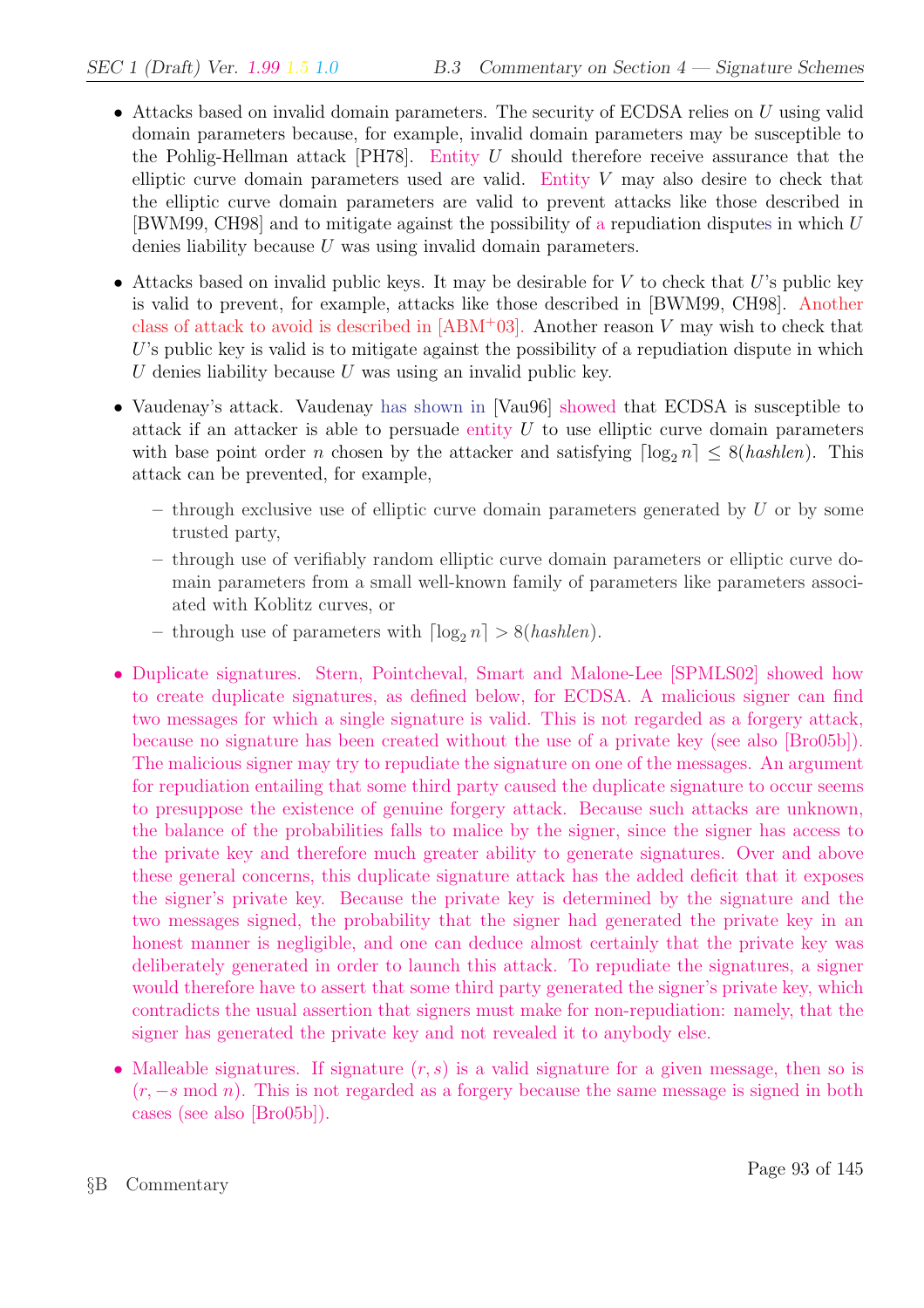- Attacks based on invalid domain parameters. The security of ECDSA relies on $U$ using valid domain parameters because, for example, invalid domain parameters may be susceptible to the Pohlig-Hellman attack [PH78]. Entity $U$ should therefore receive assurance that the elliptic curve domain parameters used are valid. Entity $V$ may also desire to check that the elliptic curve domain parameters are valid to prevent attacks like those described in [BWM99, CH98] and to mitigate against the possibility of a repudiation disputes in which $U$ denies liability because $U$ was using invalid domain parameters.

- Attacks based on invalid public keys. It may be desirable for $V$ to check that $U$'s public key is valid to prevent, for example, attacks like those described in [BWM99, CH98]. Another class of attack to avoid is described in [ABM+03]. Another reason $V$ may wish to check that $U$'s public key is valid is to mitigate against the possibility of a repudiation dispute in which $U$ denies liability because $U$ was using an invalid public key.

- Vaudenay's attack. Vaudenay has shown in [Vau96] showed that ECDSA is susceptible to attack if an attacker is able to persuade entity $U$ to use elliptic curve domain parameters with base point order $n$ chosen by the attacker and satisfying $\lceil \log_2 n \rceil \leq 8(hashlen)$. This attack can be prevented, for example,

  - through exclusive use of elliptic curve domain parameters generated by $U$ or by some trusted party,
  - through use of verifiably random elliptic curve domain parameters or elliptic curve domain parameters from a small well-known family of parameters like parameters associated with Koblitz curves, or
  - through use of parameters with $\lceil \log_2 n \rceil > 8(hashlen)$.

- Duplicate signatures. Stern, Pointcheval, Smart and Malone-Lee [SPMLS02] showed how to create duplicate signatures, as defined below, for ECDSA. A malicious signer can find two messages for which a single signature is valid. This is not regarded as a forgery attack, because no signature has been created without the use of a private key (see also [Bro05b]). The malicious signer may try to repudiate the signature on one of the messages. An argument for repudiation entailing that some third party caused the duplicate signature to occur seems to presuppose the existence of genuine forgery attack. Because such attacks are unknown, the balance of the probabilities falls to malice by the signer, since the signer has access to the private key and therefore much greater ability to generate signatures. Over and above these general concerns, this duplicate signature attack has the added deficit that it exposes the signer's private key. Because the private key is determined by the signature and the two messages signed, the probability that the signer had generated the private key in an honest manner is negligible, and one can deduce almost certainly that the private key was deliberately generated in order to launch this attack. To repudiate the signatures, a signer would therefore have to assert that some third party generated the signer's private key, which contradicts the usual assertion that signers must make for non-repudiation: namely, that the signer has generated the private key and not revealed it to anybody else.

- Malleable signatures. If signature $(r, s)$ is a valid signature for a given message, then so is $(r, -s \bmod n)$. This is not regarded as a forgery because the same message is signed in both cases (see also [Bro05b]).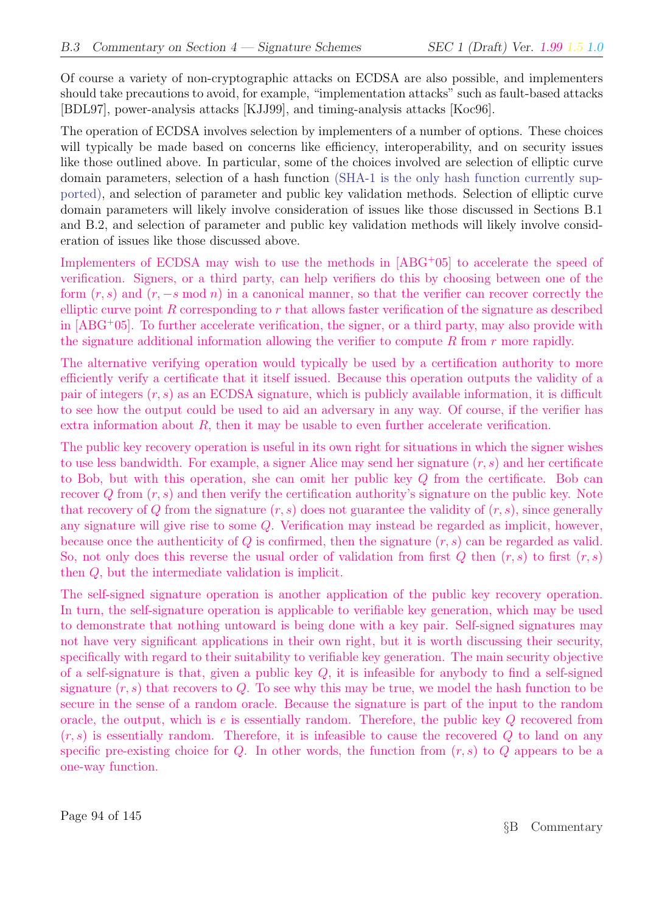Of course a variety of non-cryptographic attacks on ECDSA are also possible, and implementers should take precautions to avoid, for example, "implementation attacks" such as fault-based attacks [BDL97], power-analysis attacks [KJJ99], and timing-analysis attacks [Koc96].

The operation of ECDSA involves selection by implementers of a number of options. These choices will typically be made based on concerns like efficiency, interoperability, and on security issues like those outlined above. In particular, some of the choices involved are selection of elliptic curve domain parameters, selection of a hash function (SHA-1 is the only hash function currently supported), and selection of parameter and public key validation methods. Selection of elliptic curve domain parameters will likely involve consideration of issues like those discussed in Sections B.1 and B.2, and selection of parameter and public key validation methods will likely involve consideration of issues like those discussed above.

Implementers of ECDSA may wish to use the methods in [ABG+05] to accelerate the speed of verification. Signers, or a third party, can help verifiers do this by choosing between one of the form $(r, s)$ and $(r, -s \bmod n)$ in a canonical manner, so that the verifier can recover correctly the elliptic curve point $R$ corresponding to $r$ that allows faster verification of the signature as described in [ABG+05]. To further accelerate verification, the signer, or a third party, may also provide with the signature additional information allowing the verifier to compute $R$ from $r$ more rapidly.

The alternative verifying operation would typically be used by a certification authority to more efficiently verify a certificate that it itself issued. Because this operation outputs the validity of a pair of integers $(r, s)$ as an ECDSA signature, which is publicly available information, it is difficult to see how the output could be used to aid an adversary in any way. Of course, if the verifier has extra information about $R$, then it may be usable to even further accelerate verification.

The public key recovery operation is useful in its own right for situations in which the signer wishes to use less bandwidth. For example, a signer Alice may send her signature $(r, s)$ and her certificate to Bob, but with this operation, she can omit her public key $Q$ from the certificate. Bob can recover $Q$ from $(r, s)$ and then verify the certification authority's signature on the public key. Note that recovery of $Q$ from the signature $(r, s)$ does not guarantee the validity of $(r, s)$, since generally any signature will give rise to some $Q$. Verification may instead be regarded as implicit, however, because once the authenticity of $Q$ is confirmed, then the signature $(r, s)$ can be regarded as valid. So, not only does this reverse the usual order of validation from first $Q$ then $(r, s)$ to first $(r, s)$ then $Q$, but the intermediate validation is implicit.

The self-signed signature operation is another application of the public key recovery operation. In turn, the self-signature operation is applicable to verifiable key generation, which may be used to demonstrate that nothing untoward is being done with a key pair. Self-signed signatures may not have very significant applications in their own right, but it is worth discussing their security, specifically with regard to their suitability to verifiable key generation. The main security objective of a self-signature is that, given a public key $Q$, it is infeasible for anybody to find a self-signed signature $(r, s)$ that recovers to $Q$. To see why this may be true, we model the hash function to be secure in the sense of a random oracle. Because the signature is part of the input to the random oracle, the output, which is $e$ is essentially random. Therefore, the public key $Q$ recovered from $(r, s)$ is essentially random. Therefore, it is infeasible to cause the recovered $Q$ to land on any specific pre-existing choice for $Q$. In other words, the function from $(r, s)$ to $Q$ appears to be a one-way function.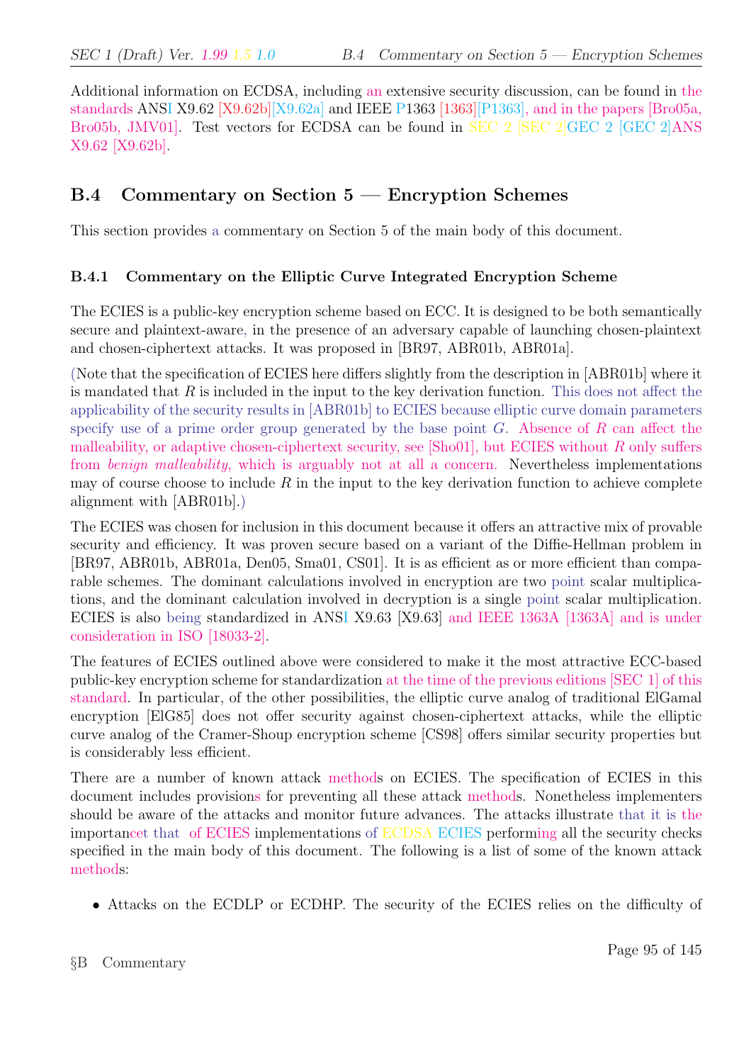Additional information on ECDSA, including an extensive security discussion, can be found in the standards ANSI X9.62 [X9.62b][X9.62a] and IEEE P1363 [1363][P1363], and in the papers [Bro05a, Bro05b, JMV01]. Test vectors for ECDSA can be found in SEC 2 [SEC 2]GEC 2 [GEC 2]ANS X9.62 [X9.62b].

## B.4 Commentary on Section 5 — Encryption Schemes

This section provides a commentary on Section 5 of the main body of this document.

### B.4.1 Commentary on the Elliptic Curve Integrated Encryption Scheme

The ECIES is a public-key encryption scheme based on ECC. It is designed to be both semantically secure and plaintext-aware, in the presence of an adversary capable of launching chosen-plaintext and chosen-ciphertext attacks. It was proposed in [BR97, ABR01b, ABR01a].

(Note that the specification of ECIES here differs slightly from the description in [ABR01b] where it is mandated that $R$ is included in the input to the key derivation function. This does not affect the applicability of the security results in [ABR01b] to ECIES because elliptic curve domain parameters specify use of a prime order group generated by the base point $G$. Absence of $R$ can affect the malleability, or adaptive chosen-ciphertext security, see [Sho01], but ECIES without $R$ only suffers from *benign malleability*, which is arguably not at all a concern. Nevertheless implementations may of course choose to include $R$ in the input to the key derivation function to achieve complete alignment with [ABR01b].)

The ECIES was chosen for inclusion in this document because it offers an attractive mix of provable security and efficiency. It was proven secure based on a variant of the Diffie-Hellman problem in [BR97, ABR01b, ABR01a, Den05, Sma01, CS01]. It is as efficient as or more efficient than comparable schemes. The dominant calculations involved in encryption are two point scalar multiplications, and the dominant calculation involved in decryption is a single point scalar multiplication. ECIES is also being standardized in ANSI X9.63 [X9.63] and IEEE 1363A [1363A] and is under consideration in ISO [18033-2].

The features of ECIES outlined above were considered to make it the most attractive ECC-based public-key encryption scheme for standardization at the time of the previous editions [SEC 1] of this standard. In particular, of the other possibilities, the elliptic curve analog of traditional ElGamal encryption [ElG85] does not offer security against chosen-ciphertext attacks, while the elliptic curve analog of the Cramer-Shoup encryption scheme [CS98] offers similar security properties but is considerably less efficient.

There are a number of known attack methods on ECIES. The specification of ECIES in this document includes provisions for preventing all these attack methods. Nonetheless implementers should be aware of the attacks and monitor future advances. The attacks illustrate that it is the importancet that of ECIES implementations of ECDSA ECIES performing all the security checks specified in the main body of this document. The following is a list of some of the known attack methods:

- Attacks on the ECDLP or ECDHP. The security of the ECIES relies on the difficulty of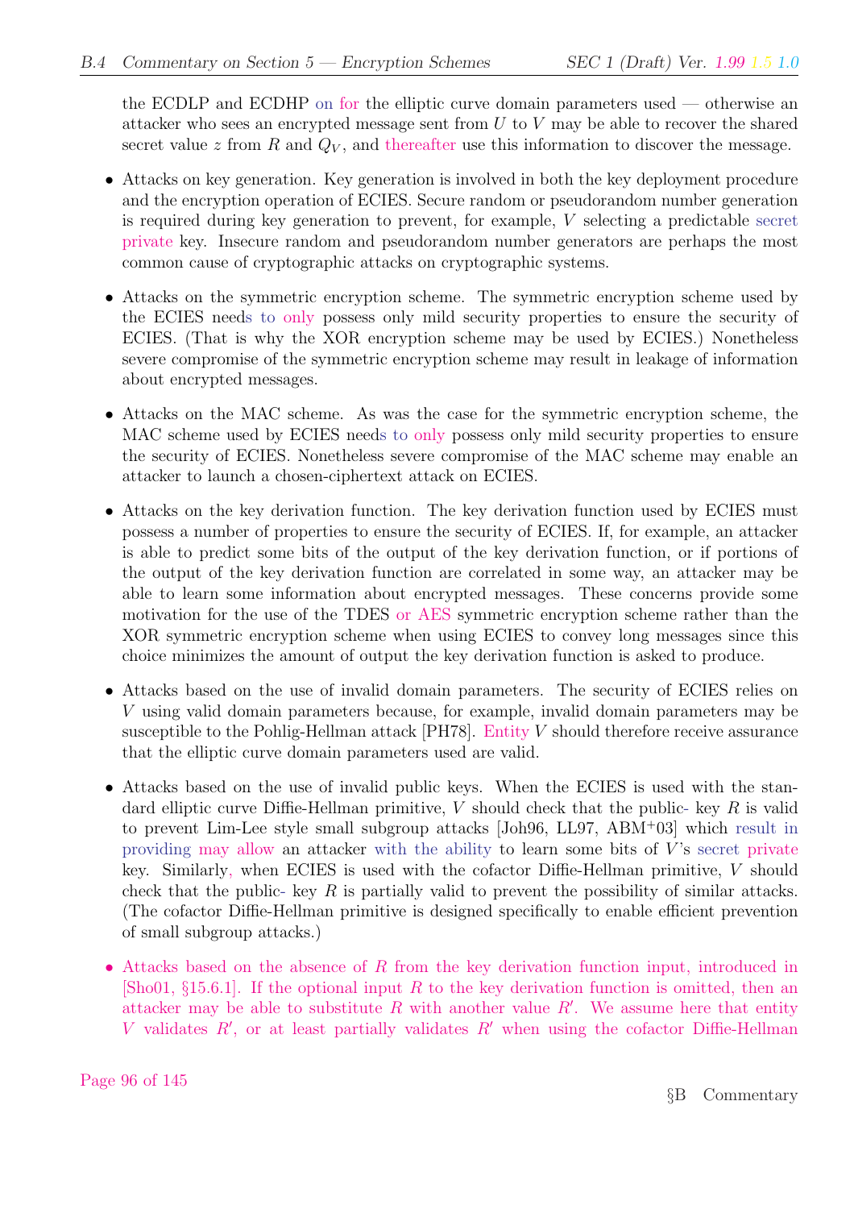the ECDLP and ECDHP on for the elliptic curve domain parameters used — otherwise an attacker who sees an encrypted message sent from $U$ to $V$ may be able to recover the shared secret value $z$ from $R$ and $Q_V$, and thereafter use this information to discover the message.

- Attacks on key generation. Key generation is involved in both the key deployment procedure and the encryption operation of ECIES. Secure random or pseudorandom number generation is required during key generation to prevent, for example, $V$ selecting a predictable secret private key. Insecure random and pseudorandom number generators are perhaps the most common cause of cryptographic attacks on cryptographic systems.

- Attacks on the symmetric encryption scheme. The symmetric encryption scheme used by the ECIES needs to only possess only mild security properties to ensure the security of ECIES. (That is why the XOR encryption scheme may be used by ECIES.) Nonetheless severe compromise of the symmetric encryption scheme may result in leakage of information about encrypted messages.

- Attacks on the MAC scheme. As was the case for the symmetric encryption scheme, the MAC scheme used by ECIES needs to only possess only mild security properties to ensure the security of ECIES. Nonetheless severe compromise of the MAC scheme may enable an attacker to launch a chosen-ciphertext attack on ECIES.

- Attacks on the key derivation function. The key derivation function used by ECIES must possess a number of properties to ensure the security of ECIES. If, for example, an attacker is able to predict some bits of the output of the key derivation function, or if portions of the output of the key derivation function are correlated in some way, an attacker may be able to learn some information about encrypted messages. These concerns provide some motivation for the use of the TDES or AES symmetric encryption scheme rather than the XOR symmetric encryption scheme when using ECIES to convey long messages since this choice minimizes the amount of output the key derivation function is asked to produce.

- Attacks based on the use of invalid domain parameters. The security of ECIES relies on $V$ using valid domain parameters because, for example, invalid domain parameters may be susceptible to the Pohlig-Hellman attack [PH78]. Entity $V$ should therefore receive assurance that the elliptic curve domain parameters used are valid.

- Attacks based on the use of invalid public keys. When the ECIES is used with the standard elliptic curve Diffie-Hellman primitive, $V$ should check that the public- key $R$ is valid to prevent Lim-Lee style small subgroup attacks [Joh96, LL97, ABM+03] which result in providing may allow an attacker with the ability to learn some bits of $V$'s secret private key. Similarly, when ECIES is used with the cofactor Diffie-Hellman primitive, $V$ should check that the public- key $R$ is partially valid to prevent the possibility of similar attacks. (The cofactor Diffie-Hellman primitive is designed specifically to enable efficient prevention of small subgroup attacks.)

- Attacks based on the absence of $R$ from the key derivation function input, introduced in [Sho01, §15.6.1]. If the optional input $R$ to the key derivation function is omitted, then an attacker may be able to substitute $R$ with another value $R'$. We assume here that entity $V$ validates $R'$, or at least partially validates $R'$ when using the cofactor Diffie-Hellman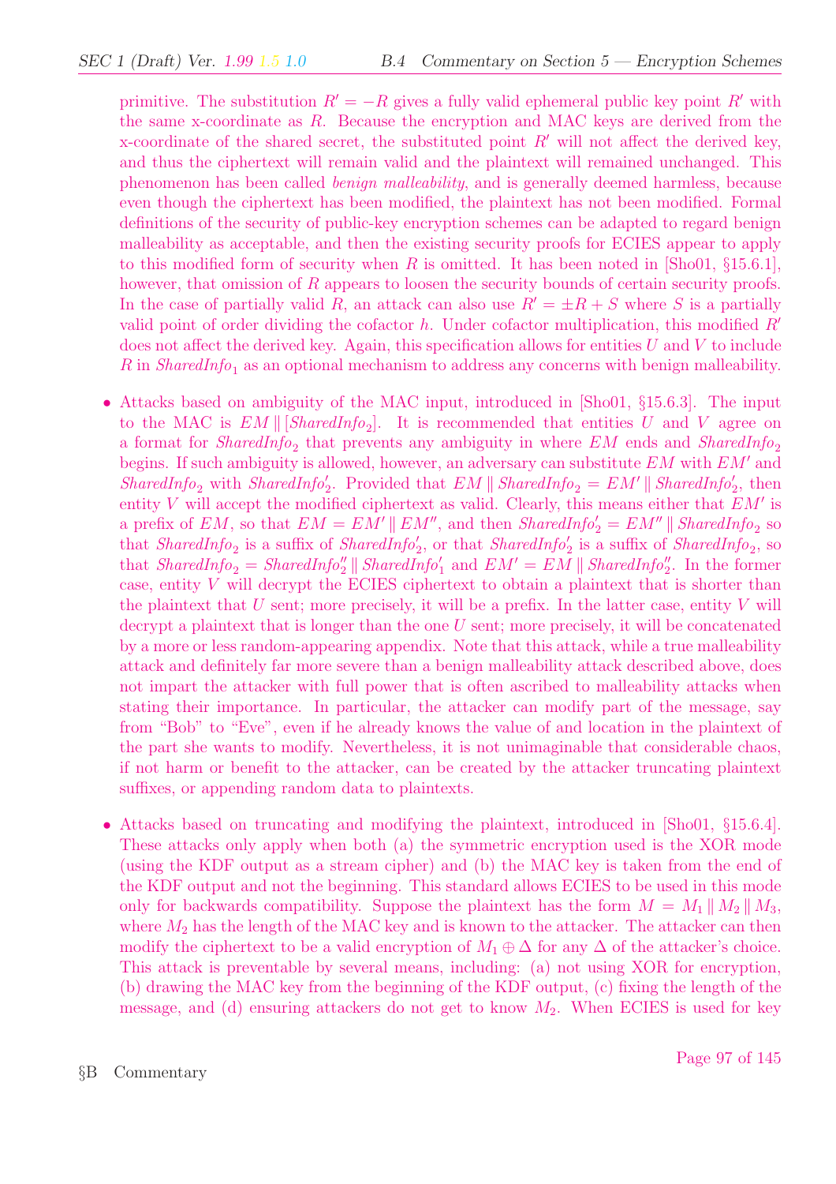primitive. The substitution $R' = -R$ gives a fully valid ephemeral public key point $R'$ with the same x-coordinate as $R$. Because the encryption and MAC keys are derived from the x-coordinate of the shared secret, the substituted point $R'$ will not affect the derived key, and thus the ciphertext will remain valid and the plaintext will remained unchanged. This phenomenon has been called *benign malleability*, and is generally deemed harmless, because even though the ciphertext has been modified, the plaintext has not been modified. Formal definitions of the security of public-key encryption schemes can be adapted to regard benign malleability as acceptable, and then the existing security proofs for ECIES appear to apply to this modified form of security when $R$ is omitted. It has been noted in [Sho01, §15.6.1], however, that omission of $R$ appears to loosen the security bounds of certain security proofs. In the case of partially valid $R$, an attack can also use $R' = \pm R + S$ where $S$ is a partially valid point of order dividing the cofactor $h$. Under cofactor multiplication, this modified $R'$ does not affect the derived key. Again, this specification allows for entities $U$ and $V$ to include $R$ in $SharedInfo_1$ as an optional mechanism to address any concerns with benign malleability.

- Attacks based on ambiguity of the MAC input, introduced in [Sho01, §15.6.3]. The input to the MAC is $EM \,\|\, [SharedInfo_2]$. It is recommended that entities $U$ and $V$ agree on a format for $SharedInfo_2$ that prevents any ambiguity in where $EM$ ends and $SharedInfo_2$ begins. If such ambiguity is allowed, however, an adversary can substitute $EM$ with $EM'$ and $SharedInfo_2$ with $SharedInfo_2'$. Provided that $EM \,\|\, SharedInfo_2 = EM' \,\|\, SharedInfo_2'$, then entity $V$ will accept the modified ciphertext as valid. Clearly, this means either that $EM'$ is a prefix of $EM$, so that $EM = EM' \,\|\, EM''$, and then $SharedInfo_2' = EM'' \,\|\, SharedInfo_2$ so that $SharedInfo_2$ is a suffix of $SharedInfo_2'$, or that $SharedInfo_2'$ is a suffix of $SharedInfo_2$, so that $SharedInfo_2 = SharedInfo_2'' \,\|\, SharedInfo_1'$ and $EM' = EM \,\|\, SharedInfo_2''$. In the former case, entity $V$ will decrypt the ECIES ciphertext to obtain a plaintext that is shorter than the plaintext that $U$ sent; more precisely, it will be a prefix. In the latter case, entity $V$ will decrypt a plaintext that is longer than the one $U$ sent; more precisely, it will be concatenated by a more or less random-appearing appendix. Note that this attack, while a true malleability attack and definitely far more severe than a benign malleability attack described above, does not impart the attacker with full power that is often ascribed to malleability attacks when stating their importance. In particular, the attacker can modify part of the message, say from "Bob" to "Eve", even if he already knows the value of and location in the plaintext of the part she wants to modify. Nevertheless, it is not unimaginable that considerable chaos, if not harm or benefit to the attacker, can be created by the attacker truncating plaintext suffixes, or appending random data to plaintexts.

- Attacks based on truncating and modifying the plaintext, introduced in [Sho01, §15.6.4]. These attacks only apply when both (a) the symmetric encryption used is the XOR mode (using the KDF output as a stream cipher) and (b) the MAC key is taken from the end of the KDF output and not the beginning. This standard allows ECIES to be used in this mode only for backwards compatibility. Suppose the plaintext has the form $M = M_1 \,\|\, M_2 \,\|\, M_3$, where $M_2$ has the length of the MAC key and is known to the attacker. The attacker can then modify the ciphertext to be a valid encryption of $M_1 \oplus \Delta$ for any $\Delta$ of the attacker's choice. This attack is preventable by several means, including: (a) not using XOR for encryption, (b) drawing the MAC key from the beginning of the KDF output, (c) fixing the length of the message, and (d) ensuring attackers do not get to know $M_2$. When ECIES is used for key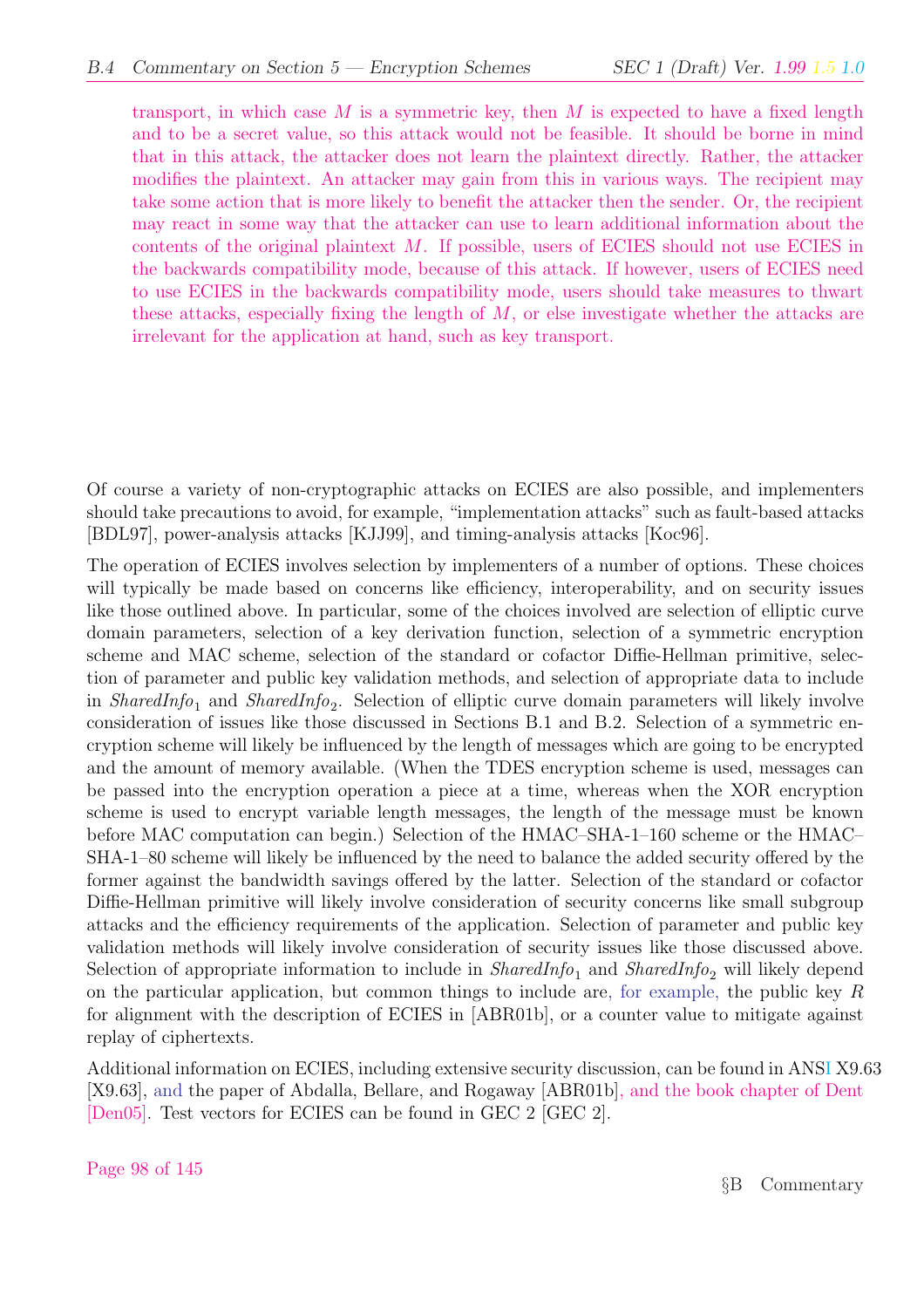transport, in which case $M$ is a symmetric key, then $M$ is expected to have a fixed length and to be a secret value, so this attack would not be feasible. It should be borne in mind that in this attack, the attacker does not learn the plaintext directly. Rather, the attacker modifies the plaintext. An attacker may gain from this in various ways. The recipient may take some action that is more likely to benefit the attacker then the sender. Or, the recipient may react in some way that the attacker can use to learn additional information about the contents of the original plaintext $M$. If possible, users of ECIES should not use ECIES in the backwards compatibility mode, because of this attack. If however, users of ECIES need to use ECIES in the backwards compatibility mode, users should take measures to thwart these attacks, especially fixing the length of $M$, or else investigate whether the attacks are irrelevant for the application at hand, such as key transport.

Of course a variety of non-cryptographic attacks on ECIES are also possible, and implementers should take precautions to avoid, for example, "implementation attacks" such as fault-based attacks [BDL97], power-analysis attacks [KJJ99], and timing-analysis attacks [Koc96].

The operation of ECIES involves selection by implementers of a number of options. These choices will typically be made based on concerns like efficiency, interoperability, and on security issues like those outlined above. In particular, some of the choices involved are selection of elliptic curve domain parameters, selection of a key derivation function, selection of a symmetric encryption scheme and MAC scheme, selection of the standard or cofactor Diffie-Hellman primitive, selection of parameter and public key validation methods, and selection of appropriate data to include in $SharedInfo_1$ and $SharedInfo_2$. Selection of elliptic curve domain parameters will likely involve consideration of issues like those discussed in Sections B.1 and B.2. Selection of a symmetric encryption scheme will likely be influenced by the length of messages which are going to be encrypted and the amount of memory available. (When the TDES encryption scheme is used, messages can be passed into the encryption operation a piece at a time, whereas when the XOR encryption scheme is used to encrypt variable length messages, the length of the message must be known before MAC computation can begin.) Selection of the HMAC–SHA-1–160 scheme or the HMAC–SHA-1–80 scheme will likely be influenced by the need to balance the added security offered by the former against the bandwidth savings offered by the latter. Selection of the standard or cofactor Diffie-Hellman primitive will likely involve consideration of security concerns like small subgroup attacks and the efficiency requirements of the application. Selection of parameter and public key validation methods will likely involve consideration of security issues like those discussed above. Selection of appropriate information to include in $SharedInfo_1$ and $SharedInfo_2$ will likely depend on the particular application, but common things to include are, for example, the public key $R$ for alignment with the description of ECIES in [ABR01b], or a counter value to mitigate against replay of ciphertexts.

Additional information on ECIES, including extensive security discussion, can be found in ANSI X9.63 [X9.63], and the paper of Abdalla, Bellare, and Rogaway [ABR01b], and the book chapter of Dent [Den05]. Test vectors for ECIES can be found in GEC 2 [GEC 2].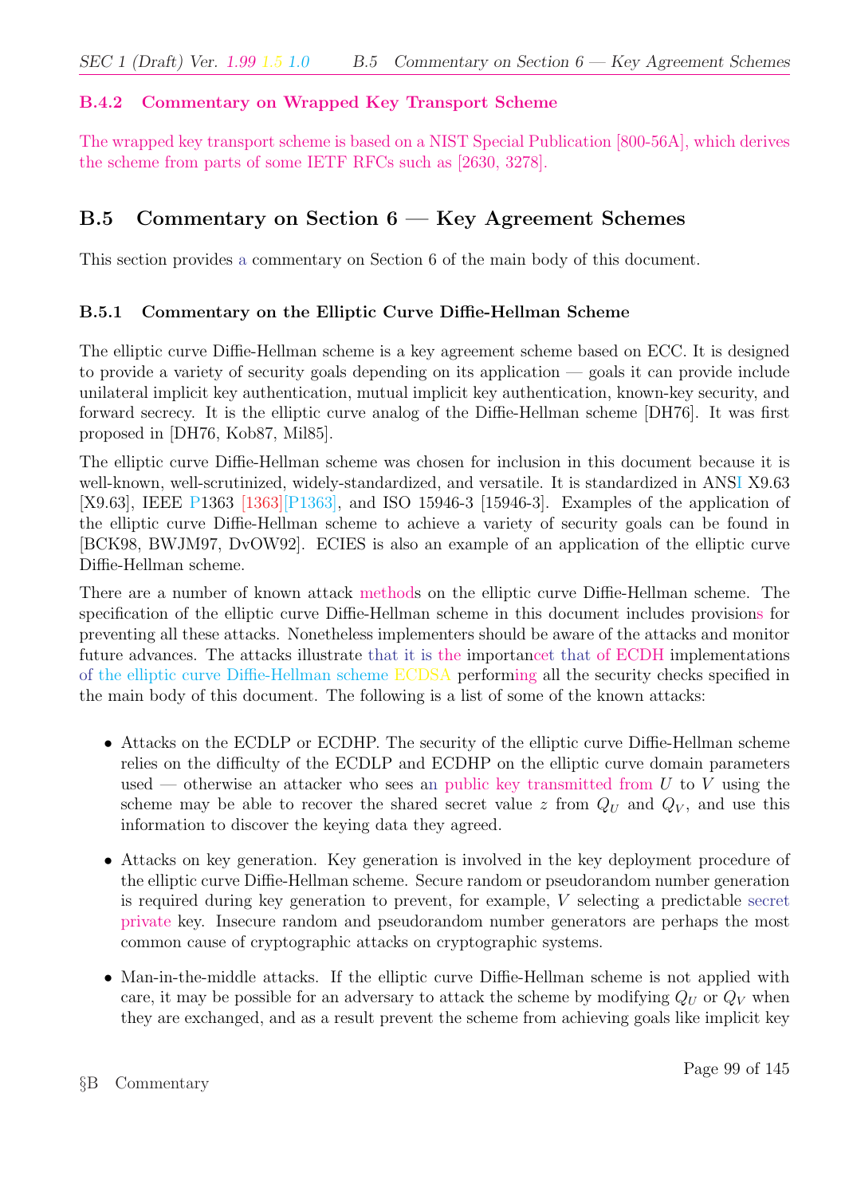### B.4.2 Commentary on Wrapped Key Transport Scheme

The wrapped key transport scheme is based on a NIST Special Publication [800-56A], which derives the scheme from parts of some IETF RFCs such as [2630, 3278].

## B.5 Commentary on Section 6 — Key Agreement Schemes

This section provides a commentary on Section 6 of the main body of this document.

### B.5.1 Commentary on the Elliptic Curve Diffie-Hellman Scheme

The elliptic curve Diffie-Hellman scheme is a key agreement scheme based on ECC. It is designed to provide a variety of security goals depending on its application — goals it can provide include unilateral implicit key authentication, mutual implicit key authentication, known-key security, and forward secrecy. It is the elliptic curve analog of the Diffie-Hellman scheme [DH76]. It was first proposed in [DH76, Kob87, Mil85].

The elliptic curve Diffie-Hellman scheme was chosen for inclusion in this document because it is well-known, well-scrutinized, widely-standardized, and versatile. It is standardized in ANSI X9.63 [X9.63], IEEE P1363 [1363][P1363], and ISO 15946-3 [15946-3]. Examples of the application of the elliptic curve Diffie-Hellman scheme to achieve a variety of security goals can be found in [BCK98, BWJM97, DvOW92]. ECIES is also an example of an application of the elliptic curve Diffie-Hellman scheme.

There are a number of known attack methods on the elliptic curve Diffie-Hellman scheme. The specification of the elliptic curve Diffie-Hellman scheme in this document includes provisions for preventing all these attacks. Nonetheless implementers should be aware of the attacks and monitor future advances. The attacks illustrate that it is the importancet that of ECDH implementations of the elliptic curve Diffie-Hellman scheme ECDSA performing all the security checks specified in the main body of this document. The following is a list of some of the known attacks:

- Attacks on the ECDLP or ECDHP. The security of the elliptic curve Diffie-Hellman scheme relies on the difficulty of the ECDLP and ECDHP on the elliptic curve domain parameters used — otherwise an attacker who sees an public key transmitted from $U$ to $V$ using the scheme may be able to recover the shared secret value $z$ from $Q_U$ and $Q_V$, and use this information to discover the keying data they agreed.
- Attacks on key generation. Key generation is involved in the key deployment procedure of the elliptic curve Diffie-Hellman scheme. Secure random or pseudorandom number generation is required during key generation to prevent, for example, $V$ selecting a predictable secret private key. Insecure random and pseudorandom number generators are perhaps the most common cause of cryptographic attacks on cryptographic systems.
- Man-in-the-middle attacks. If the elliptic curve Diffie-Hellman scheme is not applied with care, it may be possible for an adversary to attack the scheme by modifying $Q_U$ or $Q_V$ when they are exchanged, and as a result prevent the scheme from achieving goals like implicit key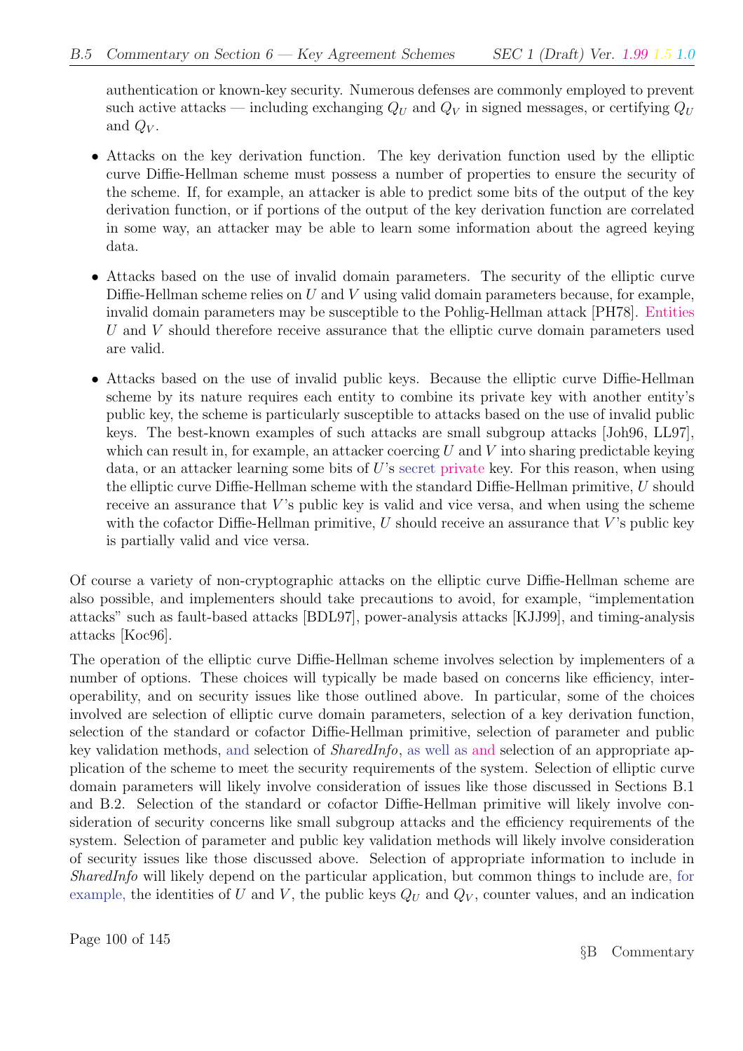authentication or known-key security. Numerous defenses are commonly employed to prevent such active attacks — including exchanging $Q_U$ and $Q_V$ in signed messages, or certifying $Q_U$ and $Q_V$.

- Attacks on the key derivation function. The key derivation function used by the elliptic curve Diffie-Hellman scheme must possess a number of properties to ensure the security of the scheme. If, for example, an attacker is able to predict some bits of the output of the key derivation function, or if portions of the output of the key derivation function are correlated in some way, an attacker may be able to learn some information about the agreed keying data.

- Attacks based on the use of invalid domain parameters. The security of the elliptic curve Diffie-Hellman scheme relies on $U$ and $V$ using valid domain parameters because, for example, invalid domain parameters may be susceptible to the Pohlig-Hellman attack [PH78]. Entities $U$ and $V$ should therefore receive assurance that the elliptic curve domain parameters used are valid.

- Attacks based on the use of invalid public keys. Because the elliptic curve Diffie-Hellman scheme by its nature requires each entity to combine its private key with another entity's public key, the scheme is particularly susceptible to attacks based on the use of invalid public keys. The best-known examples of such attacks are small subgroup attacks [Joh96, LL97], which can result in, for example, an attacker coercing $U$ and $V$ into sharing predictable keying data, or an attacker learning some bits of $U$'s secret private key. For this reason, when using the elliptic curve Diffie-Hellman scheme with the standard Diffie-Hellman primitive, $U$ should receive an assurance that $V$'s public key is valid and vice versa, and when using the scheme with the cofactor Diffie-Hellman primitive, $U$ should receive an assurance that $V$'s public key is partially valid and vice versa.

Of course a variety of non-cryptographic attacks on the elliptic curve Diffie-Hellman scheme are also possible, and implementers should take precautions to avoid, for example, "implementation attacks" such as fault-based attacks [BDL97], power-analysis attacks [KJJ99], and timing-analysis attacks [Koc96].

The operation of the elliptic curve Diffie-Hellman scheme involves selection by implementers of a number of options. These choices will typically be made based on concerns like efficiency, interoperability, and on security issues like those outlined above. In particular, some of the choices involved are selection of elliptic curve domain parameters, selection of a key derivation function, selection of the standard or cofactor Diffie-Hellman primitive, selection of parameter and public key validation methods, and selection of *SharedInfo*, as well as and selection of an appropriate application of the scheme to meet the security requirements of the system. Selection of elliptic curve domain parameters will likely involve consideration of issues like those discussed in Sections B.1 and B.2. Selection of the standard or cofactor Diffie-Hellman primitive will likely involve consideration of security concerns like small subgroup attacks and the efficiency requirements of the system. Selection of parameter and public key validation methods will likely involve consideration of security issues like those discussed above. Selection of appropriate information to include in *SharedInfo* will likely depend on the particular application, but common things to include are, for example, the identities of $U$ and $V$, the public keys $Q_U$ and $Q_V$, counter values, and an indication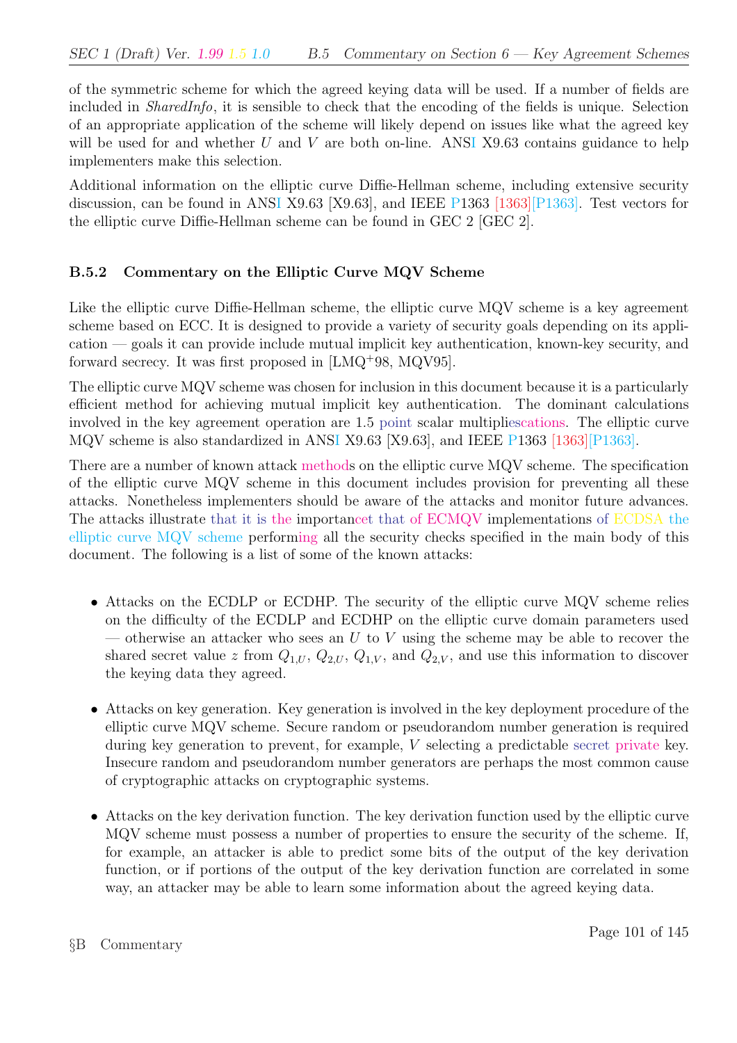of the symmetric scheme for which the agreed keying data will be used. If a number of fields are included in *SharedInfo*, it is sensible to check that the encoding of the fields is unique. Selection of an appropriate application of the scheme will likely depend on issues like what the agreed key will be used for and whether $U$ and $V$ are both on-line. ANSI X9.63 contains guidance to help implementers make this selection.

Additional information on the elliptic curve Diffie-Hellman scheme, including extensive security discussion, can be found in ANSI X9.63 [X9.63], and IEEE P1363 [1363][P1363]. Test vectors for the elliptic curve Diffie-Hellman scheme can be found in GEC 2 [GEC 2].

### B.5.2 Commentary on the Elliptic Curve MQV Scheme

Like the elliptic curve Diffie-Hellman scheme, the elliptic curve MQV scheme is a key agreement scheme based on ECC. It is designed to provide a variety of security goals depending on its application — goals it can provide include mutual implicit key authentication, known-key security, and forward secrecy. It was first proposed in [LMQ+98, MQV95].

The elliptic curve MQV scheme was chosen for inclusion in this document because it is a particularly efficient method for achieving mutual implicit key authentication. The dominant calculations involved in the key agreement operation are 1.5 point scalar multipliescations. The elliptic curve MQV scheme is also standardized in ANSI X9.63 [X9.63], and IEEE P1363 [1363][P1363].

There are a number of known attack methods on the elliptic curve MQV scheme. The specification of the elliptic curve MQV scheme in this document includes provision for preventing all these attacks. Nonetheless implementers should be aware of the attacks and monitor future advances. The attacks illustrate that it is the importancet that of ECMQV implementations of ECDSA the elliptic curve MQV scheme performing all the security checks specified in the main body of this document. The following is a list of some of the known attacks:

- Attacks on the ECDLP or ECDHP. The security of the elliptic curve MQV scheme relies on the difficulty of the ECDLP and ECDHP on the elliptic curve domain parameters used — otherwise an attacker who sees an $U$ to $V$ using the scheme may be able to recover the shared secret value $z$ from $Q_{1,U}$, $Q_{2,U}$, $Q_{1,V}$, and $Q_{2,V}$, and use this information to discover the keying data they agreed.

- Attacks on key generation. Key generation is involved in the key deployment procedure of the elliptic curve MQV scheme. Secure random or pseudorandom number generation is required during key generation to prevent, for example, $V$ selecting a predictable secret private key. Insecure random and pseudorandom number generators are perhaps the most common cause of cryptographic attacks on cryptographic systems.

- Attacks on the key derivation function. The key derivation function used by the elliptic curve MQV scheme must possess a number of properties to ensure the security of the scheme. If, for example, an attacker is able to predict some bits of the output of the key derivation function, or if portions of the output of the key derivation function are correlated in some way, an attacker may be able to learn some information about the agreed keying data.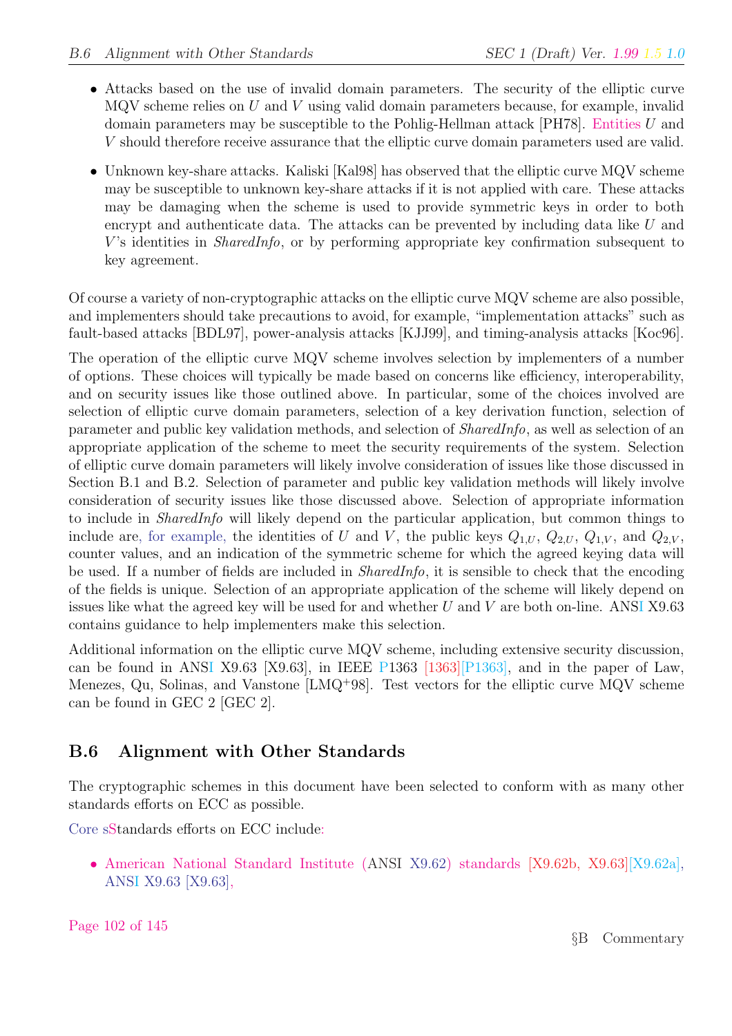- Attacks based on the use of invalid domain parameters. The security of the elliptic curve MQV scheme relies on $U$ and $V$ using valid domain parameters because, for example, invalid domain parameters may be susceptible to the Pohlig-Hellman attack [PH78]. Entities $U$ and $V$ should therefore receive assurance that the elliptic curve domain parameters used are valid.
- Unknown key-share attacks. Kaliski [Kal98] has observed that the elliptic curve MQV scheme may be susceptible to unknown key-share attacks if it is not applied with care. These attacks may be damaging when the scheme is used to provide symmetric keys in order to both encrypt and authenticate data. The attacks can be prevented by including data like $U$ and $V$'s identities in *SharedInfo*, or by performing appropriate key confirmation subsequent to key agreement.

Of course a variety of non-cryptographic attacks on the elliptic curve MQV scheme are also possible, and implementers should take precautions to avoid, for example, "implementation attacks" such as fault-based attacks [BDL97], power-analysis attacks [KJJ99], and timing-analysis attacks [Koc96].

The operation of the elliptic curve MQV scheme involves selection by implementers of a number of options. These choices will typically be made based on concerns like efficiency, interoperability, and on security issues like those outlined above. In particular, some of the choices involved are selection of elliptic curve domain parameters, selection of a key derivation function, selection of parameter and public key validation methods, and selection of *SharedInfo*, as well as selection of an appropriate application of the scheme to meet the security requirements of the system. Selection of elliptic curve domain parameters will likely involve consideration of issues like those discussed in Section B.1 and B.2. Selection of parameter and public key validation methods will likely involve consideration of security issues like those discussed above. Selection of appropriate information to include in *SharedInfo* will likely depend on the particular application, but common things to include are, for example, the identities of $U$ and $V$, the public keys $Q_{1,U}$, $Q_{2,U}$, $Q_{1,V}$, and $Q_{2,V}$, counter values, and an indication of the symmetric scheme for which the agreed keying data will be used. If a number of fields are included in *SharedInfo*, it is sensible to check that the encoding of the fields is unique. Selection of an appropriate application of the scheme will likely depend on issues like what the agreed key will be used for and whether $U$ and $V$ are both on-line. ANSI X9.63 contains guidance to help implementers make this selection.

Additional information on the elliptic curve MQV scheme, including extensive security discussion, can be found in ANSI X9.63 [X9.63], in IEEE P1363 [1363][P1363], and in the paper of Law, Menezes, Qu, Solinas, and Vanstone [LMQ+98]. Test vectors for the elliptic curve MQV scheme can be found in GEC 2 [GEC 2].

## B.6 Alignment with Other Standards

The cryptographic schemes in this document have been selected to conform with as many other standards efforts on ECC as possible.

Core sStandards efforts on ECC include:

- American National Standard Institute (ANSI X9.62) standards [X9.62b, X9.63][X9.62a], ANSI X9.63 [X9.63],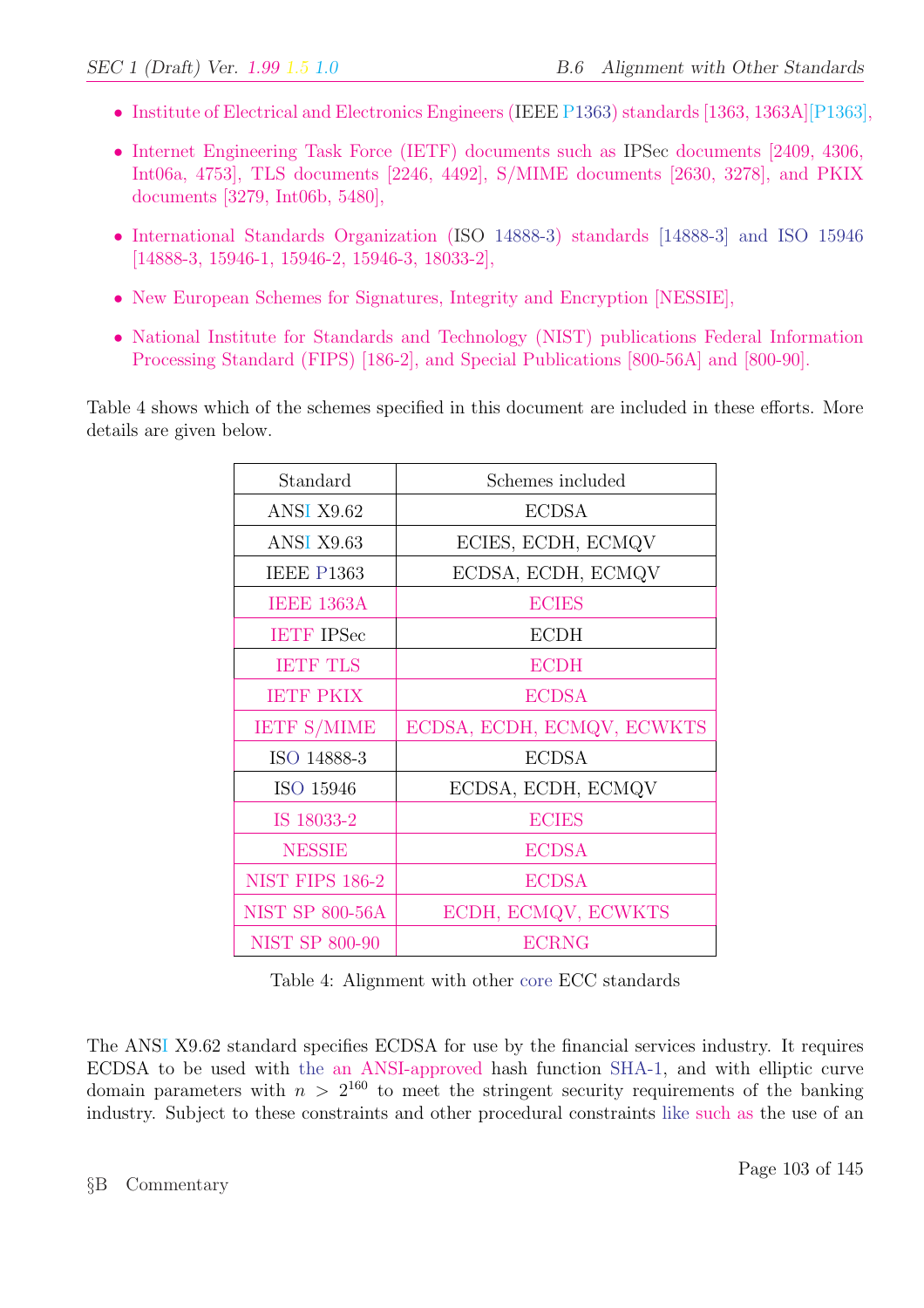- Institute of Electrical and Electronics Engineers (IEEE P1363) standards [1363, 1363A][P1363],
- Internet Engineering Task Force (IETF) documents such as IPSec documents [2409, 4306, Int06a, 4753], TLS documents [2246, 4492], S/MIME documents [2630, 3278], and PKIX documents [3279, Int06b, 5480],
- International Standards Organization (ISO 14888-3) standards [14888-3] and ISO 15946 [14888-3, 15946-1, 15946-2, 15946-3, 18033-2],
- New European Schemes for Signatures, Integrity and Encryption [NESSIE],
- National Institute for Standards and Technology (NIST) publications Federal Information Processing Standard (FIPS) [186-2], and Special Publications [800-56A] and [800-90].

Table 4 shows which of the schemes specified in this document are included in these efforts. More details are given below.

| Standard | Schemes included |
|---|---|
| ANSI X9.62 | ECDSA |
| ANSI X9.63 | ECIES, ECDH, ECMQV |
| IEEE P1363 | ECDSA, ECDH, ECMQV |
| IEEE 1363A | ECIES |
| IETF IPSec | ECDH |
| IETF TLS | ECDH |
| IETF PKIX | ECDSA |
| IETF S/MIME | ECDSA, ECDH, ECMQV, ECWKTS |
| ISO 14888-3 | ECDSA |
| ISO 15946 | ECDSA, ECDH, ECMQV |
| IS 18033-2 | ECIES |
| NESSIE | ECDSA |
| NIST FIPS 186-2 | ECDSA |
| NIST SP 800-56A | ECDH, ECMQV, ECWKTS |
| NIST SP 800-90 | ECRNG |

Table 4: Alignment with other core ECC standards

The ANSI X9.62 standard specifies ECDSA for use by the financial services industry. It requires ECDSA to be used with the an ANSI-approved hash function SHA-1, and with elliptic curve domain parameters with $n > 2^{160}$ to meet the stringent security requirements of the banking industry. Subject to these constraints and other procedural constraints like such as the use of an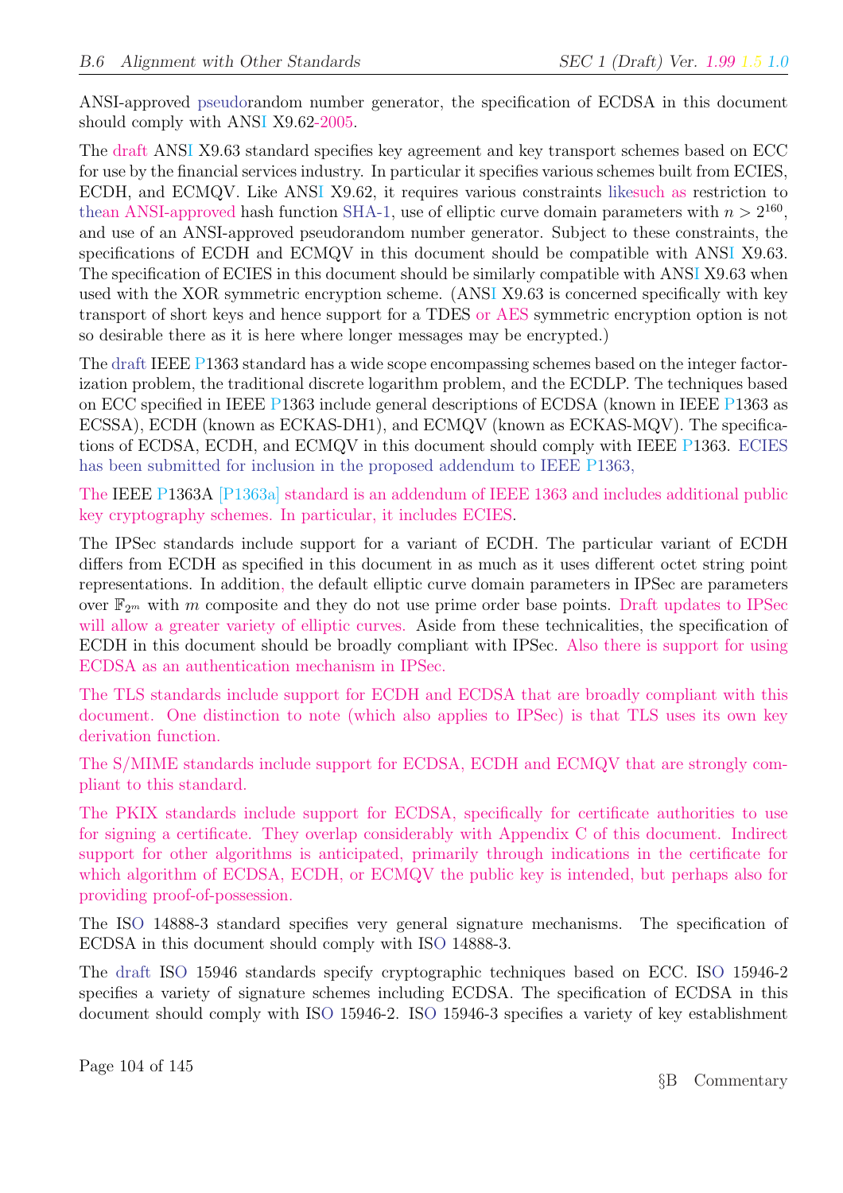ANSI-approved pseudorandom number generator, the specification of ECDSA in this document should comply with ANSI X9.62-2005.

The draft ANSI X9.63 standard specifies key agreement and key transport schemes based on ECC for use by the financial services industry. In particular it specifies various schemes built from ECIES, ECDH, and ECMQV. Like ANSI X9.62, it requires various constraints likesuch as restriction to thean ANSI-approved hash function SHA-1, use of elliptic curve domain parameters with $n > 2^{160}$, and use of an ANSI-approved pseudorandom number generator. Subject to these constraints, the specifications of ECDH and ECMQV in this document should be compatible with ANSI X9.63. The specification of ECIES in this document should be similarly compatible with ANSI X9.63 when used with the XOR symmetric encryption scheme. (ANSI X9.63 is concerned specifically with key transport of short keys and hence support for a TDES or AES symmetric encryption option is not so desirable there as it is here where longer messages may be encrypted.)

The draft IEEE P1363 standard has a wide scope encompassing schemes based on the integer factorization problem, the traditional discrete logarithm problem, and the ECDLP. The techniques based on ECC specified in IEEE P1363 include general descriptions of ECDSA (known in IEEE P1363 as ECSSA), ECDH (known as ECKAS-DH1), and ECMQV (known as ECKAS-MQV). The specifications of ECDSA, ECDH, and ECMQV in this document should comply with IEEE P1363. ECIES has been submitted for inclusion in the proposed addendum to IEEE P1363,

The IEEE P1363A [P1363a] standard is an addendum of IEEE 1363 and includes additional public key cryptography schemes. In particular, it includes ECIES.

The IPSec standards include support for a variant of ECDH. The particular variant of ECDH differs from ECDH as specified in this document in as much as it uses different octet string point representations. In addition, the default elliptic curve domain parameters in IPSec are parameters over $\mathbb{F}_{2^m}$ with $m$ composite and they do not use prime order base points. Draft updates to IPSec will allow a greater variety of elliptic curves. Aside from these technicalities, the specification of ECDH in this document should be broadly compliant with IPSec. Also there is support for using ECDSA as an authentication mechanism in IPSec.

The TLS standards include support for ECDH and ECDSA that are broadly compliant with this document. One distinction to note (which also applies to IPSec) is that TLS uses its own key derivation function.

The S/MIME standards include support for ECDSA, ECDH and ECMQV that are strongly compliant to this standard.

The PKIX standards include support for ECDSA, specifically for certificate authorities to use for signing a certificate. They overlap considerably with Appendix C of this document. Indirect support for other algorithms is anticipated, primarily through indications in the certificate for which algorithm of ECDSA, ECDH, or ECMQV the public key is intended, but perhaps also for providing proof-of-possession.

The ISO 14888-3 standard specifies very general signature mechanisms. The specification of ECDSA in this document should comply with ISO 14888-3.

The draft ISO 15946 standards specify cryptographic techniques based on ECC. ISO 15946-2 specifies a variety of signature schemes including ECDSA. The specification of ECDSA in this document should comply with ISO 15946-2. ISO 15946-3 specifies a variety of key establishment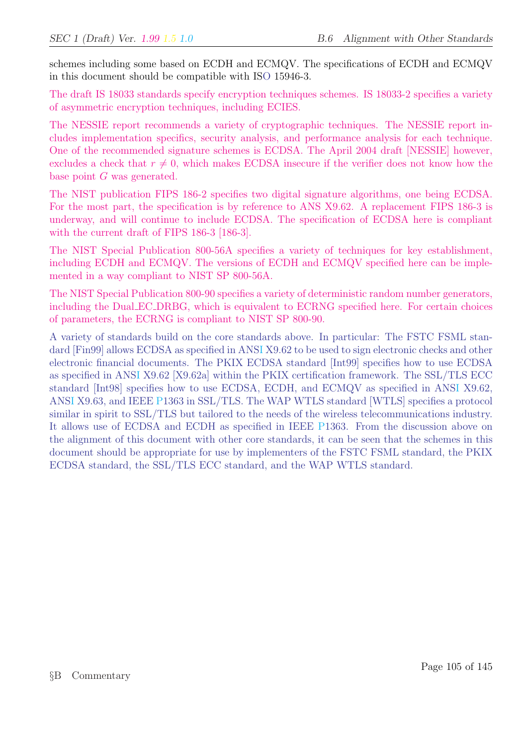schemes including some based on ECDH and ECMQV. The specifications of ECDH and ECMQV in this document should be compatible with ISO 15946-3.

The draft IS 18033 standards specify encryption techniques schemes. IS 18033-2 specifies a variety of asymmetric encryption techniques, including ECIES.

The NESSIE report recommends a variety of cryptographic techniques. The NESSIE report includes implementation specifics, security analysis, and performance analysis for each technique. One of the recommended signature schemes is ECDSA. The April 2004 draft [NESSIE] however, excludes a check that $r \neq 0$, which makes ECDSA insecure if the verifier does not know how the base point $G$ was generated.

The NIST publication FIPS 186-2 specifies two digital signature algorithms, one being ECDSA. For the most part, the specification is by reference to ANS X9.62. A replacement FIPS 186-3 is underway, and will continue to include ECDSA. The specification of ECDSA here is compliant with the current draft of FIPS 186-3 [186-3].

The NIST Special Publication 800-56A specifies a variety of techniques for key establishment, including ECDH and ECMQV. The versions of ECDH and ECMQV specified here can be implemented in a way compliant to NIST SP 800-56A.

The NIST Special Publication 800-90 specifies a variety of deterministic random number generators, including the Dual_EC_DRBG, which is equivalent to ECRNG specified here. For certain choices of parameters, the ECRNG is compliant to NIST SP 800-90.

A variety of standards build on the core standards above. In particular: The FSTC FSML standard [Fin99] allows ECDSA as specified in ANSI X9.62 to be used to sign electronic checks and other electronic financial documents. The PKIX ECDSA standard [Int99] specifies how to use ECDSA as specified in ANSI X9.62 [X9.62a] within the PKIX certification framework. The SSL/TLS ECC standard [Int98] specifies how to use ECDSA, ECDH, and ECMQV as specified in ANSI X9.62, ANSI X9.63, and IEEE P1363 in SSL/TLS. The WAP WTLS standard [WTLS] specifies a protocol similar in spirit to SSL/TLS but tailored to the needs of the wireless telecommunications industry. It allows use of ECDSA and ECDH as specified in IEEE P1363. From the discussion above on the alignment of this document with other core standards, it can be seen that the schemes in this document should be appropriate for use by implementers of the FSTC FSML standard, the PKIX ECDSA standard, the SSL/TLS ECC standard, and the WAP WTLS standard.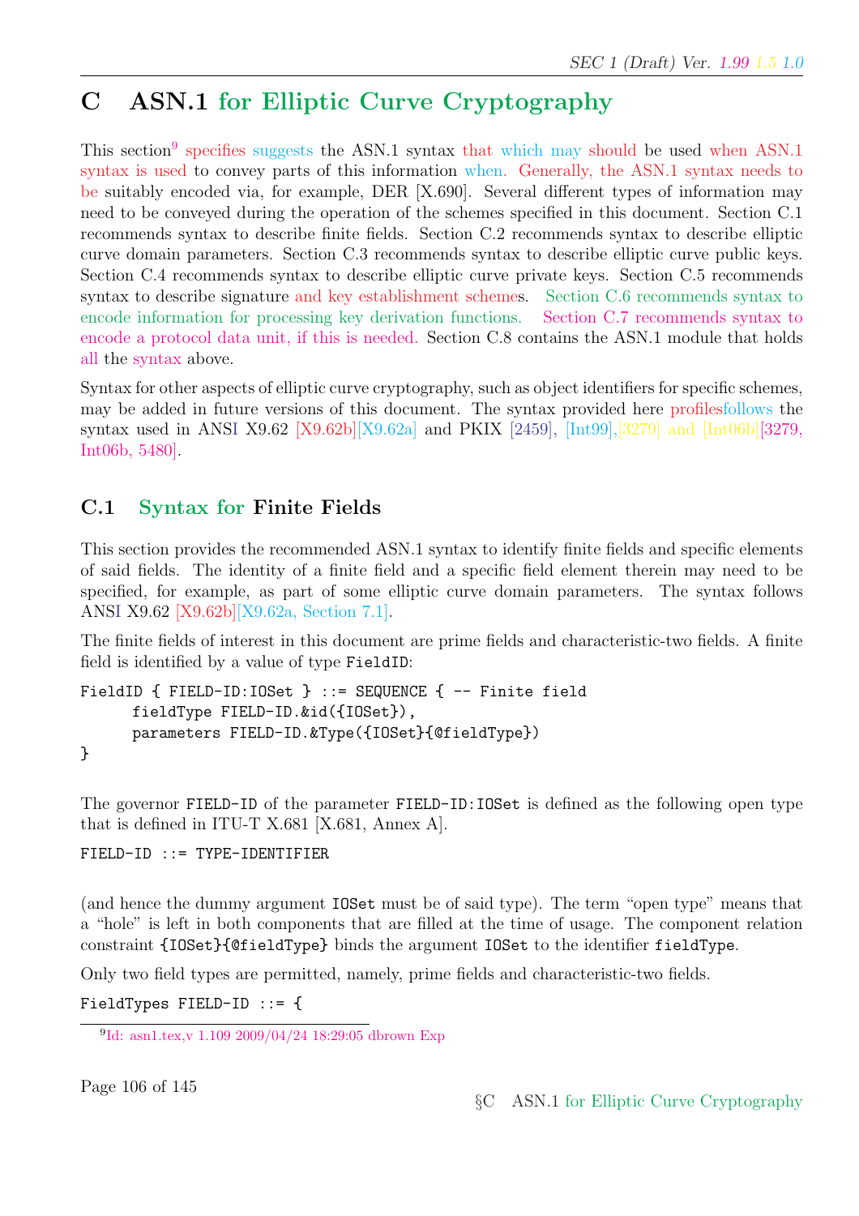# C ASN.1 for Elliptic Curve Cryptography

This section[9] specifies suggests the ASN.1 syntax that which may should be used when ASN.1 syntax is used to convey parts of this information when. Generally, the ASN.1 syntax needs to be suitably encoded via, for example, DER [X.690]. Several different types of information may need to be conveyed during the operation of the schemes specified in this document. Section C.1 recommends syntax to describe finite fields. Section C.2 recommends syntax to describe elliptic curve domain parameters. Section C.3 recommends syntax to describe elliptic curve public keys. Section C.4 recommends syntax to describe elliptic curve private keys. Section C.5 recommends syntax to describe signature and key establishment schemes. Section C.6 recommends syntax to encode information for processing key derivation functions. Section C.7 recommends syntax to encode a protocol data unit, if this is needed. Section C.8 contains the ASN.1 module that holds all the syntax above.

Syntax for other aspects of elliptic curve cryptography, such as object identifiers for specific schemes, may be added in future versions of this document. The syntax provided here profilesfollows the syntax used in ANSI X9.62 [X9.62b][X9.62a] and PKIX [2459], [Int99],[3279] and [Int06b][3279, Int06b, 5480].

## C.1 Syntax for Finite Fields

This section provides the recommended ASN.1 syntax to identify finite fields and specific elements of said fields. The identity of a finite field and a specific field element therein may need to be specified, for example, as part of some elliptic curve domain parameters. The syntax follows ANSI X9.62 [X9.62b][X9.62a, Section 7.1].

The finite fields of interest in this document are prime fields and characteristic-two fields. A finite field is identified by a value of type `FieldID`:

```
FieldID { FIELD-ID:IOSet } ::= SEQUENCE { -- Finite field
      fieldType FIELD-ID.&id({IOSet}),
      parameters FIELD-ID.&Type({IOSet}{@fieldType})
}
```

The governor `FIELD-ID` of the parameter `FIELD-ID:IOSet` is defined as the following open type that is defined in ITU-T X.681 [X.681, Annex A].

```
FIELD-ID ::= TYPE-IDENTIFIER
```

(and hence the dummy argument `IOSet` must be of said type). The term "open type" means that a "hole" is left in both components that are filled at the time of usage. The component relation constraint `{IOSet}{@fieldType}` binds the argument `IOSet` to the identifier `fieldType`.

Only two field types are permitted, namely, prime fields and characteristic-two fields.

```
FieldTypes FIELD-ID ::= {
```

[9] Id: asn1.tex,v 1.109 2009/04/24 18:29:05 dbrown Exp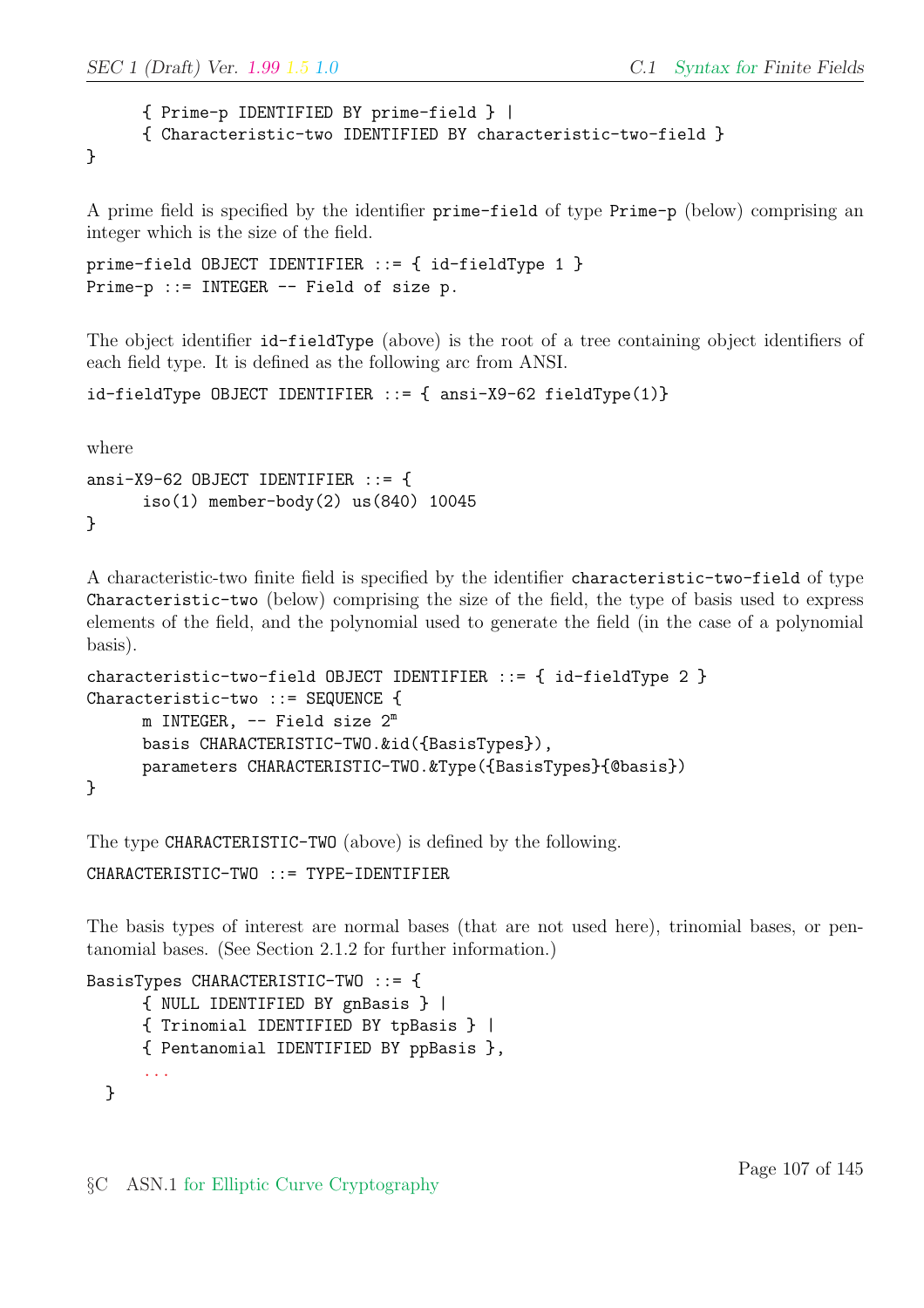```
      { Prime-p IDENTIFIED BY prime-field } |
      { Characteristic-two IDENTIFIED BY characteristic-two-field }
}
```

A prime field is specified by the identifier `prime-field` of type `Prime-p` (below) comprising an integer which is the size of the field.

```
prime-field OBJECT IDENTIFIER ::= { id-fieldType 1 }
Prime-p ::= INTEGER -- Field of size p.
```

The object identifier `id-fieldType` (above) is the root of a tree containing object identifiers of each field type. It is defined as the following arc from ANSI.

```
id-fieldType OBJECT IDENTIFIER ::= { ansi-X9-62 fieldType(1)}
```

where

```
ansi-X9-62 OBJECT IDENTIFIER ::= {
      iso(1) member-body(2) us(840) 10045
}
```

A characteristic-two finite field is specified by the identifier `characteristic-two-field` of type `Characteristic-two` (below) comprising the size of the field, the type of basis used to express elements of the field, and the polynomial used to generate the field (in the case of a polynomial basis).

```
characteristic-two-field OBJECT IDENTIFIER ::= { id-fieldType 2 }
Characteristic-two ::= SEQUENCE {
      m INTEGER, -- Field size 2^m
      basis CHARACTERISTIC-TWO.&id({BasisTypes}),
      parameters CHARACTERISTIC-TWO.&Type({BasisTypes}{@basis})
}
```

The type `CHARACTERISTIC-TWO` (above) is defined by the following.

```
CHARACTERISTIC-TWO ::= TYPE-IDENTIFIER
```

The basis types of interest are normal bases (that are not used here), trinomial bases, or pentanomial bases. (See Section 2.1.2 for further information.)

```
BasisTypes CHARACTERISTIC-TWO ::= {
      { NULL IDENTIFIED BY gnBasis } |
      { Trinomial IDENTIFIED BY tpBasis } |
      { Pentanomial IDENTIFIED BY ppBasis },
      ...
  }
```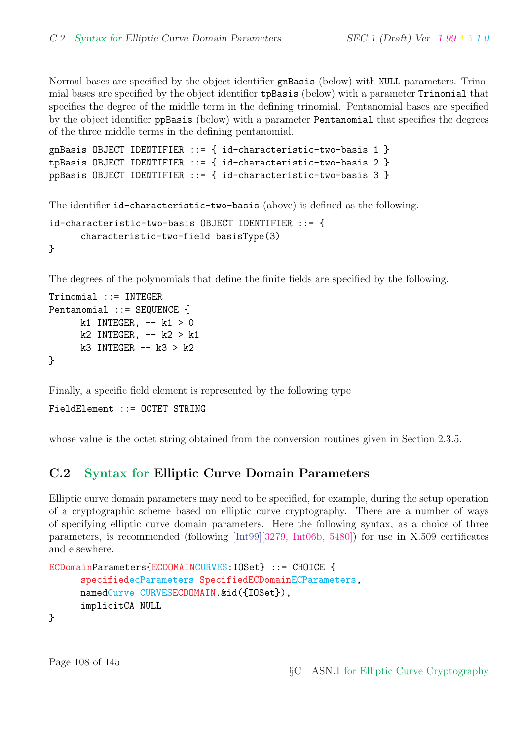Normal bases are specified by the object identifier `gnBasis` (below) with `NULL` parameters. Trinomial bases are specified by the object identifier `tpBasis` (below) with a parameter `Trinomial` that specifies the degree of the middle term in the defining trinomial. Pentanomial bases are specified by the object identifier `ppBasis` (below) with a parameter `Pentanomial` that specifies the degrees of the three middle terms in the defining pentanomial.

```
gnBasis OBJECT IDENTIFIER ::= { id-characteristic-two-basis 1 }
tpBasis OBJECT IDENTIFIER ::= { id-characteristic-two-basis 2 }
ppBasis OBJECT IDENTIFIER ::= { id-characteristic-two-basis 3 }
```

The identifier `id-characteristic-two-basis` (above) is defined as the following.

```
id-characteristic-two-basis OBJECT IDENTIFIER ::= {
      characteristic-two-field basisType(3)
}
```

The degrees of the polynomials that define the finite fields are specified by the following.

```
Trinomial ::= INTEGER
Pentanomial ::= SEQUENCE {
      k1 INTEGER, -- k1 > 0
      k2 INTEGER, -- k2 > k1
      k3 INTEGER -- k3 > k2
}
```

Finally, a specific field element is represented by the following type

```
FieldElement ::= OCTET STRING
```

whose value is the octet string obtained from the conversion routines given in Section 2.3.5.

## C.2 Syntax for Elliptic Curve Domain Parameters

Elliptic curve domain parameters may need to be specified, for example, during the setup operation of a cryptographic scheme based on elliptic curve cryptography. There are a number of ways of specifying elliptic curve domain parameters. Here the following syntax, as a choice of three parameters, is recommended (following [Int99][3279, Int06b, 5480]) for use in X.509 certificates and elsewhere.

```
ECDomainParameters{ECDOMAINCURVES:IOSet} ::= CHOICE {
      specifiedecParameters SpecifiedECDomainECParameters,
      namedCurve CURVESECDOMAIN.&id({IOSet}),
      implicitCA NULL
}
```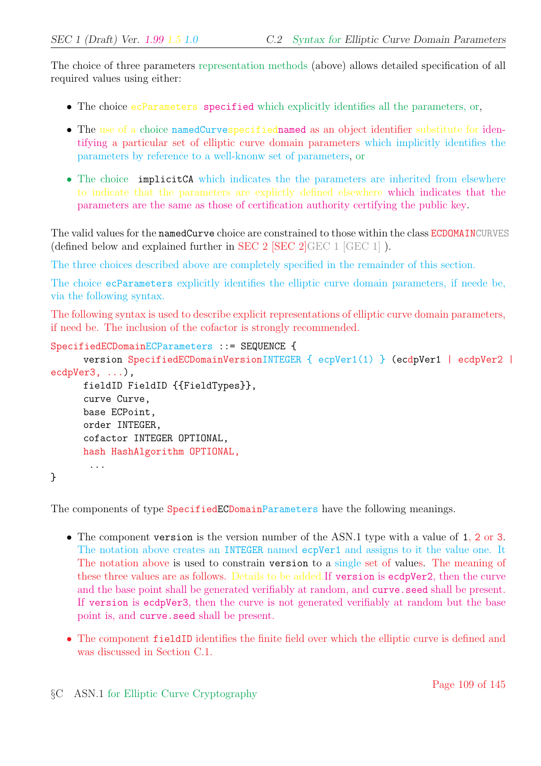The choice of three parameters representation methods (above) allows detailed specification of all required values using either:

- The choice ecParameters specified which explicitly identifies all the parameters, or,
- The use of a choice namedCurvespecifiednamed as an object identifier substitute for identifying a particular set of elliptic curve domain parameters which implicitly identifies the parameters by reference to a well-knonw set of parameters, or
- The choice implicitCA which indicates the the parameters are inherited from elsewhere to indicate that the parameters are explictly defined elsewhere which indicates that the parameters are the same as those of certification authority certifying the public key.

The valid values for the namedCurve choice are constrained to those within the class ECDOMAINCURVES (defined below and explained further in SEC 2 [SEC 2]GEC 1 [GEC 1] ).

The three choices described above are completely specified in the remainder of this section.

The choice ecParameters explicitly identifies the elliptic curve domain parameters, if neede be, via the following syntax.

The following syntax is used to describe explicit representations of elliptic curve domain parameters, if need be. The inclusion of the cofactor is strongly recommended.

```
SpecifiedECDomainECParameters ::= SEQUENCE {
      version SpecifiedECDomainVersionINTEGER { ecpVer1(1) } (ecdpVer1 | ecdpVer2 |
ecdpVer3, ...),
      fieldID FieldID {{FieldTypes}},
      curve Curve,
      base ECPoint,
      order INTEGER,
      cofactor INTEGER OPTIONAL,
      hash HashAlgorithm OPTIONAL,
       ...
}
```

The components of type SpecifiedECDomainParameters have the following meanings.

- The component version is the version number of the ASN.1 type with a value of 1, 2 or 3. The notation above creates an INTEGER named ecpVer1 and assigns to it the value one. It The notation above is used to constrain version to a single set of values. The meaning of these three values are as follows. Details to be added.If version is ecdpVer2, then the curve and the base point shall be generated verifiably at random, and curve.seed shall be present. If version is ecdpVer3, then the curve is not generated verifiably at random but the base point is, and curve.seed shall be present.
- The component fieldID identifies the finite field over which the elliptic curve is defined and was discussed in Section C.1.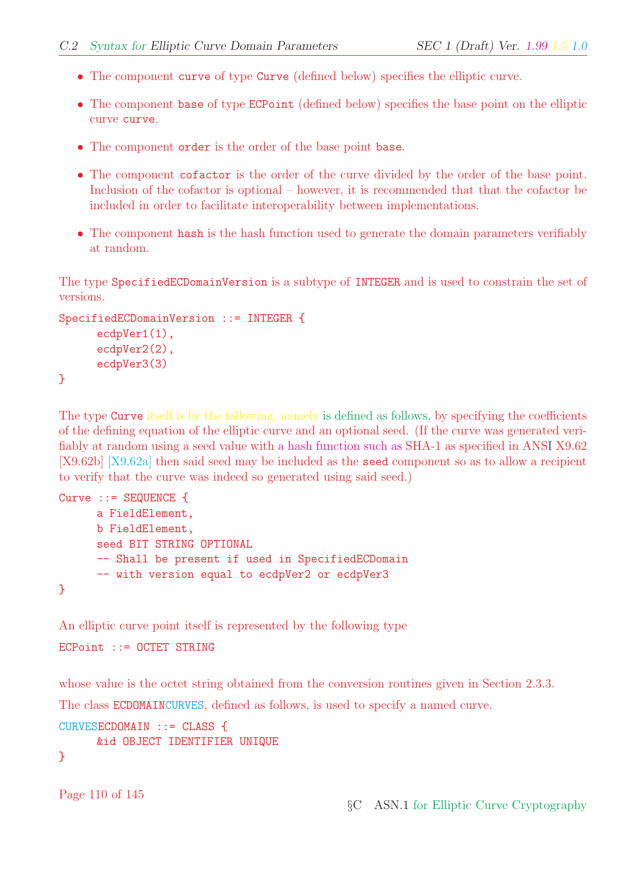- The component `curve` of type `Curve` (defined below) specifies the elliptic curve.
- The component `base` of type `ECPoint` (defined below) specifies the base point on the elliptic curve `curve`.
- The component `order` is the order of the base point `base`.
- The component `cofactor` is the order of the curve divided by the order of the base point. Inclusion of the cofactor is optional – however, it is recommended that that the cofactor be included in order to facilitate interoperability between implementations.
- The component `hash` is the hash function used to generate the domain parameters verifiably at random.

The type `SpecifiedECDomainVersion` is a subtype of `INTEGER` and is used to constrain the set of versions.

```
SpecifiedECDomainVersion ::= INTEGER {
      ecdpVer1(1),
      ecdpVer2(2),
      ecdpVer3(3)
}
```

The type `Curve` itself is by the following, namely is defined as follows, by specifying the coefficients of the defining equation of the elliptic curve and an optional seed. (If the curve was generated verifiably at random using a seed value with a hash function such as SHA-1 as specified in ANSI X9.62 [X9.62b] [X9.62a] then said seed may be included as the `seed` component so as to allow a recipient to verify that the curve was indeed so generated using said seed.)

```
Curve ::= SEQUENCE {
      a FieldElement,
      b FieldElement,
      seed BIT STRING OPTIONAL
      -- Shall be present if used in SpecifiedECDomain
      -- with version equal to ecdpVer2 or ecdpVer3
}
```

An elliptic curve point itself is represented by the following type

```
ECPoint ::= OCTET STRING
```

whose value is the octet string obtained from the conversion routines given in Section 2.3.3.

The class `ECDOMAINCURVES`, defined as follows, is used to specify a named curve.

```
CURVESECDOMAIN ::= CLASS {
      &id OBJECT IDENTIFIER UNIQUE
}
```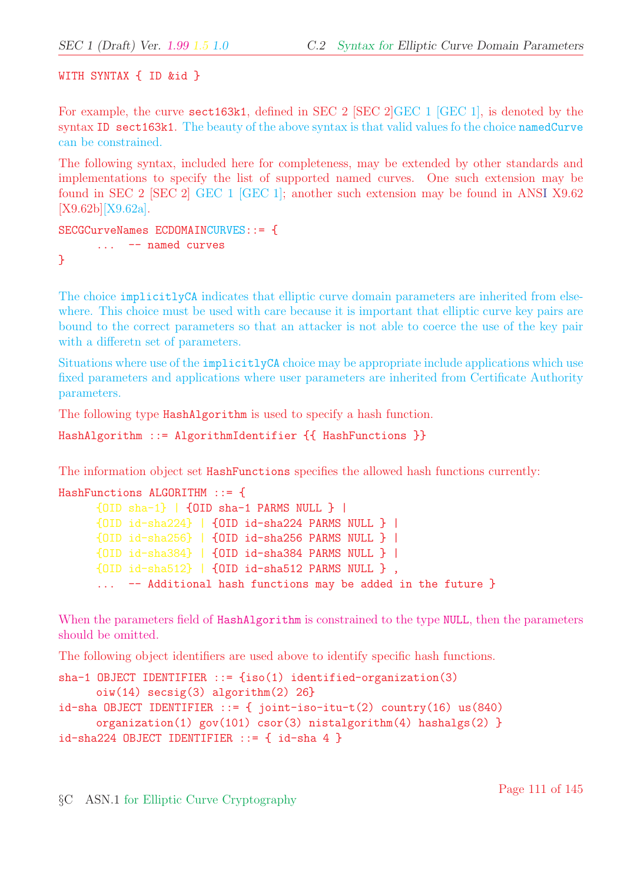```
WITH SYNTAX { ID &id }
```

For example, the curve sect163k1, defined in SEC 2 [SEC 2]GEC 1 [GEC 1], is denoted by the syntax ID sect163k1. The beauty of the above syntax is that valid values fo the choice namedCurve can be constrained.

The following syntax, included here for completeness, may be extended by other standards and implementations to specify the list of supported named curves. One such extension may be found in SEC 2 [SEC 2] GEC 1 [GEC 1]; another such extension may be found in ANSI X9.62 [X9.62b][X9.62a].

```
SECGCurveNames ECDOMAINCURVES::= {
      ...  -- named curves
}
```

The choice implicitlyCA indicates that elliptic curve domain parameters are inherited from elsewhere. This choice must be used with care because it is important that elliptic curve key pairs are bound to the correct parameters so that an attacker is not able to coerce the use of the key pair with a differetn set of parameters.

Situations where use of the implicitlyCA choice may be appropriate include applications which use fixed parameters and applications where user parameters are inherited from Certificate Authority parameters.

The following type HashAlgorithm is used to specify a hash function.

```
HashAlgorithm ::= AlgorithmIdentifier {{ HashFunctions }}
```

The information object set HashFunctions specifies the allowed hash functions currently:

```
HashFunctions ALGORITHM ::= {
      {OID sha-1} | {OID sha-1 PARMS NULL } |
      {OID id-sha224} | {OID id-sha224 PARMS NULL } |
      {OID id-sha256} | {OID id-sha256 PARMS NULL } |
      {OID id-sha384} | {OID id-sha384 PARMS NULL } |
      {OID id-sha512} | {OID id-sha512 PARMS NULL } ,
      ...  -- Additional hash functions may be added in the future }
```

When the parameters field of HashAlgorithm is constrained to the type NULL, then the parameters should be omitted.

The following object identifiers are used above to identify specific hash functions.

```
sha-1 OBJECT IDENTIFIER ::= {iso(1) identified-organization(3)
      oiw(14) secsig(3) algorithm(2) 26}
id-sha OBJECT IDENTIFIER ::= { joint-iso-itu-t(2) country(16) us(840)
      organization(1) gov(101) csor(3) nistalgorithm(4) hashalgs(2) }
id-sha224 OBJECT IDENTIFIER ::= { id-sha 4 }
```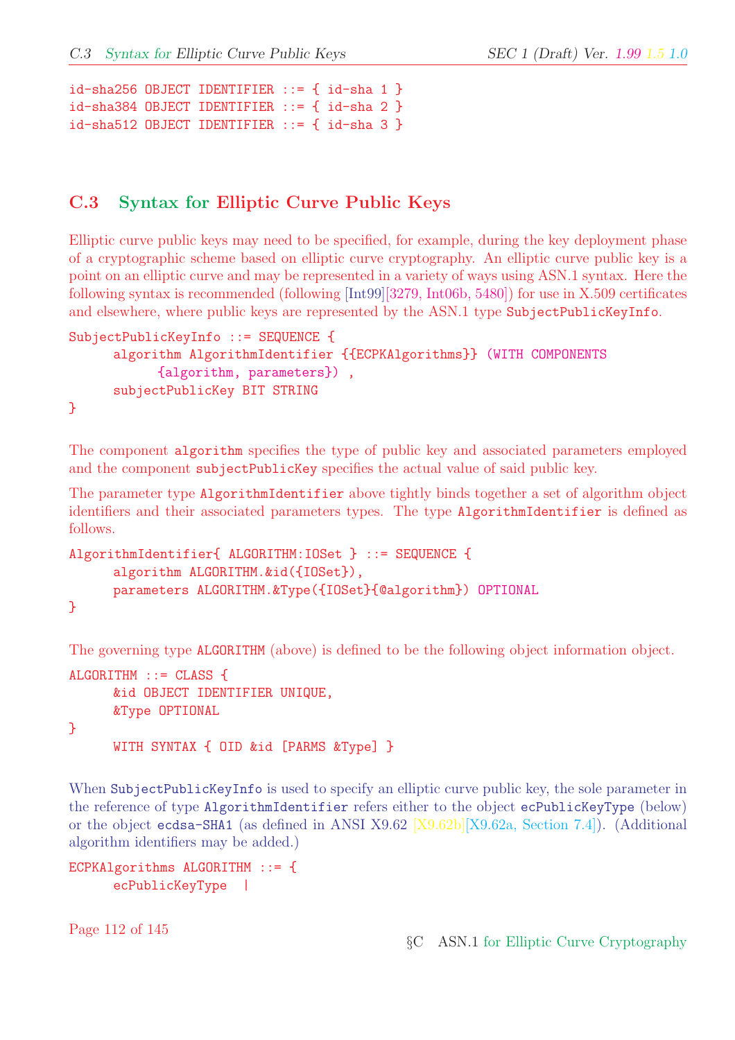```
id-sha256 OBJECT IDENTIFIER ::= { id-sha 1 }
id-sha384 OBJECT IDENTIFIER ::= { id-sha 2 }
id-sha512 OBJECT IDENTIFIER ::= { id-sha 3 }
```

## C.3 Syntax for Elliptic Curve Public Keys

Elliptic curve public keys may need to be specified, for example, during the key deployment phase of a cryptographic scheme based on elliptic curve cryptography. An elliptic curve public key is a point on an elliptic curve and may be represented in a variety of ways using ASN.1 syntax. Here the following syntax is recommended (following [Int99][3279, Int06b, 5480]) for use in X.509 certificates and elsewhere, where public keys are represented by the ASN.1 type `SubjectPublicKeyInfo`.

```
SubjectPublicKeyInfo ::= SEQUENCE {
      algorithm AlgorithmIdentifier {{ECPKAlgorithms}} (WITH COMPONENTS
            {algorithm, parameters}) ,
      subjectPublicKey BIT STRING
}
```

The component `algorithm` specifies the type of public key and associated parameters employed and the component `subjectPublicKey` specifies the actual value of said public key.

The parameter type `AlgorithmIdentifier` above tightly binds together a set of algorithm object identifiers and their associated parameters types. The type `AlgorithmIdentifier` is defined as follows.

```
AlgorithmIdentifier{ ALGORITHM:IOSet } ::= SEQUENCE {
      algorithm ALGORITHM.&id({IOSet}),
      parameters ALGORITHM.&Type({IOSet}{@algorithm}) OPTIONAL
}
```

The governing type `ALGORITHM` (above) is defined to be the following object information object.

```
ALGORITHM ::= CLASS {
      &id OBJECT IDENTIFIER UNIQUE,
      &Type OPTIONAL
}
      WITH SYNTAX { OID &id [PARMS &Type] }
```

When `SubjectPublicKeyInfo` is used to specify an elliptic curve public key, the sole parameter in the reference of type `AlgorithmIdentifier` refers either to the object `ecPublicKeyType` (below) or the object `ecdsa-SHA1` (as defined in ANSI X9.62 [X9.62b][X9.62a, Section 7.4]). (Additional algorithm identifiers may be added.)

```
ECPKAlgorithms ALGORITHM ::= {
      ecPublicKeyType  |
```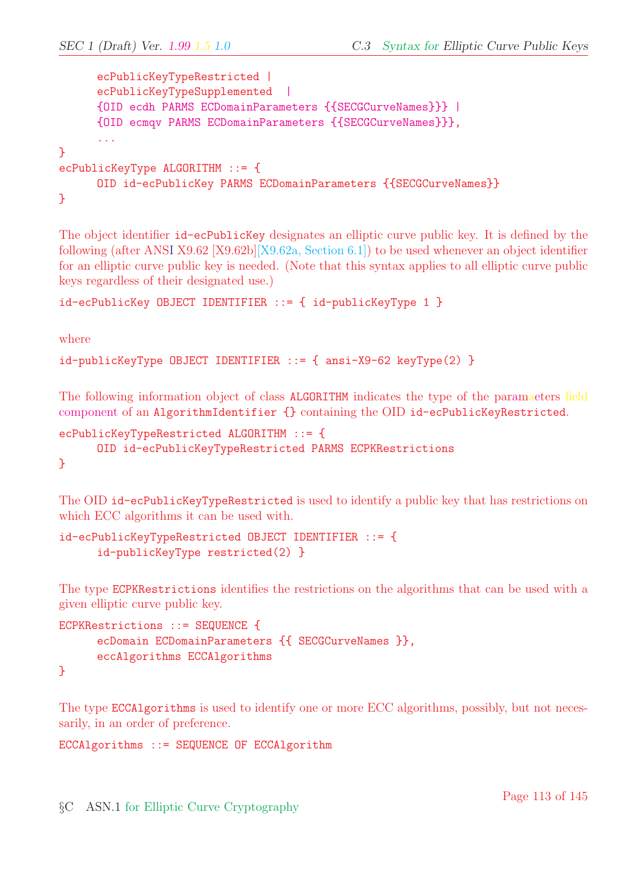```
      ecPublicKeyTypeRestricted |
      ecPublicKeyTypeSupplemented  |
      {OID ecdh PARMS ECDomainParameters {{SECGCurveNames}}} |
      {OID ecmqv PARMS ECDomainParameters {{SECGCurveNames}}},
      ...
}
ecPublicKeyType ALGORITHM ::= {
      OID id-ecPublicKey PARMS ECDomainParameters {{SECGCurveNames}}
}
```

The object identifier `id-ecPublicKey` designates an elliptic curve public key. It is defined by the following (after ANSI X9.62 [X9.62b][X9.62a, Section 6.1]) to be used whenever an object identifier for an elliptic curve public key is needed. (Note that this syntax applies to all elliptic curve public keys regardless of their designated use.)

```
id-ecPublicKey OBJECT IDENTIFIER ::= { id-publicKeyType 1 }
```

where

```
id-publicKeyType OBJECT IDENTIFIER ::= { ansi-X9-62 keyType(2) }
```

The following information object of class `ALGORITHM` indicates the type of the paramaeters field component of an `AlgorithmIdentifier {}` containing the OID `id-ecPublicKeyRestricted`.

```
ecPublicKeyTypeRestricted ALGORITHM ::= {
      OID id-ecPublicKeyTypeRestricted PARMS ECPKRestrictions
}
```

The OID `id-ecPublicKeyTypeRestricted` is used to identify a public key that has restrictions on which ECC algorithms it can be used with.

```
id-ecPublicKeyTypeRestricted OBJECT IDENTIFIER ::= {
      id-publicKeyType restricted(2) }
```

The type `ECPKRestrictions` identifies the restrictions on the algorithms that can be used with a given elliptic curve public key.

```
ECPKRestrictions ::= SEQUENCE {
      ecDomain ECDomainParameters {{ SECGCurveNames }},
      eccAlgorithms ECCAlgorithms
}
```

The type `ECCAlgorithms` is used to identify one or more ECC algorithms, possibly, but not necessarily, in an order of preference.

```
ECCAlgorithms ::= SEQUENCE OF ECCAlgorithm
```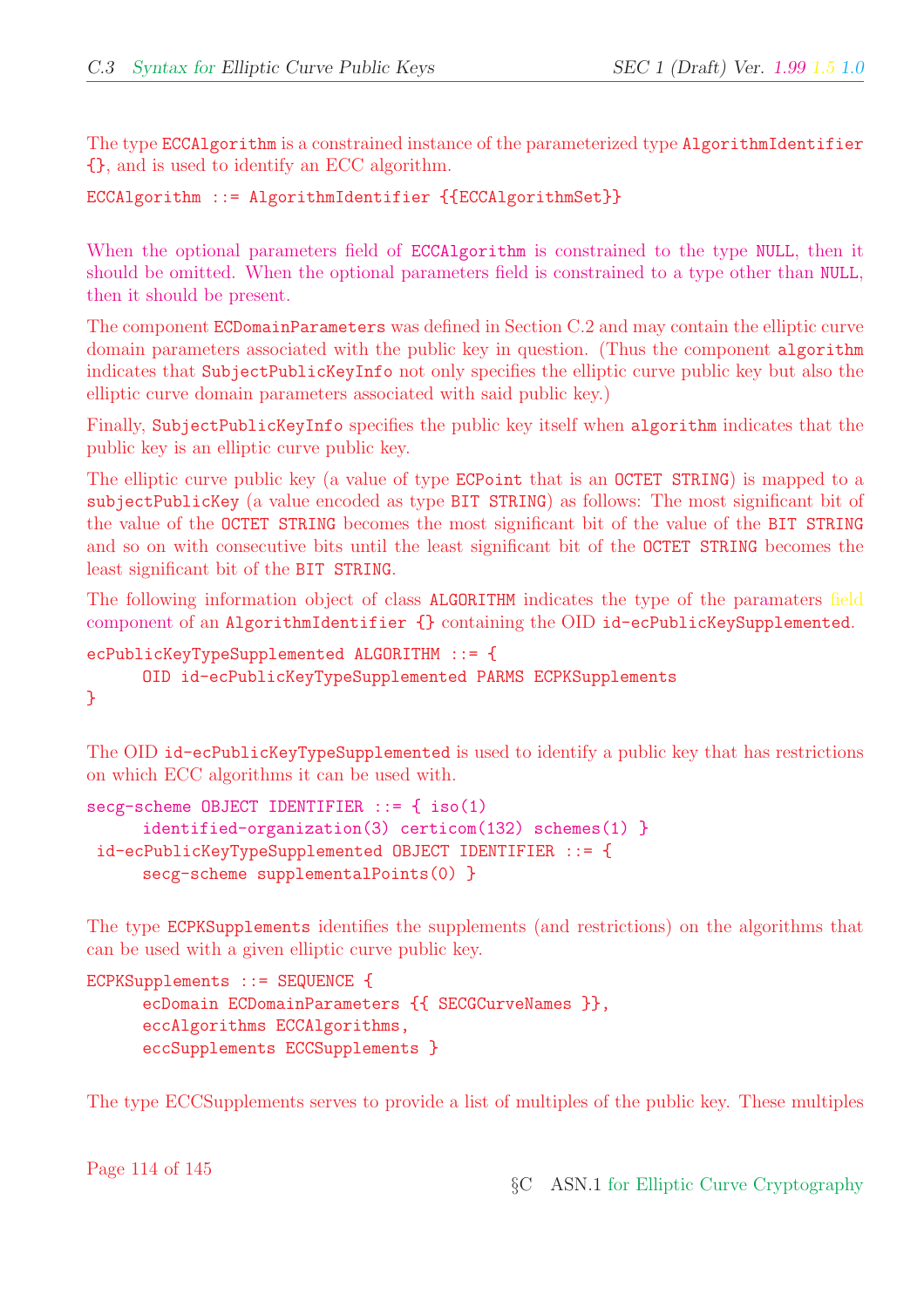The type ECCAlgorithm is a constrained instance of the parameterized type AlgorithmIdentifier {}, and is used to identify an ECC algorithm.

```
ECCAlgorithm ::= AlgorithmIdentifier {{ECCAlgorithmSet}}
```

When the optional parameters field of ECCAlgorithm is constrained to the type NULL, then it should be omitted. When the optional parameters field is constrained to a type other than NULL, then it should be present.

The component ECDomainParameters was defined in Section C.2 and may contain the elliptic curve domain parameters associated with the public key in question. (Thus the component algorithm indicates that SubjectPublicKeyInfo not only specifies the elliptic curve public key but also the elliptic curve domain parameters associated with said public key.)

Finally, SubjectPublicKeyInfo specifies the public key itself when algorithm indicates that the public key is an elliptic curve public key.

The elliptic curve public key (a value of type ECPoint that is an OCTET STRING) is mapped to a subjectPublicKey (a value encoded as type BIT STRING) as follows: The most significant bit of the value of the OCTET STRING becomes the most significant bit of the value of the BIT STRING and so on with consecutive bits until the least significant bit of the OCTET STRING becomes the least significant bit of the BIT STRING.

The following information object of class ALGORITHM indicates the type of the paramaters field component of an AlgorithmIdentifier {} containing the OID id-ecPublicKeySupplemented.

```
ecPublicKeyTypeSupplemented ALGORITHM ::= {
      OID id-ecPublicKeyTypeSupplemented PARMS ECPKSupplements
}
```

The OID id-ecPublicKeyTypeSupplemented is used to identify a public key that has restrictions on which ECC algorithms it can be used with.

```
secg-scheme OBJECT IDENTIFIER ::= { iso(1)
      identified-organization(3) certicom(132) schemes(1) }
 id-ecPublicKeyTypeSupplemented OBJECT IDENTIFIER ::= {
      secg-scheme supplementalPoints(0) }
```

The type ECPKSupplements identifies the supplements (and restrictions) on the algorithms that can be used with a given elliptic curve public key.

```
ECPKSupplements ::= SEQUENCE {
      ecDomain ECDomainParameters {{ SECGCurveNames }},
      eccAlgorithms ECCAlgorithms,
      eccSupplements ECCSupplements }
```

The type ECCSupplements serves to provide a list of multiples of the public key. These multiples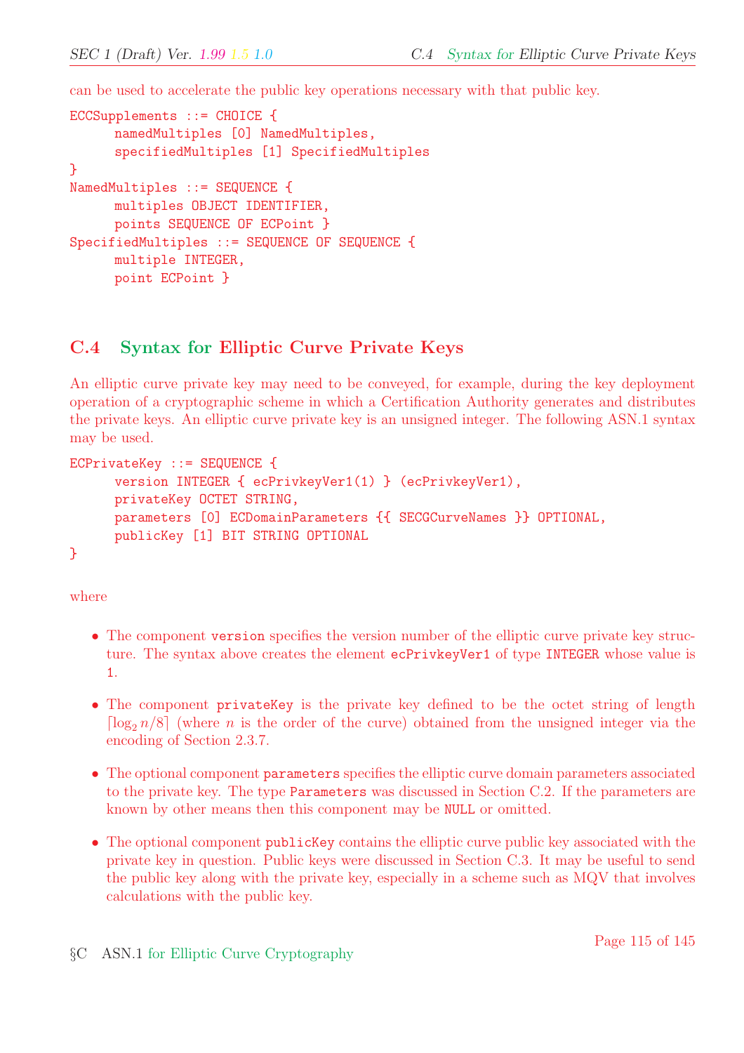can be used to accelerate the public key operations necessary with that public key.

```
ECCSupplements ::= CHOICE {
      namedMultiples [0] NamedMultiples,
      specifiedMultiples [1] SpecifiedMultiples
}
NamedMultiples ::= SEQUENCE {
      multiples OBJECT IDENTIFIER,
      points SEQUENCE OF ECPoint }
SpecifiedMultiples ::= SEQUENCE OF SEQUENCE {
      multiple INTEGER,
      point ECPoint }
```

## C.4 Syntax for Elliptic Curve Private Keys

An elliptic curve private key may need to be conveyed, for example, during the key deployment operation of a cryptographic scheme in which a Certification Authority generates and distributes the private keys. An elliptic curve private key is an unsigned integer. The following ASN.1 syntax may be used.

```
ECPrivateKey ::= SEQUENCE {
      version INTEGER { ecPrivkeyVer1(1) } (ecPrivkeyVer1),
      privateKey OCTET STRING,
      parameters [0] ECDomainParameters {{ SECGCurveNames }} OPTIONAL,
      publicKey [1] BIT STRING OPTIONAL
}
```

where

- The component `version` specifies the version number of the elliptic curve private key structure. The syntax above creates the element `ecPrivkeyVer1` of type `INTEGER` whose value is `1`.
- The component `privateKey` is the private key defined to be the octet string of length $\lceil \log_2 n/8 \rceil$ (where $n$ is the order of the curve) obtained from the unsigned integer via the encoding of Section 2.3.7.
- The optional component `parameters` specifies the elliptic curve domain parameters associated to the private key. The type `Parameters` was discussed in Section C.2. If the parameters are known by other means then this component may be `NULL` or omitted.
- The optional component `publicKey` contains the elliptic curve public key associated with the private key in question. Public keys were discussed in Section C.3. It may be useful to send the public key along with the private key, especially in a scheme such as MQV that involves calculations with the public key.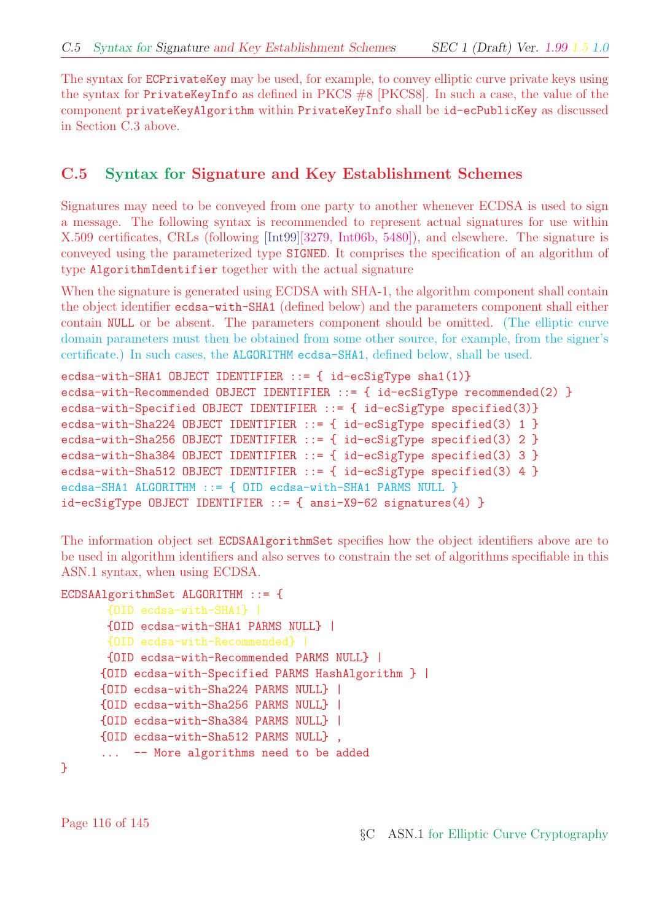The syntax for ECPrivateKey may be used, for example, to convey elliptic curve private keys using the syntax for PrivateKeyInfo as defined in PKCS #8 [PKCS8]. In such a case, the value of the component privateKeyAlgorithm within PrivateKeyInfo shall be id-ecPublicKey as discussed in Section C.3 above.

## C.5 Syntax for Signature and Key Establishment Schemes

Signatures may need to be conveyed from one party to another whenever ECDSA is used to sign a message. The following syntax is recommended to represent actual signatures for use within X.509 certificates, CRLs (following [Int99][3279, Int06b, 5480]), and elsewhere. The signature is conveyed using the parameterized type SIGNED. It comprises the specification of an algorithm of type AlgorithmIdentifier together with the actual signature

When the signature is generated using ECDSA with SHA-1, the algorithm component shall contain the object identifier ecdsa-with-SHA1 (defined below) and the parameters component shall either contain NULL or be absent. The parameters component should be omitted. (The elliptic curve domain parameters must then be obtained from some other source, for example, from the signer's certificate.) In such cases, the ALGORITHM ecdsa-SHA1, defined below, shall be used.

```
ecdsa-with-SHA1 OBJECT IDENTIFIER ::= { id-ecSigType sha1(1)}
ecdsa-with-Recommended OBJECT IDENTIFIER ::= { id-ecSigType recommended(2) }
ecdsa-with-Specified OBJECT IDENTIFIER ::= { id-ecSigType specified(3)}
ecdsa-with-Sha224 OBJECT IDENTIFIER ::= { id-ecSigType specified(3) 1 }
ecdsa-with-Sha256 OBJECT IDENTIFIER ::= { id-ecSigType specified(3) 2 }
ecdsa-with-Sha384 OBJECT IDENTIFIER ::= { id-ecSigType specified(3) 3 }
ecdsa-with-Sha512 OBJECT IDENTIFIER ::= { id-ecSigType specified(3) 4 }
ecdsa-SHA1 ALGORITHM ::= { OID ecdsa-with-SHA1 PARMS NULL }
id-ecSigType OBJECT IDENTIFIER ::= { ansi-X9-62 signatures(4) }
```

The information object set ECDSAAlgorithmSet specifies how the object identifiers above are to be used in algorithm identifiers and also serves to constrain the set of algorithms specifiable in this ASN.1 syntax, when using ECDSA.

```
ECDSAAlgorithmSet ALGORITHM ::= {
       {OID ecdsa-with-SHA1} |
       {OID ecdsa-with-SHA1 PARMS NULL} |
       {OID ecdsa-with-Recommended} |
       {OID ecdsa-with-Recommended PARMS NULL} |
      {OID ecdsa-with-Specified PARMS HashAlgorithm } |
      {OID ecdsa-with-Sha224 PARMS NULL} |
      {OID ecdsa-with-Sha256 PARMS NULL} |
      {OID ecdsa-with-Sha384 PARMS NULL} |
      {OID ecdsa-with-Sha512 PARMS NULL} ,
      ...  -- More algorithms need to be added
}
```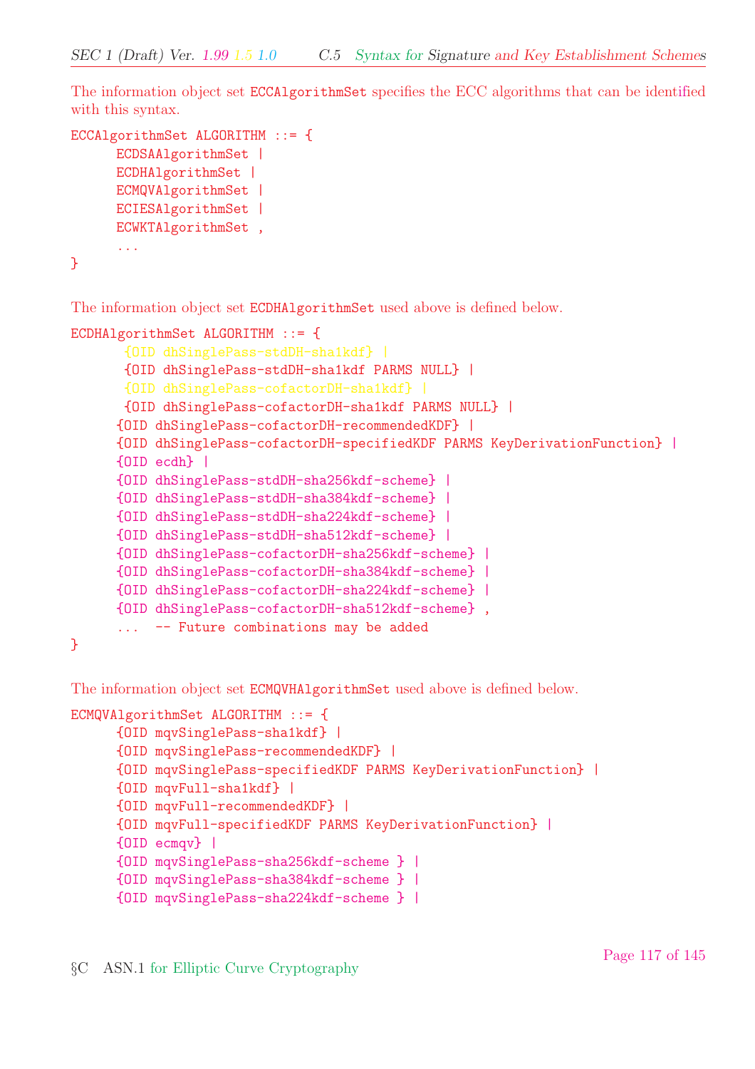The information object set ECCAlgorithmSet specifies the ECC algorithms that can be identified with this syntax.

```
ECCAlgorithmSet ALGORITHM ::= {
      ECDSAAlgorithmSet |
      ECDHAlgorithmSet |
      ECMQVAlgorithmSet |
      ECIESAlgorithmSet |
      ECWKTAlgorithmSet ,
      ...
}
```

The information object set ECDHAlgorithmSet used above is defined below.

```
ECDHAlgorithmSet ALGORITHM ::= {
       {OID dhSinglePass-stdDH-sha1kdf} |
       {OID dhSinglePass-stdDH-sha1kdf PARMS NULL} |
       {OID dhSinglePass-cofactorDH-sha1kdf} |
       {OID dhSinglePass-cofactorDH-sha1kdf PARMS NULL} |
      {OID dhSinglePass-cofactorDH-recommendedKDF} |
      {OID dhSinglePass-cofactorDH-specifiedKDF PARMS KeyDerivationFunction} |
      {OID ecdh} |
      {OID dhSinglePass-stdDH-sha256kdf-scheme} |
      {OID dhSinglePass-stdDH-sha384kdf-scheme} |
      {OID dhSinglePass-stdDH-sha224kdf-scheme} |
      {OID dhSinglePass-stdDH-sha512kdf-scheme} |
      {OID dhSinglePass-cofactorDH-sha256kdf-scheme} |
      {OID dhSinglePass-cofactorDH-sha384kdf-scheme} |
      {OID dhSinglePass-cofactorDH-sha224kdf-scheme} |
      {OID dhSinglePass-cofactorDH-sha512kdf-scheme} ,
      ...  -- Future combinations may be added
}
```

The information object set ECMQVHAlgorithmSet used above is defined below.

```
ECMQVAlgorithmSet ALGORITHM ::= {
      {OID mqvSinglePass-sha1kdf} |
      {OID mqvSinglePass-recommendedKDF} |
      {OID mqvSinglePass-specifiedKDF PARMS KeyDerivationFunction} |
      {OID mqvFull-sha1kdf} |
      {OID mqvFull-recommendedKDF} |
      {OID mqvFull-specifiedKDF PARMS KeyDerivationFunction} |
      {OID ecmqv} |
      {OID mqvSinglePass-sha256kdf-scheme } |
      {OID mqvSinglePass-sha384kdf-scheme } |
      {OID mqvSinglePass-sha224kdf-scheme } |
```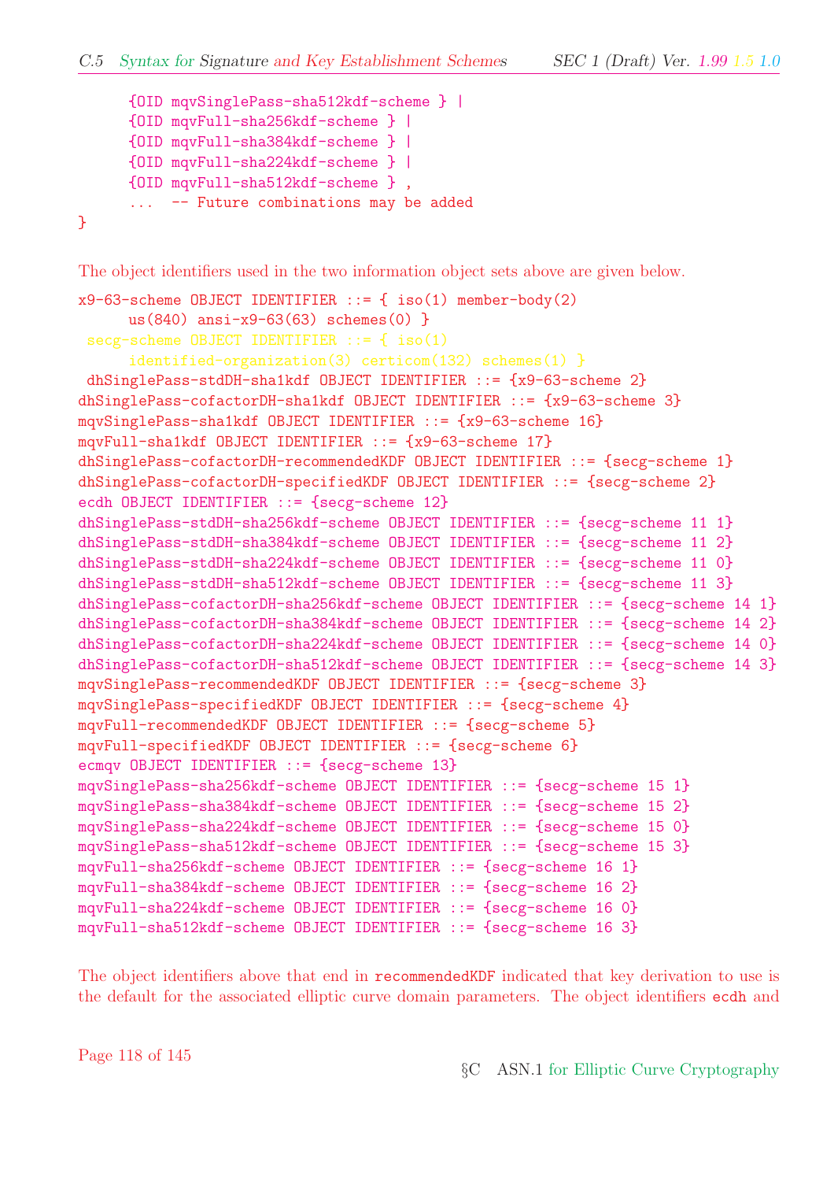```
      {OID mqvSinglePass-sha512kdf-scheme } |
      {OID mqvFull-sha256kdf-scheme } |
      {OID mqvFull-sha384kdf-scheme } |
      {OID mqvFull-sha224kdf-scheme } |
      {OID mqvFull-sha512kdf-scheme } ,
      ...  -- Future combinations may be added
}
```

The object identifiers used in the two information object sets above are given below.

```
x9-63-scheme OBJECT IDENTIFIER ::= { iso(1) member-body(2)
      us(840) ansi-x9-63(63) schemes(0) }
 secg-scheme OBJECT IDENTIFIER ::= { iso(1)
      identified-organization(3) certicom(132) schemes(1) }
 dhSinglePass-stdDH-sha1kdf OBJECT IDENTIFIER ::= {x9-63-scheme 2}
dhSinglePass-cofactorDH-sha1kdf OBJECT IDENTIFIER ::= {x9-63-scheme 3}
mqvSinglePass-sha1kdf OBJECT IDENTIFIER ::= {x9-63-scheme 16}
mqvFull-sha1kdf OBJECT IDENTIFIER ::= {x9-63-scheme 17}
dhSinglePass-cofactorDH-recommendedKDF OBJECT IDENTIFIER ::= {secg-scheme 1}
dhSinglePass-cofactorDH-specifiedKDF OBJECT IDENTIFIER ::= {secg-scheme 2}
ecdh OBJECT IDENTIFIER ::= {secg-scheme 12}
dhSinglePass-stdDH-sha256kdf-scheme OBJECT IDENTIFIER ::= {secg-scheme 11 1}
dhSinglePass-stdDH-sha384kdf-scheme OBJECT IDENTIFIER ::= {secg-scheme 11 2}
dhSinglePass-stdDH-sha224kdf-scheme OBJECT IDENTIFIER ::= {secg-scheme 11 0}
dhSinglePass-stdDH-sha512kdf-scheme OBJECT IDENTIFIER ::= {secg-scheme 11 3}
dhSinglePass-cofactorDH-sha256kdf-scheme OBJECT IDENTIFIER ::= {secg-scheme 14 1}
dhSinglePass-cofactorDH-sha384kdf-scheme OBJECT IDENTIFIER ::= {secg-scheme 14 2}
dhSinglePass-cofactorDH-sha224kdf-scheme OBJECT IDENTIFIER ::= {secg-scheme 14 0}
dhSinglePass-cofactorDH-sha512kdf-scheme OBJECT IDENTIFIER ::= {secg-scheme 14 3}
mqvSinglePass-recommendedKDF OBJECT IDENTIFIER ::= {secg-scheme 3}
mqvSinglePass-specifiedKDF OBJECT IDENTIFIER ::= {secg-scheme 4}
mqvFull-recommendedKDF OBJECT IDENTIFIER ::= {secg-scheme 5}
mqvFull-specifiedKDF OBJECT IDENTIFIER ::= {secg-scheme 6}
ecmqv OBJECT IDENTIFIER ::= {secg-scheme 13}
mqvSinglePass-sha256kdf-scheme OBJECT IDENTIFIER ::= {secg-scheme 15 1}
mqvSinglePass-sha384kdf-scheme OBJECT IDENTIFIER ::= {secg-scheme 15 2}
mqvSinglePass-sha224kdf-scheme OBJECT IDENTIFIER ::= {secg-scheme 15 0}
mqvSinglePass-sha512kdf-scheme OBJECT IDENTIFIER ::= {secg-scheme 15 3}
mqvFull-sha256kdf-scheme OBJECT IDENTIFIER ::= {secg-scheme 16 1}
mqvFull-sha384kdf-scheme OBJECT IDENTIFIER ::= {secg-scheme 16 2}
mqvFull-sha224kdf-scheme OBJECT IDENTIFIER ::= {secg-scheme 16 0}
mqvFull-sha512kdf-scheme OBJECT IDENTIFIER ::= {secg-scheme 16 3}
```

The object identifiers above that end in `recommendedKDF` indicated that key derivation to use is the default for the associated elliptic curve domain parameters. The object identifiers `ecdh` and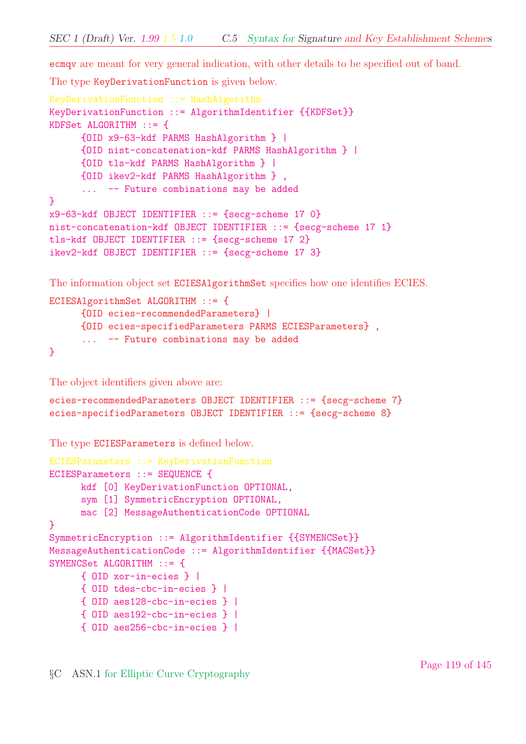ecmqv are meant for very general indication, with other details to be specified out of band.

The type KeyDerivationFunction is given below.

```
KeyDerivationFunction ::= HashAlgorithm
KeyDerivationFunction ::= AlgorithmIdentifier {{KDFSet}}
KDFSet ALGORITHM ::= {
      {OID x9-63-kdf PARMS HashAlgorithm } |
      {OID nist-concatenation-kdf PARMS HashAlgorithm } |
      {OID tls-kdf PARMS HashAlgorithm } |
      {OID ikev2-kdf PARMS HashAlgorithm } ,
      ...  -- Future combinations may be added
}
x9-63-kdf OBJECT IDENTIFIER ::= {secg-scheme 17 0}
nist-concatenation-kdf OBJECT IDENTIFIER ::= {secg-scheme 17 1}
tls-kdf OBJECT IDENTIFIER ::= {secg-scheme 17 2}
ikev2-kdf OBJECT IDENTIFIER ::= {secg-scheme 17 3}
```

The information object set ECIESAlgorithmSet specifies how one identifies ECIES.

```
ECIESAlgorithmSet ALGORITHM ::= {
      {OID ecies-recommendedParameters} |
      {OID ecies-specifiedParameters PARMS ECIESParameters} ,
      ...  -- Future combinations may be added
}
```

The object identifiers given above are:

```
ecies-recommendedParameters OBJECT IDENTIFIER ::= {secg-scheme 7}
ecies-specifiedParameters OBJECT IDENTIFIER ::= {secg-scheme 8}
```

The type ECIESParameters is defined below.

```
ECIESParameters ::= KeyDerivationFunction
ECIESParameters ::= SEQUENCE {
      kdf [0] KeyDerivationFunction OPTIONAL,
      sym [1] SymmetricEncryption OPTIONAL,
      mac [2] MessageAuthenticationCode OPTIONAL
}
SymmetricEncryption ::= AlgorithmIdentifier {{SYMENCSet}}
MessageAuthenticationCode ::= AlgorithmIdentifier {{MACSet}}
SYMENCSet ALGORITHM ::= {
      { OID xor-in-ecies } |
      { OID tdes-cbc-in-ecies } |
      { OID aes128-cbc-in-ecies } |
      { OID aes192-cbc-in-ecies } |
      { OID aes256-cbc-in-ecies } |
```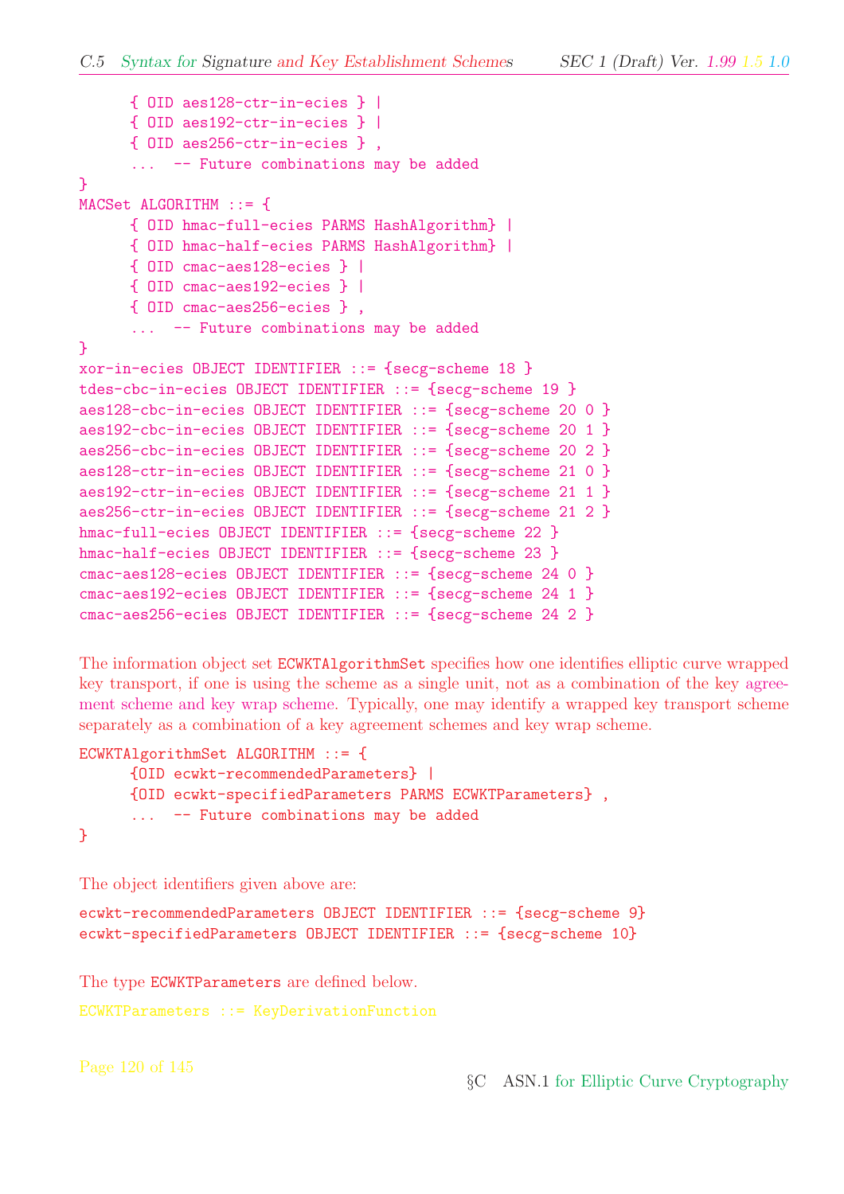```
      { OID aes128-ctr-in-ecies } |
      { OID aes192-ctr-in-ecies } |
      { OID aes256-ctr-in-ecies } ,
      ...  -- Future combinations may be added
}
MACSet ALGORITHM ::= {
      { OID hmac-full-ecies PARMS HashAlgorithm} |
      { OID hmac-half-ecies PARMS HashAlgorithm} |
      { OID cmac-aes128-ecies } |
      { OID cmac-aes192-ecies } |
      { OID cmac-aes256-ecies } ,
      ...  -- Future combinations may be added
}
xor-in-ecies OBJECT IDENTIFIER ::= {secg-scheme 18 }
tdes-cbc-in-ecies OBJECT IDENTIFIER ::= {secg-scheme 19 }
aes128-cbc-in-ecies OBJECT IDENTIFIER ::= {secg-scheme 20 0 }
aes192-cbc-in-ecies OBJECT IDENTIFIER ::= {secg-scheme 20 1 }
aes256-cbc-in-ecies OBJECT IDENTIFIER ::= {secg-scheme 20 2 }
aes128-ctr-in-ecies OBJECT IDENTIFIER ::= {secg-scheme 21 0 }
aes192-ctr-in-ecies OBJECT IDENTIFIER ::= {secg-scheme 21 1 }
aes256-ctr-in-ecies OBJECT IDENTIFIER ::= {secg-scheme 21 2 }
hmac-full-ecies OBJECT IDENTIFIER ::= {secg-scheme 22 }
hmac-half-ecies OBJECT IDENTIFIER ::= {secg-scheme 23 }
cmac-aes128-ecies OBJECT IDENTIFIER ::= {secg-scheme 24 0 }
cmac-aes192-ecies OBJECT IDENTIFIER ::= {secg-scheme 24 1 }
cmac-aes256-ecies OBJECT IDENTIFIER ::= {secg-scheme 24 2 }
```

The information object set `ECWKTAlgorithmSet` specifies how one identifies elliptic curve wrapped key transport, if one is using the scheme as a single unit, not as a combination of the key agreement scheme and key wrap scheme. Typically, one may identify a wrapped key transport scheme separately as a combination of a key agreement schemes and key wrap scheme.

```
ECWKTAlgorithmSet ALGORITHM ::= {
      {OID ecwkt-recommendedParameters} |
      {OID ecwkt-specifiedParameters PARMS ECWKTParameters} ,
      ...  -- Future combinations may be added
}
```

The object identifiers given above are:

```
ecwkt-recommendedParameters OBJECT IDENTIFIER ::= {secg-scheme 9}
ecwkt-specifiedParameters OBJECT IDENTIFIER ::= {secg-scheme 10}
```

The type `ECWKTParameters` are defined below.

```
ECWKTParameters ::= KeyDerivationFunction
```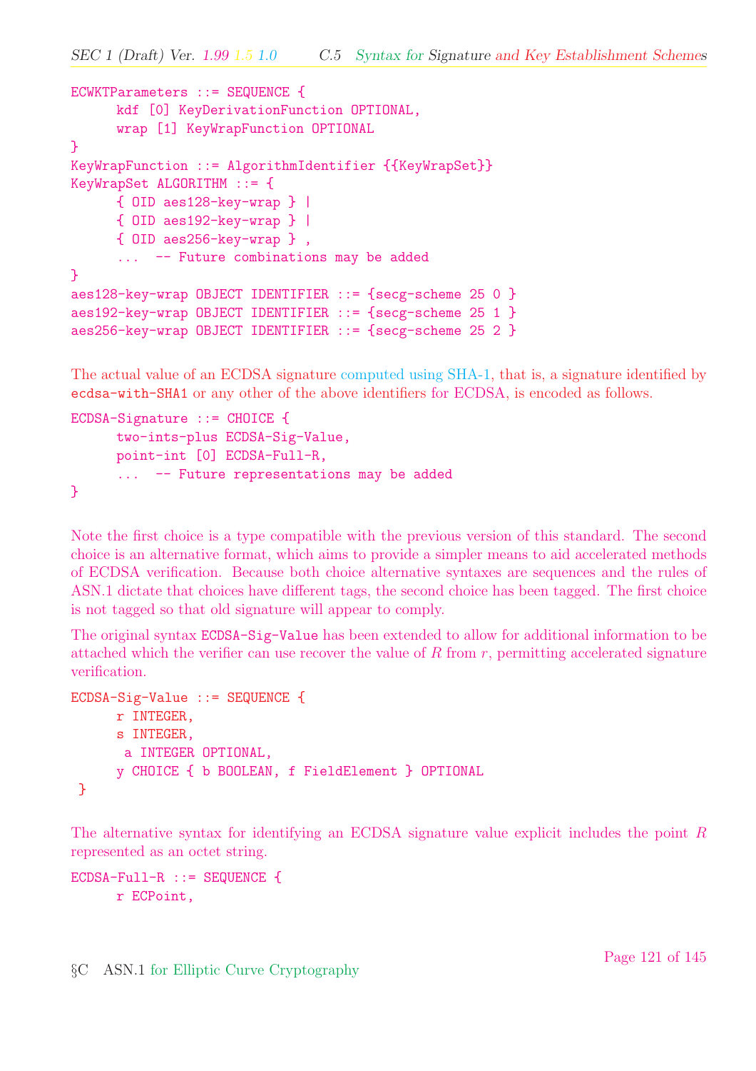```
ECWKTParameters ::= SEQUENCE {
      kdf [0] KeyDerivationFunction OPTIONAL,
      wrap [1] KeyWrapFunction OPTIONAL
}
KeyWrapFunction ::= AlgorithmIdentifier {{KeyWrapSet}}
KeyWrapSet ALGORITHM ::= {
      { OID aes128-key-wrap } |
      { OID aes192-key-wrap } |
      { OID aes256-key-wrap } ,
      ...  -- Future combinations may be added
}
aes128-key-wrap OBJECT IDENTIFIER ::= {secg-scheme 25 0 }
aes192-key-wrap OBJECT IDENTIFIER ::= {secg-scheme 25 1 }
aes256-key-wrap OBJECT IDENTIFIER ::= {secg-scheme 25 2 }
```

The actual value of an ECDSA signature computed using SHA-1, that is, a signature identified by `ecdsa-with-SHA1` or any other of the above identifiers for ECDSA, is encoded as follows.

```
ECDSA-Signature ::= CHOICE {
      two-ints-plus ECDSA-Sig-Value,
      point-int [0] ECDSA-Full-R,
      ...  -- Future representations may be added
}
```

Note the first choice is a type compatible with the previous version of this standard. The second choice is an alternative format, which aims to provide a simpler means to aid accelerated methods of ECDSA verification. Because both choice alternative syntaxes are sequences and the rules of ASN.1 dictate that choices have different tags, the second choice has been tagged. The first choice is not tagged so that old signature will appear to comply.

The original syntax `ECDSA-Sig-Value` has been extended to allow for additional information to be attached which the verifier can use recover the value of $R$ from $r$, permitting accelerated signature verification.

```
ECDSA-Sig-Value ::= SEQUENCE {
      r INTEGER,
      s INTEGER,
       a INTEGER OPTIONAL,
      y CHOICE { b BOOLEAN, f FieldElement } OPTIONAL
 }
```

The alternative syntax for identifying an ECDSA signature value explicit includes the point $R$ represented as an octet string.

```
ECDSA-Full-R ::= SEQUENCE {
      r ECPoint,
```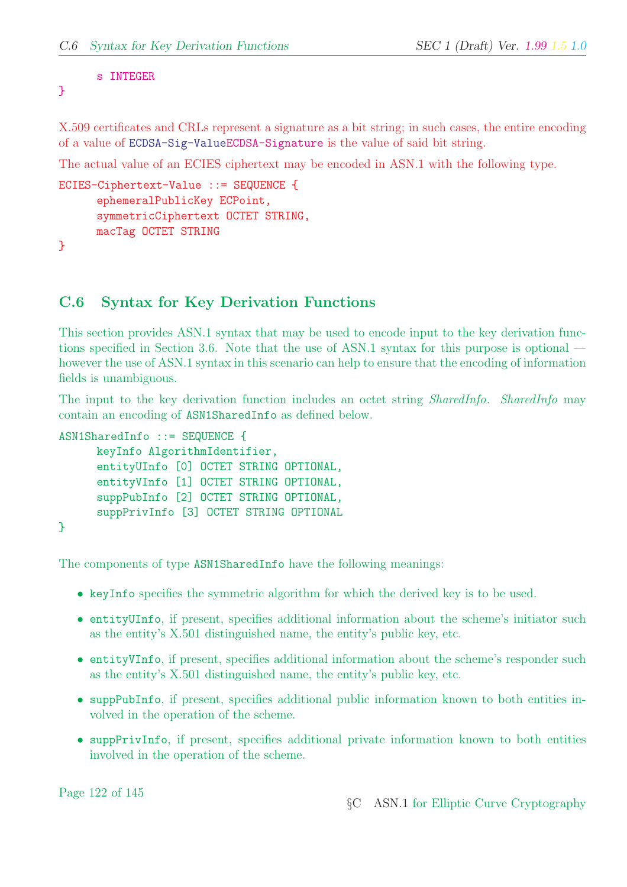```
    s INTEGER
}
```

X.509 certificates and CRLs represent a signature as a bit string; in such cases, the entire encoding of a value of ECDSA-Sig-ValueECDSA-Signature is the value of said bit string.

The actual value of an ECIES ciphertext may be encoded in ASN.1 with the following type.

```
ECIES-Ciphertext-Value ::= SEQUENCE {
    ephemeralPublicKey ECPoint,
    symmetricCiphertext OCTET STRING,
    macTag OCTET STRING
}
```

## C.6 Syntax for Key Derivation Functions

This section provides ASN.1 syntax that may be used to encode input to the key derivation functions specified in Section 3.6. Note that the use of ASN.1 syntax for this purpose is optional — however the use of ASN.1 syntax in this scenario can help to ensure that the encoding of information fields is unambiguous.

The input to the key derivation function includes an octet string *SharedInfo*. *SharedInfo* may contain an encoding of ASN1SharedInfo as defined below.

```
ASN1SharedInfo ::= SEQUENCE {
    keyInfo AlgorithmIdentifier,
    entityUInfo [0] OCTET STRING OPTIONAL,
    entityVInfo [1] OCTET STRING OPTIONAL,
    suppPubInfo [2] OCTET STRING OPTIONAL,
    suppPrivInfo [3] OCTET STRING OPTIONAL
}
```

The components of type ASN1SharedInfo have the following meanings:

- keyInfo specifies the symmetric algorithm for which the derived key is to be used.
- entityUInfo, if present, specifies additional information about the scheme's initiator such as the entity's X.501 distinguished name, the entity's public key, etc.
- entityVInfo, if present, specifies additional information about the scheme's responder such as the entity's X.501 distinguished name, the entity's public key, etc.
- suppPubInfo, if present, specifies additional public information known to both entities involved in the operation of the scheme.
- suppPrivInfo, if present, specifies additional private information known to both entities involved in the operation of the scheme.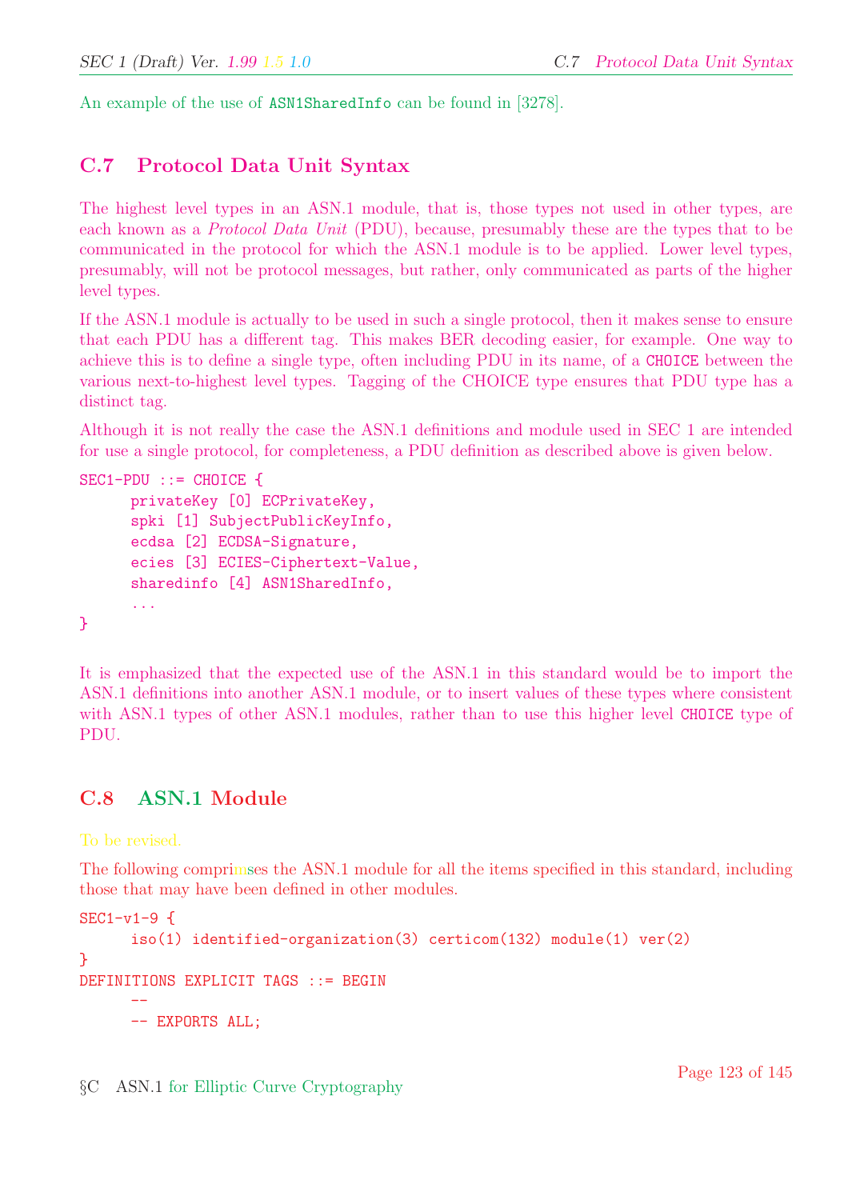An example of the use of ASN1SharedInfo can be found in [3278].

## C.7 Protocol Data Unit Syntax

The highest level types in an ASN.1 module, that is, those types not used in other types, are each known as a *Protocol Data Unit* (PDU), because, presumably these are the types that to be communicated in the protocol for which the ASN.1 module is to be applied. Lower level types, presumably, will not be protocol messages, but rather, only communicated as parts of the higher level types.

If the ASN.1 module is actually to be used in such a single protocol, then it makes sense to ensure that each PDU has a different tag. This makes BER decoding easier, for example. One way to achieve this is to define a single type, often including PDU in its name, of a CHOICE between the various next-to-highest level types. Tagging of the CHOICE type ensures that PDU type has a distinct tag.

Although it is not really the case the ASN.1 definitions and module used in SEC 1 are intended for use a single protocol, for completeness, a PDU definition as described above is given below.

```
SEC1-PDU ::= CHOICE {
      privateKey [0] ECPrivateKey,
      spki [1] SubjectPublicKeyInfo,
      ecdsa [2] ECDSA-Signature,
      ecies [3] ECIES-Ciphertext-Value,
      sharedinfo [4] ASN1SharedInfo,
      ...
}
```

It is emphasized that the expected use of the ASN.1 in this standard would be to import the ASN.1 definitions into another ASN.1 module, or to insert values of these types where consistent with ASN.1 types of other ASN.1 modules, rather than to use this higher level CHOICE type of PDU.

## C.8 ASN.1 Module

To be revised.

The following comprimses the ASN.1 module for all the items specified in this standard, including those that may have been defined in other modules.

```
SEC1-v1-9 {
      iso(1) identified-organization(3) certicom(132) module(1) ver(2)
}
DEFINITIONS EXPLICIT TAGS ::= BEGIN
      --
      -- EXPORTS ALL;
```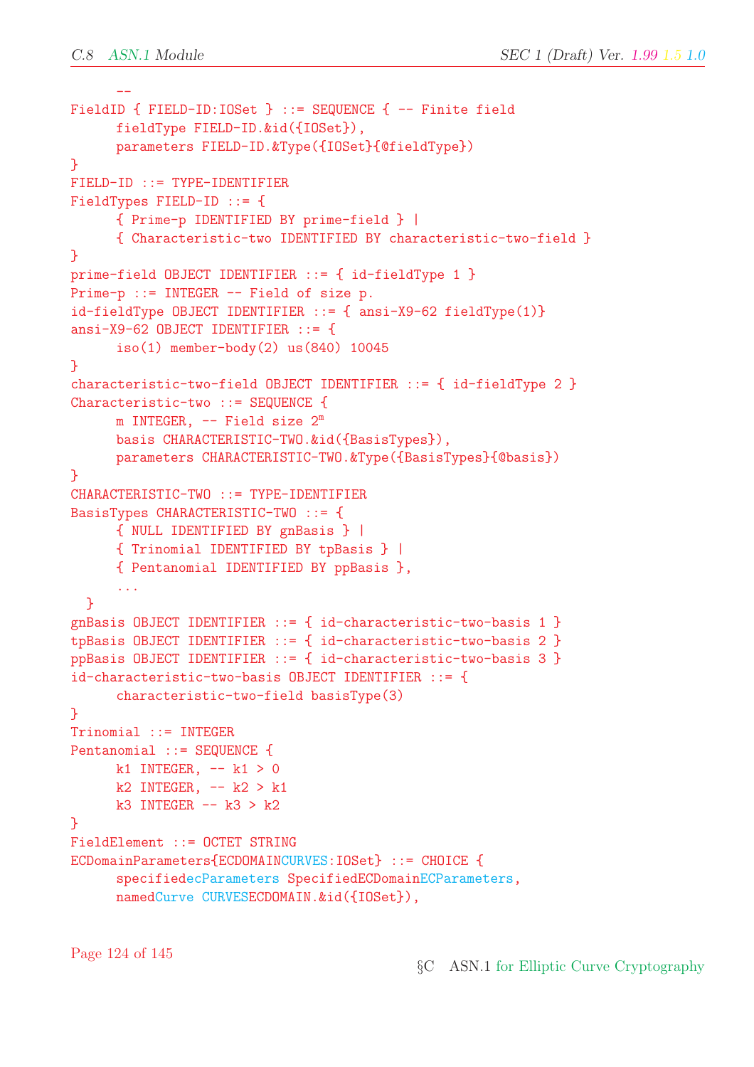```
      --
FieldID { FIELD-ID:IOSet } ::= SEQUENCE { -- Finite field
      fieldType FIELD-ID.&id({IOSet}),
      parameters FIELD-ID.&Type({IOSet}{@fieldType})
}
FIELD-ID ::= TYPE-IDENTIFIER
FieldTypes FIELD-ID ::= {
      { Prime-p IDENTIFIED BY prime-field } |
      { Characteristic-two IDENTIFIED BY characteristic-two-field }
}
prime-field OBJECT IDENTIFIER ::= { id-fieldType 1 }
Prime-p ::= INTEGER -- Field of size p.
id-fieldType OBJECT IDENTIFIER ::= { ansi-X9-62 fieldType(1)}
ansi-X9-62 OBJECT IDENTIFIER ::= {
      iso(1) member-body(2) us(840) 10045
}
characteristic-two-field OBJECT IDENTIFIER ::= { id-fieldType 2 }
Characteristic-two ::= SEQUENCE {
      m INTEGER, -- Field size 2^m
      basis CHARACTERISTIC-TWO.&id({BasisTypes}),
      parameters CHARACTERISTIC-TWO.&Type({BasisTypes}{@basis})
}
CHARACTERISTIC-TWO ::= TYPE-IDENTIFIER
BasisTypes CHARACTERISTIC-TWO ::= {
      { NULL IDENTIFIED BY gnBasis } |
      { Trinomial IDENTIFIED BY tpBasis } |
      { Pentanomial IDENTIFIED BY ppBasis },
      ...
  }
gnBasis OBJECT IDENTIFIER ::= { id-characteristic-two-basis 1 }
tpBasis OBJECT IDENTIFIER ::= { id-characteristic-two-basis 2 }
ppBasis OBJECT IDENTIFIER ::= { id-characteristic-two-basis 3 }
id-characteristic-two-basis OBJECT IDENTIFIER ::= {
      characteristic-two-field basisType(3)
}
Trinomial ::= INTEGER
Pentanomial ::= SEQUENCE {
      k1 INTEGER, -- k1 > 0
      k2 INTEGER, -- k2 > k1
      k3 INTEGER -- k3 > k2
}
FieldElement ::= OCTET STRING
ECDomainParameters{ECDOMAINCURVES:IOSet} ::= CHOICE {
      specifiedecParameters SpecifiedECDomainECParameters,
      namedCurve CURVESECDOMAIN.&id({IOSet}),
```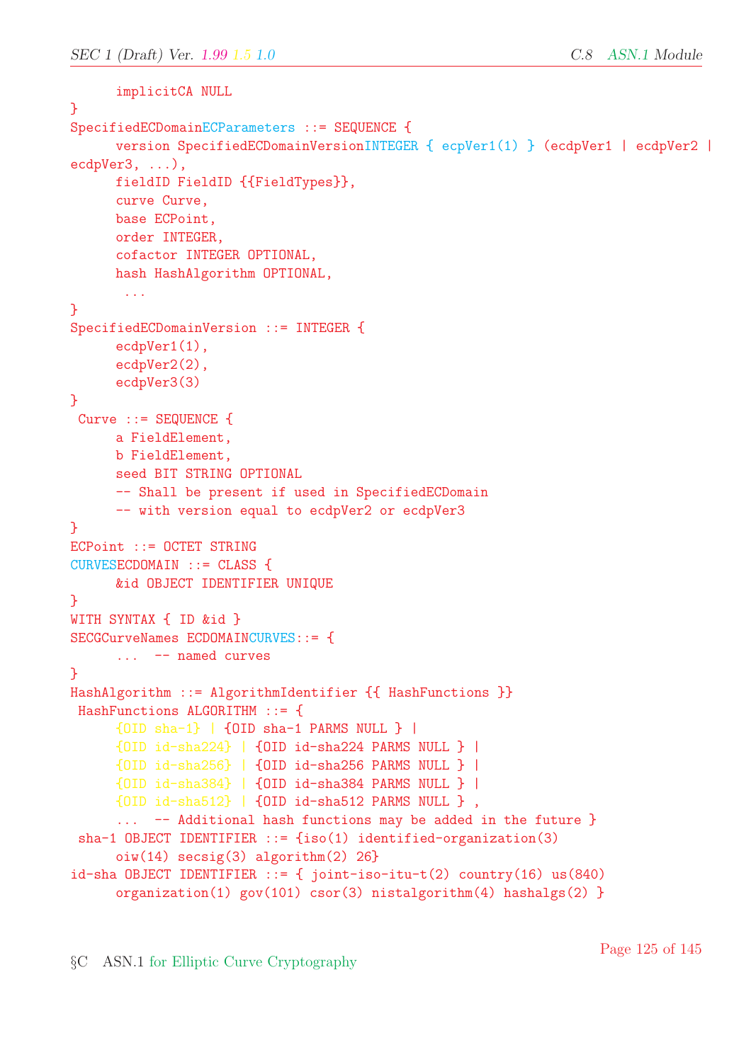```
      implicitCA NULL
}
SpecifiedECDomainECParameters ::= SEQUENCE {
      version SpecifiedECDomainVersionINTEGER { ecpVer1(1) } (ecdpVer1 | ecdpVer2 |
ecdpVer3, ...),
      fieldID FieldID {{FieldTypes}},
      curve Curve,
      base ECPoint,
      order INTEGER,
      cofactor INTEGER OPTIONAL,
      hash HashAlgorithm OPTIONAL,
       ...
}
SpecifiedECDomainVersion ::= INTEGER {
      ecdpVer1(1),
      ecdpVer2(2),
      ecdpVer3(3)
}
 Curve ::= SEQUENCE {
      a FieldElement,
      b FieldElement,
      seed BIT STRING OPTIONAL
      -- Shall be present if used in SpecifiedECDomain
      -- with version equal to ecdpVer2 or ecdpVer3
}
ECPoint ::= OCTET STRING
CURVESECDOMAIN ::= CLASS {
      &id OBJECT IDENTIFIER UNIQUE
}
WITH SYNTAX { ID &id }
SECGCurveNames ECDOMAINCURVES::= {
      ...  -- named curves
}
HashAlgorithm ::= AlgorithmIdentifier {{ HashFunctions }}
 HashFunctions ALGORITHM ::= {
      {OID sha-1} | {OID sha-1 PARMS NULL } |
      {OID id-sha224} | {OID id-sha224 PARMS NULL } |
      {OID id-sha256} | {OID id-sha256 PARMS NULL } |
      {OID id-sha384} | {OID id-sha384 PARMS NULL } |
      {OID id-sha512} | {OID id-sha512 PARMS NULL } ,
      ...  -- Additional hash functions may be added in the future }
 sha-1 OBJECT IDENTIFIER ::= {iso(1) identified-organization(3)
      oiw(14) secsig(3) algorithm(2) 26}
id-sha OBJECT IDENTIFIER ::= { joint-iso-itu-t(2) country(16) us(840)
      organization(1) gov(101) csor(3) nistalgorithm(4) hashalgs(2) }
```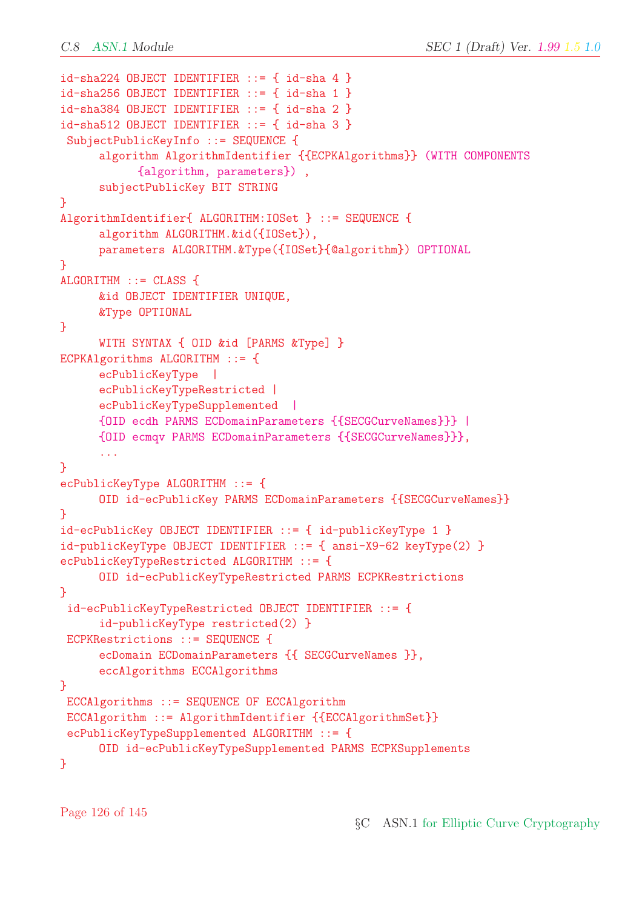```
id-sha224 OBJECT IDENTIFIER ::= { id-sha 4 }
id-sha256 OBJECT IDENTIFIER ::= { id-sha 1 }
id-sha384 OBJECT IDENTIFIER ::= { id-sha 2 }
id-sha512 OBJECT IDENTIFIER ::= { id-sha 3 }
 SubjectPublicKeyInfo ::= SEQUENCE {
      algorithm AlgorithmIdentifier {{ECPKAlgorithms}} (WITH COMPONENTS
            {algorithm, parameters}) ,
      subjectPublicKey BIT STRING
}
AlgorithmIdentifier{ ALGORITHM:IOSet } ::= SEQUENCE {
      algorithm ALGORITHM.&id({IOSet}),
      parameters ALGORITHM.&Type({IOSet}{@algorithm}) OPTIONAL
}
ALGORITHM ::= CLASS {
      &id OBJECT IDENTIFIER UNIQUE,
      &Type OPTIONAL
}
      WITH SYNTAX { OID &id [PARMS &Type] }
ECPKAlgorithms ALGORITHM ::= {
      ecPublicKeyType  |
      ecPublicKeyTypeRestricted |
      ecPublicKeyTypeSupplemented  |
      {OID ecdh PARMS ECDomainParameters {{SECGCurveNames}}} |
      {OID ecmqv PARMS ECDomainParameters {{SECGCurveNames}}},
      ...
}
ecPublicKeyType ALGORITHM ::= {
      OID id-ecPublicKey PARMS ECDomainParameters {{SECGCurveNames}}
}
id-ecPublicKey OBJECT IDENTIFIER ::= { id-publicKeyType 1 }
id-publicKeyType OBJECT IDENTIFIER ::= { ansi-X9-62 keyType(2) }
ecPublicKeyTypeRestricted ALGORITHM ::= {
      OID id-ecPublicKeyTypeRestricted PARMS ECPKRestrictions
}
 id-ecPublicKeyTypeRestricted OBJECT IDENTIFIER ::= {
      id-publicKeyType restricted(2) }
 ECPKRestrictions ::= SEQUENCE {
      ecDomain ECDomainParameters {{ SECGCurveNames }},
      eccAlgorithms ECCAlgorithms
}
 ECCAlgorithms ::= SEQUENCE OF ECCAlgorithm
 ECCAlgorithm ::= AlgorithmIdentifier {{ECCAlgorithmSet}}
 ecPublicKeyTypeSupplemented ALGORITHM ::= {
      OID id-ecPublicKeyTypeSupplemented PARMS ECPKSupplements
}
```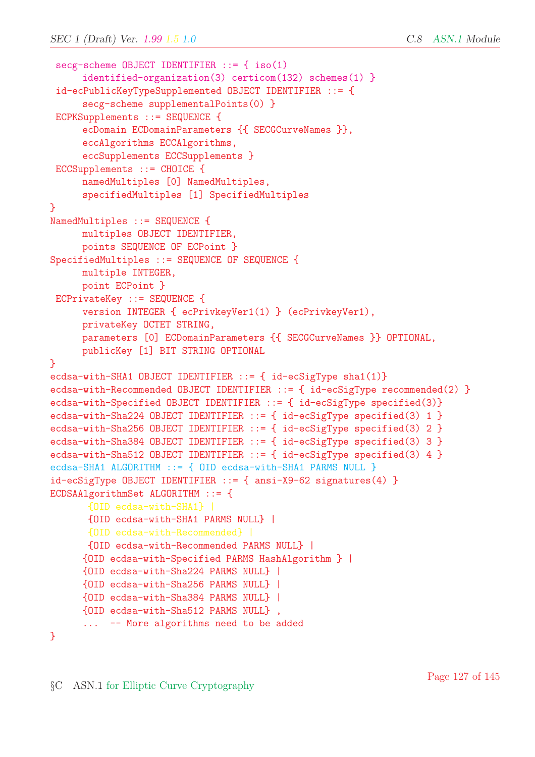```
 secg-scheme OBJECT IDENTIFIER ::= { iso(1)
      identified-organization(3) certicom(132) schemes(1) }
 id-ecPublicKeyTypeSupplemented OBJECT IDENTIFIER ::= {
      secg-scheme supplementalPoints(0) }
 ECPKSupplements ::= SEQUENCE {
      ecDomain ECDomainParameters {{ SECGCurveNames }},
      eccAlgorithms ECCAlgorithms,
      eccSupplements ECCSupplements }
 ECCSupplements ::= CHOICE {
      namedMultiples [0] NamedMultiples,
      specifiedMultiples [1] SpecifiedMultiples
}
NamedMultiples ::= SEQUENCE {
      multiples OBJECT IDENTIFIER,
      points SEQUENCE OF ECPoint }
SpecifiedMultiples ::= SEQUENCE OF SEQUENCE {
      multiple INTEGER,
      point ECPoint }
 ECPrivateKey ::= SEQUENCE {
      version INTEGER { ecPrivkeyVer1(1) } (ecPrivkeyVer1),
      privateKey OCTET STRING,
      parameters [0] ECDomainParameters {{ SECGCurveNames }} OPTIONAL,
      publicKey [1] BIT STRING OPTIONAL
}
ecdsa-with-SHA1 OBJECT IDENTIFIER ::= { id-ecSigType sha1(1)}
ecdsa-with-Recommended OBJECT IDENTIFIER ::= { id-ecSigType recommended(2) }
ecdsa-with-Specified OBJECT IDENTIFIER ::= { id-ecSigType specified(3)}
ecdsa-with-Sha224 OBJECT IDENTIFIER ::= { id-ecSigType specified(3) 1 }
ecdsa-with-Sha256 OBJECT IDENTIFIER ::= { id-ecSigType specified(3) 2 }
ecdsa-with-Sha384 OBJECT IDENTIFIER ::= { id-ecSigType specified(3) 3 }
ecdsa-with-Sha512 OBJECT IDENTIFIER ::= { id-ecSigType specified(3) 4 }
ecdsa-SHA1 ALGORITHM ::= { OID ecdsa-with-SHA1 PARMS NULL }
id-ecSigType OBJECT IDENTIFIER ::= { ansi-X9-62 signatures(4) }
ECDSAAlgorithmSet ALGORITHM ::= {
       {OID ecdsa-with-SHA1} |
       {OID ecdsa-with-SHA1 PARMS NULL} |
       {OID ecdsa-with-Recommended} |
       {OID ecdsa-with-Recommended PARMS NULL} |
      {OID ecdsa-with-Specified PARMS HashAlgorithm } |
      {OID ecdsa-with-Sha224 PARMS NULL} |
      {OID ecdsa-with-Sha256 PARMS NULL} |
      {OID ecdsa-with-Sha384 PARMS NULL} |
      {OID ecdsa-with-Sha512 PARMS NULL} ,
      ...  -- More algorithms need to be added
}
```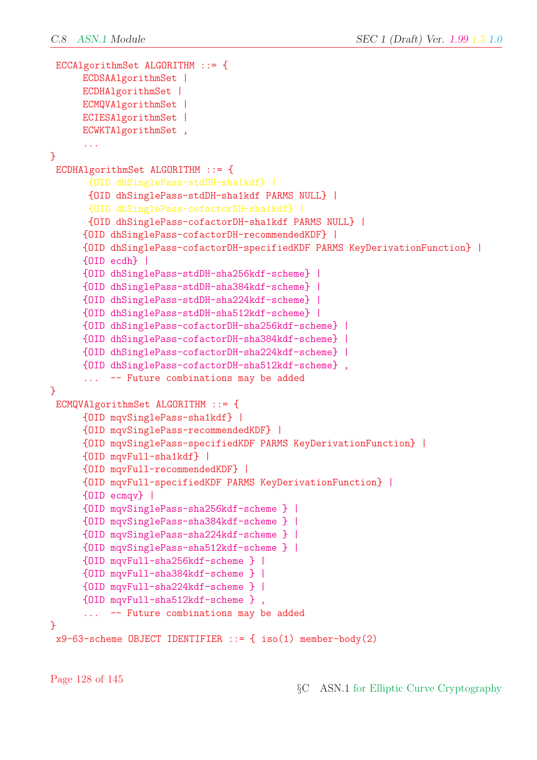```
ECCAlgorithmSet ALGORITHM ::= {
      ECDSAAlgorithmSet |
      ECDHAlgorithmSet |
      ECMQVAlgorithmSet |
      ECIESAlgorithmSet |
      ECWKTAlgorithmSet ,
      ...
}
ECDHAlgorithmSet ALGORITHM ::= {
       {OID dhSinglePass-stdDH-sha1kdf} |
       {OID dhSinglePass-stdDH-sha1kdf PARMS NULL} |
       {OID dhSinglePass-cofactorDH-sha1kdf} |
       {OID dhSinglePass-cofactorDH-sha1kdf PARMS NULL} |
      {OID dhSinglePass-cofactorDH-recommendedKDF} |
      {OID dhSinglePass-cofactorDH-specifiedKDF PARMS KeyDerivationFunction} |
      {OID ecdh} |
      {OID dhSinglePass-stdDH-sha256kdf-scheme} |
      {OID dhSinglePass-stdDH-sha384kdf-scheme} |
      {OID dhSinglePass-stdDH-sha224kdf-scheme} |
      {OID dhSinglePass-stdDH-sha512kdf-scheme} |
      {OID dhSinglePass-cofactorDH-sha256kdf-scheme} |
      {OID dhSinglePass-cofactorDH-sha384kdf-scheme} |
      {OID dhSinglePass-cofactorDH-sha224kdf-scheme} |
      {OID dhSinglePass-cofactorDH-sha512kdf-scheme} ,
      ...  -- Future combinations may be added
}
ECMQVAlgorithmSet ALGORITHM ::= {
      {OID mqvSinglePass-sha1kdf} |
      {OID mqvSinglePass-recommendedKDF} |
      {OID mqvSinglePass-specifiedKDF PARMS KeyDerivationFunction} |
      {OID mqvFull-sha1kdf} |
      {OID mqvFull-recommendedKDF} |
      {OID mqvFull-specifiedKDF PARMS KeyDerivationFunction} |
      {OID ecmqv} |
      {OID mqvSinglePass-sha256kdf-scheme } |
      {OID mqvSinglePass-sha384kdf-scheme } |
      {OID mqvSinglePass-sha224kdf-scheme } |
      {OID mqvSinglePass-sha512kdf-scheme } |
      {OID mqvFull-sha256kdf-scheme } |
      {OID mqvFull-sha384kdf-scheme } |
      {OID mqvFull-sha224kdf-scheme } |
      {OID mqvFull-sha512kdf-scheme } ,
      ...  -- Future combinations may be added
}
x9-63-scheme OBJECT IDENTIFIER ::= { iso(1) member-body(2)
```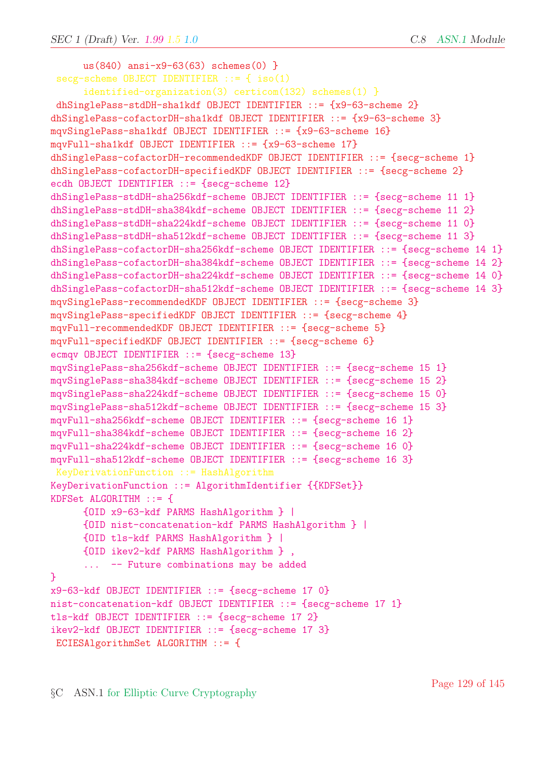```
      us(840) ansi-x9-63(63) schemes(0) }
 secg-scheme OBJECT IDENTIFIER ::= { iso(1)
      identified-organization(3) certicom(132) schemes(1) }
 dhSinglePass-stdDH-sha1kdf OBJECT IDENTIFIER ::= {x9-63-scheme 2}
dhSinglePass-cofactorDH-sha1kdf OBJECT IDENTIFIER ::= {x9-63-scheme 3}
mqvSinglePass-sha1kdf OBJECT IDENTIFIER ::= {x9-63-scheme 16}
mqvFull-sha1kdf OBJECT IDENTIFIER ::= {x9-63-scheme 17}
dhSinglePass-cofactorDH-recommendedKDF OBJECT IDENTIFIER ::= {secg-scheme 1}
dhSinglePass-cofactorDH-specifiedKDF OBJECT IDENTIFIER ::= {secg-scheme 2}
ecdh OBJECT IDENTIFIER ::= {secg-scheme 12}
dhSinglePass-stdDH-sha256kdf-scheme OBJECT IDENTIFIER ::= {secg-scheme 11 1}
dhSinglePass-stdDH-sha384kdf-scheme OBJECT IDENTIFIER ::= {secg-scheme 11 2}
dhSinglePass-stdDH-sha224kdf-scheme OBJECT IDENTIFIER ::= {secg-scheme 11 0}
dhSinglePass-stdDH-sha512kdf-scheme OBJECT IDENTIFIER ::= {secg-scheme 11 3}
dhSinglePass-cofactorDH-sha256kdf-scheme OBJECT IDENTIFIER ::= {secg-scheme 14 1}
dhSinglePass-cofactorDH-sha384kdf-scheme OBJECT IDENTIFIER ::= {secg-scheme 14 2}
dhSinglePass-cofactorDH-sha224kdf-scheme OBJECT IDENTIFIER ::= {secg-scheme 14 0}
dhSinglePass-cofactorDH-sha512kdf-scheme OBJECT IDENTIFIER ::= {secg-scheme 14 3}
mqvSinglePass-recommendedKDF OBJECT IDENTIFIER ::= {secg-scheme 3}
mqvSinglePass-specifiedKDF OBJECT IDENTIFIER ::= {secg-scheme 4}
mqvFull-recommendedKDF OBJECT IDENTIFIER ::= {secg-scheme 5}
mqvFull-specifiedKDF OBJECT IDENTIFIER ::= {secg-scheme 6}
ecmqv OBJECT IDENTIFIER ::= {secg-scheme 13}
mqvSinglePass-sha256kdf-scheme OBJECT IDENTIFIER ::= {secg-scheme 15 1}
mqvSinglePass-sha384kdf-scheme OBJECT IDENTIFIER ::= {secg-scheme 15 2}
mqvSinglePass-sha224kdf-scheme OBJECT IDENTIFIER ::= {secg-scheme 15 0}
mqvSinglePass-sha512kdf-scheme OBJECT IDENTIFIER ::= {secg-scheme 15 3}
mqvFull-sha256kdf-scheme OBJECT IDENTIFIER ::= {secg-scheme 16 1}
mqvFull-sha384kdf-scheme OBJECT IDENTIFIER ::= {secg-scheme 16 2}
mqvFull-sha224kdf-scheme OBJECT IDENTIFIER ::= {secg-scheme 16 0}
mqvFull-sha512kdf-scheme OBJECT IDENTIFIER ::= {secg-scheme 16 3}
 KeyDerivationFunction ::= HashAlgorithm
KeyDerivationFunction ::= AlgorithmIdentifier {{KDFSet}}
KDFSet ALGORITHM ::= {
      {OID x9-63-kdf PARMS HashAlgorithm } |
      {OID nist-concatenation-kdf PARMS HashAlgorithm } |
      {OID tls-kdf PARMS HashAlgorithm } |
      {OID ikev2-kdf PARMS HashAlgorithm } ,
      ...  -- Future combinations may be added
}
x9-63-kdf OBJECT IDENTIFIER ::= {secg-scheme 17 0}
nist-concatenation-kdf OBJECT IDENTIFIER ::= {secg-scheme 17 1}
tls-kdf OBJECT IDENTIFIER ::= {secg-scheme 17 2}
ikev2-kdf OBJECT IDENTIFIER ::= {secg-scheme 17 3}
 ECIESAlgorithmSet ALGORITHM ::= {
```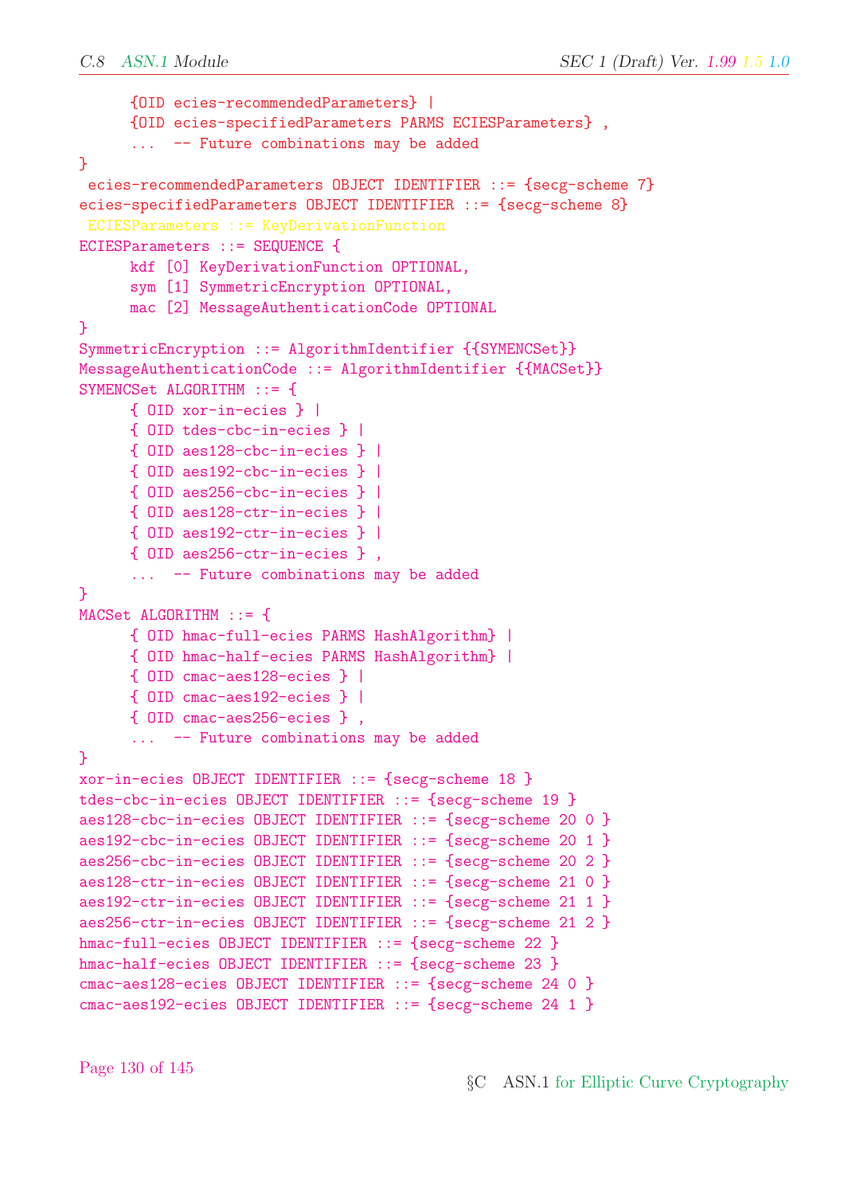```
      {OID ecies-recommendedParameters} |
      {OID ecies-specifiedParameters PARMS ECIESParameters} ,
      ...  -- Future combinations may be added
}
 ecies-recommendedParameters OBJECT IDENTIFIER ::= {secg-scheme 7}
ecies-specifiedParameters OBJECT IDENTIFIER ::= {secg-scheme 8}
 ECIESParameters ::= KeyDerivationFunction
ECIESParameters ::= SEQUENCE {
      kdf [0] KeyDerivationFunction OPTIONAL,
      sym [1] SymmetricEncryption OPTIONAL,
      mac [2] MessageAuthenticationCode OPTIONAL
}
SymmetricEncryption ::= AlgorithmIdentifier {{SYMENCSet}}
MessageAuthenticationCode ::= AlgorithmIdentifier {{MACSet}}
SYMENCSet ALGORITHM ::= {
      { OID xor-in-ecies } |
      { OID tdes-cbc-in-ecies } |
      { OID aes128-cbc-in-ecies } |
      { OID aes192-cbc-in-ecies } |
      { OID aes256-cbc-in-ecies } |
      { OID aes128-ctr-in-ecies } |
      { OID aes192-ctr-in-ecies } |
      { OID aes256-ctr-in-ecies } ,
      ...  -- Future combinations may be added
}
MACSet ALGORITHM ::= {
      { OID hmac-full-ecies PARMS HashAlgorithm} |
      { OID hmac-half-ecies PARMS HashAlgorithm} |
      { OID cmac-aes128-ecies } |
      { OID cmac-aes192-ecies } |
      { OID cmac-aes256-ecies } ,
      ...  -- Future combinations may be added
}
xor-in-ecies OBJECT IDENTIFIER ::= {secg-scheme 18 }
tdes-cbc-in-ecies OBJECT IDENTIFIER ::= {secg-scheme 19 }
aes128-cbc-in-ecies OBJECT IDENTIFIER ::= {secg-scheme 20 0 }
aes192-cbc-in-ecies OBJECT IDENTIFIER ::= {secg-scheme 20 1 }
aes256-cbc-in-ecies OBJECT IDENTIFIER ::= {secg-scheme 20 2 }
aes128-ctr-in-ecies OBJECT IDENTIFIER ::= {secg-scheme 21 0 }
aes192-ctr-in-ecies OBJECT IDENTIFIER ::= {secg-scheme 21 1 }
aes256-ctr-in-ecies OBJECT IDENTIFIER ::= {secg-scheme 21 2 }
hmac-full-ecies OBJECT IDENTIFIER ::= {secg-scheme 22 }
hmac-half-ecies OBJECT IDENTIFIER ::= {secg-scheme 23 }
cmac-aes128-ecies OBJECT IDENTIFIER ::= {secg-scheme 24 0 }
cmac-aes192-ecies OBJECT IDENTIFIER ::= {secg-scheme 24 1 }
```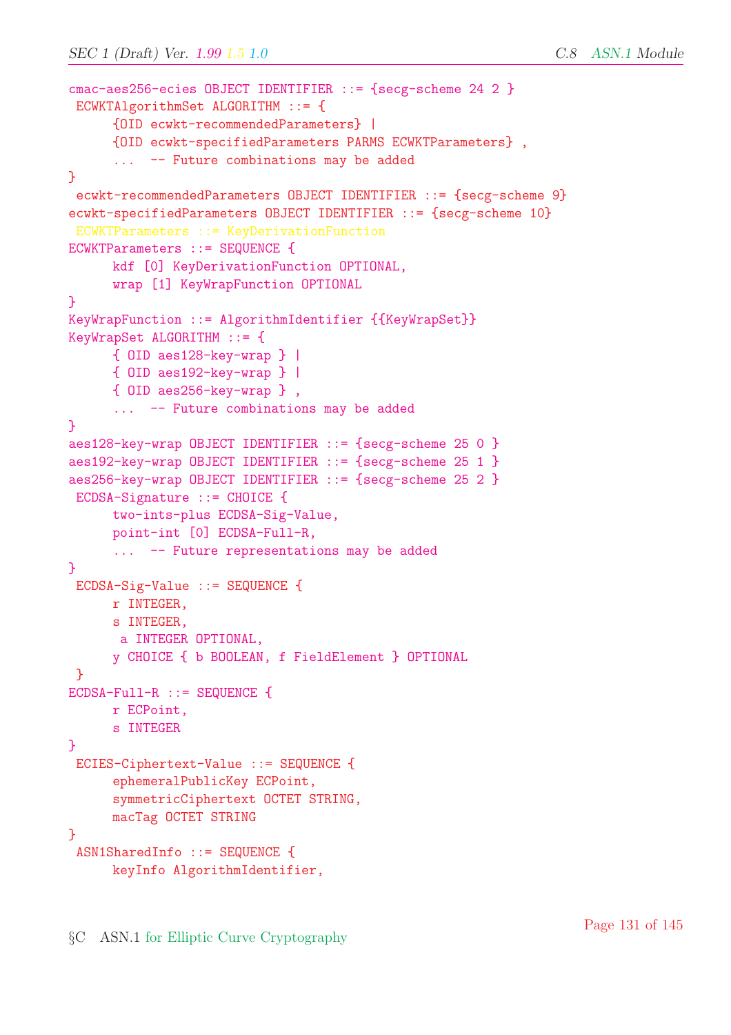```
cmac-aes256-ecies OBJECT IDENTIFIER ::= {secg-scheme 24 2 }
 ECWKTAlgorithmSet ALGORITHM ::= {
      {OID ecwkt-recommendedParameters} |
      {OID ecwkt-specifiedParameters PARMS ECWKTParameters} ,
      ...  -- Future combinations may be added
}
 ecwkt-recommendedParameters OBJECT IDENTIFIER ::= {secg-scheme 9}
ecwkt-specifiedParameters OBJECT IDENTIFIER ::= {secg-scheme 10}
 ECWKTParameters ::= KeyDerivationFunction
ECWKTParameters ::= SEQUENCE {
      kdf [0] KeyDerivationFunction OPTIONAL,
      wrap [1] KeyWrapFunction OPTIONAL
}
KeyWrapFunction ::= AlgorithmIdentifier {{KeyWrapSet}}
KeyWrapSet ALGORITHM ::= {
      { OID aes128-key-wrap } |
      { OID aes192-key-wrap } |
      { OID aes256-key-wrap } ,
      ...  -- Future combinations may be added
}
aes128-key-wrap OBJECT IDENTIFIER ::= {secg-scheme 25 0 }
aes192-key-wrap OBJECT IDENTIFIER ::= {secg-scheme 25 1 }
aes256-key-wrap OBJECT IDENTIFIER ::= {secg-scheme 25 2 }
 ECDSA-Signature ::= CHOICE {
      two-ints-plus ECDSA-Sig-Value,
      point-int [0] ECDSA-Full-R,
      ...  -- Future representations may be added
}
 ECDSA-Sig-Value ::= SEQUENCE {
      r INTEGER,
      s INTEGER,
       a INTEGER OPTIONAL,
      y CHOICE { b BOOLEAN, f FieldElement } OPTIONAL
 }
ECDSA-Full-R ::= SEQUENCE {
      r ECPoint,
      s INTEGER
}
 ECIES-Ciphertext-Value ::= SEQUENCE {
      ephemeralPublicKey ECPoint,
      symmetricCiphertext OCTET STRING,
      macTag OCTET STRING
}
 ASN1SharedInfo ::= SEQUENCE {
      keyInfo AlgorithmIdentifier,
```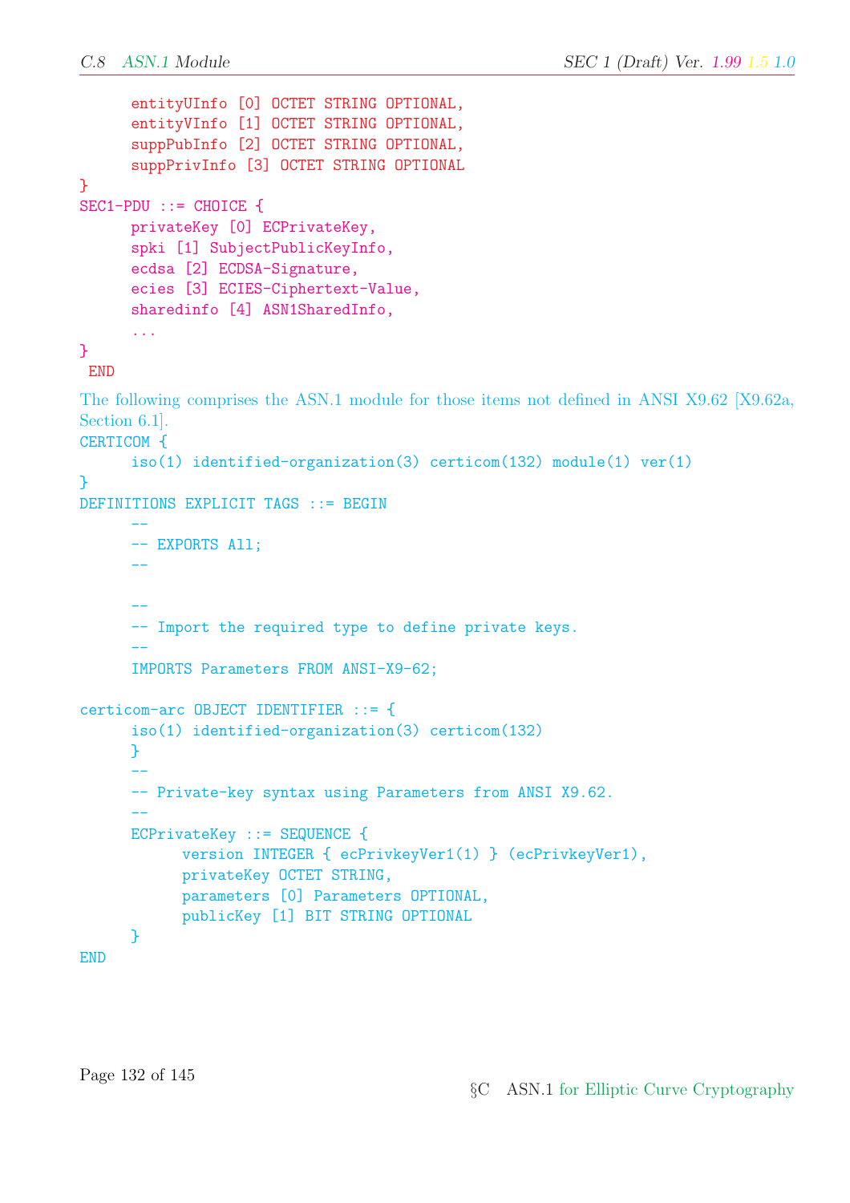```
      entityUInfo [0] OCTET STRING OPTIONAL,
      entityVInfo [1] OCTET STRING OPTIONAL,
      suppPubInfo [2] OCTET STRING OPTIONAL,
      suppPrivInfo [3] OCTET STRING OPTIONAL
}
SEC1-PDU ::= CHOICE {
      privateKey [0] ECPrivateKey,
      spki [1] SubjectPublicKeyInfo,
      ecdsa [2] ECDSA-Signature,
      ecies [3] ECIES-Ciphertext-Value,
      sharedinfo [4] ASN1SharedInfo,
      ...
}
 END
```

The following comprises the ASN.1 module for those items not defined in ANSI X9.62 [X9.62a, Section 6.1].

```
CERTICOM {
      iso(1) identified-organization(3) certicom(132) module(1) ver(1)
}
DEFINITIONS EXPLICIT TAGS ::= BEGIN
      --
      -- EXPORTS All;
      --

      --
      -- Import the required type to define private keys.
      --
      IMPORTS Parameters FROM ANSI-X9-62;

certicom-arc OBJECT IDENTIFIER ::= {
      iso(1) identified-organization(3) certicom(132)
      }
      --
      -- Private-key syntax using Parameters from ANSI X9.62.
      --
      ECPrivateKey ::= SEQUENCE {
            version INTEGER { ecPrivkeyVer1(1) } (ecPrivkeyVer1),
            privateKey OCTET STRING,
            parameters [0] Parameters OPTIONAL,
            publicKey [1] BIT STRING OPTIONAL
      }
END
```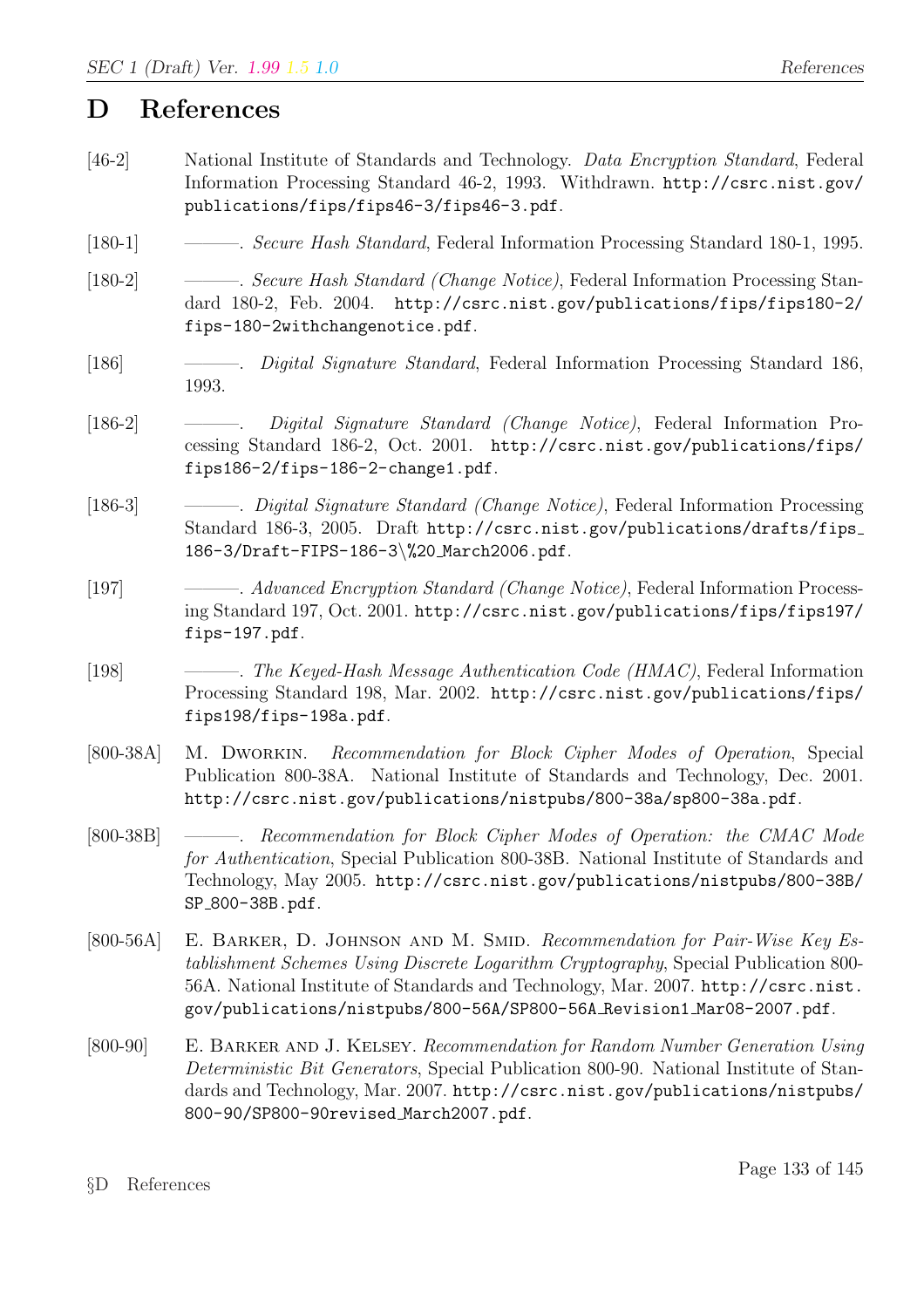# D References

[46-2] National Institute of Standards and Technology. *Data Encryption Standard*, Federal Information Processing Standard 46-2, 1993. Withdrawn. `http://csrc.nist.gov/publications/fips/fips46-3/fips46-3.pdf`.

[180-1] ———. *Secure Hash Standard*, Federal Information Processing Standard 180-1, 1995.

[180-2] ———. *Secure Hash Standard (Change Notice)*, Federal Information Processing Standard 180-2, Feb. 2004. `http://csrc.nist.gov/publications/fips/fips180-2/fips-180-2withchangenotice.pdf`.

[186] ———. *Digital Signature Standard*, Federal Information Processing Standard 186, 1993.

[186-2] ———. *Digital Signature Standard (Change Notice)*, Federal Information Processing Standard 186-2, Oct. 2001. `http://csrc.nist.gov/publications/fips/fips186-2/fips-186-2-change1.pdf`.

[186-3] ———. *Digital Signature Standard (Change Notice)*, Federal Information Processing Standard 186-3, 2005. Draft `http://csrc.nist.gov/publications/drafts/fips_186-3/Draft-FIPS-186-3\%20_March2006.pdf`.

[197] ———. *Advanced Encryption Standard (Change Notice)*, Federal Information Processing Standard 197, Oct. 2001. `http://csrc.nist.gov/publications/fips/fips197/fips-197.pdf`.

[198] ———. *The Keyed-Hash Message Authentication Code (HMAC)*, Federal Information Processing Standard 198, Mar. 2002. `http://csrc.nist.gov/publications/fips/fips198/fips-198a.pdf`.

[800-38A] M. Dworkin. *Recommendation for Block Cipher Modes of Operation*, Special Publication 800-38A. National Institute of Standards and Technology, Dec. 2001. `http://csrc.nist.gov/publications/nistpubs/800-38a/sp800-38a.pdf`.

[800-38B] ———. *Recommendation for Block Cipher Modes of Operation: the CMAC Mode for Authentication*, Special Publication 800-38B. National Institute of Standards and Technology, May 2005. `http://csrc.nist.gov/publications/nistpubs/800-38B/SP_800-38B.pdf`.

[800-56A] E. Barker, D. Johnson and M. Smid. *Recommendation for Pair-Wise Key Establishment Schemes Using Discrete Logarithm Cryptography*, Special Publication 800-56A. National Institute of Standards and Technology, Mar. 2007. `http://csrc.nist.gov/publications/nistpubs/800-56A/SP800-56A_Revision1_Mar08-2007.pdf`.

[800-90] E. Barker and J. Kelsey. *Recommendation for Random Number Generation Using Deterministic Bit Generators*, Special Publication 800-90. National Institute of Standards and Technology, Mar. 2007. `http://csrc.nist.gov/publications/nistpubs/800-90/SP800-90revised_March2007.pdf`.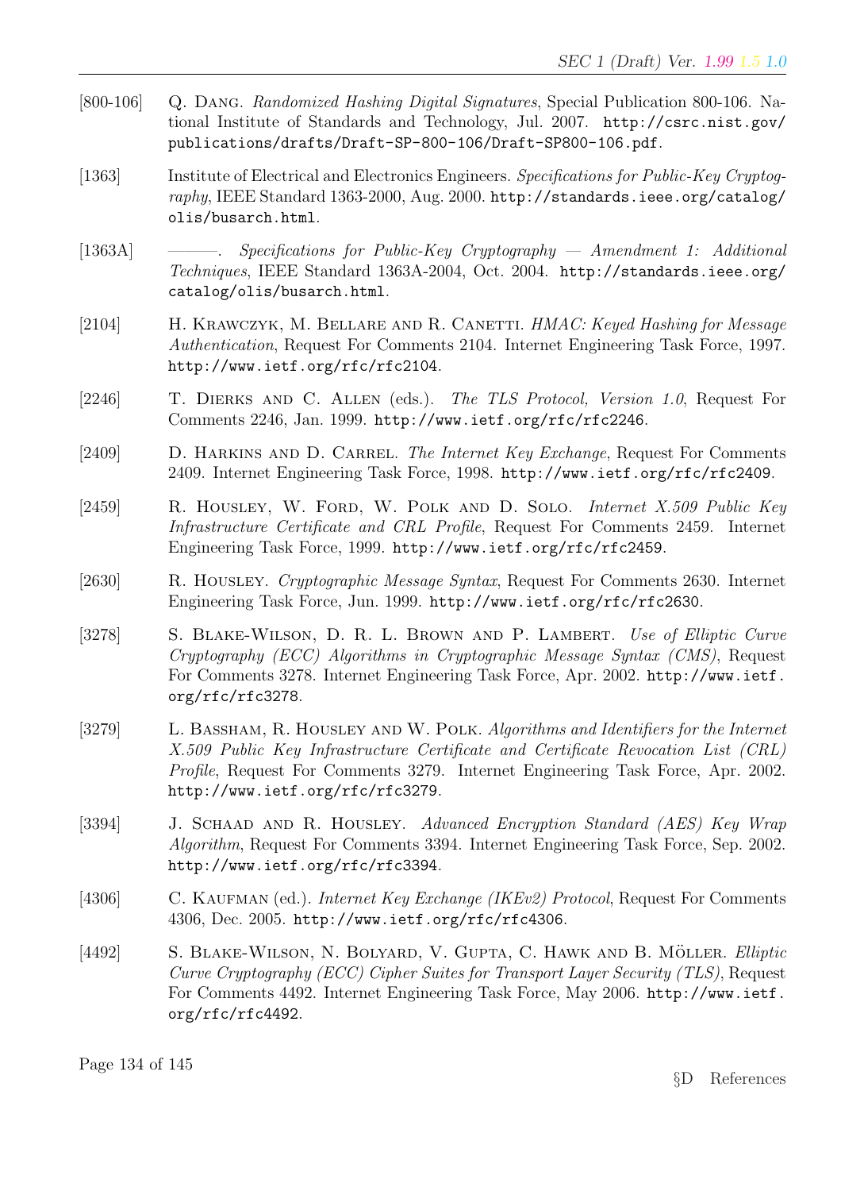[800-106] Q. Dang. *Randomized Hashing Digital Signatures*, Special Publication 800-106. National Institute of Standards and Technology, Jul. 2007. http://csrc.nist.gov/publications/drafts/Draft-SP-800-106/Draft-SP800-106.pdf.

[1363] Institute of Electrical and Electronics Engineers. *Specifications for Public-Key Cryptography*, IEEE Standard 1363-2000, Aug. 2000. http://standards.ieee.org/catalog/olis/busarch.html.

[1363A] ———. *Specifications for Public-Key Cryptography — Amendment 1: Additional Techniques*, IEEE Standard 1363A-2004, Oct. 2004. http://standards.ieee.org/catalog/olis/busarch.html.

[2104] H. Krawczyk, M. Bellare and R. Canetti. *HMAC: Keyed Hashing for Message Authentication*, Request For Comments 2104. Internet Engineering Task Force, 1997. http://www.ietf.org/rfc/rfc2104.

[2246] T. Dierks and C. Allen (eds.). *The TLS Protocol, Version 1.0*, Request For Comments 2246, Jan. 1999. http://www.ietf.org/rfc/rfc2246.

[2409] D. Harkins and D. Carrel. *The Internet Key Exchange*, Request For Comments 2409. Internet Engineering Task Force, 1998. http://www.ietf.org/rfc/rfc2409.

[2459] R. Housley, W. Ford, W. Polk and D. Solo. *Internet X.509 Public Key Infrastructure Certificate and CRL Profile*, Request For Comments 2459. Internet Engineering Task Force, 1999. http://www.ietf.org/rfc/rfc2459.

[2630] R. Housley. *Cryptographic Message Syntax*, Request For Comments 2630. Internet Engineering Task Force, Jun. 1999. http://www.ietf.org/rfc/rfc2630.

[3278] S. Blake-Wilson, D. R. L. Brown and P. Lambert. *Use of Elliptic Curve Cryptography (ECC) Algorithms in Cryptographic Message Syntax (CMS)*, Request For Comments 3278. Internet Engineering Task Force, Apr. 2002. http://www.ietf.org/rfc/rfc3278.

[3279] L. Bassham, R. Housley and W. Polk. *Algorithms and Identifiers for the Internet X.509 Public Key Infrastructure Certificate and Certificate Revocation List (CRL) Profile*, Request For Comments 3279. Internet Engineering Task Force, Apr. 2002. http://www.ietf.org/rfc/rfc3279.

[3394] J. Schaad and R. Housley. *Advanced Encryption Standard (AES) Key Wrap Algorithm*, Request For Comments 3394. Internet Engineering Task Force, Sep. 2002. http://www.ietf.org/rfc/rfc3394.

[4306] C. Kaufman (ed.). *Internet Key Exchange (IKEv2) Protocol*, Request For Comments 4306, Dec. 2005. http://www.ietf.org/rfc/rfc4306.

[4492] S. Blake-Wilson, N. Bolyard, V. Gupta, C. Hawk and B. Möller. *Elliptic Curve Cryptography (ECC) Cipher Suites for Transport Layer Security (TLS)*, Request For Comments 4492. Internet Engineering Task Force, May 2006. http://www.ietf.org/rfc/rfc4492.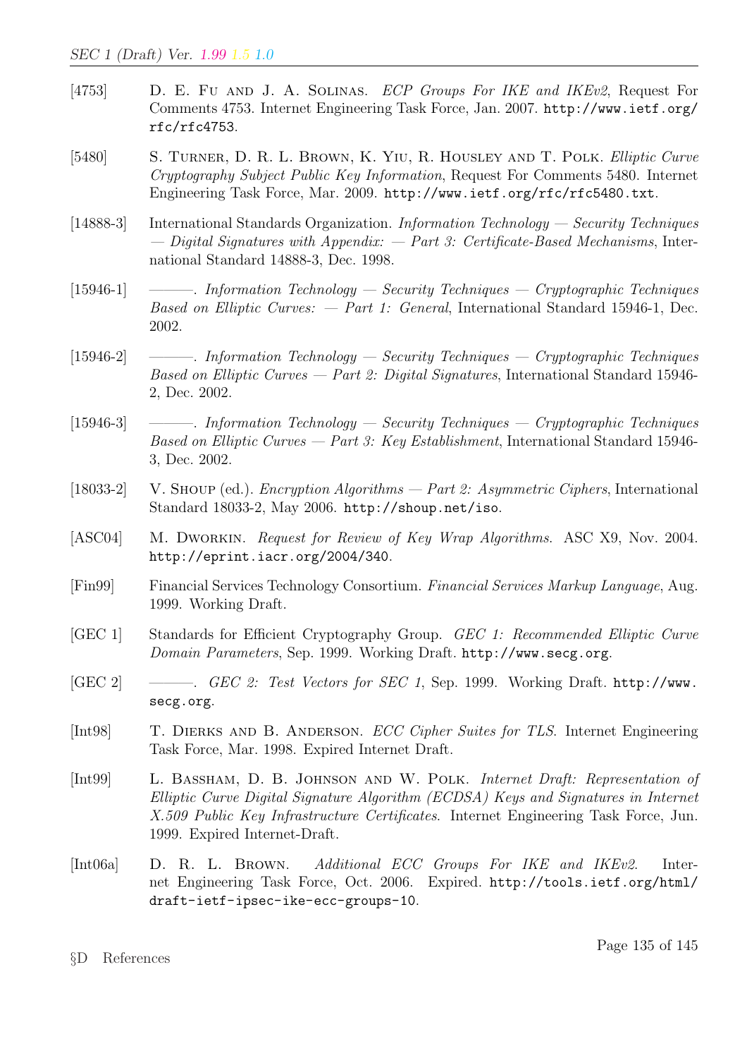[4753] D. E. Fu and J. A. Solinas. *ECP Groups For IKE and IKEv2*, Request For Comments 4753. Internet Engineering Task Force, Jan. 2007. http://www.ietf.org/rfc/rfc4753.

[5480] S. Turner, D. R. L. Brown, K. Yiu, R. Housley and T. Polk. *Elliptic Curve Cryptography Subject Public Key Information*, Request For Comments 5480. Internet Engineering Task Force, Mar. 2009. http://www.ietf.org/rfc/rfc5480.txt.

[14888-3] International Standards Organization. *Information Technology — Security Techniques — Digital Signatures with Appendix: — Part 3: Certificate-Based Mechanisms*, International Standard 14888-3, Dec. 1998.

[15946-1] ———. *Information Technology — Security Techniques — Cryptographic Techniques Based on Elliptic Curves: — Part 1: General*, International Standard 15946-1, Dec. 2002.

[15946-2] ———. *Information Technology — Security Techniques — Cryptographic Techniques Based on Elliptic Curves — Part 2: Digital Signatures*, International Standard 15946-2, Dec. 2002.

[15946-3] ———. *Information Technology — Security Techniques — Cryptographic Techniques Based on Elliptic Curves — Part 3: Key Establishment*, International Standard 15946-3, Dec. 2002.

[18033-2] V. Shoup (ed.). *Encryption Algorithms — Part 2: Asymmetric Ciphers*, International Standard 18033-2, May 2006. http://shoup.net/iso.

[ASC04] M. Dworkin. *Request for Review of Key Wrap Algorithms*. ASC X9, Nov. 2004. http://eprint.iacr.org/2004/340.

[Fin99] Financial Services Technology Consortium. *Financial Services Markup Language*, Aug. 1999. Working Draft.

[GEC 1] Standards for Efficient Cryptography Group. *GEC 1: Recommended Elliptic Curve Domain Parameters*, Sep. 1999. Working Draft. http://www.secg.org.

[GEC 2] ———. *GEC 2: Test Vectors for SEC 1*, Sep. 1999. Working Draft. http://www.secg.org.

[Int98] T. Dierks and B. Anderson. *ECC Cipher Suites for TLS*. Internet Engineering Task Force, Mar. 1998. Expired Internet Draft.

[Int99] L. Bassham, D. B. Johnson and W. Polk. *Internet Draft: Representation of Elliptic Curve Digital Signature Algorithm (ECDSA) Keys and Signatures in Internet X.509 Public Key Infrastructure Certificates*. Internet Engineering Task Force, Jun. 1999. Expired Internet-Draft.

[Int06a] D. R. L. Brown. *Additional ECC Groups For IKE and IKEv2*. Internet Engineering Task Force, Oct. 2006. Expired. http://tools.ietf.org/html/draft-ietf-ipsec-ike-ecc-groups-10.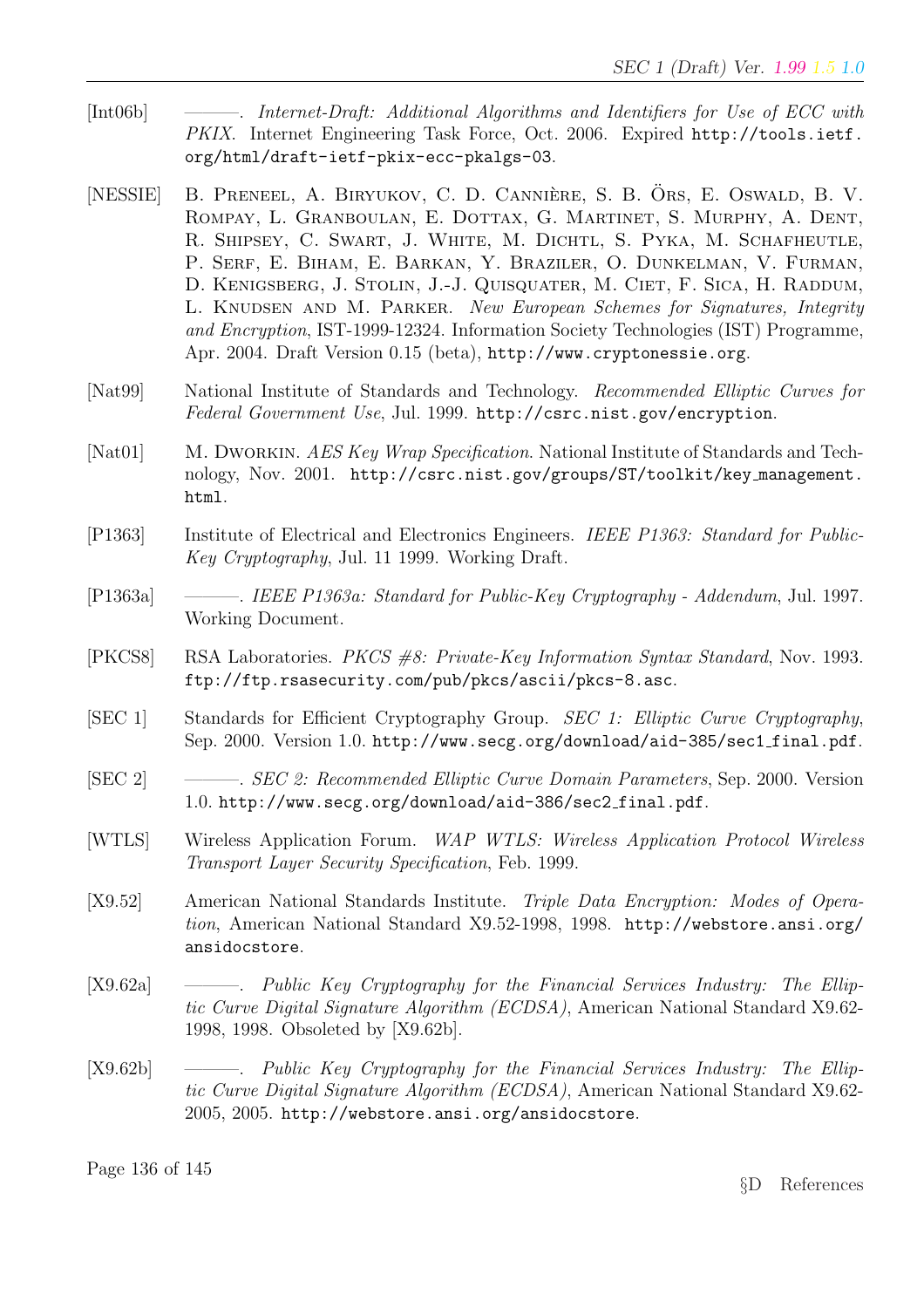[Int06b] ———. *Internet-Draft: Additional Algorithms and Identifiers for Use of ECC with PKIX*. Internet Engineering Task Force, Oct. 2006. Expired `http://tools.ietf.org/html/draft-ietf-pkix-ecc-pkalgs-03`.

[NESSIE] B. Preneel, A. Biryukov, C. D. Cannière, S. B. Örs, E. Oswald, B. V. Rompay, L. Granboulan, E. Dottax, G. Martinet, S. Murphy, A. Dent, R. Shipsey, C. Swart, J. White, M. Dichtl, S. Pyka, M. Schafheutle, P. Serf, E. Biham, E. Barkan, Y. Braziler, O. Dunkelman, V. Furman, D. Kenigsberg, J. Stolin, J.-J. Quisquater, M. Ciet, F. Sica, H. Raddum, L. Knudsen and M. Parker. *New European Schemes for Signatures, Integrity and Encryption*, IST-1999-12324. Information Society Technologies (IST) Programme, Apr. 2004. Draft Version 0.15 (beta), `http://www.cryptonessie.org`.

[Nat99] National Institute of Standards and Technology. *Recommended Elliptic Curves for Federal Government Use*, Jul. 1999. `http://csrc.nist.gov/encryption`.

[Nat01] M. Dworkin. *AES Key Wrap Specification*. National Institute of Standards and Technology, Nov. 2001. `http://csrc.nist.gov/groups/ST/toolkit/key_management.html`.

[P1363] Institute of Electrical and Electronics Engineers. *IEEE P1363: Standard for Public-Key Cryptography*, Jul. 11 1999. Working Draft.

[P1363a] ———. *IEEE P1363a: Standard for Public-Key Cryptography - Addendum*, Jul. 1997. Working Document.

[PKCS8] RSA Laboratories. *PKCS #8: Private-Key Information Syntax Standard*, Nov. 1993. `ftp://ftp.rsasecurity.com/pub/pkcs/ascii/pkcs-8.asc`.

[SEC 1] Standards for Efficient Cryptography Group. *SEC 1: Elliptic Curve Cryptography*, Sep. 2000. Version 1.0. `http://www.secg.org/download/aid-385/sec1_final.pdf`.

[SEC 2] ———. *SEC 2: Recommended Elliptic Curve Domain Parameters*, Sep. 2000. Version 1.0. `http://www.secg.org/download/aid-386/sec2_final.pdf`.

[WTLS] Wireless Application Forum. *WAP WTLS: Wireless Application Protocol Wireless Transport Layer Security Specification*, Feb. 1999.

[X9.52] American National Standards Institute. *Triple Data Encryption: Modes of Operation*, American National Standard X9.52-1998, 1998. `http://webstore.ansi.org/ansidocstore`.

[X9.62a] ———. *Public Key Cryptography for the Financial Services Industry: The Elliptic Curve Digital Signature Algorithm (ECDSA)*, American National Standard X9.62-1998, 1998. Obsoleted by [X9.62b].

[X9.62b] ———. *Public Key Cryptography for the Financial Services Industry: The Elliptic Curve Digital Signature Algorithm (ECDSA)*, American National Standard X9.62-2005, 2005. `http://webstore.ansi.org/ansidocstore`.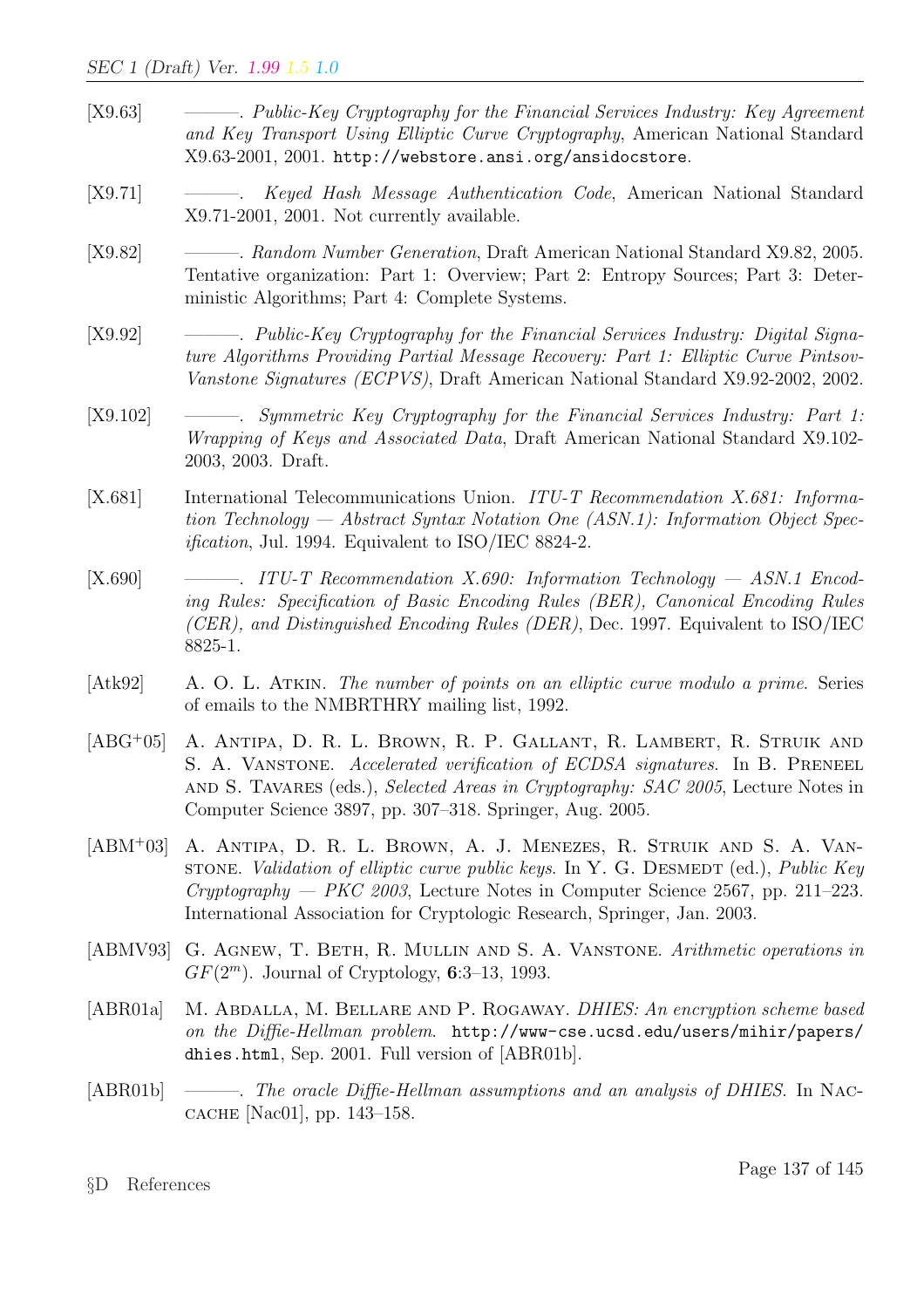[X9.63] ———. *Public-Key Cryptography for the Financial Services Industry: Key Agreement and Key Transport Using Elliptic Curve Cryptography*, American National Standard X9.63-2001, 2001. http://webstore.ansi.org/ansidocstore.

[X9.71] ———. *Keyed Hash Message Authentication Code*, American National Standard X9.71-2001, 2001. Not currently available.

[X9.82] ———. *Random Number Generation*, Draft American National Standard X9.82, 2005. Tentative organization: Part 1: Overview; Part 2: Entropy Sources; Part 3: Deterministic Algorithms; Part 4: Complete Systems.

[X9.92] ———. *Public-Key Cryptography for the Financial Services Industry: Digital Signature Algorithms Providing Partial Message Recovery: Part 1: Elliptic Curve Pintsov-Vanstone Signatures (ECPVS)*, Draft American National Standard X9.92-2002, 2002.

[X9.102] ———. *Symmetric Key Cryptography for the Financial Services Industry: Part 1: Wrapping of Keys and Associated Data*, Draft American National Standard X9.102-2003, 2003. Draft.

[X.681] International Telecommunications Union. *ITU-T Recommendation X.681: Information Technology — Abstract Syntax Notation One (ASN.1): Information Object Specification*, Jul. 1994. Equivalent to ISO/IEC 8824-2.

[X.690] ———. *ITU-T Recommendation X.690: Information Technology — ASN.1 Encoding Rules: Specification of Basic Encoding Rules (BER), Canonical Encoding Rules (CER), and Distinguished Encoding Rules (DER)*, Dec. 1997. Equivalent to ISO/IEC 8825-1.

[Atk92] A. O. L. Atkin. *The number of points on an elliptic curve modulo a prime*. Series of emails to the NMBRTHRY mailing list, 1992.

[ABG+05] A. Antipa, D. R. L. Brown, R. P. Gallant, R. Lambert, R. Struik and S. A. Vanstone. *Accelerated verification of ECDSA signatures*. In B. Preneel and S. Tavares (eds.), *Selected Areas in Cryptography: SAC 2005*, Lecture Notes in Computer Science 3897, pp. 307–318. Springer, Aug. 2005.

[ABM+03] A. Antipa, D. R. L. Brown, A. J. Menezes, R. Struik and S. A. Vanstone. *Validation of elliptic curve public keys*. In Y. G. Desmedt (ed.), *Public Key Cryptography — PKC 2003*, Lecture Notes in Computer Science 2567, pp. 211–223. International Association for Cryptologic Research, Springer, Jan. 2003.

[ABMV93] G. Agnew, T. Beth, R. Mullin and S. A. Vanstone. *Arithmetic operations in $GF(2^m)$*. Journal of Cryptology, **6**:3–13, 1993.

[ABR01a] M. Abdalla, M. Bellare and P. Rogaway. *DHIES: An encryption scheme based on the Diffie-Hellman problem*. http://www-cse.ucsd.edu/users/mihir/papers/dhies.html, Sep. 2001. Full version of [ABR01b].

[ABR01b] ———. *The oracle Diffie-Hellman assumptions and an analysis of DHIES*. In Naccache [Nac01], pp. 143–158.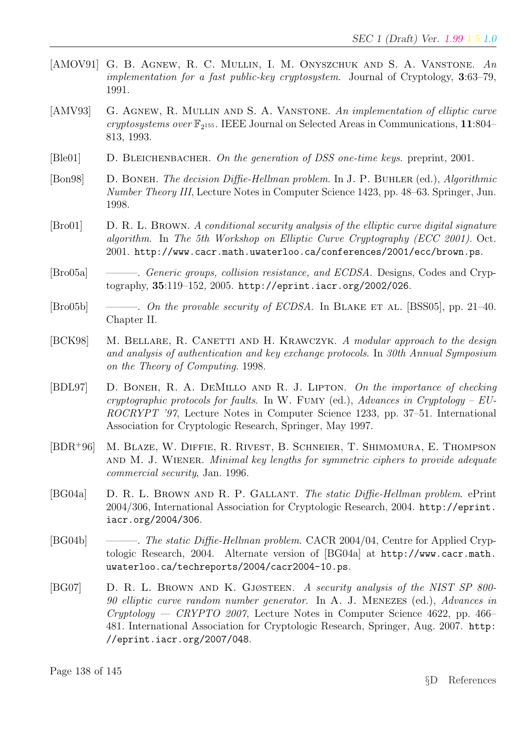[AMOV91] G. B. Agnew, R. C. Mullin, I. M. Onyszchuk and S. A. Vanstone. *An implementation for a fast public-key cryptosystem.* Journal of Cryptology, **3**:63–79, 1991.

[AMV93] G. Agnew, R. Mullin and S. A. Vanstone. *An implementation of elliptic curve cryptosystems over* $\mathbb{F}_{2^{155}}$. IEEE Journal on Selected Areas in Communications, **11**:804–813, 1993.

[Ble01] D. Bleichenbacher. *On the generation of DSS one-time keys.* preprint, 2001.

[Bon98] D. Boneh. *The decision Diffie-Hellman problem.* In J. P. Buhler (ed.), *Algorithmic Number Theory III*, Lecture Notes in Computer Science 1423, pp. 48–63. Springer, Jun. 1998.

[Bro01] D. R. L. Brown. *A conditional security analysis of the elliptic curve digital signature algorithm.* In *The 5th Workshop on Elliptic Curve Cryptography (ECC 2001)*. Oct. 2001. http://www.cacr.math.uwaterloo.ca/conferences/2001/ecc/brown.ps.

[Bro05a] ———. *Generic groups, collision resistance, and ECDSA.* Designs, Codes and Cryptography, **35**:119–152, 2005. http://eprint.iacr.org/2002/026.

[Bro05b] ———. *On the provable security of ECDSA.* In Blake et al. [BSS05], pp. 21–40. Chapter II.

[BCK98] M. Bellare, R. Canetti and H. Krawczyk. *A modular approach to the design and analysis of authentication and key exchange protocols.* In *30th Annual Symposium on the Theory of Computing*. 1998.

[BDL97] D. Boneh, R. A. DeMillo and R. J. Lipton. *On the importance of checking cryptographic protocols for faults.* In W. Fumy (ed.), *Advances in Cryptology – EUROCRYPT '97*, Lecture Notes in Computer Science 1233, pp. 37–51. International Association for Cryptologic Research, Springer, May 1997.

[BDR+96] M. Blaze, W. Diffie, R. Rivest, B. Schneier, T. Shimomura, E. Thompson and M. J. Wiener. *Minimal key lengths for symmetric ciphers to provide adequate commercial security*, Jan. 1996.

[BG04a] D. R. L. Brown and R. P. Gallant. *The static Diffie-Hellman problem.* ePrint 2004/306, International Association for Cryptologic Research, 2004. http://eprint.iacr.org/2004/306.

[BG04b] ———. *The static Diffie-Hellman problem.* CACR 2004/04, Centre for Applied Cryptologic Research, 2004. Alternate version of [BG04a] at http://www.cacr.math.uwaterloo.ca/techreports/2004/cacr2004-10.ps.

[BG07] D. R. L. Brown and K. Gjøsteen. *A security analysis of the NIST SP 800-90 elliptic curve random number generator.* In A. J. Menezes (ed.), *Advances in Cryptology — CRYPTO 2007*, Lecture Notes in Computer Science 4622, pp. 466–481. International Association for Cryptologic Research, Springer, Aug. 2007. http://eprint.iacr.org/2007/048.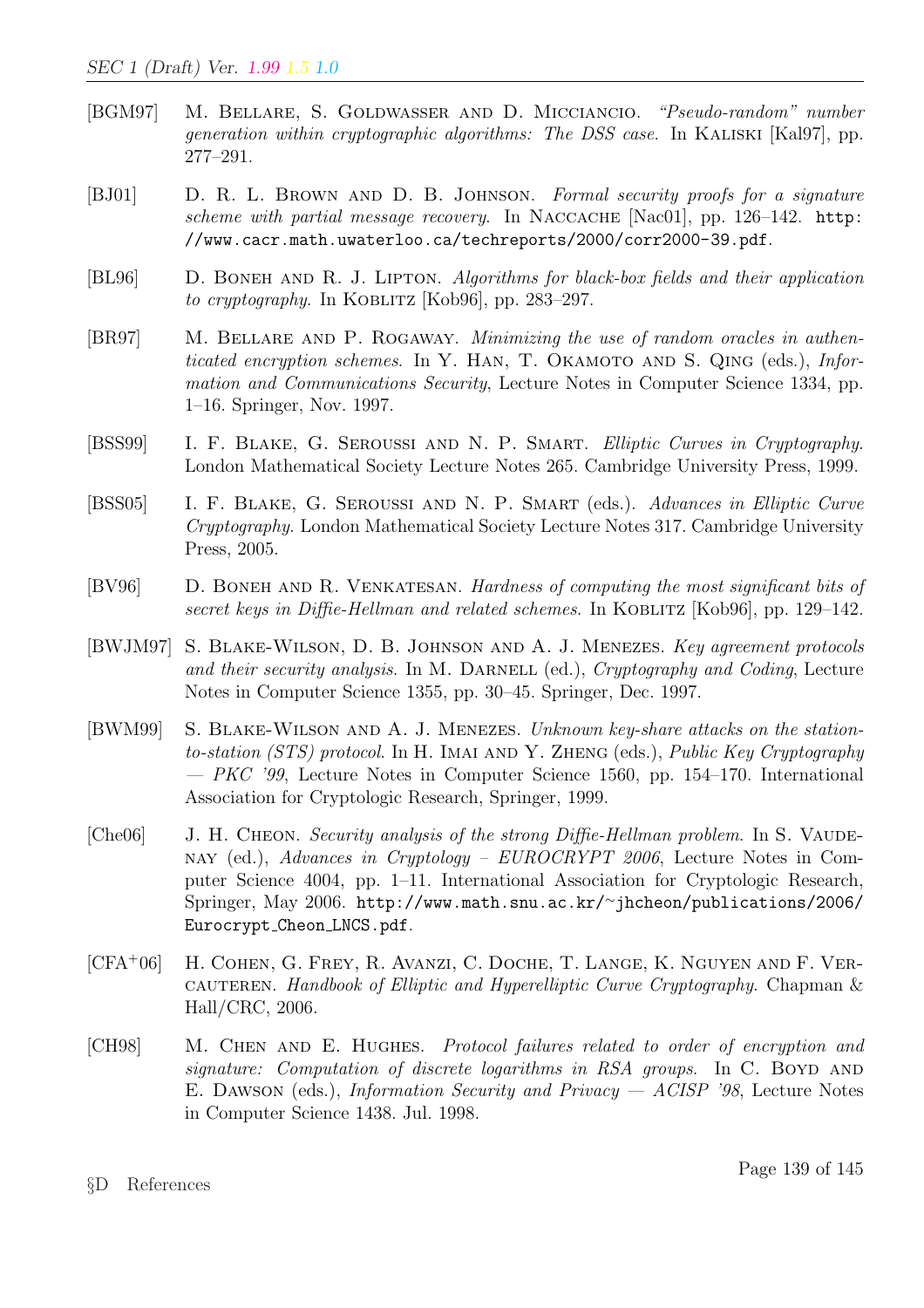[BGM97] M. Bellare, S. Goldwasser and D. Micciancio. *"Pseudo-random" number generation within cryptographic algorithms: The DSS case*. In Kaliski [Kal97], pp. 277–291.

[BJ01] D. R. L. Brown and D. B. Johnson. *Formal security proofs for a signature scheme with partial message recovery*. In Naccache [Nac01], pp. 126–142. `http://www.cacr.math.uwaterloo.ca/techreports/2000/corr2000-39.pdf`.

[BL96] D. Boneh and R. J. Lipton. *Algorithms for black-box fields and their application to cryptography*. In Koblitz [Kob96], pp. 283–297.

[BR97] M. Bellare and P. Rogaway. *Minimizing the use of random oracles in authenticated encryption schemes*. In Y. Han, T. Okamoto and S. Qing (eds.), *Information and Communications Security*, Lecture Notes in Computer Science 1334, pp. 1–16. Springer, Nov. 1997.

[BSS99] I. F. Blake, G. Seroussi and N. P. Smart. *Elliptic Curves in Cryptography*. London Mathematical Society Lecture Notes 265. Cambridge University Press, 1999.

[BSS05] I. F. Blake, G. Seroussi and N. P. Smart (eds.). *Advances in Elliptic Curve Cryptography*. London Mathematical Society Lecture Notes 317. Cambridge University Press, 2005.

[BV96] D. Boneh and R. Venkatesan. *Hardness of computing the most significant bits of secret keys in Diffie-Hellman and related schemes*. In Koblitz [Kob96], pp. 129–142.

[BWJM97] S. Blake-Wilson, D. B. Johnson and A. J. Menezes. *Key agreement protocols and their security analysis*. In M. Darnell (ed.), *Cryptography and Coding*, Lecture Notes in Computer Science 1355, pp. 30–45. Springer, Dec. 1997.

[BWM99] S. Blake-Wilson and A. J. Menezes. *Unknown key-share attacks on the station-to-station (STS) protocol*. In H. Imai and Y. Zheng (eds.), *Public Key Cryptography — PKC '99*, Lecture Notes in Computer Science 1560, pp. 154–170. International Association for Cryptologic Research, Springer, 1999.

[Che06] J. H. Cheon. *Security analysis of the strong Diffie-Hellman problem*. In S. Vaudenay (ed.), *Advances in Cryptology – EUROCRYPT 2006*, Lecture Notes in Computer Science 4004, pp. 1–11. International Association for Cryptologic Research, Springer, May 2006. `http://www.math.snu.ac.kr/~jhcheon/publications/2006/Eurocrypt_Cheon_LNCS.pdf`.

[CFA+06] H. Cohen, G. Frey, R. Avanzi, C. Doche, T. Lange, K. Nguyen and F. Vercauteren. *Handbook of Elliptic and Hyperelliptic Curve Cryptography*. Chapman & Hall/CRC, 2006.

[CH98] M. Chen and E. Hughes. *Protocol failures related to order of encryption and signature: Computation of discrete logarithms in RSA groups*. In C. Boyd and E. Dawson (eds.), *Information Security and Privacy — ACISP '98*, Lecture Notes in Computer Science 1438. Jul. 1998.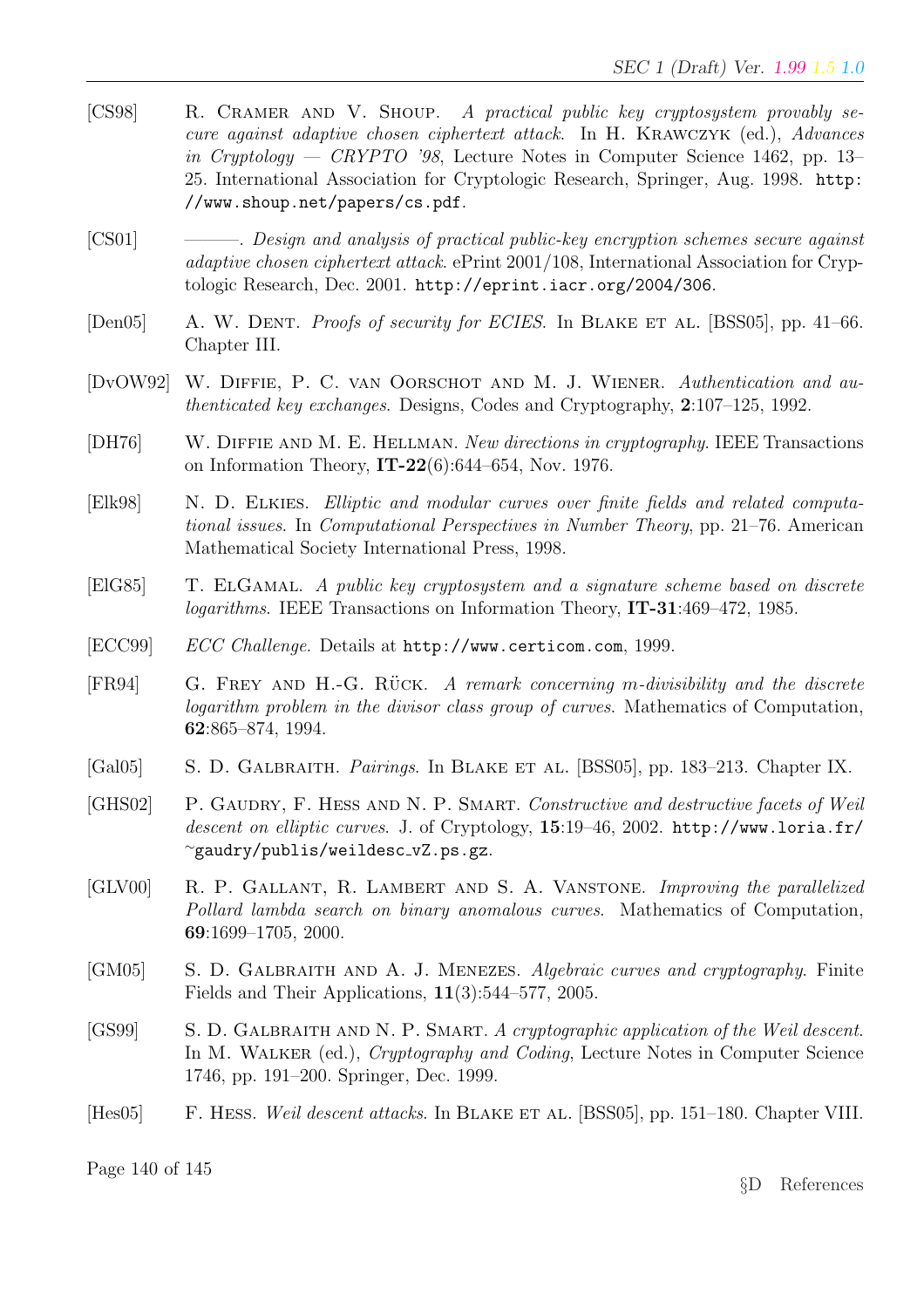[CS98] R. Cramer and V. Shoup. *A practical public key cryptosystem provably secure against adaptive chosen ciphertext attack*. In H. Krawczyk (ed.), *Advances in Cryptology — CRYPTO '98*, Lecture Notes in Computer Science 1462, pp. 13–25. International Association for Cryptologic Research, Springer, Aug. 1998. `http://www.shoup.net/papers/cs.pdf`.

[CS01] ———. *Design and analysis of practical public-key encryption schemes secure against adaptive chosen ciphertext attack*. ePrint 2001/108, International Association for Cryptologic Research, Dec. 2001. `http://eprint.iacr.org/2004/306`.

[Den05] A. W. Dent. *Proofs of security for ECIES*. In Blake et al. [BSS05], pp. 41–66. Chapter III.

[DvOW92] W. Diffie, P. C. van Oorschot and M. J. Wiener. *Authentication and authenticated key exchanges*. Designs, Codes and Cryptography, **2**:107–125, 1992.

[DH76] W. Diffie and M. E. Hellman. *New directions in cryptography*. IEEE Transactions on Information Theory, **IT-22**(6):644–654, Nov. 1976.

[Elk98] N. D. Elkies. *Elliptic and modular curves over finite fields and related computational issues*. In *Computational Perspectives in Number Theory*, pp. 21–76. American Mathematical Society International Press, 1998.

[ElG85] T. ElGamal. *A public key cryptosystem and a signature scheme based on discrete logarithms*. IEEE Transactions on Information Theory, **IT-31**:469–472, 1985.

[ECC99] *ECC Challenge*. Details at `http://www.certicom.com`, 1999.

[FR94] G. Frey and H.-G. Rück. *A remark concerning m-divisibility and the discrete logarithm problem in the divisor class group of curves*. Mathematics of Computation, **62**:865–874, 1994.

[Gal05] S. D. Galbraith. *Pairings*. In Blake et al. [BSS05], pp. 183–213. Chapter IX.

[GHS02] P. Gaudry, F. Hess and N. P. Smart. *Constructive and destructive facets of Weil descent on elliptic curves*. J. of Cryptology, **15**:19–46, 2002. `http://www.loria.fr/~gaudry/publis/weildesc_vZ.ps.gz`.

[GLV00] R. P. Gallant, R. Lambert and S. A. Vanstone. *Improving the parallelized Pollard lambda search on binary anomalous curves*. Mathematics of Computation, **69**:1699–1705, 2000.

[GM05] S. D. Galbraith and A. J. Menezes. *Algebraic curves and cryptography*. Finite Fields and Their Applications, **11**(3):544–577, 2005.

[GS99] S. D. Galbraith and N. P. Smart. *A cryptographic application of the Weil descent*. In M. Walker (ed.), *Cryptography and Coding*, Lecture Notes in Computer Science 1746, pp. 191–200. Springer, Dec. 1999.

[Hes05] F. Hess. *Weil descent attacks*. In Blake et al. [BSS05], pp. 151–180. Chapter VIII.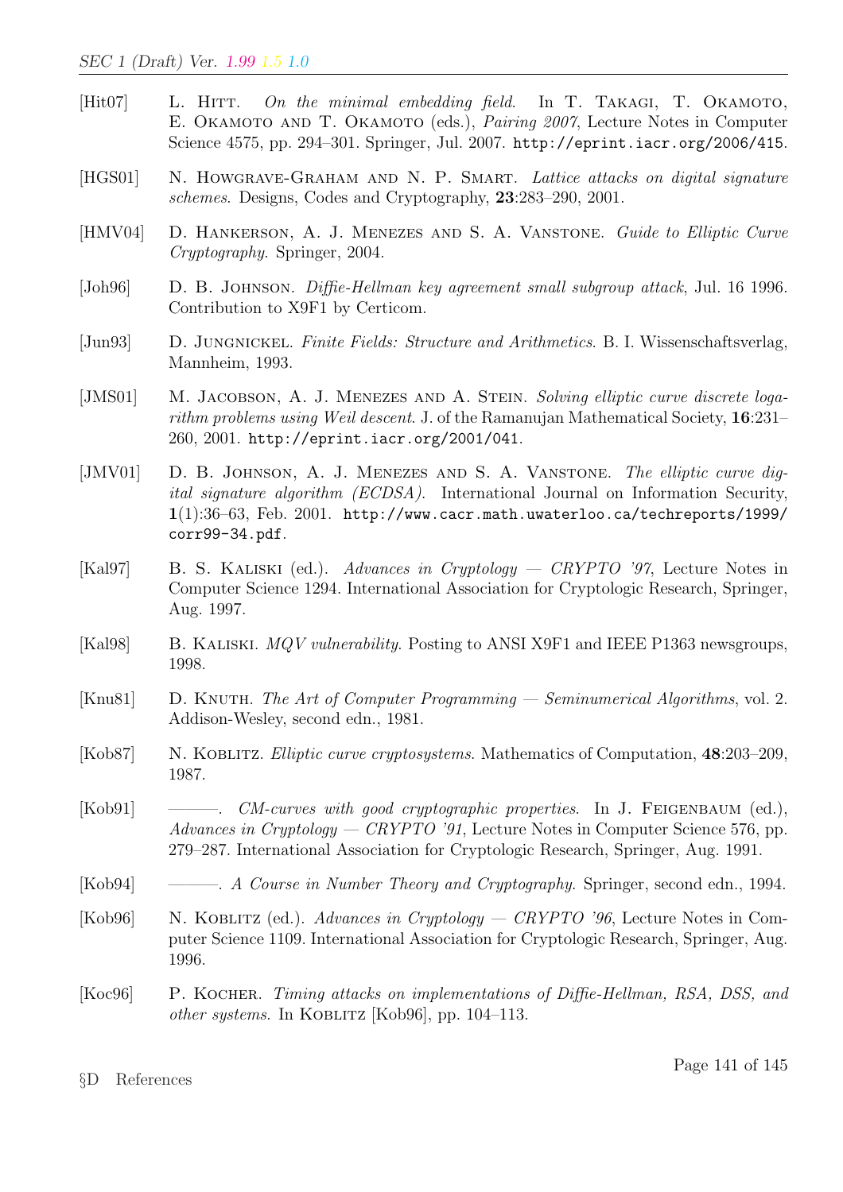[Hit07] L. Hitt. *On the minimal embedding field*. In T. Takagi, T. Okamoto, E. Okamoto and T. Okamoto (eds.), *Pairing 2007*, Lecture Notes in Computer Science 4575, pp. 294–301. Springer, Jul. 2007. `http://eprint.iacr.org/2006/415`.

[HGS01] N. Howgrave-Graham and N. P. Smart. *Lattice attacks on digital signature schemes*. Designs, Codes and Cryptography, **23**:283–290, 2001.

[HMV04] D. Hankerson, A. J. Menezes and S. A. Vanstone. *Guide to Elliptic Curve Cryptography*. Springer, 2004.

[Joh96] D. B. Johnson. *Diffie-Hellman key agreement small subgroup attack*, Jul. 16 1996. Contribution to X9F1 by Certicom.

[Jun93] D. Jungnickel. *Finite Fields: Structure and Arithmetics*. B. I. Wissenschaftsverlag, Mannheim, 1993.

[JMS01] M. Jacobson, A. J. Menezes and A. Stein. *Solving elliptic curve discrete logarithm problems using Weil descent*. J. of the Ramanujan Mathematical Society, **16**:231–260, 2001. `http://eprint.iacr.org/2001/041`.

[JMV01] D. B. Johnson, A. J. Menezes and S. A. Vanstone. *The elliptic curve digital signature algorithm (ECDSA)*. International Journal on Information Security, **1**(1):36–63, Feb. 2001. `http://www.cacr.math.uwaterloo.ca/techreports/1999/corr99-34.pdf`.

[Kal97] B. S. Kaliski (ed.). *Advances in Cryptology — CRYPTO '97*, Lecture Notes in Computer Science 1294. International Association for Cryptologic Research, Springer, Aug. 1997.

[Kal98] B. Kaliski. *MQV vulnerability*. Posting to ANSI X9F1 and IEEE P1363 newsgroups, 1998.

[Knu81] D. Knuth. *The Art of Computer Programming — Seminumerical Algorithms*, vol. 2. Addison-Wesley, second edn., 1981.

[Kob87] N. Koblitz. *Elliptic curve cryptosystems*. Mathematics of Computation, **48**:203–209, 1987.

[Kob91] ———. *CM-curves with good cryptographic properties*. In J. Feigenbaum (ed.), *Advances in Cryptology — CRYPTO '91*, Lecture Notes in Computer Science 576, pp. 279–287. International Association for Cryptologic Research, Springer, Aug. 1991.

[Kob94] ———. *A Course in Number Theory and Cryptography*. Springer, second edn., 1994.

[Kob96] N. Koblitz (ed.). *Advances in Cryptology — CRYPTO '96*, Lecture Notes in Computer Science 1109. International Association for Cryptologic Research, Springer, Aug. 1996.

[Koc96] P. Kocher. *Timing attacks on implementations of Diffie-Hellman, RSA, DSS, and other systems*. In Koblitz [Kob96], pp. 104–113.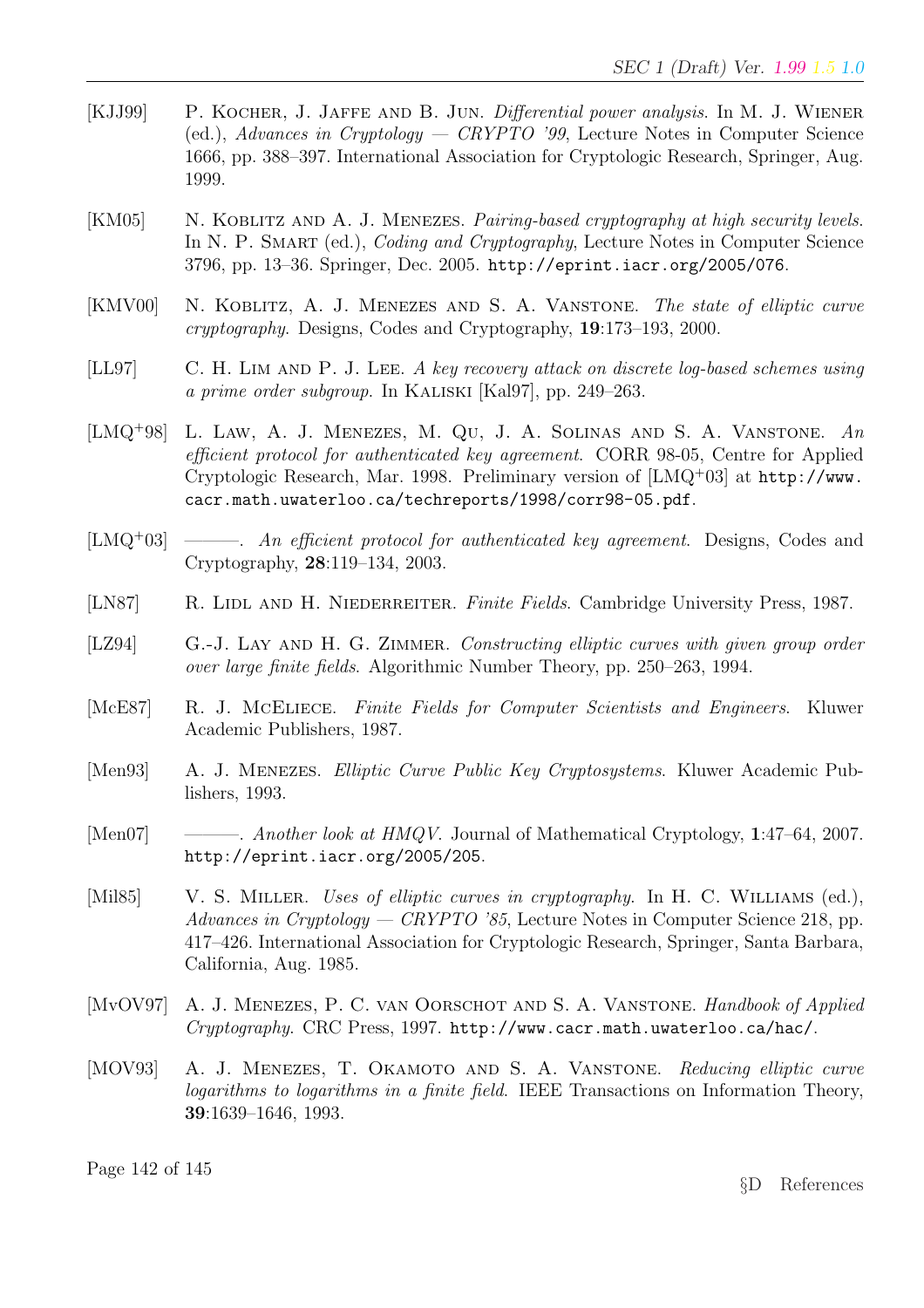[KJJ99] P. Kocher, J. Jaffe and B. Jun. *Differential power analysis*. In M. J. Wiener (ed.), *Advances in Cryptology — CRYPTO '99*, Lecture Notes in Computer Science 1666, pp. 388–397. International Association for Cryptologic Research, Springer, Aug. 1999.

[KM05] N. Koblitz and A. J. Menezes. *Pairing-based cryptography at high security levels*. In N. P. Smart (ed.), *Coding and Cryptography*, Lecture Notes in Computer Science 3796, pp. 13–36. Springer, Dec. 2005. `http://eprint.iacr.org/2005/076`.

[KMV00] N. Koblitz, A. J. Menezes and S. A. Vanstone. *The state of elliptic curve cryptography*. Designs, Codes and Cryptography, **19**:173–193, 2000.

[LL97] C. H. Lim and P. J. Lee. *A key recovery attack on discrete log-based schemes using a prime order subgroup*. In Kaliski [Kal97], pp. 249–263.

[LMQ+98] L. Law, A. J. Menezes, M. Qu, J. A. Solinas and S. A. Vanstone. *An efficient protocol for authenticated key agreement*. CORR 98-05, Centre for Applied Cryptologic Research, Mar. 1998. Preliminary version of [LMQ+03] at `http://www.cacr.math.uwaterloo.ca/techreports/1998/corr98-05.pdf`.

[LMQ+03] ———. *An efficient protocol for authenticated key agreement*. Designs, Codes and Cryptography, **28**:119–134, 2003.

[LN87] R. Lidl and H. Niederreiter. *Finite Fields*. Cambridge University Press, 1987.

[LZ94] G.-J. Lay and H. G. Zimmer. *Constructing elliptic curves with given group order over large finite fields*. Algorithmic Number Theory, pp. 250–263, 1994.

[McE87] R. J. McEliece. *Finite Fields for Computer Scientists and Engineers*. Kluwer Academic Publishers, 1987.

[Men93] A. J. Menezes. *Elliptic Curve Public Key Cryptosystems*. Kluwer Academic Publishers, 1993.

[Men07] ———. *Another look at HMQV*. Journal of Mathematical Cryptology, **1**:47–64, 2007. `http://eprint.iacr.org/2005/205`.

[Mil85] V. S. Miller. *Uses of elliptic curves in cryptography*. In H. C. Williams (ed.), *Advances in Cryptology — CRYPTO '85*, Lecture Notes in Computer Science 218, pp. 417–426. International Association for Cryptologic Research, Springer, Santa Barbara, California, Aug. 1985.

[MvOV97] A. J. Menezes, P. C. van Oorschot and S. A. Vanstone. *Handbook of Applied Cryptography*. CRC Press, 1997. `http://www.cacr.math.uwaterloo.ca/hac/`.

[MOV93] A. J. Menezes, T. Okamoto and S. A. Vanstone. *Reducing elliptic curve logarithms to logarithms in a finite field*. IEEE Transactions on Information Theory, **39**:1639–1646, 1993.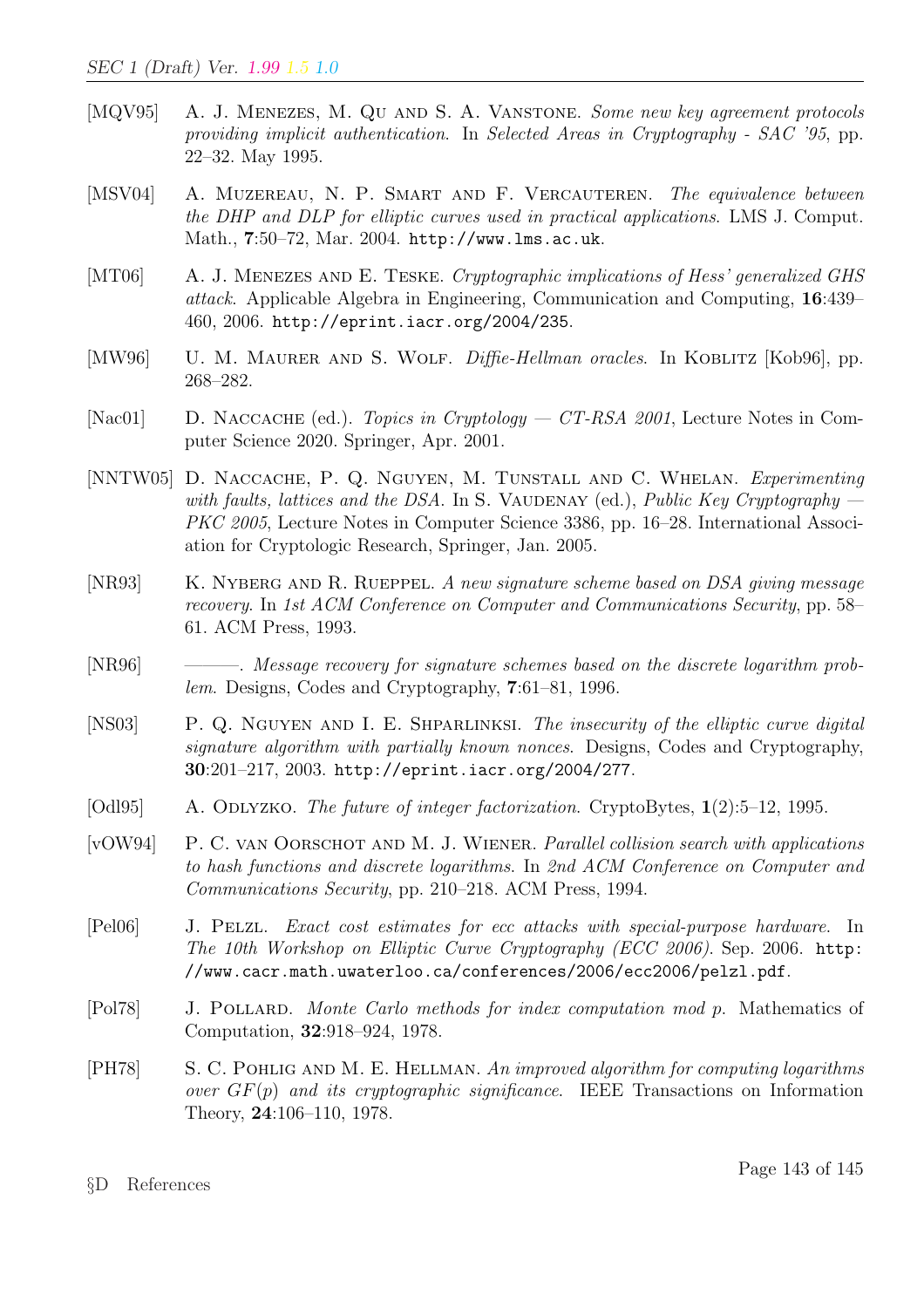[MQV95] A. J. Menezes, M. Qu and S. A. Vanstone. *Some new key agreement protocols providing implicit authentication*. In *Selected Areas in Cryptography - SAC '95*, pp. 22–32. May 1995.

[MSV04] A. Muzereau, N. P. Smart and F. Vercauteren. *The equivalence between the DHP and DLP for elliptic curves used in practical applications*. LMS J. Comput. Math., **7**:50–72, Mar. 2004. `http://www.lms.ac.uk`.

[MT06] A. J. Menezes and E. Teske. *Cryptographic implications of Hess' generalized GHS attack*. Applicable Algebra in Engineering, Communication and Computing, **16**:439–460, 2006. `http://eprint.iacr.org/2004/235`.

[MW96] U. M. Maurer and S. Wolf. *Diffie-Hellman oracles*. In Koblitz [Kob96], pp. 268–282.

[Nac01] D. Naccache (ed.). *Topics in Cryptology — CT-RSA 2001*, Lecture Notes in Computer Science 2020. Springer, Apr. 2001.

[NNTW05] D. Naccache, P. Q. Nguyen, M. Tunstall and C. Whelan. *Experimenting with faults, lattices and the DSA*. In S. Vaudenay (ed.), *Public Key Cryptography — PKC 2005*, Lecture Notes in Computer Science 3386, pp. 16–28. International Association for Cryptologic Research, Springer, Jan. 2005.

[NR93] K. Nyberg and R. Rueppel. *A new signature scheme based on DSA giving message recovery*. In *1st ACM Conference on Computer and Communications Security*, pp. 58–61. ACM Press, 1993.

[NR96] ———. *Message recovery for signature schemes based on the discrete logarithm problem*. Designs, Codes and Cryptography, **7**:61–81, 1996.

[NS03] P. Q. Nguyen and I. E. Shparlinksi. *The insecurity of the elliptic curve digital signature algorithm with partially known nonces*. Designs, Codes and Cryptography, **30**:201–217, 2003. `http://eprint.iacr.org/2004/277`.

[Odl95] A. Odlyzko. *The future of integer factorization*. CryptoBytes, **1**(2):5–12, 1995.

[vOW94] P. C. van Oorschot and M. J. Wiener. *Parallel collision search with applications to hash functions and discrete logarithms*. In *2nd ACM Conference on Computer and Communications Security*, pp. 210–218. ACM Press, 1994.

[Pel06] J. Pelzl. *Exact cost estimates for ecc attacks with special-purpose hardware*. In *The 10th Workshop on Elliptic Curve Cryptography (ECC 2006)*. Sep. 2006. `http://www.cacr.math.uwaterloo.ca/conferences/2006/ecc2006/pelzl.pdf`.

[Pol78] J. Pollard. *Monte Carlo methods for index computation mod p*. Mathematics of Computation, **32**:918–924, 1978.

[PH78] S. C. Pohlig and M. E. Hellman. *An improved algorithm for computing logarithms over $GF(p)$ and its cryptographic significance*. IEEE Transactions on Information Theory, **24**:106–110, 1978.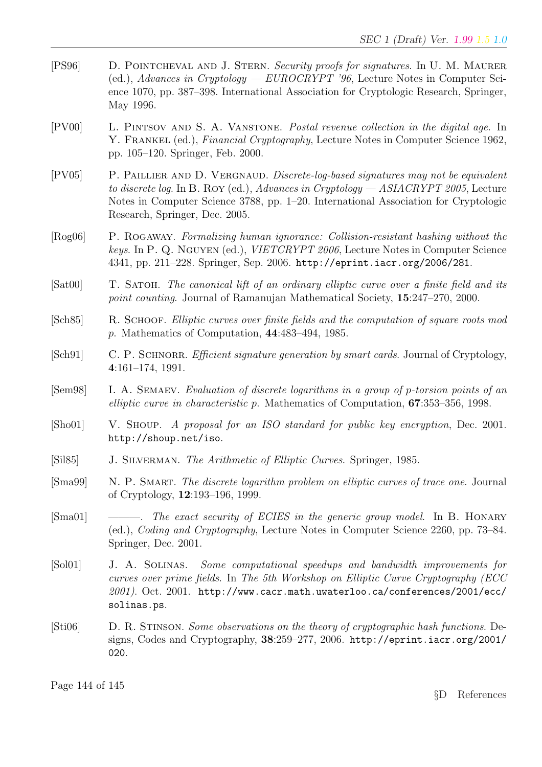[PS96] D. Pointcheval and J. Stern. *Security proofs for signatures*. In U. M. Maurer (ed.), *Advances in Cryptology — EUROCRYPT '96*, Lecture Notes in Computer Science 1070, pp. 387–398. International Association for Cryptologic Research, Springer, May 1996.

[PV00] L. Pintsov and S. A. Vanstone. *Postal revenue collection in the digital age*. In Y. Frankel (ed.), *Financial Cryptography*, Lecture Notes in Computer Science 1962, pp. 105–120. Springer, Feb. 2000.

[PV05] P. Paillier and D. Vergnaud. *Discrete-log-based signatures may not be equivalent to discrete log*. In B. Roy (ed.), *Advances in Cryptology — ASIACRYPT 2005*, Lecture Notes in Computer Science 3788, pp. 1–20. International Association for Cryptologic Research, Springer, Dec. 2005.

[Rog06] P. Rogaway. *Formalizing human ignorance: Collision-resistant hashing without the keys*. In P. Q. Nguyen (ed.), *VIETCRYPT 2006*, Lecture Notes in Computer Science 4341, pp. 211–228. Springer, Sep. 2006. `http://eprint.iacr.org/2006/281`.

[Sat00] T. Satoh. *The canonical lift of an ordinary elliptic curve over a finite field and its point counting*. Journal of Ramanujan Mathematical Society, **15**:247–270, 2000.

[Sch85] R. Schoof. *Elliptic curves over finite fields and the computation of square roots mod p*. Mathematics of Computation, **44**:483–494, 1985.

[Sch91] C. P. Schnorr. *Efficient signature generation by smart cards*. Journal of Cryptology, **4**:161–174, 1991.

[Sem98] I. A. Semaev. *Evaluation of discrete logarithms in a group of p-torsion points of an elliptic curve in characteristic p*. Mathematics of Computation, **67**:353–356, 1998.

[Sho01] V. Shoup. *A proposal for an ISO standard for public key encryption*, Dec. 2001. `http://shoup.net/iso`.

[Sil85] J. Silverman. *The Arithmetic of Elliptic Curves*. Springer, 1985.

[Sma99] N. P. Smart. *The discrete logarithm problem on elliptic curves of trace one*. Journal of Cryptology, **12**:193–196, 1999.

[Sma01] ———. *The exact security of ECIES in the generic group model*. In B. Honary (ed.), *Coding and Cryptography*, Lecture Notes in Computer Science 2260, pp. 73–84. Springer, Dec. 2001.

[Sol01] J. A. Solinas. *Some computational speedups and bandwidth improvements for curves over prime fields*. In *The 5th Workshop on Elliptic Curve Cryptography (ECC 2001)*. Oct. 2001. `http://www.cacr.math.uwaterloo.ca/conferences/2001/ecc/solinas.ps`.

[Sti06] D. R. Stinson. *Some observations on the theory of cryptographic hash functions*. Designs, Codes and Cryptography, **38**:259–277, 2006. `http://eprint.iacr.org/2001/020`.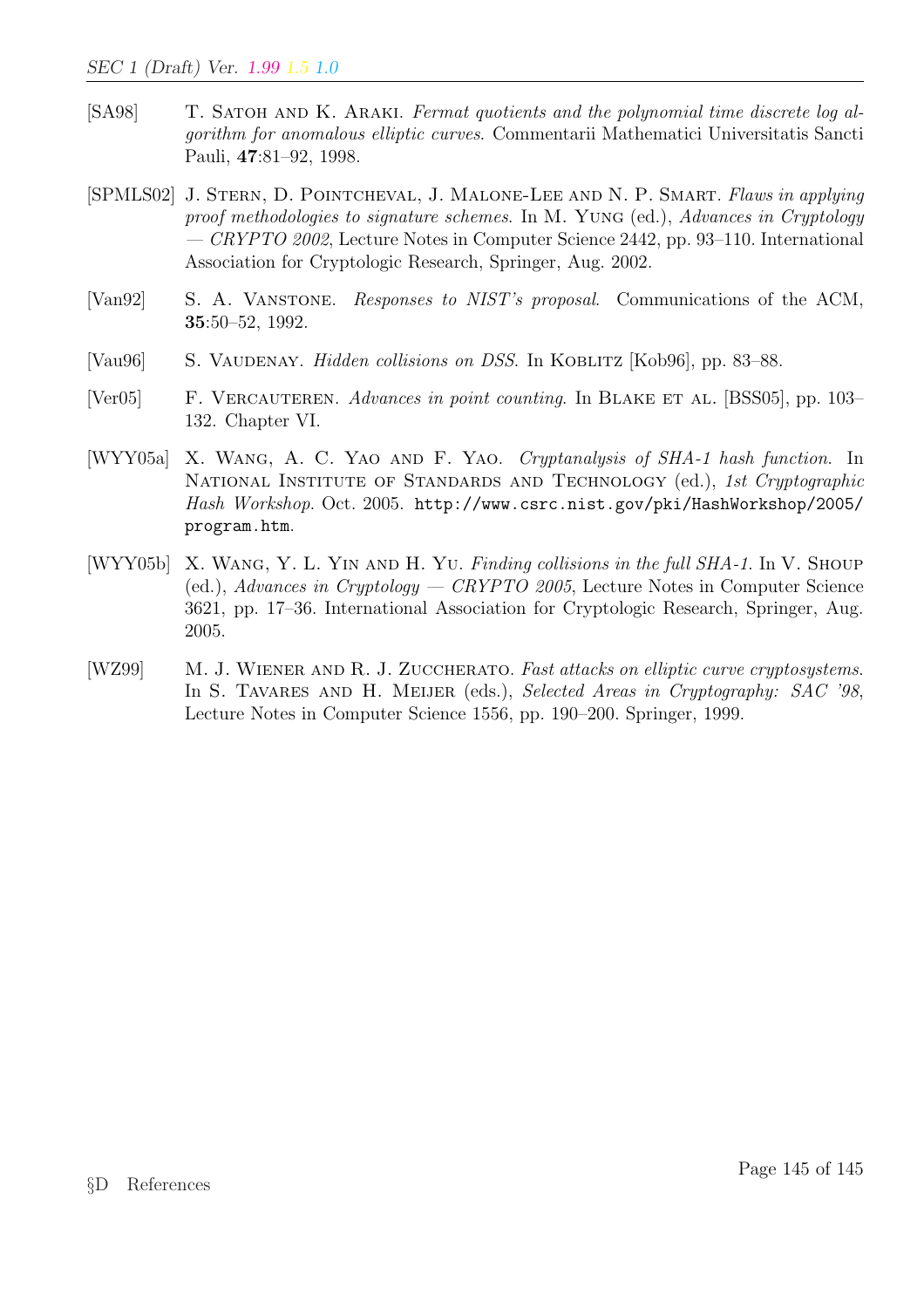[SA98] T. Satoh and K. Araki. *Fermat quotients and the polynomial time discrete log algorithm for anomalous elliptic curves*. Commentarii Mathematici Universitatis Sancti Pauli, **47**:81–92, 1998.

[SPMLS02] J. Stern, D. Pointcheval, J. Malone-Lee and N. P. Smart. *Flaws in applying proof methodologies to signature schemes*. In M. Yung (ed.), *Advances in Cryptology — CRYPTO 2002*, Lecture Notes in Computer Science 2442, pp. 93–110. International Association for Cryptologic Research, Springer, Aug. 2002.

[Van92] S. A. Vanstone. *Responses to NIST's proposal*. Communications of the ACM, **35**:50–52, 1992.

[Vau96] S. Vaudenay. *Hidden collisions on DSS*. In Koblitz [Kob96], pp. 83–88.

[Ver05] F. Vercauteren. *Advances in point counting*. In Blake et al. [BSS05], pp. 103–132. Chapter VI.

[WYY05a] X. Wang, A. C. Yao and F. Yao. *Cryptanalysis of SHA-1 hash function*. In National Institute of Standards and Technology (ed.), *1st Cryptographic Hash Workshop*. Oct. 2005. `http://www.csrc.nist.gov/pki/HashWorkshop/2005/program.htm`.

[WYY05b] X. Wang, Y. L. Yin and H. Yu. *Finding collisions in the full SHA-1*. In V. Shoup (ed.), *Advances in Cryptology — CRYPTO 2005*, Lecture Notes in Computer Science 3621, pp. 17–36. International Association for Cryptologic Research, Springer, Aug. 2005.

[WZ99] M. J. Wiener and R. J. Zuccherato. *Fast attacks on elliptic curve cryptosystems*. In S. Tavares and H. Meijer (eds.), *Selected Areas in Cryptography: SAC '98*, Lecture Notes in Computer Science 1556, pp. 190–200. Springer, 1999.